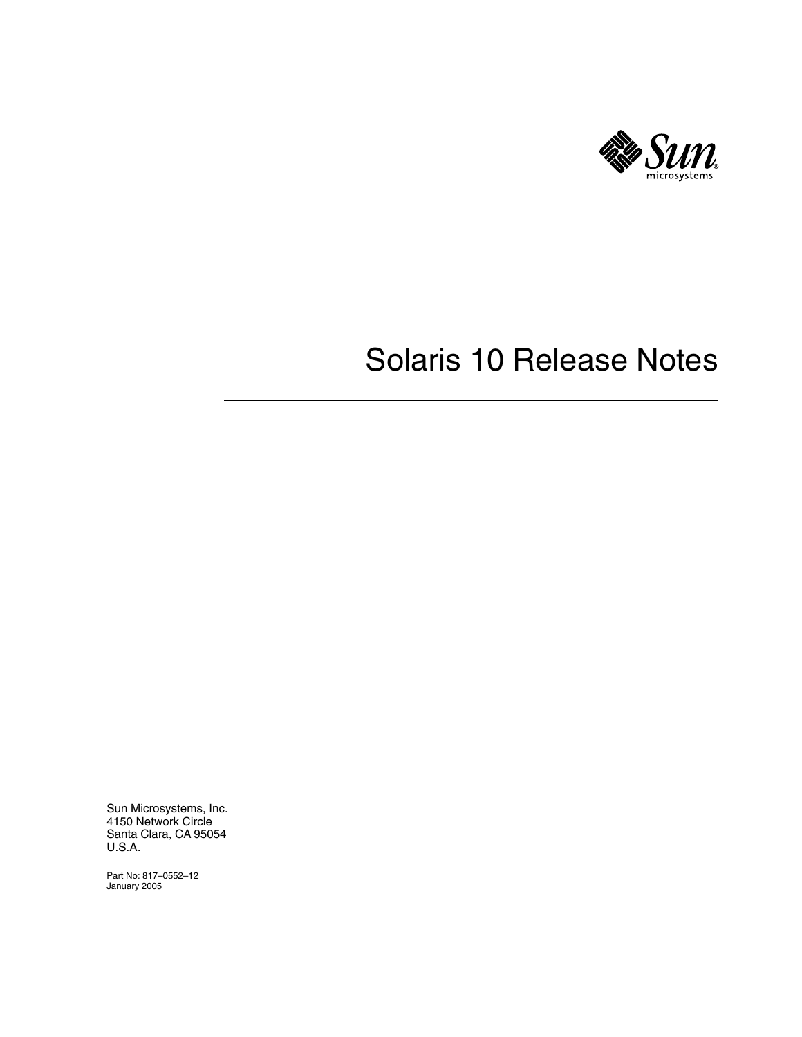# Solaris 10 Release Notes

Sun Microsystems, Inc.
4150 Network Circle
Santa Clara, CA 95054
U.S.A.

Part No: 817–0552–12
January 2005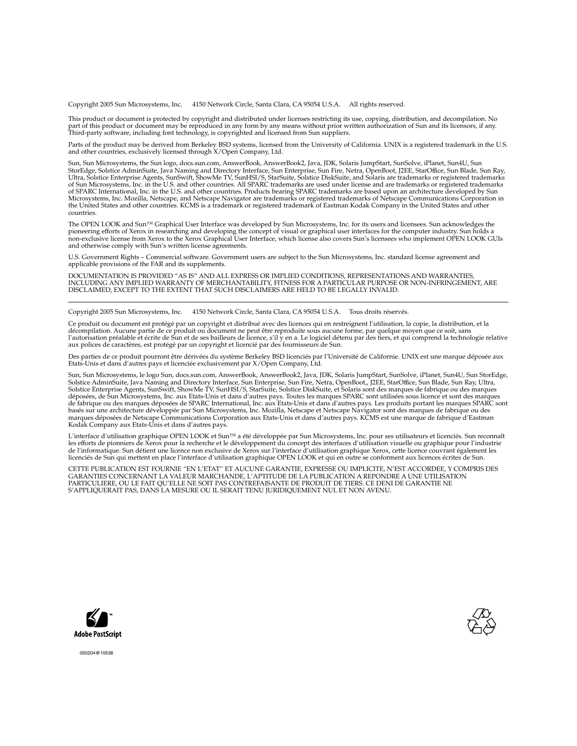Copyright 2005 Sun Microsystems, Inc. 4150 Network Circle, Santa Clara, CA 95054 U.S.A. All rights reserved.

This product or document is protected by copyright and distributed under licenses restricting its use, copying, distribution, and decompilation. No part of this product or document may be reproduced in any form by any means without prior written authorization of Sun and its licensors, if any. Third-party software, including font technology, is copyrighted and licensed from Sun suppliers.

Parts of the product may be derived from Berkeley BSD systems, licensed from the University of California. UNIX is a registered trademark in the U.S. and other countries, exclusively licensed through X/Open Company, Ltd.

Sun, Sun Microsystems, the Sun logo, docs.sun.com, AnswerBook, AnswerBook2, Java, JDK, Solaris JumpStart, SunSolve, iPlanet, Sun4U, Sun StorEdge, Solstice AdminSuite, Java Naming and Directory Interface, Sun Enterprise, Sun Fire, Netra, OpenBoot, J2EE, StarOffice, Sun Blade, Sun Ray, Ultra, Solstice Enterprise Agents, SunSwift, ShowMe TV, SunHSI/S, StarSuite, Solstice DiskSuite, and Solaris are trademarks or registered trademarks of Sun Microsystems, Inc. in the U.S. and other countries. All SPARC trademarks are used under license and are trademarks or registered trademarks of SPARC International, Inc. in the U.S. and other countries. Products bearing SPARC trademarks are based upon an architecture developed by Sun Microsystems, Inc. Mozilla, Netscape, and Netscape Navigator are trademarks or registered trademarks of Netscape Communications Corporation in the United States and other countries. KCMS is a trademark or registered trademark of Eastman Kodak Company in the United States and other countries.

The OPEN LOOK and Sun™ Graphical User Interface was developed by Sun Microsystems, Inc. for its users and licensees. Sun acknowledges the pioneering efforts of Xerox in researching and developing the concept of visual or graphical user interfaces for the computer industry. Sun holds a non-exclusive license from Xerox to the Xerox Graphical User Interface, which license also covers Sun's licensees who implement OPEN LOOK GUIs and otherwise comply with Sun's written license agreements.

U.S. Government Rights – Commercial software. Government users are subject to the Sun Microsystems, Inc. standard license agreement and applicable provisions of the FAR and its supplements.

DOCUMENTATION IS PROVIDED "AS IS" AND ALL EXPRESS OR IMPLIED CONDITIONS, REPRESENTATIONS AND WARRANTIES, INCLUDING ANY IMPLIED WARRANTY OF MERCHANTABILITY, FITNESS FOR A PARTICULAR PURPOSE OR NON-INFRINGEMENT, ARE DISCLAIMED, EXCEPT TO THE EXTENT THAT SUCH DISCLAIMERS ARE HELD TO BE LEGALLY INVALID.

---

Copyright 2005 Sun Microsystems, Inc. 4150 Network Circle, Santa Clara, CA 95054 U.S.A. Tous droits réservés.

Ce produit ou document est protégé par un copyright et distribué avec des licences qui en restreignent l'utilisation, la copie, la distribution, et la décompilation. Aucune partie de ce produit ou document ne peut être reproduite sous aucune forme, par quelque moyen que ce soit, sans l'autorisation préalable et écrite de Sun et de ses bailleurs de licence, s'il y en a. Le logiciel détenu par des tiers, et qui comprend la technologie relative aux polices de caractères, est protégé par un copyright et licencié par des fournisseurs de Sun.

Des parties de ce produit pourront être dérivées du système Berkeley BSD licenciés par l'Université de Californie. UNIX est une marque déposée aux Etats-Unis et dans d'autres pays et licenciée exclusivement par X/Open Company, Ltd.

Sun, Sun Microsystems, le logo Sun, docs.sun.com, AnswerBook, AnswerBook2, Java, JDK, Solaris JumpStart, SunSolve, iPlanet, Sun4U, Sun StorEdge, Solstice AdminSuite, Java Naming and Directory Interface, Sun Enterprise, Sun Fire, Netra, OpenBoot,, J2EE, StarOffice, Sun Blade, Sun Ray, Ultra, Solstice Enterprise Agents, SunSwift, ShowMe TV, SunHSI/S, StarSuite, Solstice DiskSuite, et Solaris sont des marques de fabrique ou des marques déposées, de Sun Microsystems, Inc. aux Etats-Unis et dans d'autres pays. Toutes les marques SPARC sont utilisées sous licence et sont des marques de fabrique ou des marques déposées de SPARC International, Inc. aux Etats-Unis et dans d'autres pays. Les produits portant les marques SPARC sont basés sur une architecture développée par Sun Microsystems, Inc. Mozilla, Netscape et Netscape Navigator sont des marques de fabrique ou des marques déposées de Netscape Communications Corporation aux Etats-Unis et dans d'autres pays. KCMS est une marque de fabrique d'Eastman Kodak Company aux Etats-Unis et dans d'autres pays.

L'interface d'utilisation graphique OPEN LOOK et Sun™ a été développée par Sun Microsystems, Inc. pour ses utilisateurs et licenciés. Sun reconnaît les efforts de pionniers de Xerox pour la recherche et le développement du concept des interfaces d'utilisation visuelle ou graphique pour l'industrie de l'informatique. Sun détient une licence non exclusive de Xerox sur l'interface d'utilisation graphique Xerox, cette licence couvrant également les licenciés de Sun qui mettent en place l'interface d'utilisation graphique OPEN LOOK et qui en outre se conforment aux licences écrites de Sun.

CETTE PUBLICATION EST FOURNIE "EN L'ETAT" ET AUCUNE GARANTIE, EXPRESSE OU IMPLICITE, N'EST ACCORDEE, Y COMPRIS DES GARANTIES CONCERNANT LA VALEUR MARCHANDE, L'APTITUDE DE LA PUBLICATION A REPONDRE A UNE UTILISATION PARTICULIERE, OU LE FAIT QU'ELLE NE SOIT PAS CONTREFAISANTE DE PRODUIT DE TIERS. CE DENI DE GARANTIE NE S'APPLIQUERAIT PAS, DANS LA MESURE OU IL SERAIT TENU JURIDIQUEMENT NUL ET NON AVENU.

Adobe PostScript

050204@10536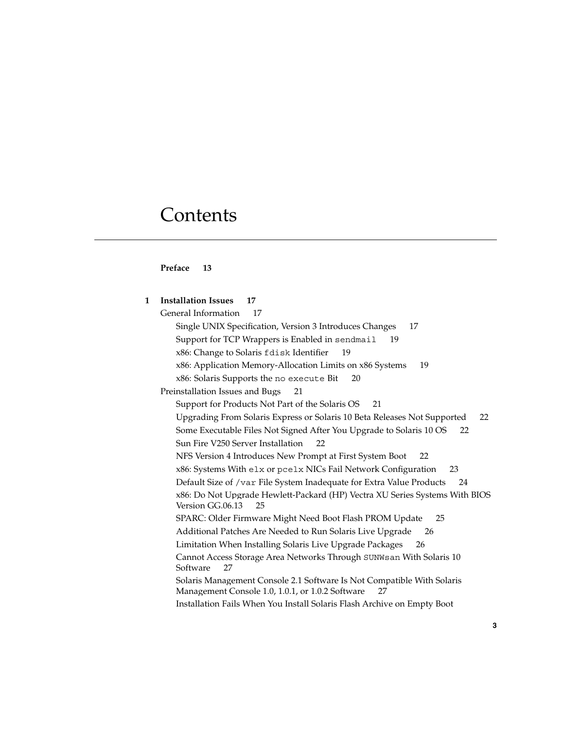# Contents

**Preface 13**

**1 Installation Issues 17**

- General Information 17
  - Single UNIX Specification, Version 3 Introduces Changes 17
  - Support for TCP Wrappers is Enabled in `sendmail` 19
  - x86: Change to Solaris `fdisk` Identifier 19
  - x86: Application Memory-Allocation Limits on x86 Systems 19
  - x86: Solaris Supports the `no execute` Bit 20
- Preinstallation Issues and Bugs 21
  - Support for Products Not Part of the Solaris OS 21
  - Upgrading From Solaris Express or Solaris 10 Beta Releases Not Supported 22
  - Some Executable Files Not Signed After You Upgrade to Solaris 10 OS 22
  - Sun Fire V250 Server Installation 22
  - NFS Version 4 Introduces New Prompt at First System Boot 22
  - x86: Systems With `elx` or `pcelx` NICs Fail Network Configuration 23
  - Default Size of `/var` File System Inadequate for Extra Value Products 24
  - x86: Do Not Upgrade Hewlett-Packard (HP) Vectra XU Series Systems With BIOS Version GG.06.13 25
  - SPARC: Older Firmware Might Need Boot Flash PROM Update 25
  - Additional Patches Are Needed to Run Solaris Live Upgrade 26
  - Limitation When Installing Solaris Live Upgrade Packages 26
  - Cannot Access Storage Area Networks Through `SUNWsan` With Solaris 10 Software 27
  - Solaris Management Console 2.1 Software Is Not Compatible With Solaris Management Console 1.0, 1.0.1, or 1.0.2 Software 27
  - Installation Fails When You Install Solaris Flash Archive on Empty Boot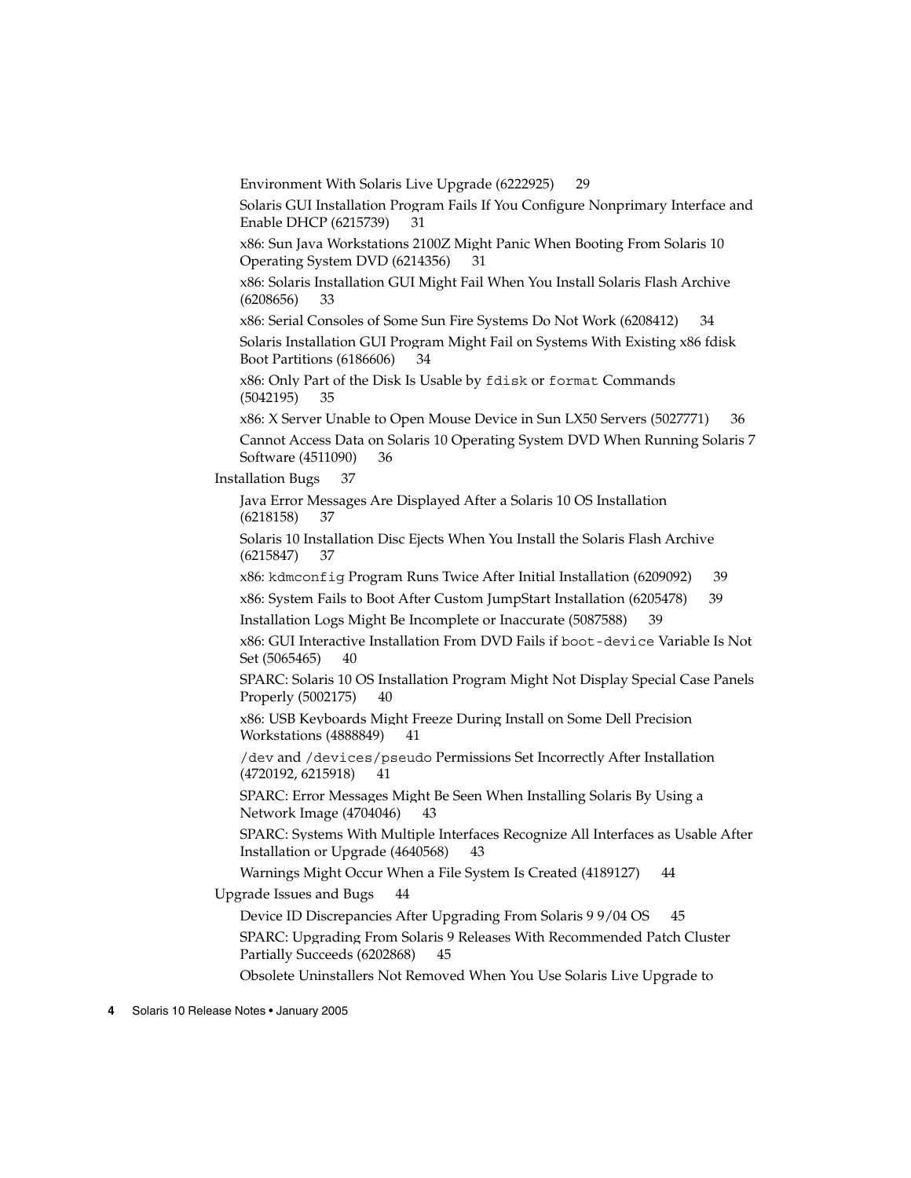Environment With Solaris Live Upgrade (6222925) 29

Solaris GUI Installation Program Fails If You Configure Nonprimary Interface and Enable DHCP (6215739) 31

x86: Sun Java Workstations 2100Z Might Panic When Booting From Solaris 10 Operating System DVD (6214356) 31

x86: Solaris Installation GUI Might Fail When You Install Solaris Flash Archive (6208656) 33

x86: Serial Consoles of Some Sun Fire Systems Do Not Work (6208412) 34

Solaris Installation GUI Program Might Fail on Systems With Existing x86 fdisk Boot Partitions (6186606) 34

x86: Only Part of the Disk Is Usable by `fdisk` or `format` Commands (5042195) 35

x86: X Server Unable to Open Mouse Device in Sun LX50 Servers (5027771) 36

Cannot Access Data on Solaris 10 Operating System DVD When Running Solaris 7 Software (4511090) 36

Installation Bugs 37

Java Error Messages Are Displayed After a Solaris 10 OS Installation (6218158) 37

Solaris 10 Installation Disc Ejects When You Install the Solaris Flash Archive (6215847) 37

x86: `kdmconfig` Program Runs Twice After Initial Installation (6209092) 39

x86: System Fails to Boot After Custom JumpStart Installation (6205478) 39

Installation Logs Might Be Incomplete or Inaccurate (5087588) 39

x86: GUI Interactive Installation From DVD Fails if `boot-device` Variable Is Not Set (5065465) 40

SPARC: Solaris 10 OS Installation Program Might Not Display Special Case Panels Properly (5002175) 40

x86: USB Keyboards Might Freeze During Install on Some Dell Precision Workstations (4888849) 41

`/dev` and `/devices/pseudo` Permissions Set Incorrectly After Installation (4720192, 6215918) 41

SPARC: Error Messages Might Be Seen When Installing Solaris By Using a Network Image (4704046) 43

SPARC: Systems With Multiple Interfaces Recognize All Interfaces as Usable After Installation or Upgrade (4640568) 43

Warnings Might Occur When a File System Is Created (4189127) 44

Upgrade Issues and Bugs 44

Device ID Discrepancies After Upgrading From Solaris 9 9/04 OS 45

SPARC: Upgrading From Solaris 9 Releases With Recommended Patch Cluster Partially Succeeds (6202868) 45

Obsolete Uninstallers Not Removed When You Use Solaris Live Upgrade to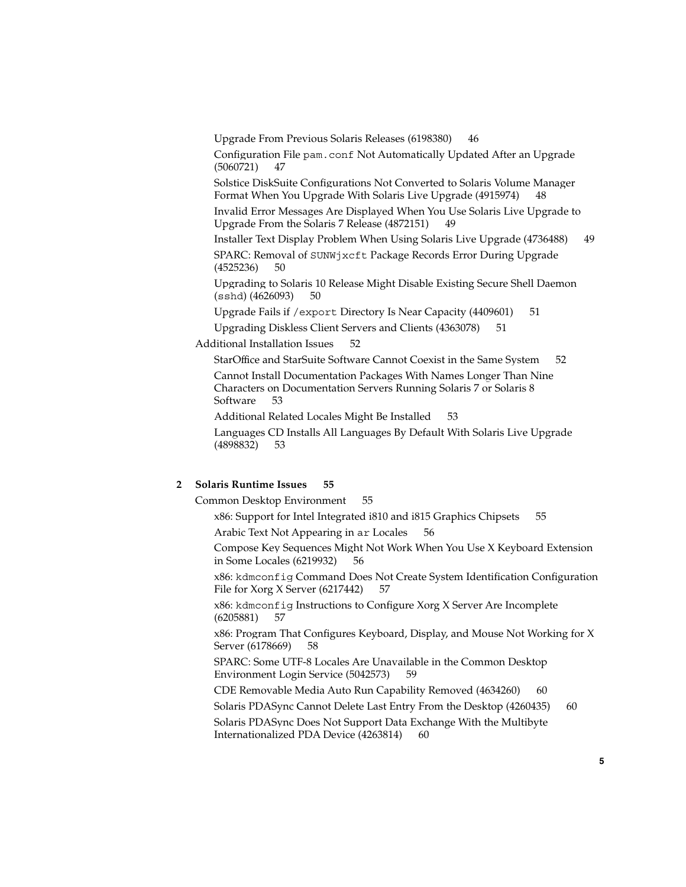Upgrade From Previous Solaris Releases (6198380) 46

Configuration File `pam.conf` Not Automatically Updated After an Upgrade (5060721) 47

Solstice DiskSuite Configurations Not Converted to Solaris Volume Manager Format When You Upgrade With Solaris Live Upgrade (4915974) 48

Invalid Error Messages Are Displayed When You Use Solaris Live Upgrade to Upgrade From the Solaris 7 Release (4872151) 49

Installer Text Display Problem When Using Solaris Live Upgrade (4736488) 49

SPARC: Removal of `SUNWjxcft` Package Records Error During Upgrade (4525236) 50

Upgrading to Solaris 10 Release Might Disable Existing Secure Shell Daemon (`sshd`) (4626093) 50

Upgrade Fails if `/export` Directory Is Near Capacity (4409601) 51

Upgrading Diskless Client Servers and Clients (4363078) 51

Additional Installation Issues 52

StarOffice and StarSuite Software Cannot Coexist in the Same System 52

Cannot Install Documentation Packages With Names Longer Than Nine Characters on Documentation Servers Running Solaris 7 or Solaris 8 Software 53

Additional Related Locales Might Be Installed 53

Languages CD Installs All Languages By Default With Solaris Live Upgrade (4898832) 53

**2 Solaris Runtime Issues 55**

Common Desktop Environment 55

x86: Support for Intel Integrated i810 and i815 Graphics Chipsets 55

Arabic Text Not Appearing in `ar` Locales 56

Compose Key Sequences Might Not Work When You Use X Keyboard Extension in Some Locales (6219932) 56

x86: `kdmconfig` Command Does Not Create System Identification Configuration File for Xorg X Server (6217442) 57

x86: `kdmconfig` Instructions to Configure Xorg X Server Are Incomplete (6205881) 57

x86: Program That Configures Keyboard, Display, and Mouse Not Working for X Server (6178669) 58

SPARC: Some UTF-8 Locales Are Unavailable in the Common Desktop Environment Login Service (5042573) 59

CDE Removable Media Auto Run Capability Removed (4634260) 60

Solaris PDASync Cannot Delete Last Entry From the Desktop (4260435) 60

Solaris PDASync Does Not Support Data Exchange With the Multibyte Internationalized PDA Device (4263814) 60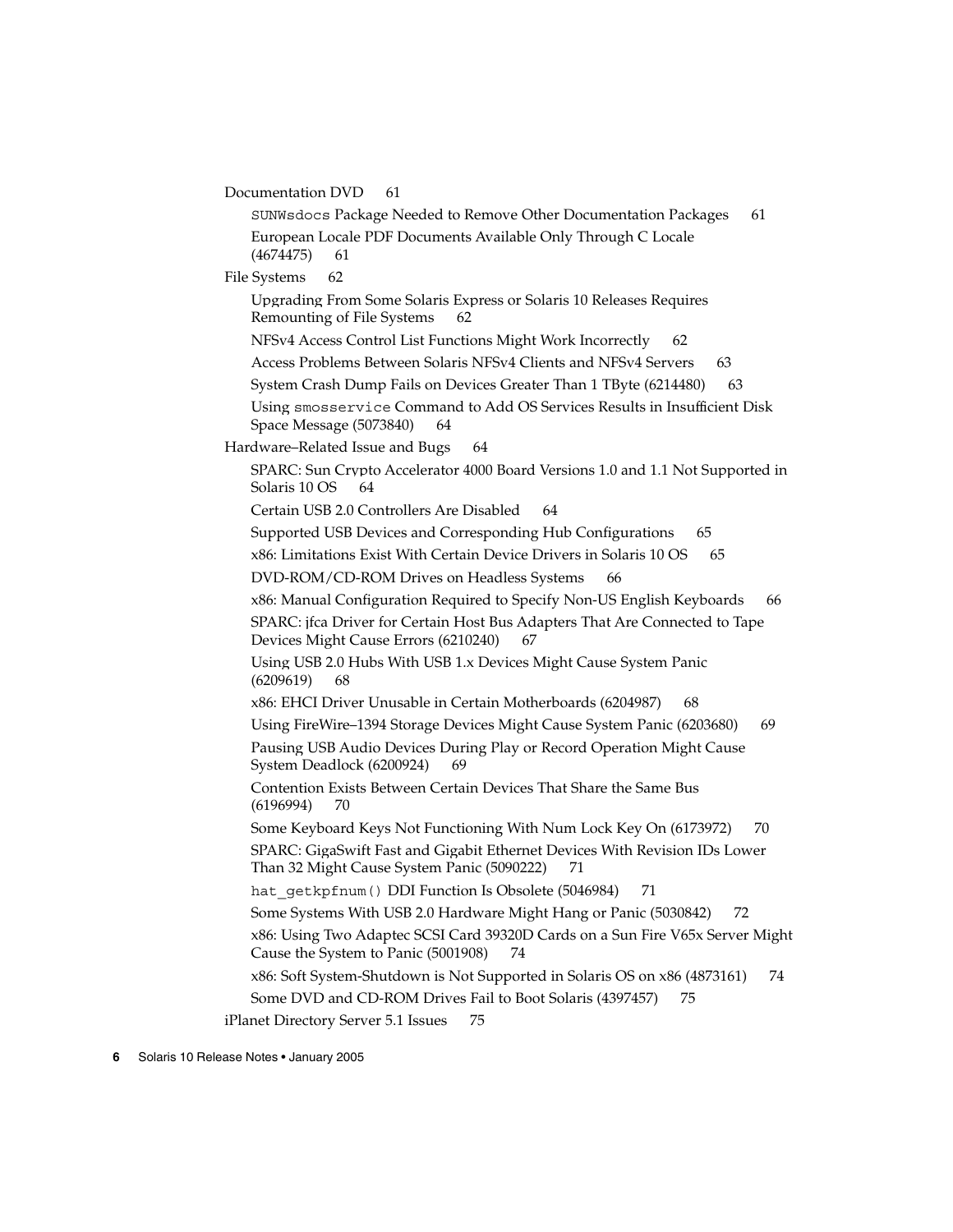Documentation DVD 61

- `SUNWsdocs` Package Needed to Remove Other Documentation Packages 61
- European Locale PDF Documents Available Only Through C Locale (4674475) 61

File Systems 62

- Upgrading From Some Solaris Express or Solaris 10 Releases Requires Remounting of File Systems 62
- NFSv4 Access Control List Functions Might Work Incorrectly 62
- Access Problems Between Solaris NFSv4 Clients and NFSv4 Servers 63
- System Crash Dump Fails on Devices Greater Than 1 TByte (6214480) 63
- Using `smosservice` Command to Add OS Services Results in Insufficient Disk Space Message (5073840) 64

Hardware–Related Issue and Bugs 64

- SPARC: Sun Crypto Accelerator 4000 Board Versions 1.0 and 1.1 Not Supported in Solaris 10 OS 64
- Certain USB 2.0 Controllers Are Disabled 64
- Supported USB Devices and Corresponding Hub Configurations 65
- x86: Limitations Exist With Certain Device Drivers in Solaris 10 OS 65
- DVD-ROM/CD-ROM Drives on Headless Systems 66
- x86: Manual Configuration Required to Specify Non-US English Keyboards 66
- SPARC: jfca Driver for Certain Host Bus Adapters That Are Connected to Tape Devices Might Cause Errors (6210240) 67
- Using USB 2.0 Hubs With USB 1.x Devices Might Cause System Panic (6209619) 68
- x86: EHCI Driver Unusable in Certain Motherboards (6204987) 68
- Using FireWire–1394 Storage Devices Might Cause System Panic (6203680) 69
- Pausing USB Audio Devices During Play or Record Operation Might Cause System Deadlock (6200924) 69
- Contention Exists Between Certain Devices That Share the Same Bus (6196994) 70
- Some Keyboard Keys Not Functioning With Num Lock Key On (6173972) 70
- SPARC: GigaSwift Fast and Gigabit Ethernet Devices With Revision IDs Lower Than 32 Might Cause System Panic (5090222) 71
- `hat_getkpfnum()` DDI Function Is Obsolete (5046984) 71
- Some Systems With USB 2.0 Hardware Might Hang or Panic (5030842) 72
- x86: Using Two Adaptec SCSI Card 39320D Cards on a Sun Fire V65x Server Might Cause the System to Panic (5001908) 74
- x86: Soft System-Shutdown is Not Supported in Solaris OS on x86 (4873161) 74
- Some DVD and CD-ROM Drives Fail to Boot Solaris (4397457) 75

iPlanet Directory Server 5.1 Issues 75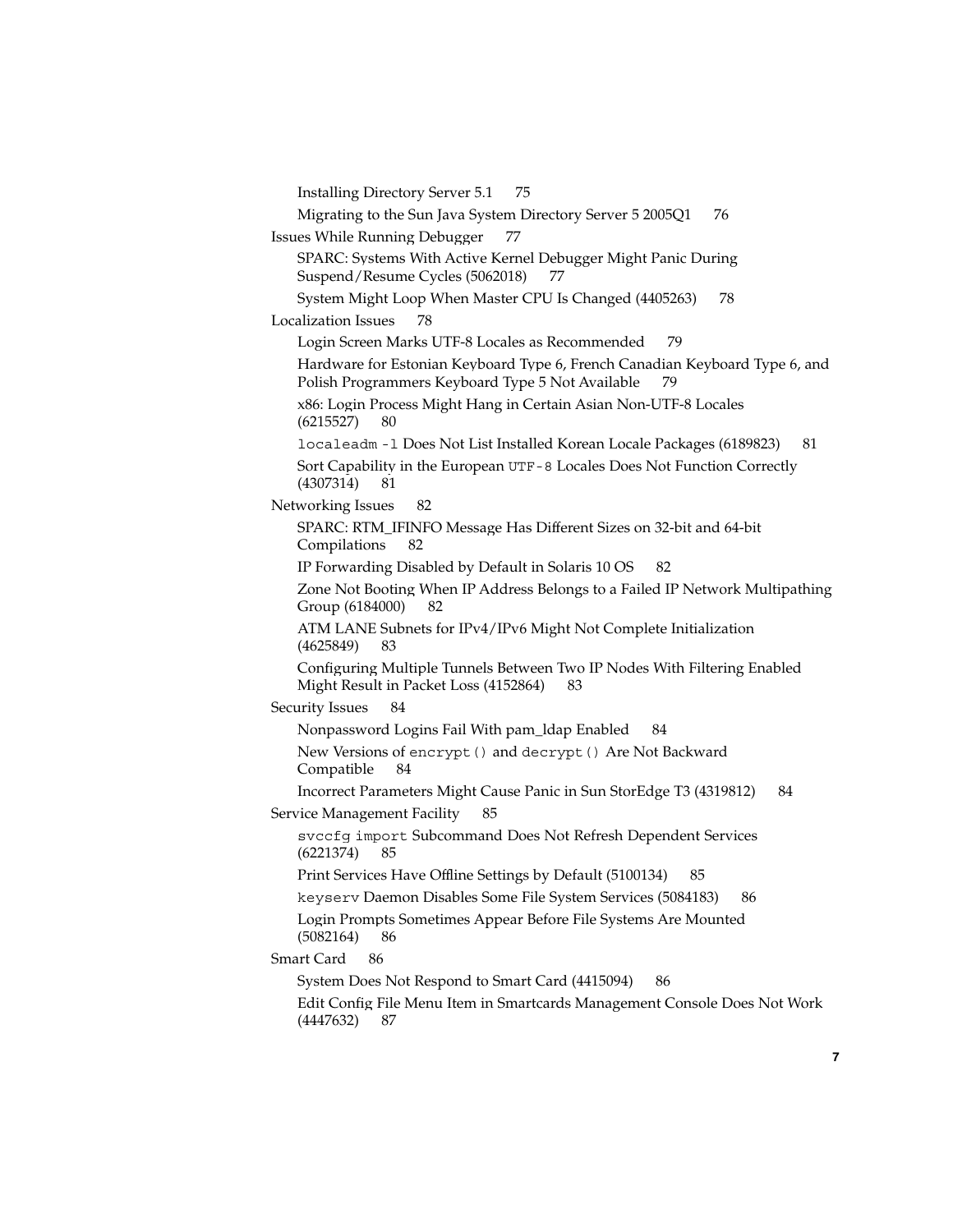Installing Directory Server 5.1 75

Migrating to the Sun Java System Directory Server 5 2005Q1 76

Issues While Running Debugger 77

SPARC: Systems With Active Kernel Debugger Might Panic During Suspend/Resume Cycles (5062018) 77

System Might Loop When Master CPU Is Changed (4405263) 78

Localization Issues 78

Login Screen Marks UTF-8 Locales as Recommended 79

Hardware for Estonian Keyboard Type 6, French Canadian Keyboard Type 6, and Polish Programmers Keyboard Type 5 Not Available 79

x86: Login Process Might Hang in Certain Asian Non-UTF-8 Locales (6215527) 80

`localeadm -l` Does Not List Installed Korean Locale Packages (6189823) 81

Sort Capability in the European `UTF-8` Locales Does Not Function Correctly (4307314) 81

Networking Issues 82

SPARC: RTM_IFINFO Message Has Different Sizes on 32-bit and 64-bit Compilations 82

IP Forwarding Disabled by Default in Solaris 10 OS 82

Zone Not Booting When IP Address Belongs to a Failed IP Network Multipathing Group (6184000) 82

ATM LANE Subnets for IPv4/IPv6 Might Not Complete Initialization (4625849) 83

Configuring Multiple Tunnels Between Two IP Nodes With Filtering Enabled Might Result in Packet Loss (4152864) 83

Security Issues 84

Nonpassword Logins Fail With pam_ldap Enabled 84

New Versions of `encrypt()` and `decrypt()` Are Not Backward Compatible 84

Incorrect Parameters Might Cause Panic in Sun StorEdge T3 (4319812) 84

Service Management Facility 85

`svccfg import` Subcommand Does Not Refresh Dependent Services (6221374) 85

Print Services Have Offline Settings by Default (5100134) 85

`keyserv` Daemon Disables Some File System Services (5084183) 86

Login Prompts Sometimes Appear Before File Systems Are Mounted (5082164) 86

Smart Card 86

System Does Not Respond to Smart Card (4415094) 86

Edit Config File Menu Item in Smartcards Management Console Does Not Work (4447632) 87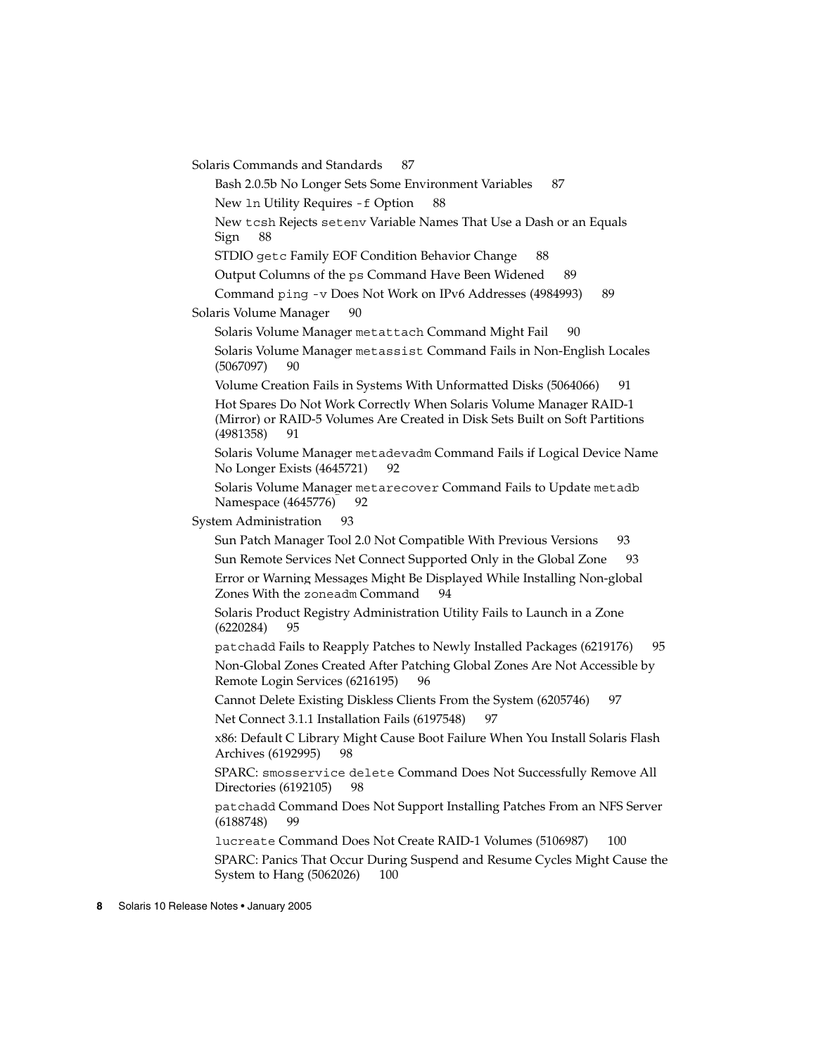Solaris Commands and Standards 87

- Bash 2.0.5b No Longer Sets Some Environment Variables 87
- New `ln` Utility Requires `-f` Option 88
- New `tcsh` Rejects `setenv` Variable Names That Use a Dash or an Equals Sign 88
- STDIO `getc` Family EOF Condition Behavior Change 88
- Output Columns of the `ps` Command Have Been Widened 89
- Command `ping -v` Does Not Work on IPv6 Addresses (4984993) 89

Solaris Volume Manager 90

- Solaris Volume Manager `metattach` Command Might Fail 90
- Solaris Volume Manager `metassist` Command Fails in Non-English Locales (5067097) 90
- Volume Creation Fails in Systems With Unformatted Disks (5064066) 91
- Hot Spares Do Not Work Correctly When Solaris Volume Manager RAID-1 (Mirror) or RAID-5 Volumes Are Created in Disk Sets Built on Soft Partitions (4981358) 91
- Solaris Volume Manager `metadevadm` Command Fails if Logical Device Name No Longer Exists (4645721) 92
- Solaris Volume Manager `metarecover` Command Fails to Update `metadb` Namespace (4645776) 92

System Administration 93

- Sun Patch Manager Tool 2.0 Not Compatible With Previous Versions 93
- Sun Remote Services Net Connect Supported Only in the Global Zone 93
- Error or Warning Messages Might Be Displayed While Installing Non-global Zones With the `zoneadm` Command 94
- Solaris Product Registry Administration Utility Fails to Launch in a Zone (6220284) 95
- `patchadd` Fails to Reapply Patches to Newly Installed Packages (6219176) 95
- Non-Global Zones Created After Patching Global Zones Are Not Accessible by Remote Login Services (6216195) 96
- Cannot Delete Existing Diskless Clients From the System (6205746) 97
- Net Connect 3.1.1 Installation Fails (6197548) 97
- x86: Default C Library Might Cause Boot Failure When You Install Solaris Flash Archives (6192995) 98
- SPARC: `smosservice delete` Command Does Not Successfully Remove All Directories (6192105) 98
- `patchadd` Command Does Not Support Installing Patches From an NFS Server (6188748) 99
- `lucreate` Command Does Not Create RAID-1 Volumes (5106987) 100
- SPARC: Panics That Occur During Suspend and Resume Cycles Might Cause the System to Hang (5062026) 100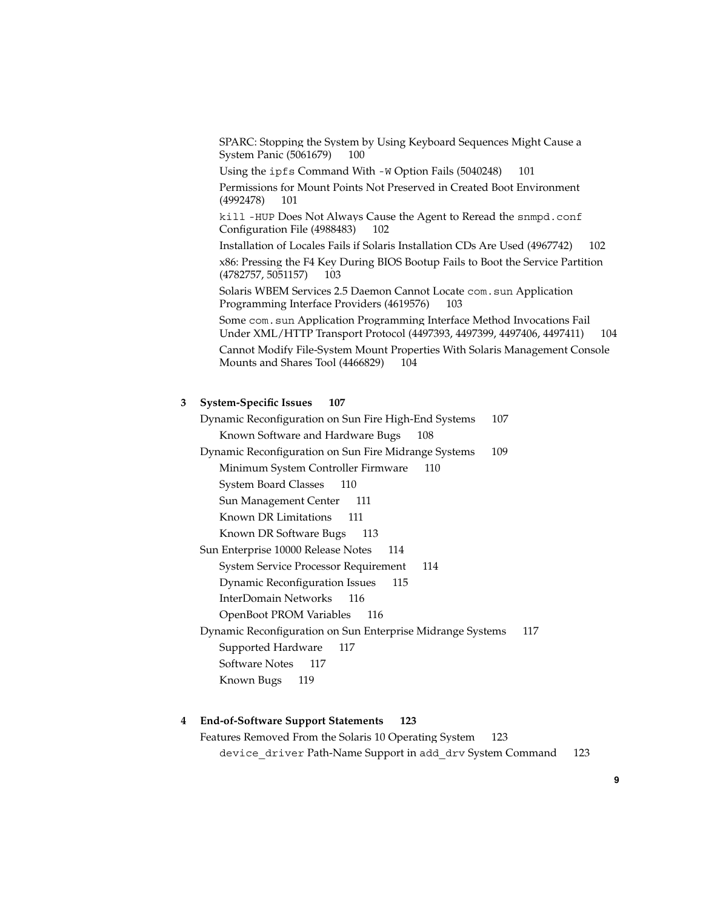SPARC: Stopping the System by Using Keyboard Sequences Might Cause a System Panic (5061679) 100

Using the `ipfs` Command With `-W` Option Fails (5040248) 101

Permissions for Mount Points Not Preserved in Created Boot Environment (4992478) 101

`kill -HUP` Does Not Always Cause the Agent to Reread the `snmpd.conf` Configuration File (4988483) 102

Installation of Locales Fails if Solaris Installation CDs Are Used (4967742) 102

x86: Pressing the F4 Key During BIOS Bootup Fails to Boot the Service Partition (4782757, 5051157) 103

Solaris WBEM Services 2.5 Daemon Cannot Locate `com.sun` Application Programming Interface Providers (4619576) 103

Some `com.sun` Application Programming Interface Method Invocations Fail Under XML/HTTP Transport Protocol (4497393, 4497399, 4497406, 4497411) 104

Cannot Modify File-System Mount Properties With Solaris Management Console Mounts and Shares Tool (4466829) 104

**3 System-Specific Issues 107**

Dynamic Reconfiguration on Sun Fire High-End Systems 107

Known Software and Hardware Bugs 108

Dynamic Reconfiguration on Sun Fire Midrange Systems 109

Minimum System Controller Firmware 110

System Board Classes 110

Sun Management Center 111

Known DR Limitations 111

Known DR Software Bugs 113

Sun Enterprise 10000 Release Notes 114

System Service Processor Requirement 114

Dynamic Reconfiguration Issues 115

InterDomain Networks 116

OpenBoot PROM Variables 116

Dynamic Reconfiguration on Sun Enterprise Midrange Systems 117

Supported Hardware 117

Software Notes 117

Known Bugs 119

**4 End-of-Software Support Statements 123**

Features Removed From the Solaris 10 Operating System 123

`device_driver` Path-Name Support in `add_drv` System Command 123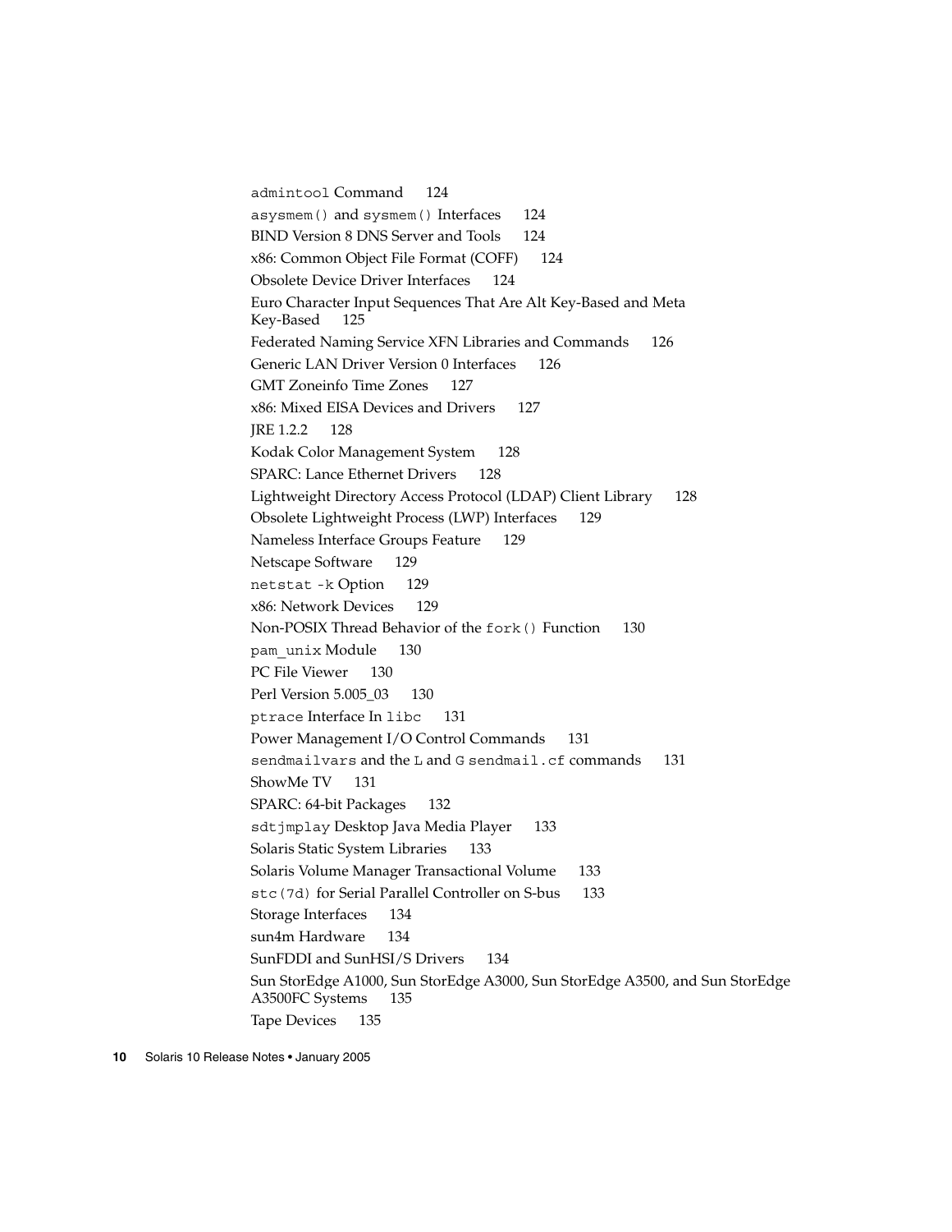`admintool` Command 124

`asysmem()` and `sysmem()` Interfaces 124

BIND Version 8 DNS Server and Tools 124

x86: Common Object File Format (COFF) 124

Obsolete Device Driver Interfaces 124

Euro Character Input Sequences That Are Alt Key-Based and Meta Key-Based 125

Federated Naming Service XFN Libraries and Commands 126

Generic LAN Driver Version 0 Interfaces 126

GMT Zoneinfo Time Zones 127

x86: Mixed EISA Devices and Drivers 127

JRE 1.2.2 128

Kodak Color Management System 128

SPARC: Lance Ethernet Drivers 128

Lightweight Directory Access Protocol (LDAP) Client Library 128

Obsolete Lightweight Process (LWP) Interfaces 129

Nameless Interface Groups Feature 129

Netscape Software 129

`netstat -k` Option 129

x86: Network Devices 129

Non-POSIX Thread Behavior of the `fork()` Function 130

`pam_unix` Module 130

PC File Viewer 130

Perl Version 5.005_03 130

`ptrace` Interface In `libc` 131

Power Management I/O Control Commands 131

`sendmailvars` and the `L` and `G` `sendmail.cf` commands 131

ShowMe TV 131

SPARC: 64-bit Packages 132

`sdtjmplay` Desktop Java Media Player 133

Solaris Static System Libraries 133

Solaris Volume Manager Transactional Volume 133

`stc(7d)` for Serial Parallel Controller on S-bus 133

Storage Interfaces 134

sun4m Hardware 134

SunFDDI and SunHSI/S Drivers 134

Sun StorEdge A1000, Sun StorEdge A3000, Sun StorEdge A3500, and Sun StorEdge A3500FC Systems 135

Tape Devices 135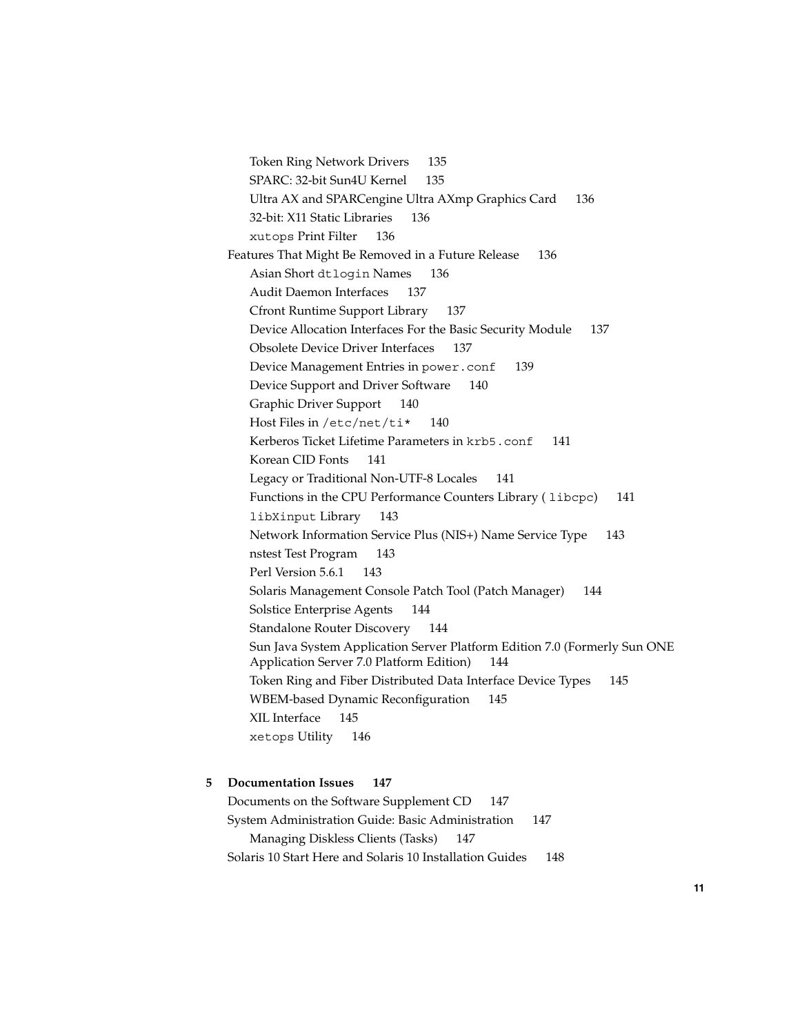Token Ring Network Drivers 135
SPARC: 32-bit Sun4U Kernel 135
Ultra AX and SPARCengine Ultra AXmp Graphics Card 136
32-bit: X11 Static Libraries 136
`xutops` Print Filter 136

Features That Might Be Removed in a Future Release 136
Asian Short `dtlogin` Names 136
Audit Daemon Interfaces 137
Cfront Runtime Support Library 137
Device Allocation Interfaces For the Basic Security Module 137
Obsolete Device Driver Interfaces 137
Device Management Entries in `power.conf` 139
Device Support and Driver Software 140
Graphic Driver Support 140
Host Files in `/etc/net/ti*` 140
Kerberos Ticket Lifetime Parameters in `krb5.conf` 141
Korean CID Fonts 141
Legacy or Traditional Non-UTF-8 Locales 141
Functions in the CPU Performance Counters Library ( `libcpc`) 141
`libXinput` Library 143
Network Information Service Plus (NIS+) Name Service Type 143
nstest Test Program 143
Perl Version 5.6.1 143
Solaris Management Console Patch Tool (Patch Manager) 144
Solstice Enterprise Agents 144
Standalone Router Discovery 144
Sun Java System Application Server Platform Edition 7.0 (Formerly Sun ONE Application Server 7.0 Platform Edition) 144
Token Ring and Fiber Distributed Data Interface Device Types 145
WBEM-based Dynamic Reconfiguration 145
XIL Interface 145
`xetops` Utility 146

**5 Documentation Issues 147**

Documents on the Software Supplement CD 147
System Administration Guide: Basic Administration 147
Managing Diskless Clients (Tasks) 147
Solaris 10 Start Here and Solaris 10 Installation Guides 148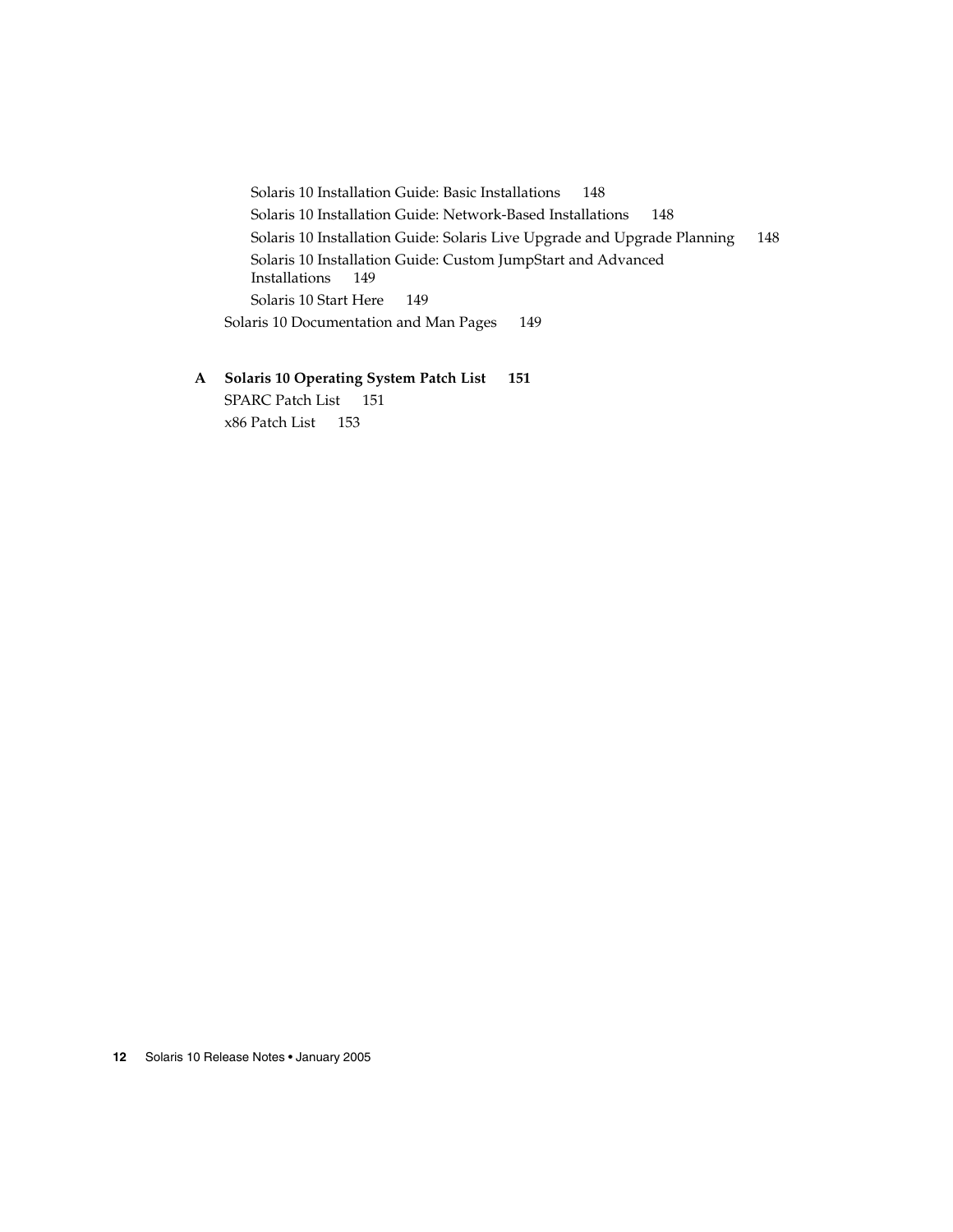Solaris 10 Installation Guide: Basic Installations 148

Solaris 10 Installation Guide: Network-Based Installations 148

Solaris 10 Installation Guide: Solaris Live Upgrade and Upgrade Planning 148

Solaris 10 Installation Guide: Custom JumpStart and Advanced Installations 149

Solaris 10 Start Here 149

Solaris 10 Documentation and Man Pages 149

**A Solaris 10 Operating System Patch List 151**

SPARC Patch List 151

x86 Patch List 153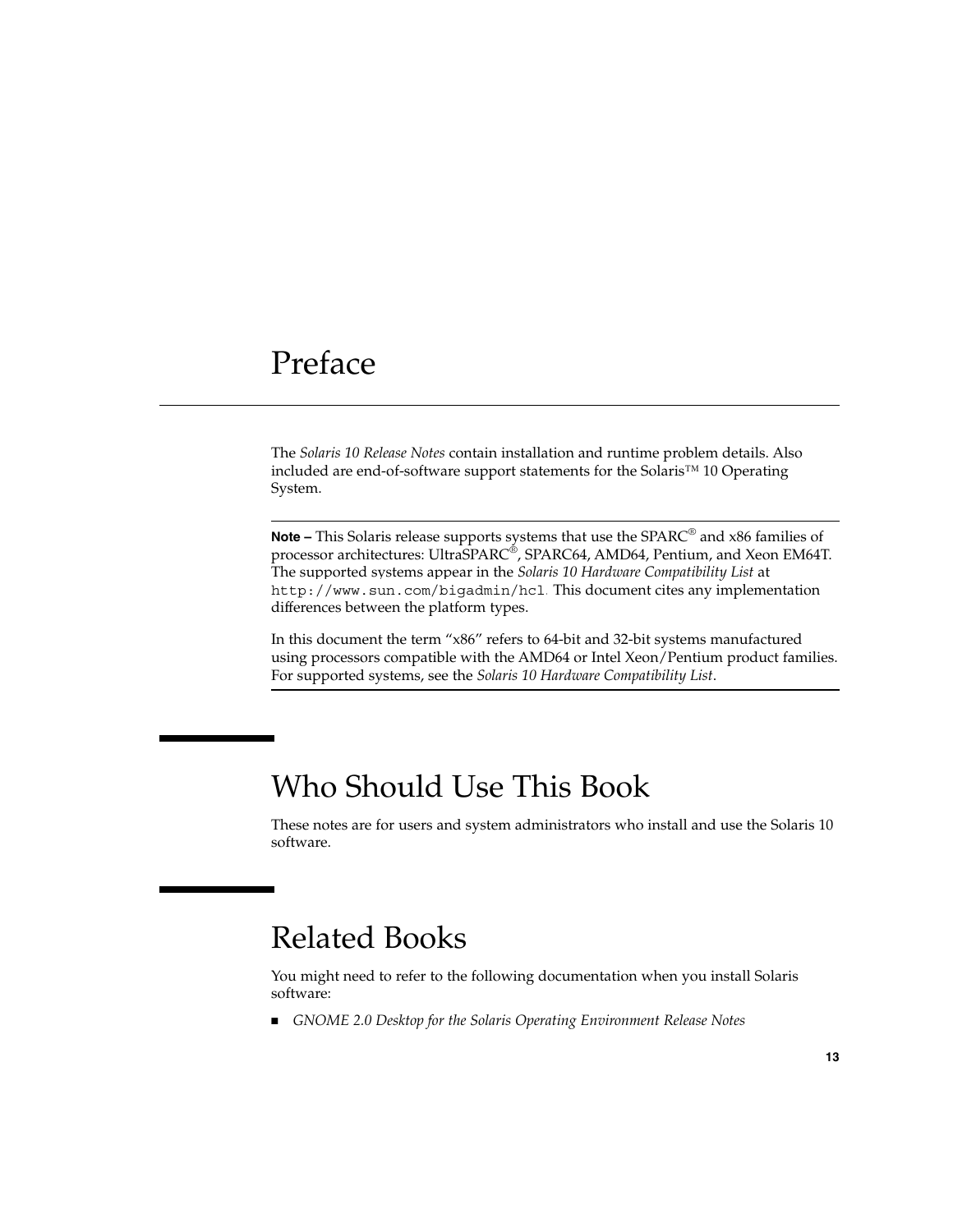# Preface

The *Solaris 10 Release Notes* contain installation and runtime problem details. Also included are end-of-software support statements for the Solaris™ 10 Operating System.

---

**Note –** This Solaris release supports systems that use the SPARC® and x86 families of processor architectures: UltraSPARC®, SPARC64, AMD64, Pentium, and Xeon EM64T. The supported systems appear in the *Solaris 10 Hardware Compatibility List* at `http://www.sun.com/bigadmin/hcl`. This document cites any implementation differences between the platform types.

In this document the term "x86" refers to 64-bit and 32-bit systems manufactured using processors compatible with the AMD64 or Intel Xeon/Pentium product families. For supported systems, see the *Solaris 10 Hardware Compatibility List*.

---

## Who Should Use This Book

These notes are for users and system administrators who install and use the Solaris 10 software.

## Related Books

You might need to refer to the following documentation when you install Solaris software:

- *GNOME 2.0 Desktop for the Solaris Operating Environment Release Notes*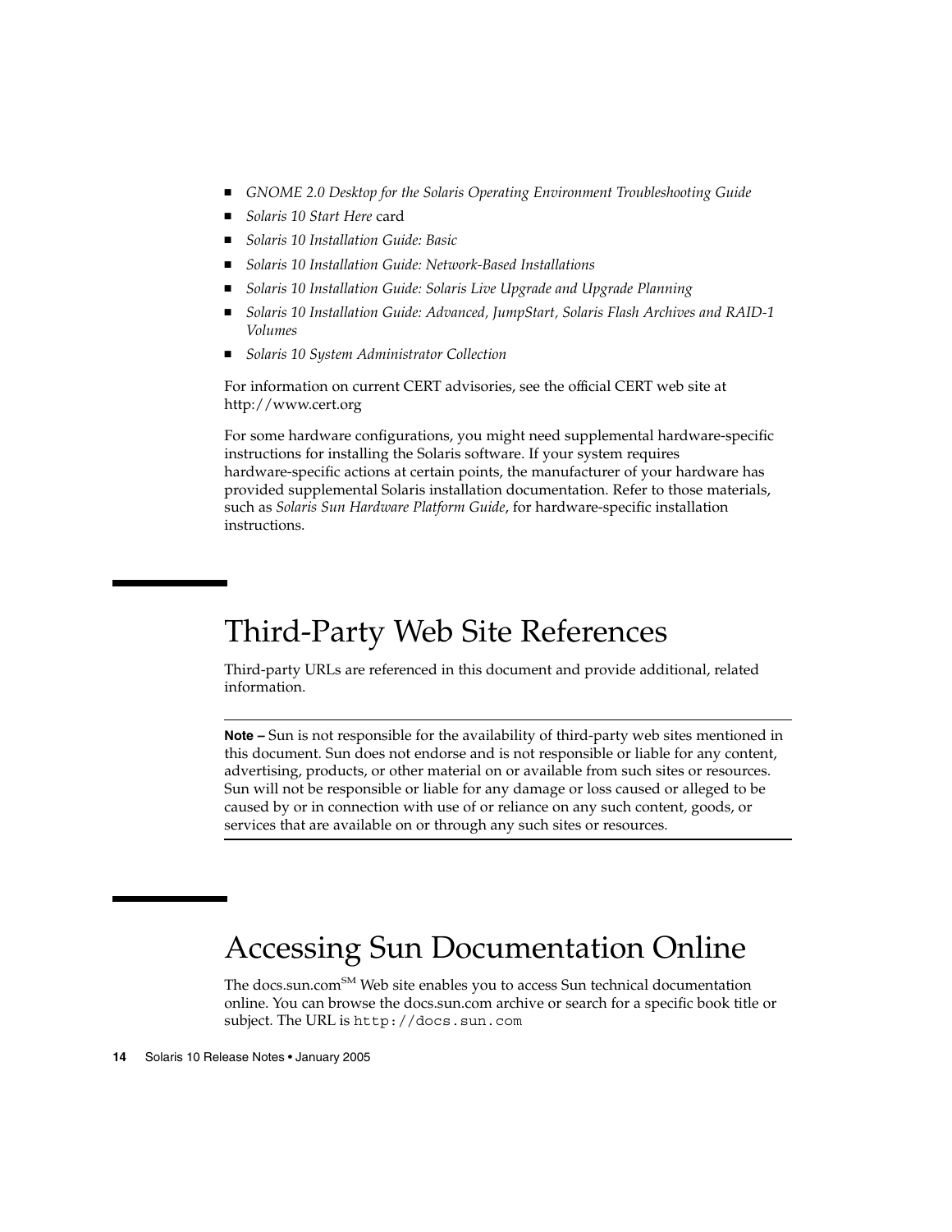- *GNOME 2.0 Desktop for the Solaris Operating Environment Troubleshooting Guide*
- *Solaris 10 Start Here* card
- *Solaris 10 Installation Guide: Basic*
- *Solaris 10 Installation Guide: Network-Based Installations*
- *Solaris 10 Installation Guide: Solaris Live Upgrade and Upgrade Planning*
- *Solaris 10 Installation Guide: Advanced, JumpStart, Solaris Flash Archives and RAID-1 Volumes*
- *Solaris 10 System Administrator Collection*

For information on current CERT advisories, see the official CERT web site at http://www.cert.org

For some hardware configurations, you might need supplemental hardware-specific instructions for installing the Solaris software. If your system requires hardware-specific actions at certain points, the manufacturer of your hardware has provided supplemental Solaris installation documentation. Refer to those materials, such as *Solaris Sun Hardware Platform Guide*, for hardware-specific installation instructions.

## Third-Party Web Site References

Third-party URLs are referenced in this document and provide additional, related information.

---

**Note –** Sun is not responsible for the availability of third-party web sites mentioned in this document. Sun does not endorse and is not responsible or liable for any content, advertising, products, or other material on or available from such sites or resources. Sun will not be responsible or liable for any damage or loss caused or alleged to be caused by or in connection with use of or reliance on any such content, goods, or services that are available on or through any such sites or resources.

---

## Accessing Sun Documentation Online

The docs.sun.com[SM] Web site enables you to access Sun technical documentation online. You can browse the docs.sun.com archive or search for a specific book title or subject. The URL is `http://docs.sun.com`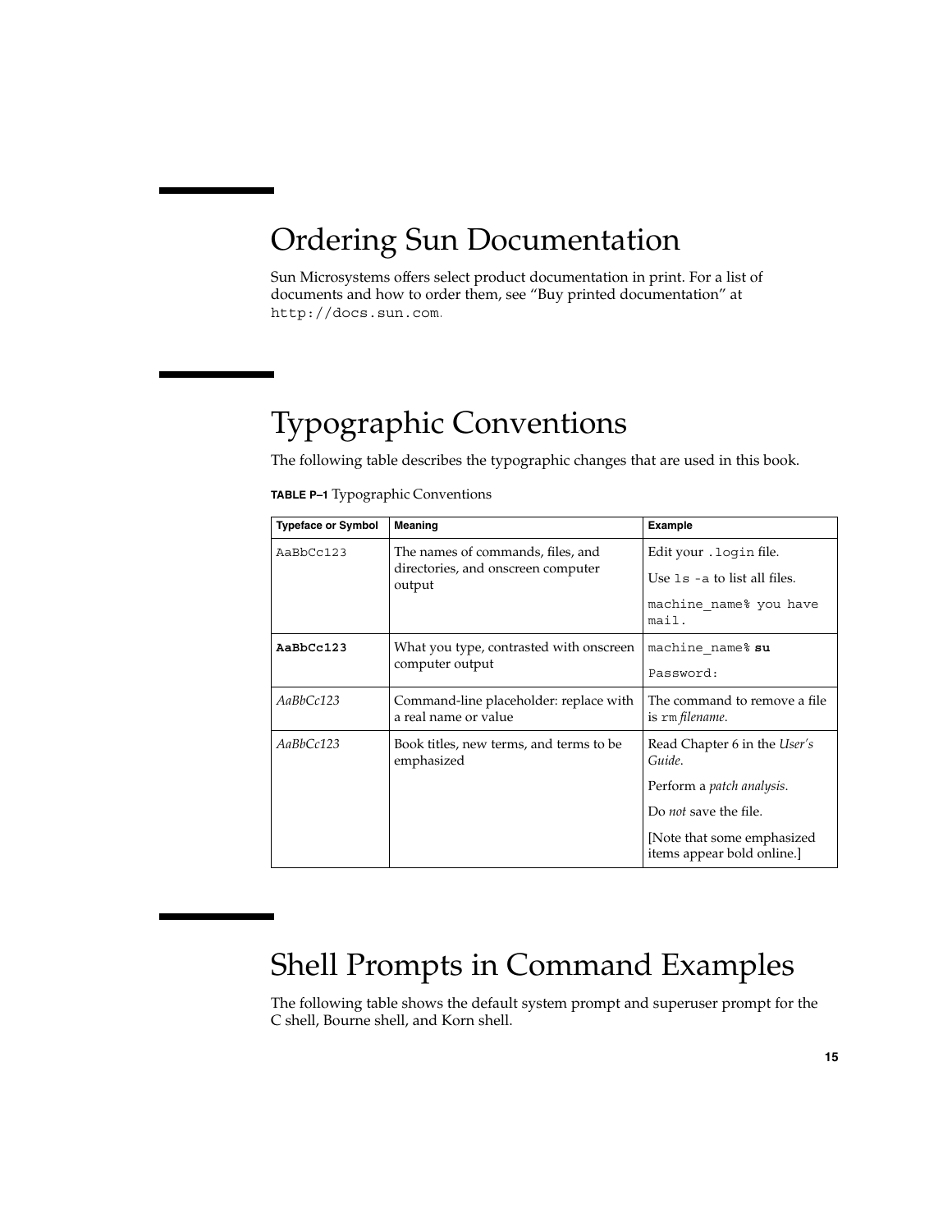## Ordering Sun Documentation

Sun Microsystems offers select product documentation in print. For a list of documents and how to order them, see "Buy printed documentation" at `http://docs.sun.com`.

## Typographic Conventions

The following table describes the typographic changes that are used in this book.

**TABLE P–1** Typographic Conventions

| Typeface or Symbol | Meaning | Example |
| --- | --- | --- |
| `AaBbCc123` | The names of commands, files, and directories, and onscreen computer output | Edit your `.login` file.<br>Use `ls -a` to list all files.<br>`machine_name% you have mail.` |
| **`AaBbCc123`** | What you type, contrasted with onscreen computer output | `machine_name%` **`su`**<br>`Password:` |
| *AaBbCc123* | Command-line placeholder: replace with a real name or value | The command to remove a file is `rm` *filename*. |
| *AaBbCc123* | Book titles, new terms, and terms to be emphasized | Read Chapter 6 in the *User's Guide*.<br>Perform a *patch analysis*.<br>Do *not* save the file.<br>[Note that some emphasized items appear bold online.] |

## Shell Prompts in Command Examples

The following table shows the default system prompt and superuser prompt for the C shell, Bourne shell, and Korn shell.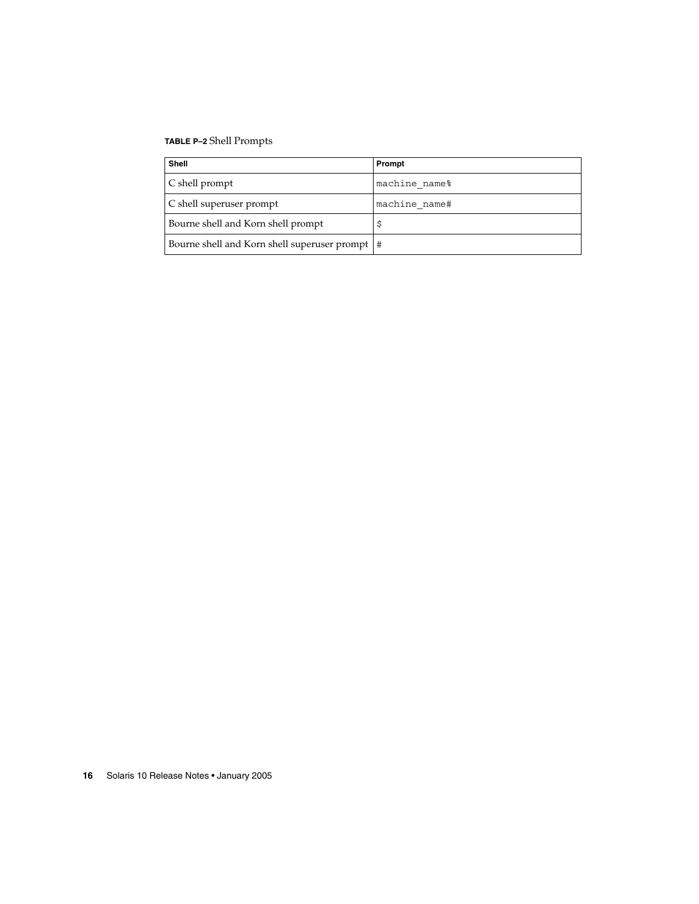**TABLE P–2** Shell Prompts

| Shell | Prompt |
| --- | --- |
| C shell prompt | machine_name% |
| C shell superuser prompt | machine_name# |
| Bourne shell and Korn shell prompt | $ |
| Bourne shell and Korn shell superuser prompt | # |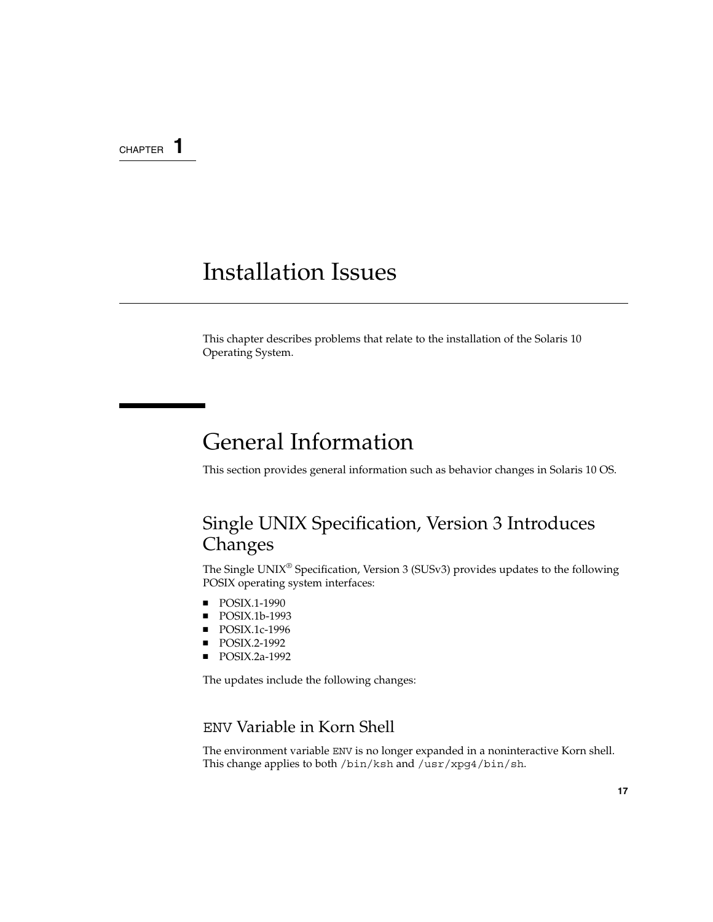CHAPTER 1

# Installation Issues

This chapter describes problems that relate to the installation of the Solaris 10 Operating System.

## General Information

This section provides general information such as behavior changes in Solaris 10 OS.

### Single UNIX Specification, Version 3 Introduces Changes

The Single UNIX® Specification, Version 3 (SUSv3) provides updates to the following POSIX operating system interfaces:

- POSIX.1-1990
- POSIX.1b-1993
- POSIX.1c-1996
- POSIX.2-1992
- POSIX.2a-1992

The updates include the following changes:

#### `ENV` Variable in Korn Shell

The environment variable `ENV` is no longer expanded in a noninteractive Korn shell. This change applies to both `/bin/ksh` and `/usr/xpg4/bin/sh`.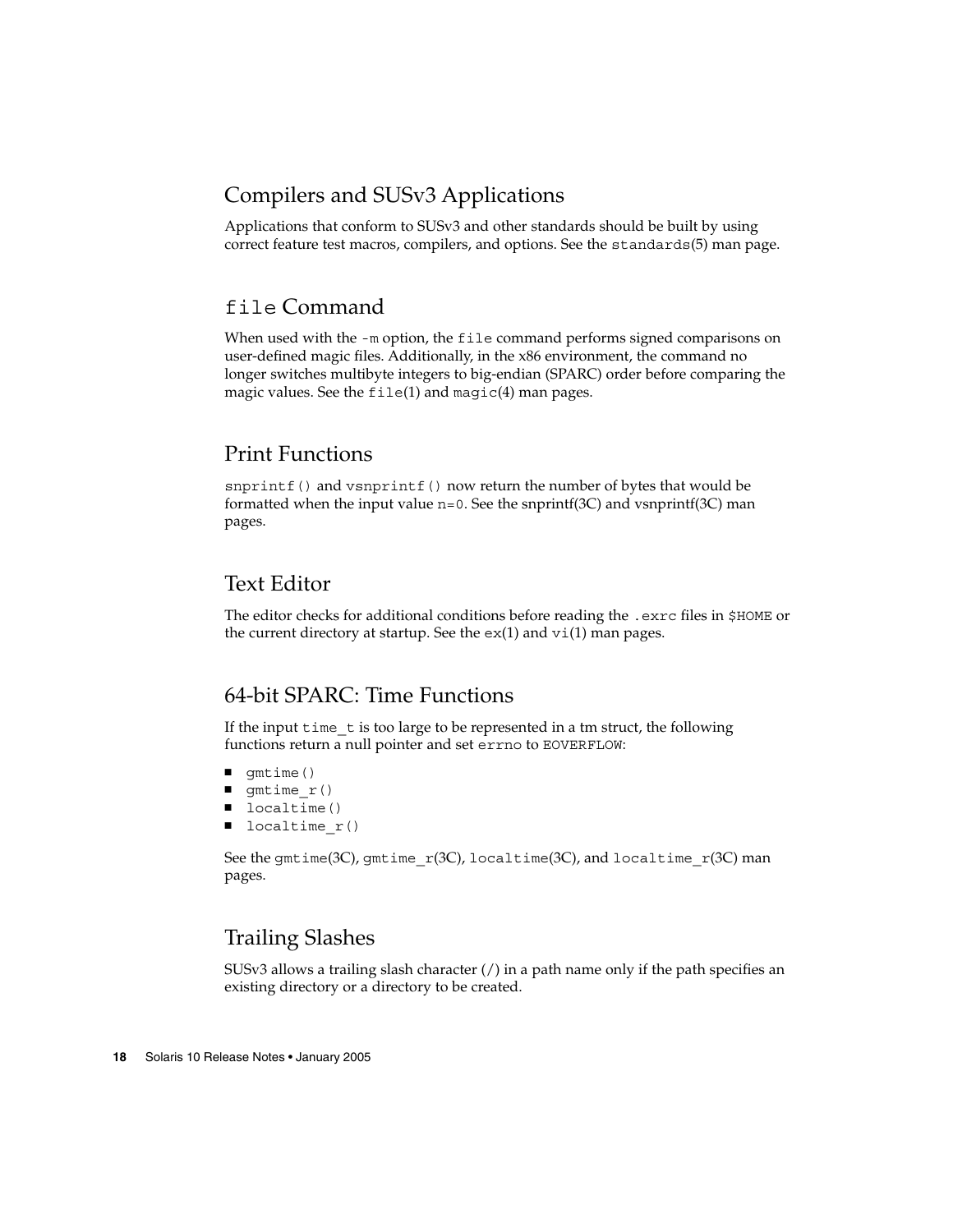## Compilers and SUSv3 Applications

Applications that conform to SUSv3 and other standards should be built by using correct feature test macros, compilers, and options. See the `standards`(5) man page.

## `file` Command

When used with the `-m` option, the `file` command performs signed comparisons on user-defined magic files. Additionally, in the x86 environment, the command no longer switches multibyte integers to big-endian (SPARC) order before comparing the magic values. See the `file`(1) and `magic`(4) man pages.

## Print Functions

`snprintf()` and `vsnprintf()` now return the number of bytes that would be formatted when the input value `n=0`. See the snprintf(3C) and vsnprintf(3C) man pages.

## Text Editor

The editor checks for additional conditions before reading the `.exrc` files in `$HOME` or the current directory at startup. See the `ex`(1) and `vi`(1) man pages.

## 64-bit SPARC: Time Functions

If the input `time_t` is too large to be represented in a tm struct, the following functions return a null pointer and set `errno` to `EOVERFLOW`:

- `gmtime()`
- `gmtime_r()`
- `localtime()`
- `localtime_r()`

See the `gmtime`(3C), `gmtime_r`(3C), `localtime`(3C), and `localtime_r`(3C) man pages.

## Trailing Slashes

SUSv3 allows a trailing slash character (/) in a path name only if the path specifies an existing directory or a directory to be created.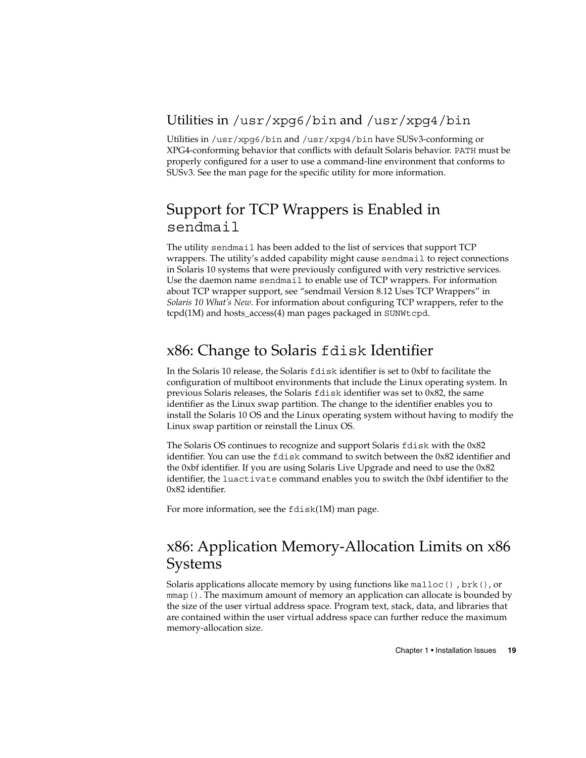## Utilities in `/usr/xpg6/bin` and `/usr/xpg4/bin`

Utilities in `/usr/xpg6/bin` and `/usr/xpg4/bin` have SUSv3-conforming or XPG4-conforming behavior that conflicts with default Solaris behavior. `PATH` must be properly configured for a user to use a command-line environment that conforms to SUSv3. See the man page for the specific utility for more information.

## Support for TCP Wrappers is Enabled in `sendmail`

The utility `sendmail` has been added to the list of services that support TCP wrappers. The utility's added capability might cause `sendmail` to reject connections in Solaris 10 systems that were previously configured with very restrictive services. Use the daemon name `sendmail` to enable use of TCP wrappers. For information about TCP wrapper support, see "sendmail Version 8.12 Uses TCP Wrappers" in *Solaris 10 What's New*. For information about configuring TCP wrappers, refer to the tcpd(1M) and hosts_access(4) man pages packaged in `SUNWtcpd`.

## x86: Change to Solaris `fdisk` Identifier

In the Solaris 10 release, the Solaris `fdisk` identifier is set to 0xbf to facilitate the configuration of multiboot environments that include the Linux operating system. In previous Solaris releases, the Solaris `fdisk` identifier was set to 0x82, the same identifier as the Linux swap partition. The change to the identifier enables you to install the Solaris 10 OS and the Linux operating system without having to modify the Linux swap partition or reinstall the Linux OS.

The Solaris OS continues to recognize and support Solaris `fdisk` with the 0x82 identifier. You can use the `fdisk` command to switch between the 0x82 identifier and the 0xbf identifier. If you are using Solaris Live Upgrade and need to use the 0x82 identifier, the `luactivate` command enables you to switch the 0xbf identifier to the 0x82 identifier.

For more information, see the `fdisk`(1M) man page.

## x86: Application Memory-Allocation Limits on x86 Systems

Solaris applications allocate memory by using functions like `malloc()`, `brk()`, or `mmap()`. The maximum amount of memory an application can allocate is bounded by the size of the user virtual address space. Program text, stack, data, and libraries that are contained within the user virtual address space can further reduce the maximum memory-allocation size.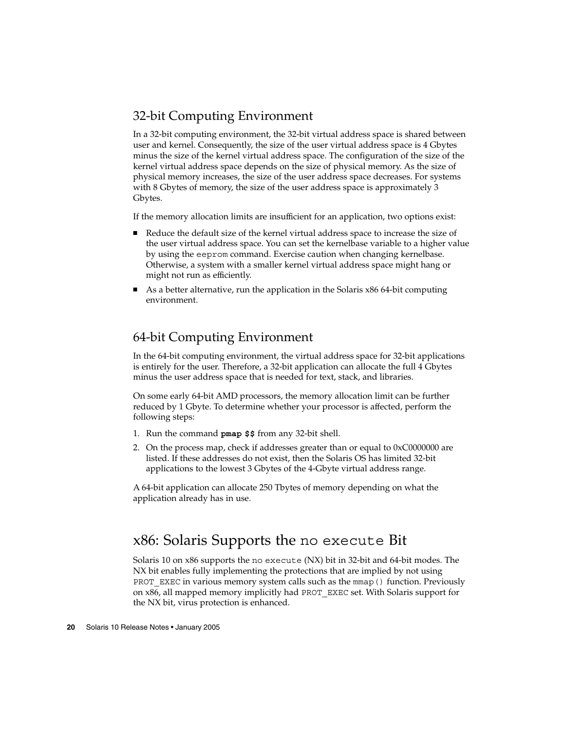## 32-bit Computing Environment

In a 32-bit computing environment, the 32-bit virtual address space is shared between user and kernel. Consequently, the size of the user virtual address space is 4 Gbytes minus the size of the kernel virtual address space. The configuration of the size of the kernel virtual address space depends on the size of physical memory. As the size of physical memory increases, the size of the user address space decreases. For systems with 8 Gbytes of memory, the size of the user address space is approximately 3 Gbytes.

If the memory allocation limits are insufficient for an application, two options exist:

- Reduce the default size of the kernel virtual address space to increase the size of the user virtual address space. You can set the kernelbase variable to a higher value by using the `eeprom` command. Exercise caution when changing kernelbase. Otherwise, a system with a smaller kernel virtual address space might hang or might not run as efficiently.
- As a better alternative, run the application in the Solaris x86 64-bit computing environment.

## 64-bit Computing Environment

In the 64-bit computing environment, the virtual address space for 32-bit applications is entirely for the user. Therefore, a 32-bit application can allocate the full 4 Gbytes minus the user address space that is needed for text, stack, and libraries.

On some early 64-bit AMD processors, the memory allocation limit can be further reduced by 1 Gbyte. To determine whether your processor is affected, perform the following steps:

1. Run the command **`pmap $$`** from any 32-bit shell.
2. On the process map, check if addresses greater than or equal to 0xC0000000 are listed. If these addresses do not exist, then the Solaris OS has limited 32-bit applications to the lowest 3 Gbytes of the 4-Gbyte virtual address range.

A 64-bit application can allocate 250 Tbytes of memory depending on what the application already has in use.

# x86: Solaris Supports the `no execute` Bit

Solaris 10 on x86 supports the `no execute` (NX) bit in 32-bit and 64-bit modes. The NX bit enables fully implementing the protections that are implied by not using `PROT_EXEC` in various memory system calls such as the `mmap()` function. Previously on x86, all mapped memory implicitly had `PROT_EXEC` set. With Solaris support for the NX bit, virus protection is enhanced.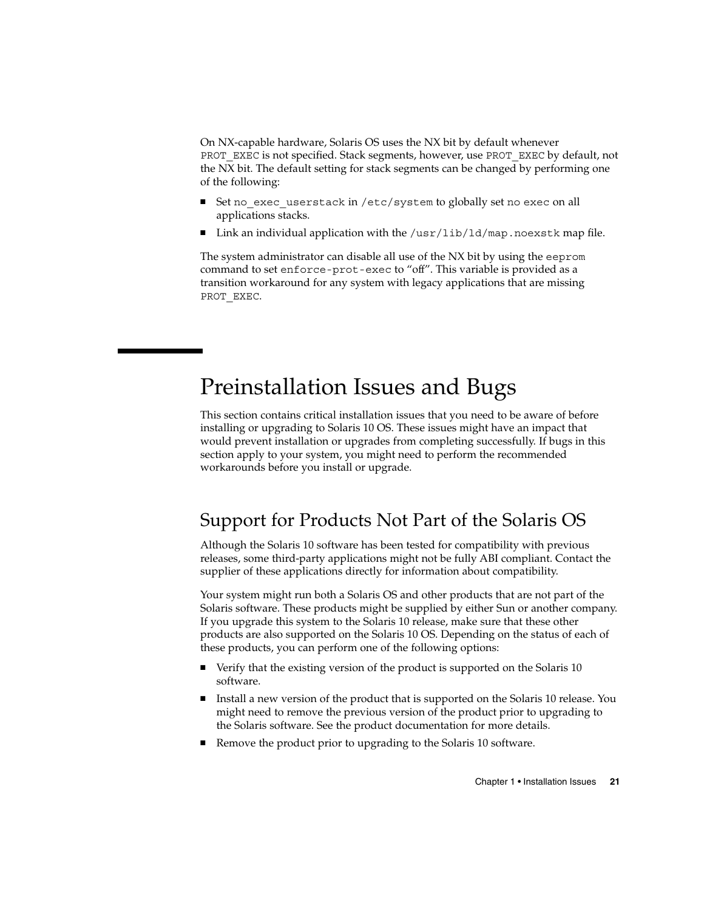On NX-capable hardware, Solaris OS uses the NX bit by default whenever `PROT_EXEC` is not specified. Stack segments, however, use `PROT_EXEC` by default, not the NX bit. The default setting for stack segments can be changed by performing one of the following:

- Set `no_exec_userstack` in `/etc/system` to globally set `no exec` on all applications stacks.
- Link an individual application with the `/usr/lib/ld/map.noexstk` map file.

The system administrator can disable all use of the NX bit by using the `eeprom` command to set `enforce-prot-exec` to "off". This variable is provided as a transition workaround for any system with legacy applications that are missing `PROT_EXEC`.

# Preinstallation Issues and Bugs

This section contains critical installation issues that you need to be aware of before installing or upgrading to Solaris 10 OS. These issues might have an impact that would prevent installation or upgrades from completing successfully. If bugs in this section apply to your system, you might need to perform the recommended workarounds before you install or upgrade.

## Support for Products Not Part of the Solaris OS

Although the Solaris 10 software has been tested for compatibility with previous releases, some third-party applications might not be fully ABI compliant. Contact the supplier of these applications directly for information about compatibility.

Your system might run both a Solaris OS and other products that are not part of the Solaris software. These products might be supplied by either Sun or another company. If you upgrade this system to the Solaris 10 release, make sure that these other products are also supported on the Solaris 10 OS. Depending on the status of each of these products, you can perform one of the following options:

- Verify that the existing version of the product is supported on the Solaris 10 software.
- Install a new version of the product that is supported on the Solaris 10 release. You might need to remove the previous version of the product prior to upgrading to the Solaris software. See the product documentation for more details.
- Remove the product prior to upgrading to the Solaris 10 software.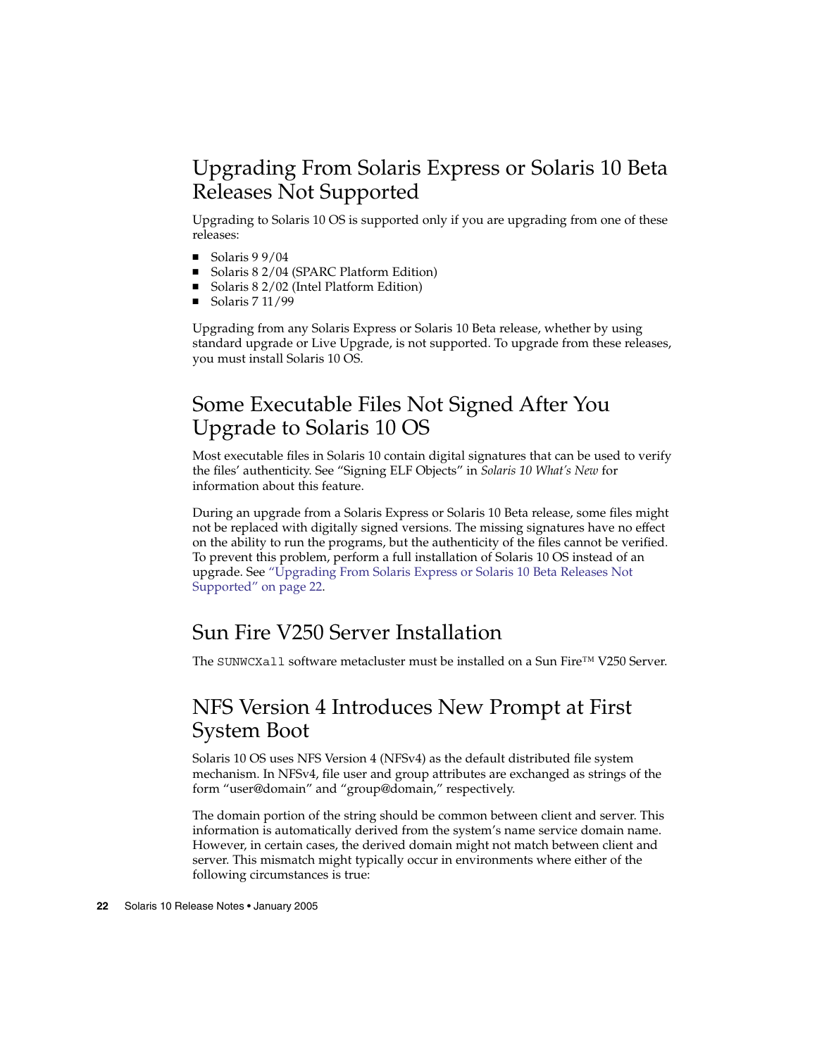## Upgrading From Solaris Express or Solaris 10 Beta Releases Not Supported

Upgrading to Solaris 10 OS is supported only if you are upgrading from one of these releases:

- Solaris 9 9/04
- Solaris 8 2/04 (SPARC Platform Edition)
- Solaris 8 2/02 (Intel Platform Edition)
- Solaris 7 11/99

Upgrading from any Solaris Express or Solaris 10 Beta release, whether by using standard upgrade or Live Upgrade, is not supported. To upgrade from these releases, you must install Solaris 10 OS.

## Some Executable Files Not Signed After You Upgrade to Solaris 10 OS

Most executable files in Solaris 10 contain digital signatures that can be used to verify the files' authenticity. See "Signing ELF Objects" in *Solaris 10 What's New* for information about this feature.

During an upgrade from a Solaris Express or Solaris 10 Beta release, some files might not be replaced with digitally signed versions. The missing signatures have no effect on the ability to run the programs, but the authenticity of the files cannot be verified. To prevent this problem, perform a full installation of Solaris 10 OS instead of an upgrade. See "Upgrading From Solaris Express or Solaris 10 Beta Releases Not Supported" on page 22.

## Sun Fire V250 Server Installation

The `SUNWCXall` software metacluster must be installed on a Sun Fire™ V250 Server.

## NFS Version 4 Introduces New Prompt at First System Boot

Solaris 10 OS uses NFS Version 4 (NFSv4) as the default distributed file system mechanism. In NFSv4, file user and group attributes are exchanged as strings of the form "user@domain" and "group@domain," respectively.

The domain portion of the string should be common between client and server. This information is automatically derived from the system's name service domain name. However, in certain cases, the derived domain might not match between client and server. This mismatch might typically occur in environments where either of the following circumstances is true: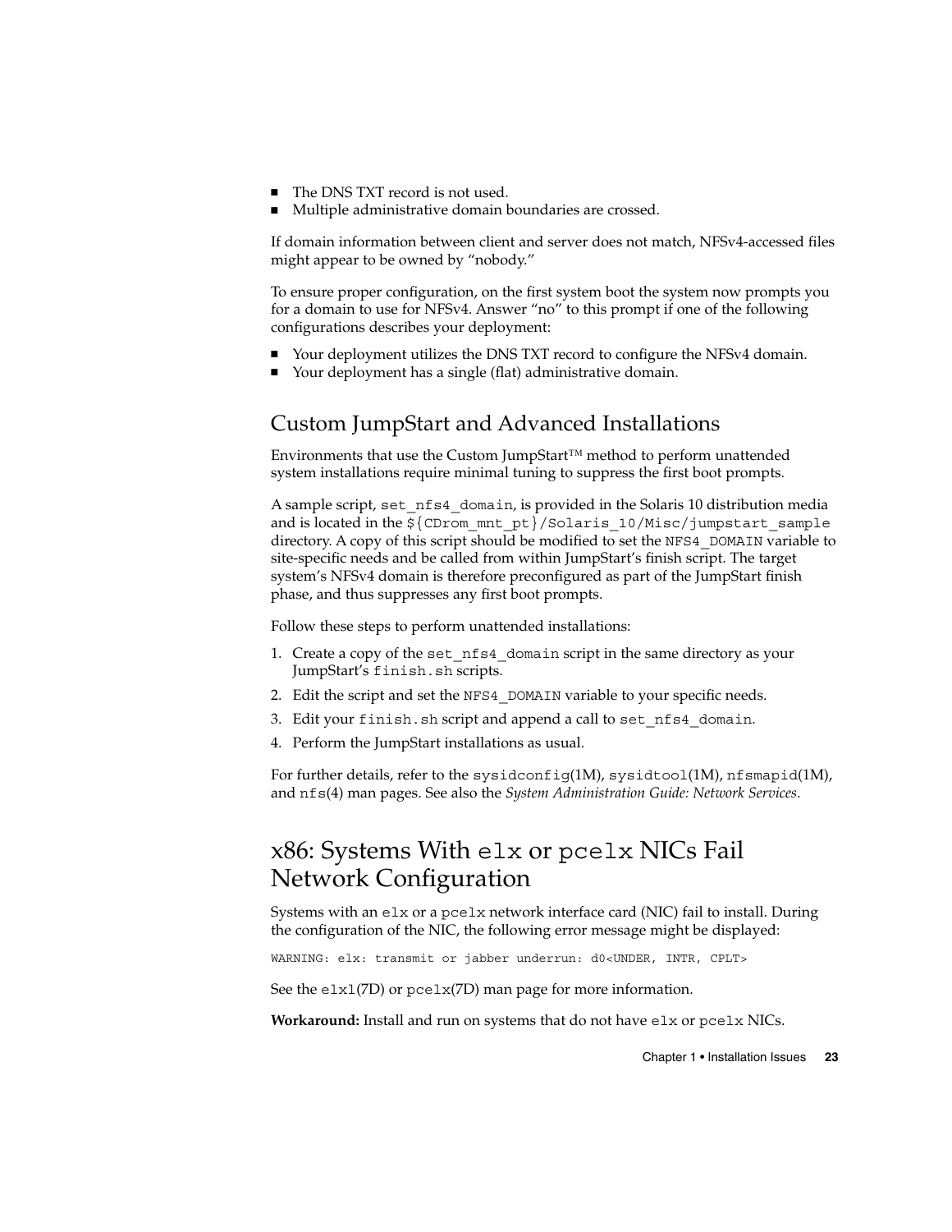- The DNS TXT record is not used.
- Multiple administrative domain boundaries are crossed.

If domain information between client and server does not match, NFSv4-accessed files might appear to be owned by “nobody.”

To ensure proper configuration, on the first system boot the system now prompts you for a domain to use for NFSv4. Answer “no” to this prompt if one of the following configurations describes your deployment:

- Your deployment utilizes the DNS TXT record to configure the NFSv4 domain.
- Your deployment has a single (flat) administrative domain.

### Custom JumpStart and Advanced Installations

Environments that use the Custom JumpStart™ method to perform unattended system installations require minimal tuning to suppress the first boot prompts.

A sample script, `set_nfs4_domain`, is provided in the Solaris 10 distribution media and is located in the `${CDrom_mnt_pt}/Solaris_10/Misc/jumpstart_sample` directory. A copy of this script should be modified to set the `NFS4_DOMAIN` variable to site-specific needs and be called from within JumpStart’s finish script. The target system’s NFSv4 domain is therefore preconfigured as part of the JumpStart finish phase, and thus suppresses any first boot prompts.

Follow these steps to perform unattended installations:

1. Create a copy of the `set_nfs4_domain` script in the same directory as your JumpStart’s `finish.sh` scripts.
2. Edit the script and set the `NFS4_DOMAIN` variable to your specific needs.
3. Edit your `finish.sh` script and append a call to `set_nfs4_domain`.
4. Perform the JumpStart installations as usual.

For further details, refer to the `sysidconfig`(1M), `sysidtool`(1M), `nfsmapid`(1M), and `nfs`(4) man pages. See also the *System Administration Guide: Network Services*.

## x86: Systems With `elx` or `pcelx` NICs Fail Network Configuration

Systems with an `elx` or a `pcelx` network interface card (NIC) fail to install. During the configuration of the NIC, the following error message might be displayed:

```
WARNING: elx: transmit or jabber underrun: d0<UNDER, INTR, CPLT>
```

See the `elxl`(7D) or `pcelx`(7D) man page for more information.

**Workaround:** Install and run on systems that do not have `elx` or `pcelx` NICs.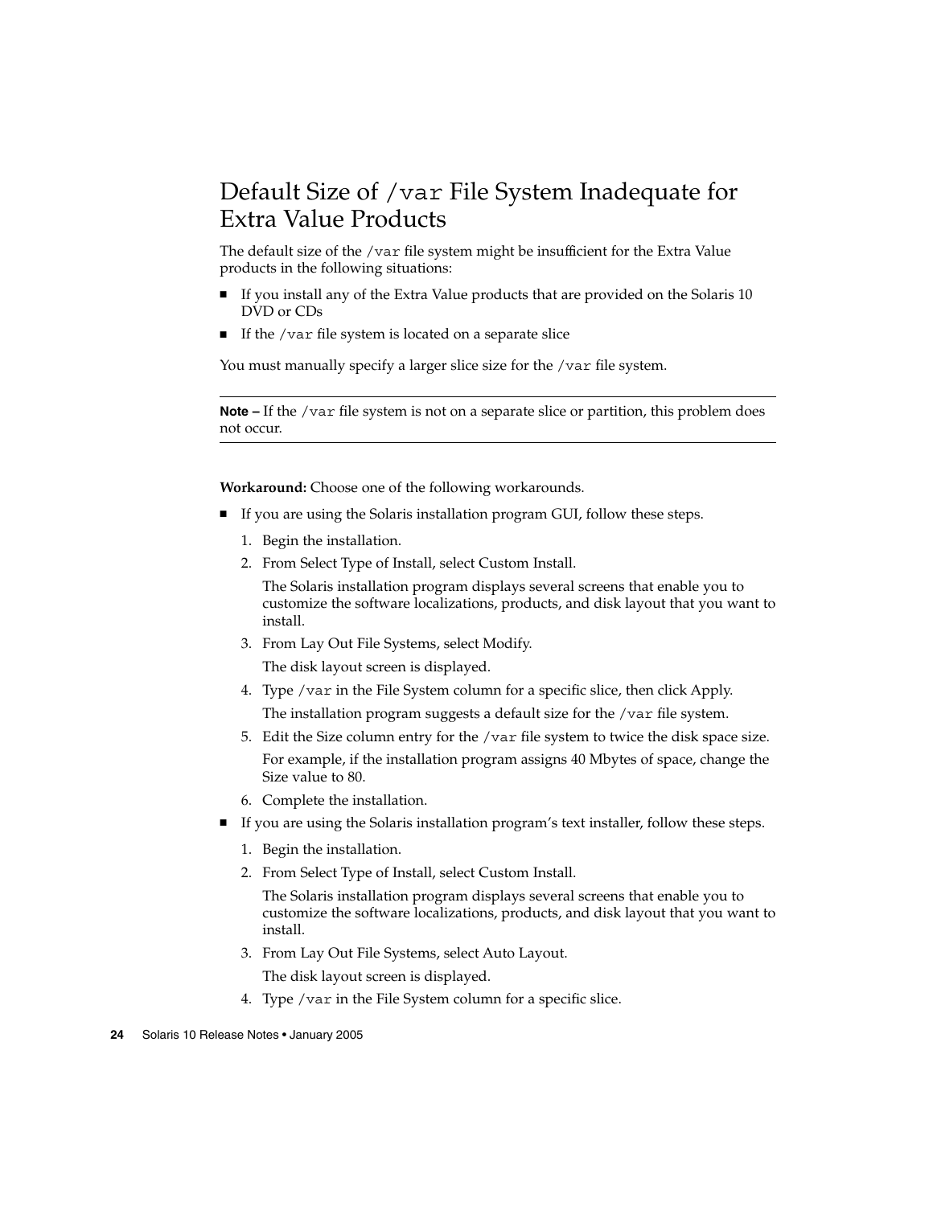## Default Size of `/var` File System Inadequate for Extra Value Products

The default size of the `/var` file system might be insufficient for the Extra Value products in the following situations:

- If you install any of the Extra Value products that are provided on the Solaris 10 DVD or CDs
- If the `/var` file system is located on a separate slice

You must manually specify a larger slice size for the `/var` file system.

---

**Note –** If the `/var` file system is not on a separate slice or partition, this problem does not occur.

---

**Workaround:** Choose one of the following workarounds.

- If you are using the Solaris installation program GUI, follow these steps.
  1. Begin the installation.
  2. From Select Type of Install, select Custom Install.

     The Solaris installation program displays several screens that enable you to customize the software localizations, products, and disk layout that you want to install.
  3. From Lay Out File Systems, select Modify.

     The disk layout screen is displayed.
  4. Type `/var` in the File System column for a specific slice, then click Apply.

     The installation program suggests a default size for the `/var` file system.
  5. Edit the Size column entry for the `/var` file system to twice the disk space size.

     For example, if the installation program assigns 40 Mbytes of space, change the Size value to 80.
  6. Complete the installation.
- If you are using the Solaris installation program's text installer, follow these steps.
  1. Begin the installation.
  2. From Select Type of Install, select Custom Install.

     The Solaris installation program displays several screens that enable you to customize the software localizations, products, and disk layout that you want to install.
  3. From Lay Out File Systems, select Auto Layout.

     The disk layout screen is displayed.
  4. Type `/var` in the File System column for a specific slice.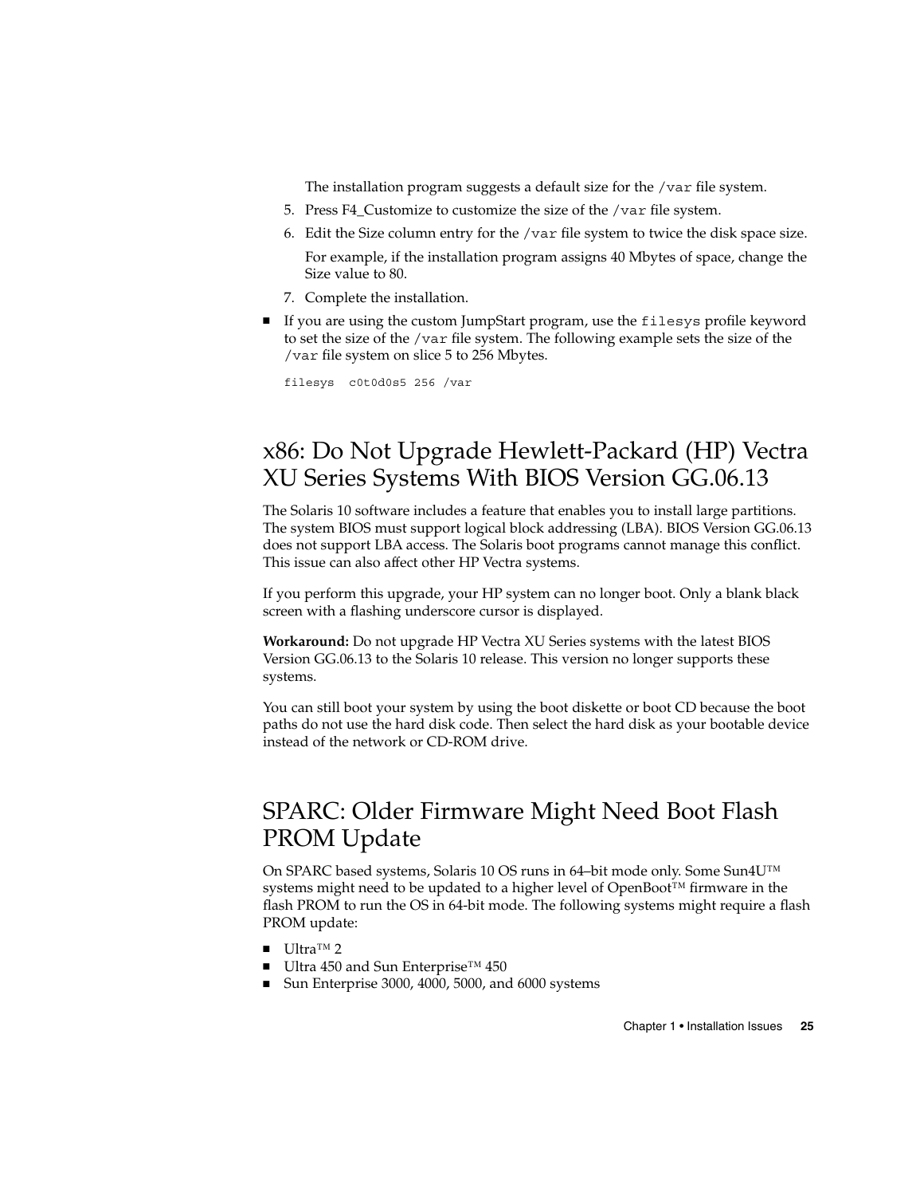The installation program suggests a default size for the `/var` file system.

5. Press F4_Customize to customize the size of the `/var` file system.
6. Edit the Size column entry for the `/var` file system to twice the disk space size.

   For example, if the installation program assigns 40 Mbytes of space, change the Size value to 80.
7. Complete the installation.

- If you are using the custom JumpStart program, use the `filesys` profile keyword to set the size of the `/var` file system. The following example sets the size of the `/var` file system on slice 5 to 256 Mbytes.

  ```
  filesys  c0t0d0s5 256 /var
  ```

## x86: Do Not Upgrade Hewlett-Packard (HP) Vectra XU Series Systems With BIOS Version GG.06.13

The Solaris 10 software includes a feature that enables you to install large partitions. The system BIOS must support logical block addressing (LBA). BIOS Version GG.06.13 does not support LBA access. The Solaris boot programs cannot manage this conflict. This issue can also affect other HP Vectra systems.

If you perform this upgrade, your HP system can no longer boot. Only a blank black screen with a flashing underscore cursor is displayed.

**Workaround:** Do not upgrade HP Vectra XU Series systems with the latest BIOS Version GG.06.13 to the Solaris 10 release. This version no longer supports these systems.

You can still boot your system by using the boot diskette or boot CD because the boot paths do not use the hard disk code. Then select the hard disk as your bootable device instead of the network or CD-ROM drive.

## SPARC: Older Firmware Might Need Boot Flash PROM Update

On SPARC based systems, Solaris 10 OS runs in 64–bit mode only. Some Sun4U™ systems might need to be updated to a higher level of OpenBoot™ firmware in the flash PROM to run the OS in 64-bit mode. The following systems might require a flash PROM update:

- Ultra™ 2
- Ultra 450 and Sun Enterprise™ 450
- Sun Enterprise 3000, 4000, 5000, and 6000 systems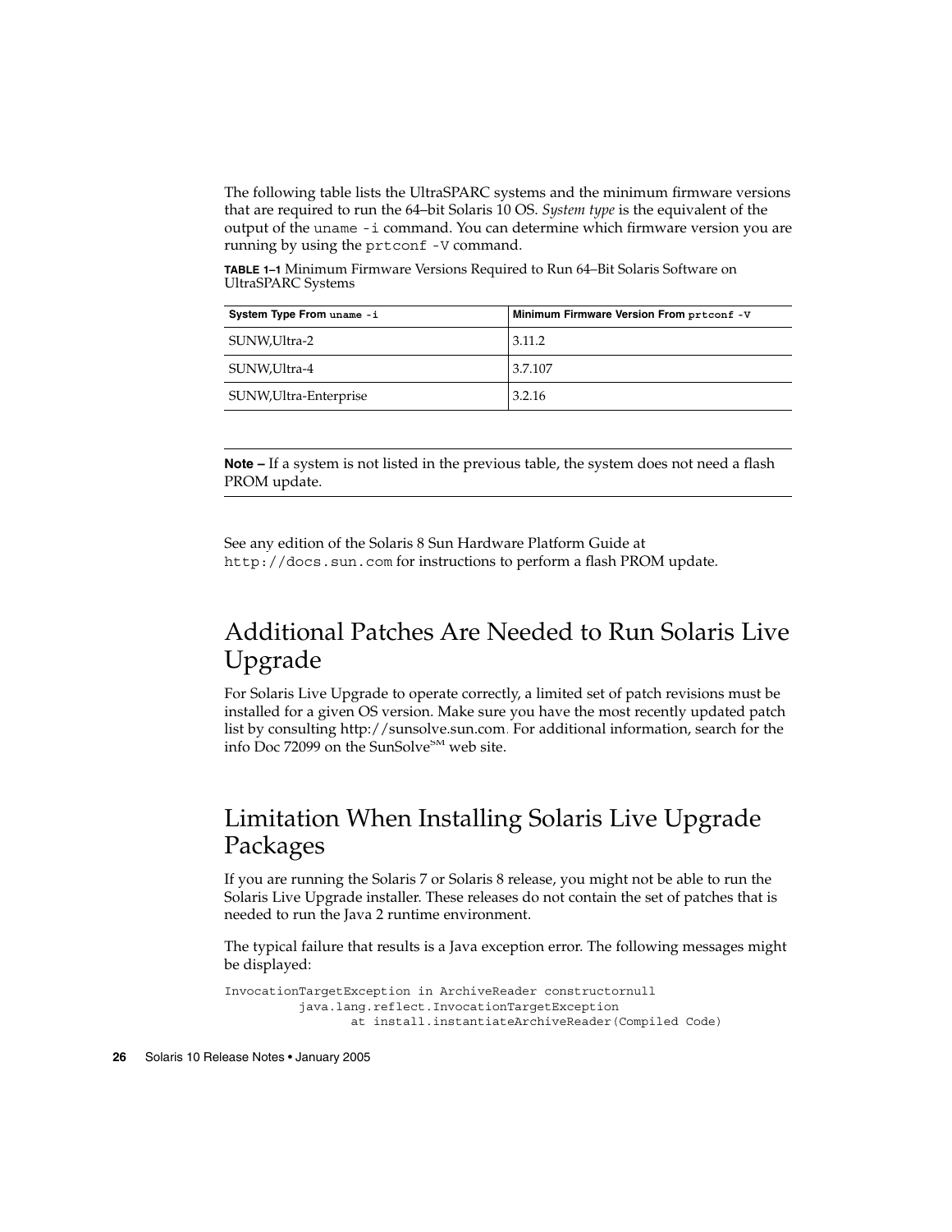The following table lists the UltraSPARC systems and the minimum firmware versions that are required to run the 64–bit Solaris 10 OS. *System type* is the equivalent of the output of the `uname -i` command. You can determine which firmware version you are running by using the `prtconf -V` command.

**TABLE 1–1** Minimum Firmware Versions Required to Run 64–Bit Solaris Software on UltraSPARC Systems

| System Type From `uname -i` | Minimum Firmware Version From `prtconf -V` |
| --- | --- |
| SUNW,Ultra-2 | 3.11.2 |
| SUNW,Ultra-4 | 3.7.107 |
| SUNW,Ultra-Enterprise | 3.2.16 |

---

**Note –** If a system is not listed in the previous table, the system does not need a flash PROM update.

---

See any edition of the Solaris 8 Sun Hardware Platform Guide at `http://docs.sun.com` for instructions to perform a flash PROM update.

## Additional Patches Are Needed to Run Solaris Live Upgrade

For Solaris Live Upgrade to operate correctly, a limited set of patch revisions must be installed for a given OS version. Make sure you have the most recently updated patch list by consulting http://sunsolve.sun.com. For additional information, search for the info Doc 72099 on the SunSolve[SM] web site.

## Limitation When Installing Solaris Live Upgrade Packages

If you are running the Solaris 7 or Solaris 8 release, you might not be able to run the Solaris Live Upgrade installer. These releases do not contain the set of patches that is needed to run the Java 2 runtime environment.

The typical failure that results is a Java exception error. The following messages might be displayed:

```
InvocationTargetException in ArchiveReader constructornull
          java.lang.reflect.InvocationTargetException
                 at install.instantiateArchiveReader(Compiled Code)
```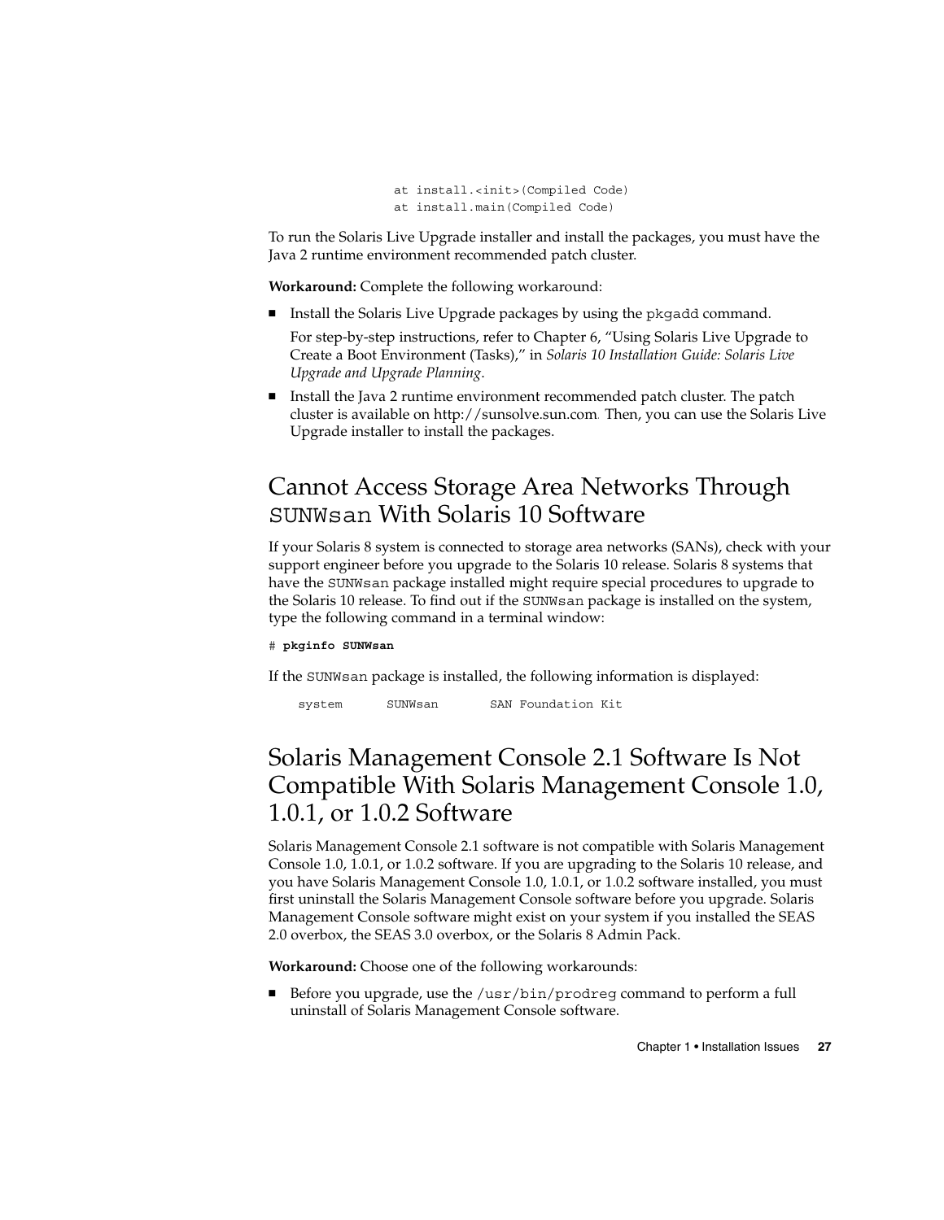```
at install.<init>(Compiled Code)
at install.main(Compiled Code)
```

To run the Solaris Live Upgrade installer and install the packages, you must have the Java 2 runtime environment recommended patch cluster.

**Workaround:** Complete the following workaround:

- Install the Solaris Live Upgrade packages by using the `pkgadd` command.

  For step-by-step instructions, refer to Chapter 6, "Using Solaris Live Upgrade to Create a Boot Environment (Tasks)," in *Solaris 10 Installation Guide: Solaris Live Upgrade and Upgrade Planning*.
- Install the Java 2 runtime environment recommended patch cluster. The patch cluster is available on http://sunsolve.sun.com. Then, you can use the Solaris Live Upgrade installer to install the packages.

## Cannot Access Storage Area Networks Through `SUNWsan` With Solaris 10 Software

If your Solaris 8 system is connected to storage area networks (SANs), check with your support engineer before you upgrade to the Solaris 10 release. Solaris 8 systems that have the `SUNWsan` package installed might require special procedures to upgrade to the Solaris 10 release. To find out if the `SUNWsan` package is installed on the system, type the following command in a terminal window:

```
# pkginfo SUNWsan
```

If the `SUNWsan` package is installed, the following information is displayed:

```
system      SUNWsan       SAN Foundation Kit
```

## Solaris Management Console 2.1 Software Is Not Compatible With Solaris Management Console 1.0, 1.0.1, or 1.0.2 Software

Solaris Management Console 2.1 software is not compatible with Solaris Management Console 1.0, 1.0.1, or 1.0.2 software. If you are upgrading to the Solaris 10 release, and you have Solaris Management Console 1.0, 1.0.1, or 1.0.2 software installed, you must first uninstall the Solaris Management Console software before you upgrade. Solaris Management Console software might exist on your system if you installed the SEAS 2.0 overbox, the SEAS 3.0 overbox, or the Solaris 8 Admin Pack.

**Workaround:** Choose one of the following workarounds:

- Before you upgrade, use the `/usr/bin/prodreg` command to perform a full uninstall of Solaris Management Console software.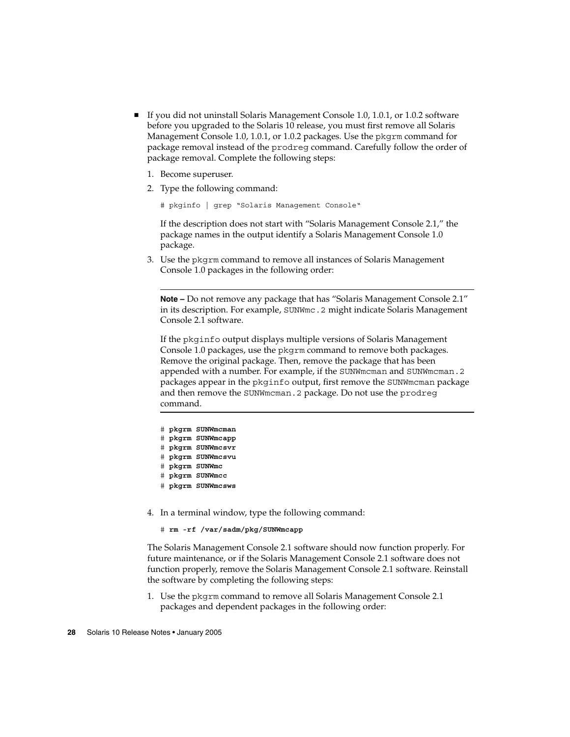- If you did not uninstall Solaris Management Console 1.0, 1.0.1, or 1.0.2 software before you upgraded to the Solaris 10 release, you must first remove all Solaris Management Console 1.0, 1.0.1, or 1.0.2 packages. Use the `pkgrm` command for package removal instead of the `prodreg` command. Carefully follow the order of package removal. Complete the following steps:

  1. Become superuser.
  2. Type the following command:

     ```
     # pkginfo | grep "Solaris Management Console"
     ```

     If the description does not start with "Solaris Management Console 2.1," the package names in the output identify a Solaris Management Console 1.0 package.

  3. Use the `pkgrm` command to remove all instances of Solaris Management Console 1.0 packages in the following order:

     ---

     **Note –** Do not remove any package that has "Solaris Management Console 2.1" in its description. For example, `SUNWmc.2` might indicate Solaris Management Console 2.1 software.

     If the `pkginfo` output displays multiple versions of Solaris Management Console 1.0 packages, use the `pkgrm` command to remove both packages. Remove the original package. Then, remove the package that has been appended with a number. For example, if the `SUNWmcman` and `SUNWmcman.2` packages appear in the `pkginfo` output, first remove the `SUNWmcman` package and then remove the `SUNWmcman.2` package. Do not use the `prodreg` command.

     ---

     ```
     # pkgrm SUNWmcman
     # pkgrm SUNWmcapp
     # pkgrm SUNWmcsvr
     # pkgrm SUNWmcsvu
     # pkgrm SUNWmc
     # pkgrm SUNWmcc
     # pkgrm SUNWmcsws
     ```

  4. In a terminal window, type the following command:

     ```
     # rm -rf /var/sadm/pkg/SUNWmcapp
     ```

  The Solaris Management Console 2.1 software should now function properly. For future maintenance, or if the Solaris Management Console 2.1 software does not function properly, remove the Solaris Management Console 2.1 software. Reinstall the software by completing the following steps:

  1. Use the `pkgrm` command to remove all Solaris Management Console 2.1 packages and dependent packages in the following order: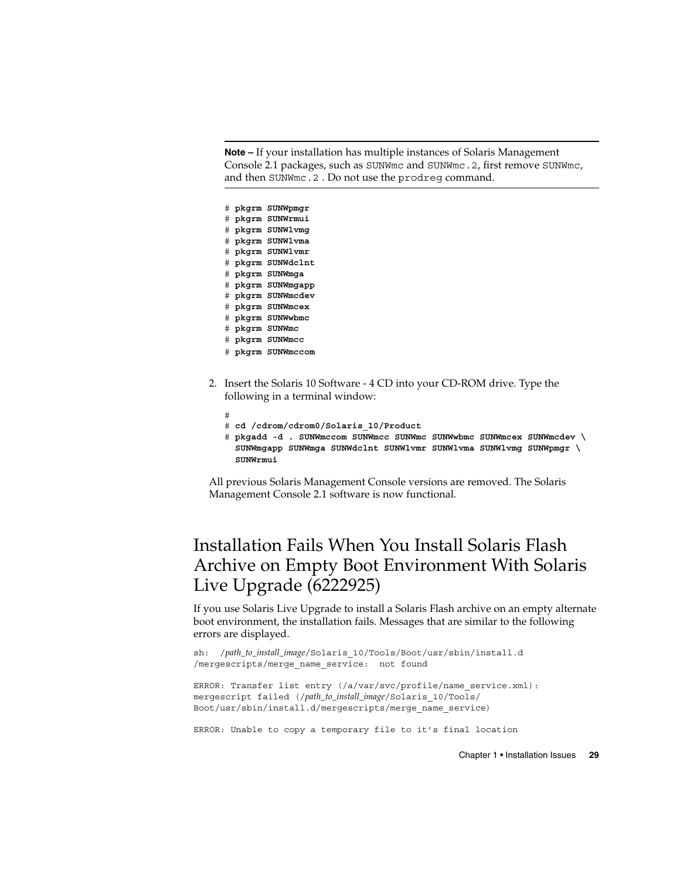---

**Note –** If your installation has multiple instances of Solaris Management Console 2.1 packages, such as SUNWmc and SUNWmc.2, first remove SUNWmc, and then SUNWmc.2 . Do not use the prodreg command.

---

```
# pkgrm SUNWpmgr
# pkgrm SUNWrmui
# pkgrm SUNWlvmg
# pkgrm SUNWlvma
# pkgrm SUNWlvmr
# pkgrm SUNWdclnt
# pkgrm SUNWmga
# pkgrm SUNWmgapp
# pkgrm SUNWmcdev
# pkgrm SUNWmcex
# pkgrm SUNWwbmc
# pkgrm SUNWmc
# pkgrm SUNWmcc
# pkgrm SUNWmccom
```

2. Insert the Solaris 10 Software - 4 CD into your CD-ROM drive. Type the following in a terminal window:

```
#
# cd /cdrom/cdrom0/Solaris_10/Product
# pkgadd -d . SUNWmccom SUNWmcc SUNWmc SUNWwbmc SUNWmcex SUNWmcdev \
  SUNWmgapp SUNWmga SUNWdclnt SUNWlvmr SUNWlvma SUNWlvmg SUNWpmgr \
  SUNWrmui
```

All previous Solaris Management Console versions are removed. The Solaris Management Console 2.1 software is now functional.

## Installation Fails When You Install Solaris Flash Archive on Empty Boot Environment With Solaris Live Upgrade (6222925)

If you use Solaris Live Upgrade to install a Solaris Flash archive on an empty alternate boot environment, the installation fails. Messages that are similar to the following errors are displayed.

```
sh:  /path_to_install_image/Solaris_10/Tools/Boot/usr/sbin/install.d
/mergescripts/merge_name_service:  not found

ERROR: Transfer list entry (/a/var/svc/profile/name_service.xml):
mergescript failed (/path_to_install_image/Solaris_10/Tools/
Boot/usr/sbin/install.d/mergescripts/merge_name_service)

ERROR: Unable to copy a temporary file to it's final location
```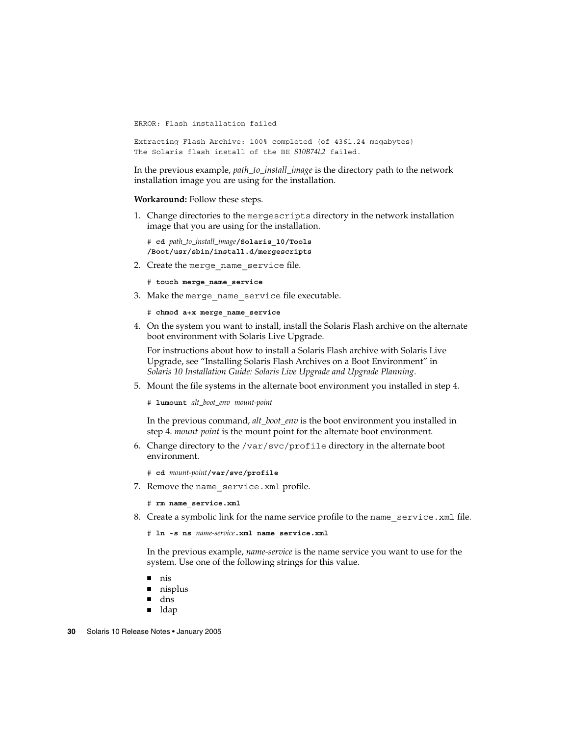```
ERROR: Flash installation failed

Extracting Flash Archive: 100% completed (of 4361.24 megabytes)
The Solaris flash install of the BE S10B74L2 failed.
```

In the previous example, *path_to_install_image* is the directory path to the network installation image you are using for the installation.

**Workaround:** Follow these steps.

1. Change directories to the `mergescripts` directory in the network installation image that you are using for the installation.

   ```
   # cd path_to_install_image/Solaris_10/Tools
   /Boot/usr/sbin/install.d/mergescripts
   ```

2. Create the `merge_name_service` file.

   ```
   # touch merge_name_service
   ```

3. Make the `merge_name_service` file executable.

   ```
   # chmod a+x merge_name_service
   ```

4. On the system you want to install, install the Solaris Flash archive on the alternate boot environment with Solaris Live Upgrade.

   For instructions about how to install a Solaris Flash archive with Solaris Live Upgrade, see "Installing Solaris Flash Archives on a Boot Environment" in *Solaris 10 Installation Guide: Solaris Live Upgrade and Upgrade Planning*.

5. Mount the file systems in the alternate boot environment you installed in step 4.

   ```
   # lumount alt_boot_env mount-point
   ```

   In the previous command, *alt_boot_env* is the boot environment you installed in step 4. *mount-point* is the mount point for the alternate boot environment.

6. Change directory to the `/var/svc/profile` directory in the alternate boot environment.

   ```
   # cd mount-point/var/svc/profile
   ```

7. Remove the `name_service.xml` profile.

   ```
   # rm name_service.xml
   ```

8. Create a symbolic link for the name service profile to the `name_service.xml` file.

   ```
   # ln -s ns_name-service.xml name_service.xml
   ```

   In the previous example, *name-service* is the name service you want to use for the system. Use one of the following strings for this value.

   - nis
   - nisplus
   - dns
   - ldap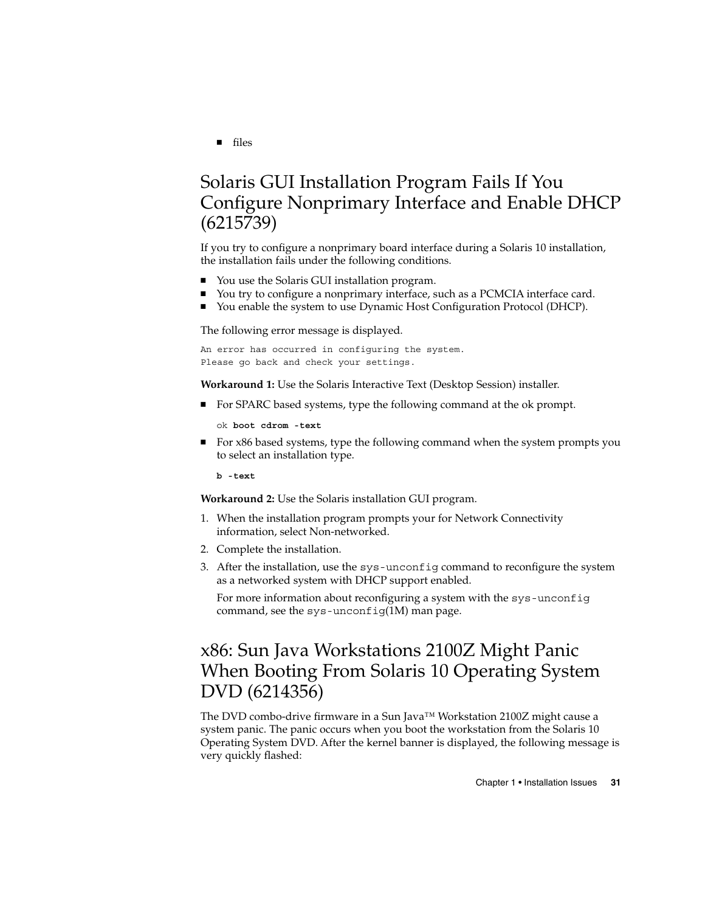- files

## Solaris GUI Installation Program Fails If You Configure Nonprimary Interface and Enable DHCP (6215739)

If you try to configure a nonprimary board interface during a Solaris 10 installation, the installation fails under the following conditions.

- You use the Solaris GUI installation program.
- You try to configure a nonprimary interface, such as a PCMCIA interface card.
- You enable the system to use Dynamic Host Configuration Protocol (DHCP).

The following error message is displayed.

```
An error has occurred in configuring the system.
Please go back and check your settings.
```

**Workaround 1:** Use the Solaris Interactive Text (Desktop Session) installer.

- For SPARC based systems, type the following command at the ok prompt.

  ```
  ok boot cdrom -text
  ```

- For x86 based systems, type the following command when the system prompts you to select an installation type.

  ```
  b -text
  ```

**Workaround 2:** Use the Solaris installation GUI program.

1. When the installation program prompts your for Network Connectivity information, select Non-networked.
2. Complete the installation.
3. After the installation, use the `sys-unconfig` command to reconfigure the system as a networked system with DHCP support enabled.

   For more information about reconfiguring a system with the `sys-unconfig` command, see the `sys-unconfig`(1M) man page.

## x86: Sun Java Workstations 2100Z Might Panic When Booting From Solaris 10 Operating System DVD (6214356)

The DVD combo-drive firmware in a Sun Java™ Workstation 2100Z might cause a system panic. The panic occurs when you boot the workstation from the Solaris 10 Operating System DVD. After the kernel banner is displayed, the following message is very quickly flashed: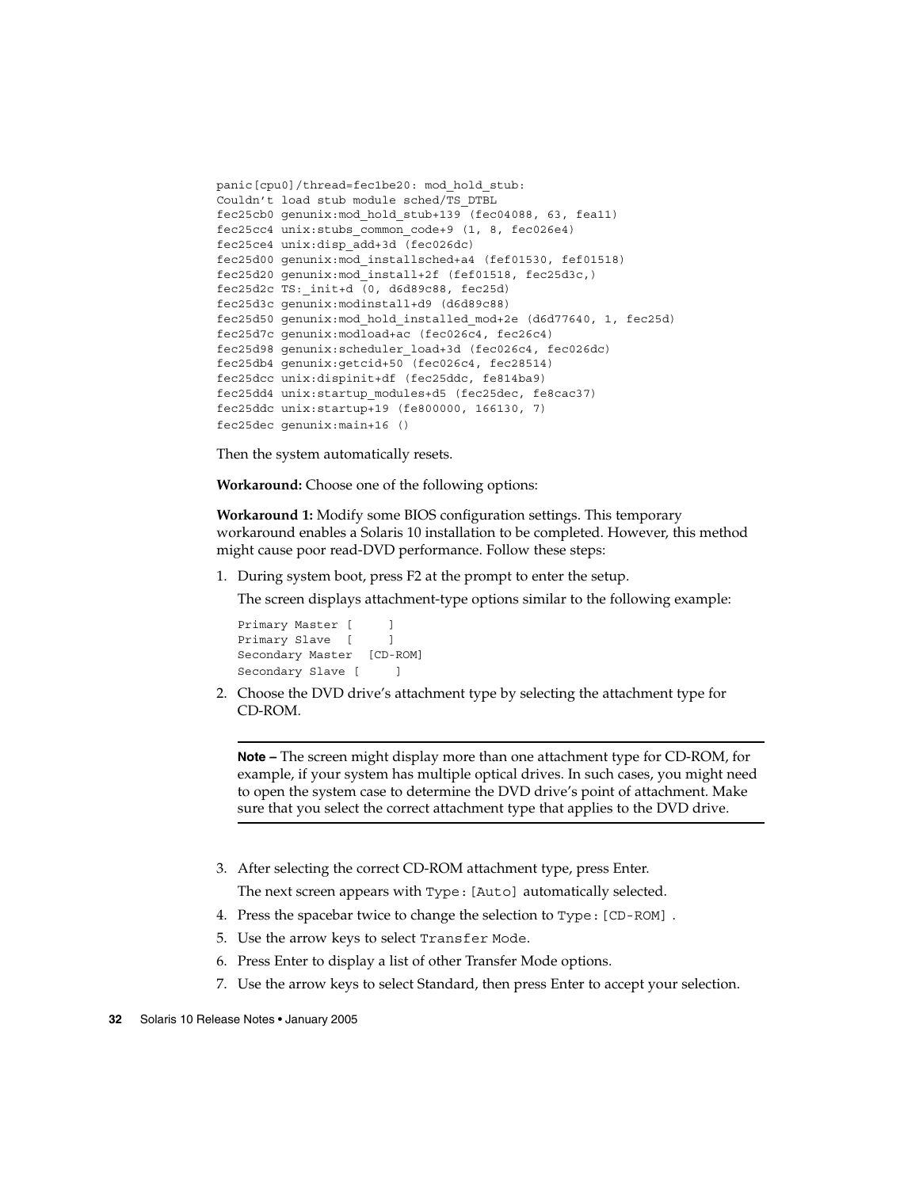```
panic[cpu0]/thread=fec1be20: mod_hold_stub:
Couldn't load stub module sched/TS_DTBL
fec25cb0 genunix:mod_hold_stub+139 (fec04088, 63, fea11)
fec25cc4 unix:stubs_common_code+9 (1, 8, fec026e4)
fec25ce4 unix:disp_add+3d (fec026dc)
fec25d00 genunix:mod_installsched+a4 (fef01530, fef01518)
fec25d20 genunix:mod_install+2f (fef01518, fec25d3c,)
fec25d2c TS:_init+d (0, d6d89c88, fec25d)
fec25d3c genunix:modinstall+d9 (d6d89c88)
fec25d50 genunix:mod_hold_installed_mod+2e (d6d77640, 1, fec25d)
fec25d7c genunix:modload+ac (fec026c4, fec26c4)
fec25d98 genunix:scheduler_load+3d (fec026c4, fec026dc)
fec25db4 genunix:getcid+50 (fec026c4, fec28514)
fec25dcc unix:dispinit+df (fec25ddc, fe814ba9)
fec25dd4 unix:startup_modules+d5 (fec25dec, fe8cac37)
fec25ddc unix:startup+19 (fe800000, 166130, 7)
fec25dec genunix:main+16 ()
```

Then the system automatically resets.

**Workaround:** Choose one of the following options:

**Workaround 1:** Modify some BIOS configuration settings. This temporary workaround enables a Solaris 10 installation to be completed. However, this method might cause poor read-DVD performance. Follow these steps:

1. During system boot, press F2 at the prompt to enter the setup.

   The screen displays attachment-type options similar to the following example:

   ```
   Primary Master [     ]
   Primary Slave  [     ]
   Secondary Master  [CD-ROM]
   Secondary Slave [     ]
   ```

2. Choose the DVD drive's attachment type by selecting the attachment type for CD-ROM.

   ---

   **Note –** The screen might display more than one attachment type for CD-ROM, for example, if your system has multiple optical drives. In such cases, you might need to open the system case to determine the DVD drive's point of attachment. Make sure that you select the correct attachment type that applies to the DVD drive.

   ---

3. After selecting the correct CD-ROM attachment type, press Enter.

   The next screen appears with `Type:[Auto]` automatically selected.

4. Press the spacebar twice to change the selection to `Type:[CD-ROM]`.
5. Use the arrow keys to select `Transfer Mode`.
6. Press Enter to display a list of other Transfer Mode options.
7. Use the arrow keys to select Standard, then press Enter to accept your selection.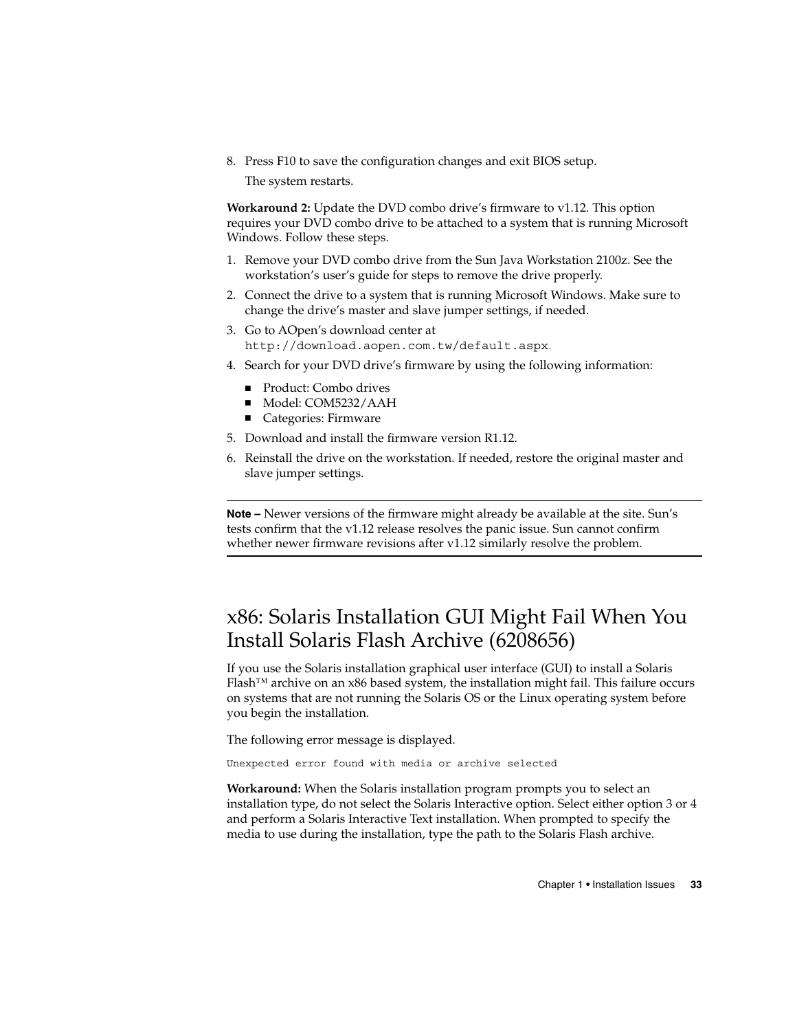8. Press F10 to save the configuration changes and exit BIOS setup.

   The system restarts.

**Workaround 2:** Update the DVD combo drive's firmware to v1.12. This option requires your DVD combo drive to be attached to a system that is running Microsoft Windows. Follow these steps.

1. Remove your DVD combo drive from the Sun Java Workstation 2100z. See the workstation's user's guide for steps to remove the drive properly.
2. Connect the drive to a system that is running Microsoft Windows. Make sure to change the drive's master and slave jumper settings, if needed.
3. Go to AOpen's download center at `http://download.aopen.com.tw/default.aspx`.
4. Search for your DVD drive's firmware by using the following information:
   - Product: Combo drives
   - Model: COM5232/AAH
   - Categories: Firmware
5. Download and install the firmware version R1.12.
6. Reinstall the drive on the workstation. If needed, restore the original master and slave jumper settings.

---

**Note –** Newer versions of the firmware might already be available at the site. Sun's tests confirm that the v1.12 release resolves the panic issue. Sun cannot confirm whether newer firmware revisions after v1.12 similarly resolve the problem.

---

## x86: Solaris Installation GUI Might Fail When You Install Solaris Flash Archive (6208656)

If you use the Solaris installation graphical user interface (GUI) to install a Solaris Flash™ archive on an x86 based system, the installation might fail. This failure occurs on systems that are not running the Solaris OS or the Linux operating system before you begin the installation.

The following error message is displayed.

```
Unexpected error found with media or archive selected
```

**Workaround:** When the Solaris installation program prompts you to select an installation type, do not select the Solaris Interactive option. Select either option 3 or 4 and perform a Solaris Interactive Text installation. When prompted to specify the media to use during the installation, type the path to the Solaris Flash archive.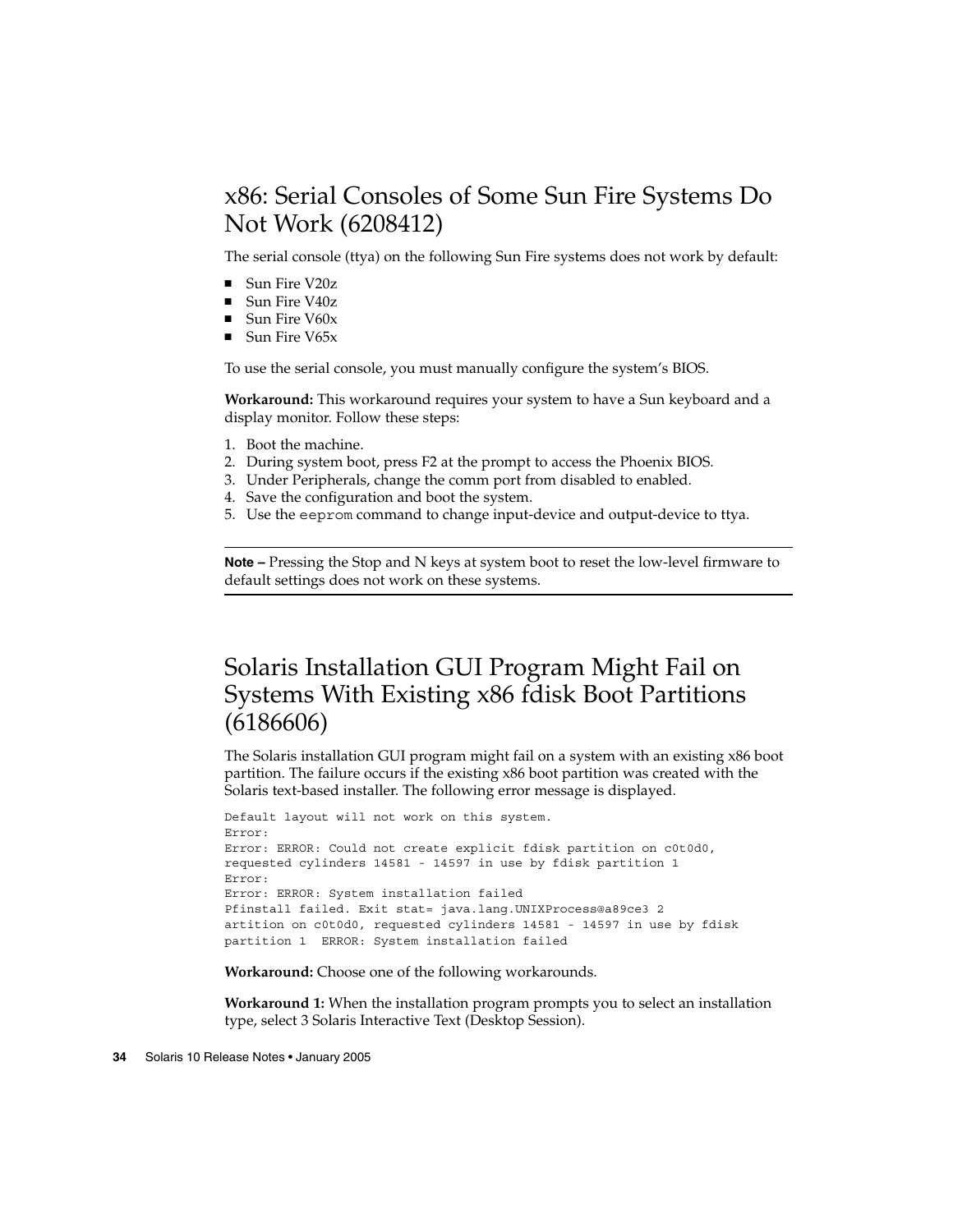## x86: Serial Consoles of Some Sun Fire Systems Do Not Work (6208412)

The serial console (ttya) on the following Sun Fire systems does not work by default:

- Sun Fire V20z
- Sun Fire V40z
- Sun Fire V60x
- Sun Fire V65x

To use the serial console, you must manually configure the system's BIOS.

**Workaround:** This workaround requires your system to have a Sun keyboard and a display monitor. Follow these steps:

1. Boot the machine.
2. During system boot, press F2 at the prompt to access the Phoenix BIOS.
3. Under Peripherals, change the comm port from disabled to enabled.
4. Save the configuration and boot the system.
5. Use the `eeprom` command to change input-device and output-device to ttya.

---

**Note –** Pressing the Stop and N keys at system boot to reset the low-level firmware to default settings does not work on these systems.

---

## Solaris Installation GUI Program Might Fail on Systems With Existing x86 fdisk Boot Partitions (6186606)

The Solaris installation GUI program might fail on a system with an existing x86 boot partition. The failure occurs if the existing x86 boot partition was created with the Solaris text-based installer. The following error message is displayed.

```
Default layout will not work on this system.
Error:
Error: ERROR: Could not create explicit fdisk partition on c0t0d0,
requested cylinders 14581 - 14597 in use by fdisk partition 1
Error:
Error: ERROR: System installation failed
Pfinstall failed. Exit stat= java.lang.UNIXProcess@a89ce3 2
artition on c0t0d0, requested cylinders 14581 - 14597 in use by fdisk
partition 1  ERROR: System installation failed
```

**Workaround:** Choose one of the following workarounds.

**Workaround 1:** When the installation program prompts you to select an installation type, select 3 Solaris Interactive Text (Desktop Session).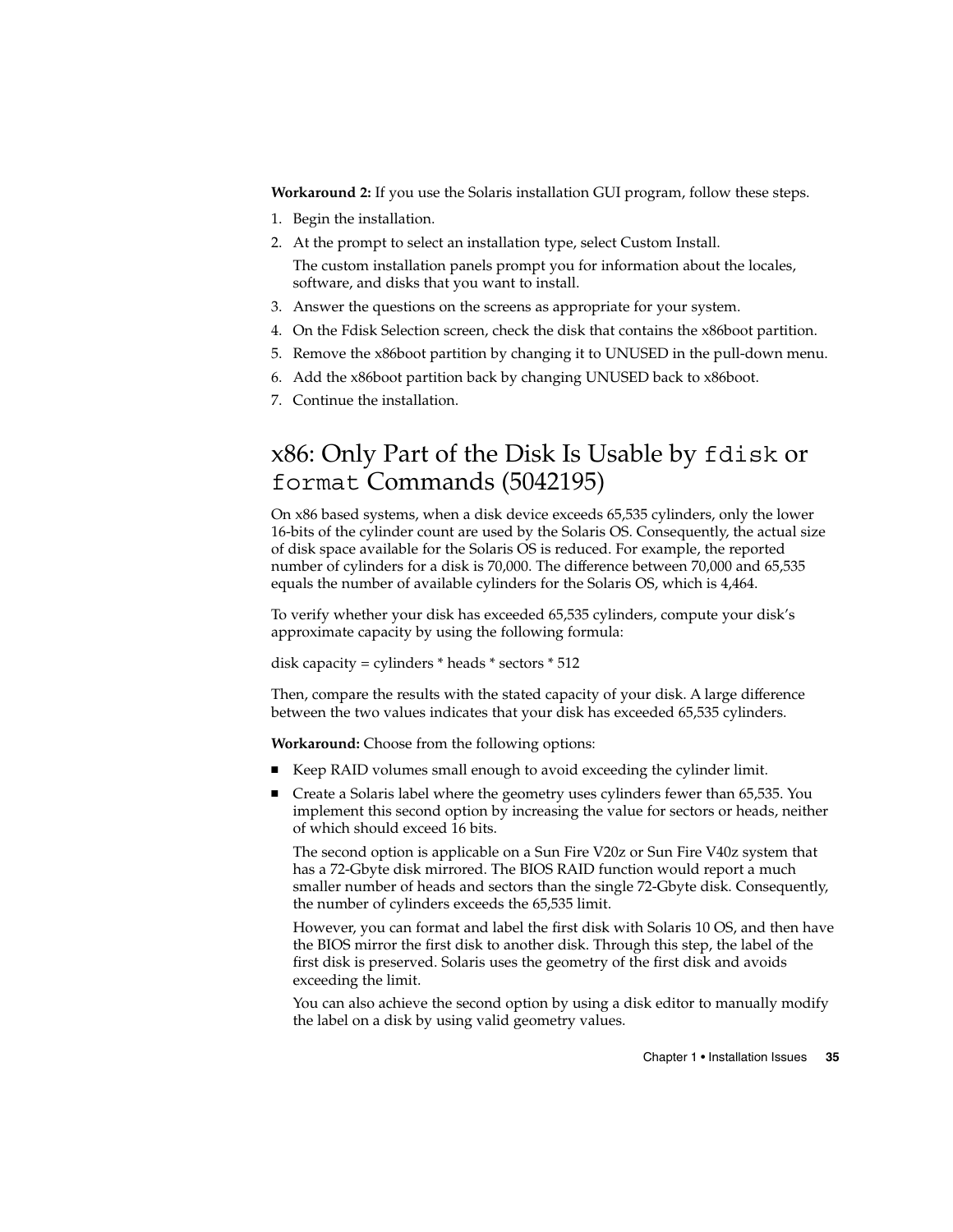**Workaround 2:** If you use the Solaris installation GUI program, follow these steps.

1. Begin the installation.
2. At the prompt to select an installation type, select Custom Install.

   The custom installation panels prompt you for information about the locales, software, and disks that you want to install.
3. Answer the questions on the screens as appropriate for your system.
4. On the Fdisk Selection screen, check the disk that contains the x86boot partition.
5. Remove the x86boot partition by changing it to UNUSED in the pull-down menu.
6. Add the x86boot partition back by changing UNUSED back to x86boot.
7. Continue the installation.

## x86: Only Part of the Disk Is Usable by `fdisk` or `format` Commands (5042195)

On x86 based systems, when a disk device exceeds 65,535 cylinders, only the lower 16-bits of the cylinder count are used by the Solaris OS. Consequently, the actual size of disk space available for the Solaris OS is reduced. For example, the reported number of cylinders for a disk is 70,000. The difference between 70,000 and 65,535 equals the number of available cylinders for the Solaris OS, which is 4,464.

To verify whether your disk has exceeded 65,535 cylinders, compute your disk's approximate capacity by using the following formula:

disk capacity = cylinders * heads * sectors * 512

Then, compare the results with the stated capacity of your disk. A large difference between the two values indicates that your disk has exceeded 65,535 cylinders.

**Workaround:** Choose from the following options:

- Keep RAID volumes small enough to avoid exceeding the cylinder limit.
- Create a Solaris label where the geometry uses cylinders fewer than 65,535. You implement this second option by increasing the value for sectors or heads, neither of which should exceed 16 bits.

  The second option is applicable on a Sun Fire V20z or Sun Fire V40z system that has a 72-Gbyte disk mirrored. The BIOS RAID function would report a much smaller number of heads and sectors than the single 72-Gbyte disk. Consequently, the number of cylinders exceeds the 65,535 limit.

  However, you can format and label the first disk with Solaris 10 OS, and then have the BIOS mirror the first disk to another disk. Through this step, the label of the first disk is preserved. Solaris uses the geometry of the first disk and avoids exceeding the limit.

  You can also achieve the second option by using a disk editor to manually modify the label on a disk by using valid geometry values.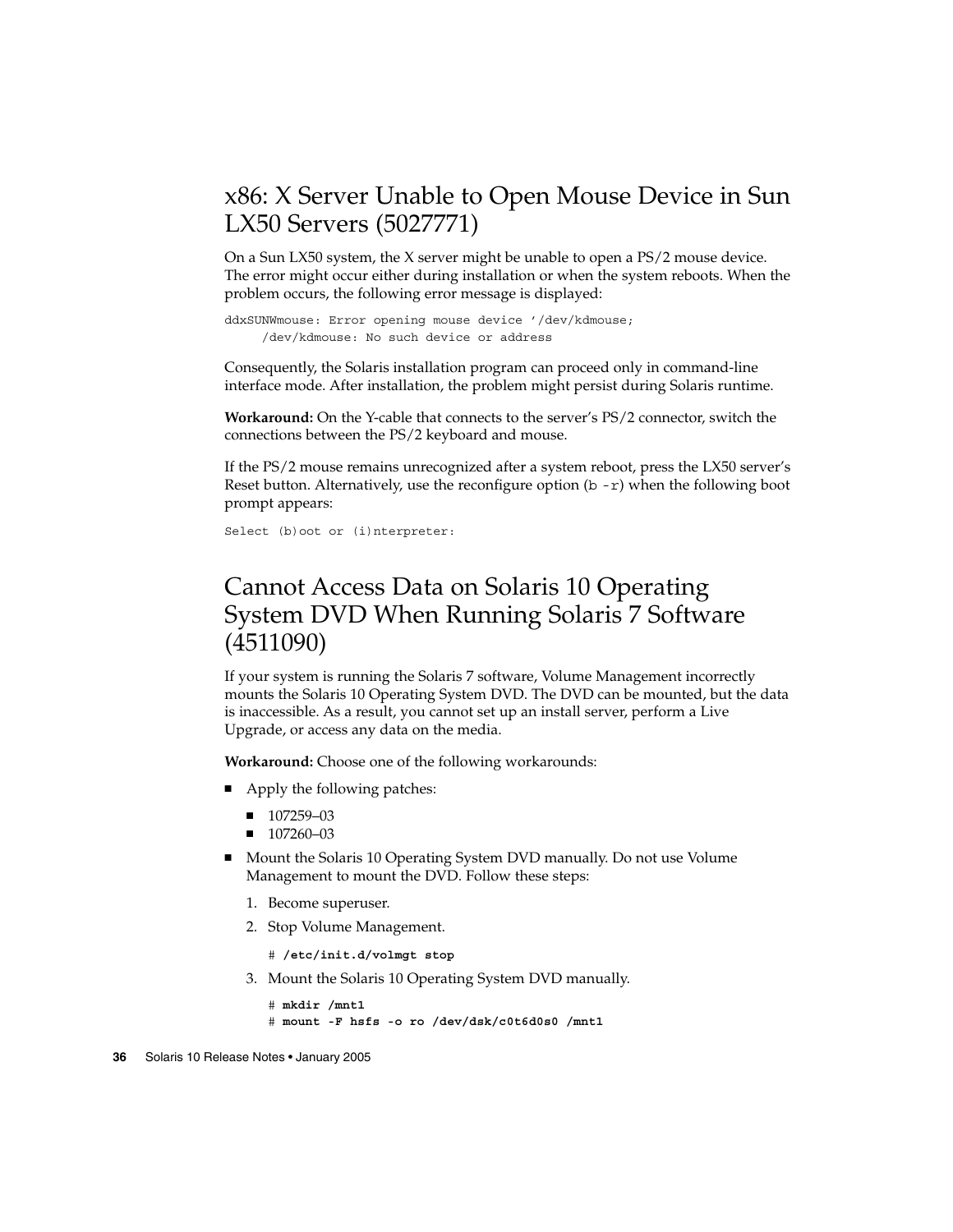## x86: X Server Unable to Open Mouse Device in Sun LX50 Servers (5027771)

On a Sun LX50 system, the X server might be unable to open a PS/2 mouse device. The error might occur either during installation or when the system reboots. When the problem occurs, the following error message is displayed:

```
ddxSUNWmouse: Error opening mouse device '/dev/kdmouse;
     /dev/kdmouse: No such device or address
```

Consequently, the Solaris installation program can proceed only in command-line interface mode. After installation, the problem might persist during Solaris runtime.

**Workaround:** On the Y-cable that connects to the server's PS/2 connector, switch the connections between the PS/2 keyboard and mouse.

If the PS/2 mouse remains unrecognized after a system reboot, press the LX50 server's Reset button. Alternatively, use the reconfigure option (`b -r`) when the following boot prompt appears:

```
Select (b)oot or (i)nterpreter:
```

## Cannot Access Data on Solaris 10 Operating System DVD When Running Solaris 7 Software (4511090)

If your system is running the Solaris 7 software, Volume Management incorrectly mounts the Solaris 10 Operating System DVD. The DVD can be mounted, but the data is inaccessible. As a result, you cannot set up an install server, perform a Live Upgrade, or access any data on the media.

**Workaround:** Choose one of the following workarounds:

- Apply the following patches:
  - 107259–03
  - 107260–03
- Mount the Solaris 10 Operating System DVD manually. Do not use Volume Management to mount the DVD. Follow these steps:
  1. Become superuser.
  2. Stop Volume Management.

     ```
     # /etc/init.d/volmgt stop
     ```

  3. Mount the Solaris 10 Operating System DVD manually.

     ```
     # mkdir /mnt1
     # mount -F hsfs -o ro /dev/dsk/c0t6d0s0 /mnt1
     ```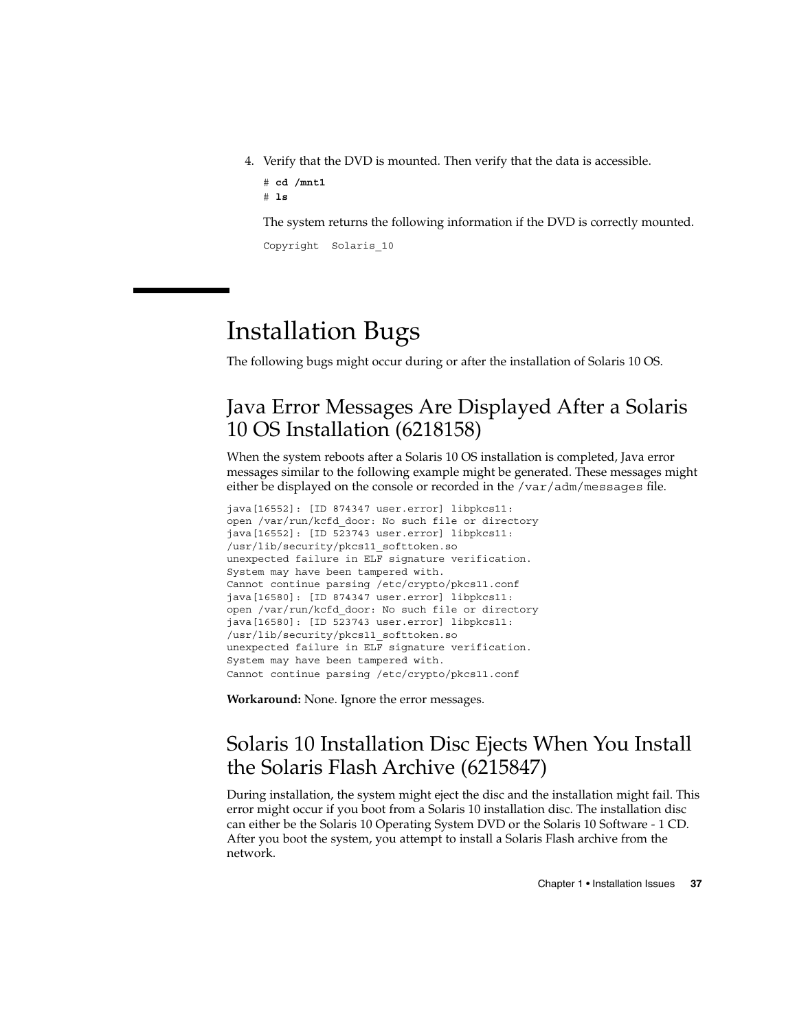4. Verify that the DVD is mounted. Then verify that the data is accessible.

   ```
   # cd /mnt1
   # ls
   ```

   The system returns the following information if the DVD is correctly mounted.

   ```
   Copyright  Solaris_10
   ```

# Installation Bugs

The following bugs might occur during or after the installation of Solaris 10 OS.

## Java Error Messages Are Displayed After a Solaris 10 OS Installation (6218158)

When the system reboots after a Solaris 10 OS installation is completed, Java error messages similar to the following example might be generated. These messages might either be displayed on the console or recorded in the /var/adm/messages file.

```
java[16552]: [ID 874347 user.error] libpkcs11:
open /var/run/kcfd_door: No such file or directory
java[16552]: [ID 523743 user.error] libpkcs11:
/usr/lib/security/pkcs11_softtoken.so
unexpected failure in ELF signature verification.
System may have been tampered with.
Cannot continue parsing /etc/crypto/pkcs11.conf
java[16580]: [ID 874347 user.error] libpkcs11:
open /var/run/kcfd_door: No such file or directory
java[16580]: [ID 523743 user.error] libpkcs11:
/usr/lib/security/pkcs11_softtoken.so
unexpected failure in ELF signature verification.
System may have been tampered with.
Cannot continue parsing /etc/crypto/pkcs11.conf
```

**Workaround:** None. Ignore the error messages.

## Solaris 10 Installation Disc Ejects When You Install the Solaris Flash Archive (6215847)

During installation, the system might eject the disc and the installation might fail. This error might occur if you boot from a Solaris 10 installation disc. The installation disc can either be the Solaris 10 Operating System DVD or the Solaris 10 Software - 1 CD. After you boot the system, you attempt to install a Solaris Flash archive from the network.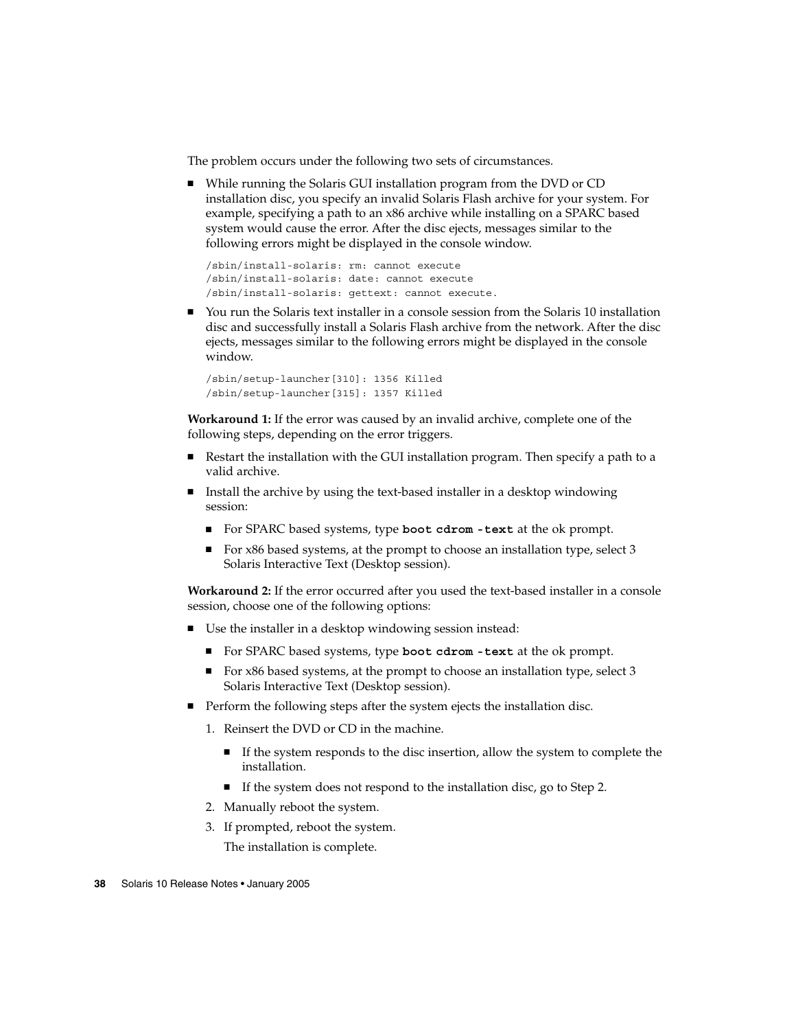The problem occurs under the following two sets of circumstances.

- While running the Solaris GUI installation program from the DVD or CD installation disc, you specify an invalid Solaris Flash archive for your system. For example, specifying a path to an x86 archive while installing on a SPARC based system would cause the error. After the disc ejects, messages similar to the following errors might be displayed in the console window.

  ```
  /sbin/install-solaris: rm: cannot execute
  /sbin/install-solaris: date: cannot execute
  /sbin/install-solaris: gettext: cannot execute.
  ```

- You run the Solaris text installer in a console session from the Solaris 10 installation disc and successfully install a Solaris Flash archive from the network. After the disc ejects, messages similar to the following errors might be displayed in the console window.

  ```
  /sbin/setup-launcher[310]: 1356 Killed
  /sbin/setup-launcher[315]: 1357 Killed
  ```

**Workaround 1:** If the error was caused by an invalid archive, complete one of the following steps, depending on the error triggers.

- Restart the installation with the GUI installation program. Then specify a path to a valid archive.
- Install the archive by using the text-based installer in a desktop windowing session:
  - For SPARC based systems, type **`boot cdrom -text`** at the ok prompt.
  - For x86 based systems, at the prompt to choose an installation type, select 3 Solaris Interactive Text (Desktop session).

**Workaround 2:** If the error occurred after you used the text-based installer in a console session, choose one of the following options:

- Use the installer in a desktop windowing session instead:
  - For SPARC based systems, type **`boot cdrom -text`** at the ok prompt.
  - For x86 based systems, at the prompt to choose an installation type, select 3 Solaris Interactive Text (Desktop session).
- Perform the following steps after the system ejects the installation disc.
  1. Reinsert the DVD or CD in the machine.
     - If the system responds to the disc insertion, allow the system to complete the installation.
     - If the system does not respond to the installation disc, go to Step 2.
  2. Manually reboot the system.
  3. If prompted, reboot the system.

     The installation is complete.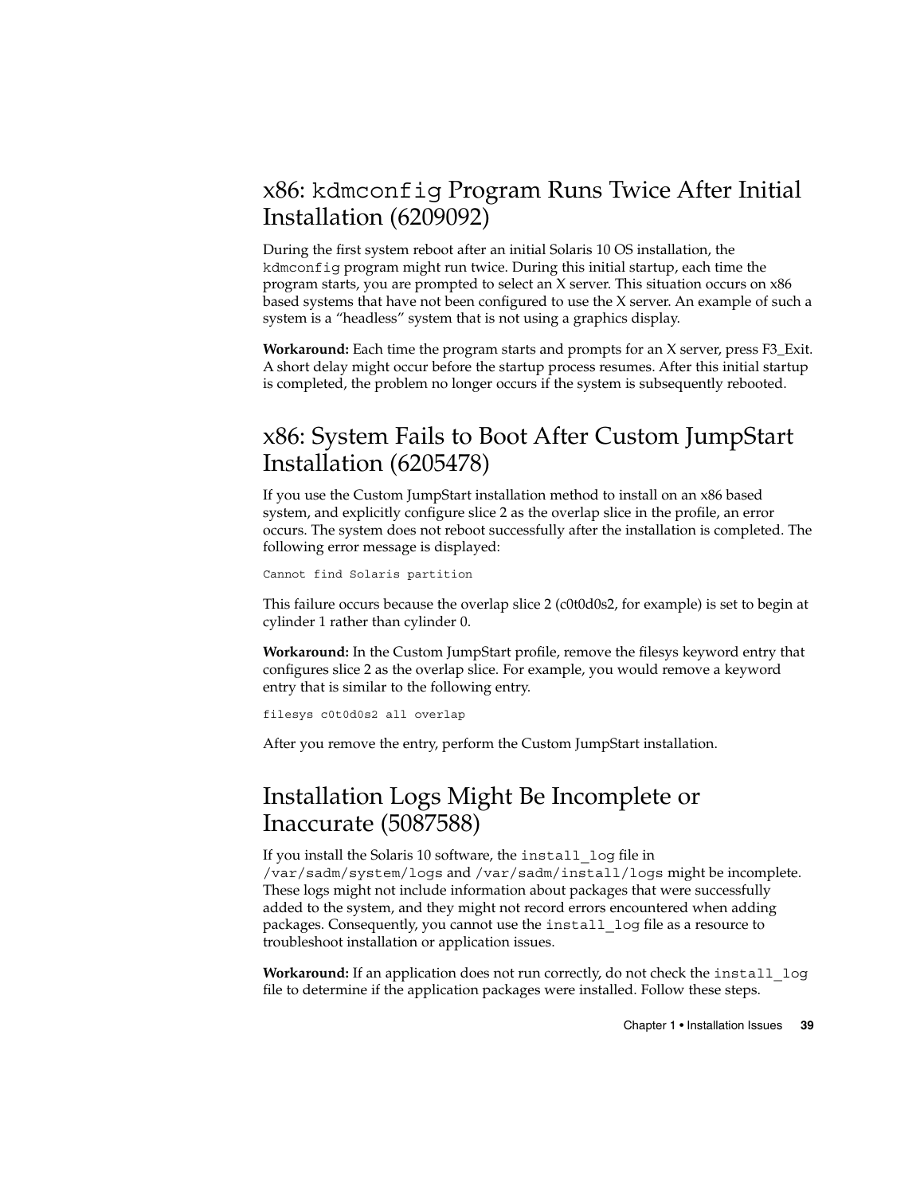## x86: `kdmconfig` Program Runs Twice After Initial Installation (6209092)

During the first system reboot after an initial Solaris 10 OS installation, the `kdmconfig` program might run twice. During this initial startup, each time the program starts, you are prompted to select an X server. This situation occurs on x86 based systems that have not been configured to use the X server. An example of such a system is a "headless" system that is not using a graphics display.

**Workaround:** Each time the program starts and prompts for an X server, press F3_Exit. A short delay might occur before the startup process resumes. After this initial startup is completed, the problem no longer occurs if the system is subsequently rebooted.

## x86: System Fails to Boot After Custom JumpStart Installation (6205478)

If you use the Custom JumpStart installation method to install on an x86 based system, and explicitly configure slice 2 as the overlap slice in the profile, an error occurs. The system does not reboot successfully after the installation is completed. The following error message is displayed:

```
Cannot find Solaris partition
```

This failure occurs because the overlap slice 2 (c0t0d0s2, for example) is set to begin at cylinder 1 rather than cylinder 0.

**Workaround:** In the Custom JumpStart profile, remove the filesys keyword entry that configures slice 2 as the overlap slice. For example, you would remove a keyword entry that is similar to the following entry.

```
filesys c0t0d0s2 all overlap
```

After you remove the entry, perform the Custom JumpStart installation.

## Installation Logs Might Be Incomplete or Inaccurate (5087588)

If you install the Solaris 10 software, the `install_log` file in `/var/sadm/system/logs` and `/var/sadm/install/logs` might be incomplete. These logs might not include information about packages that were successfully added to the system, and they might not record errors encountered when adding packages. Consequently, you cannot use the `install_log` file as a resource to troubleshoot installation or application issues.

**Workaround:** If an application does not run correctly, do not check the `install_log` file to determine if the application packages were installed. Follow these steps.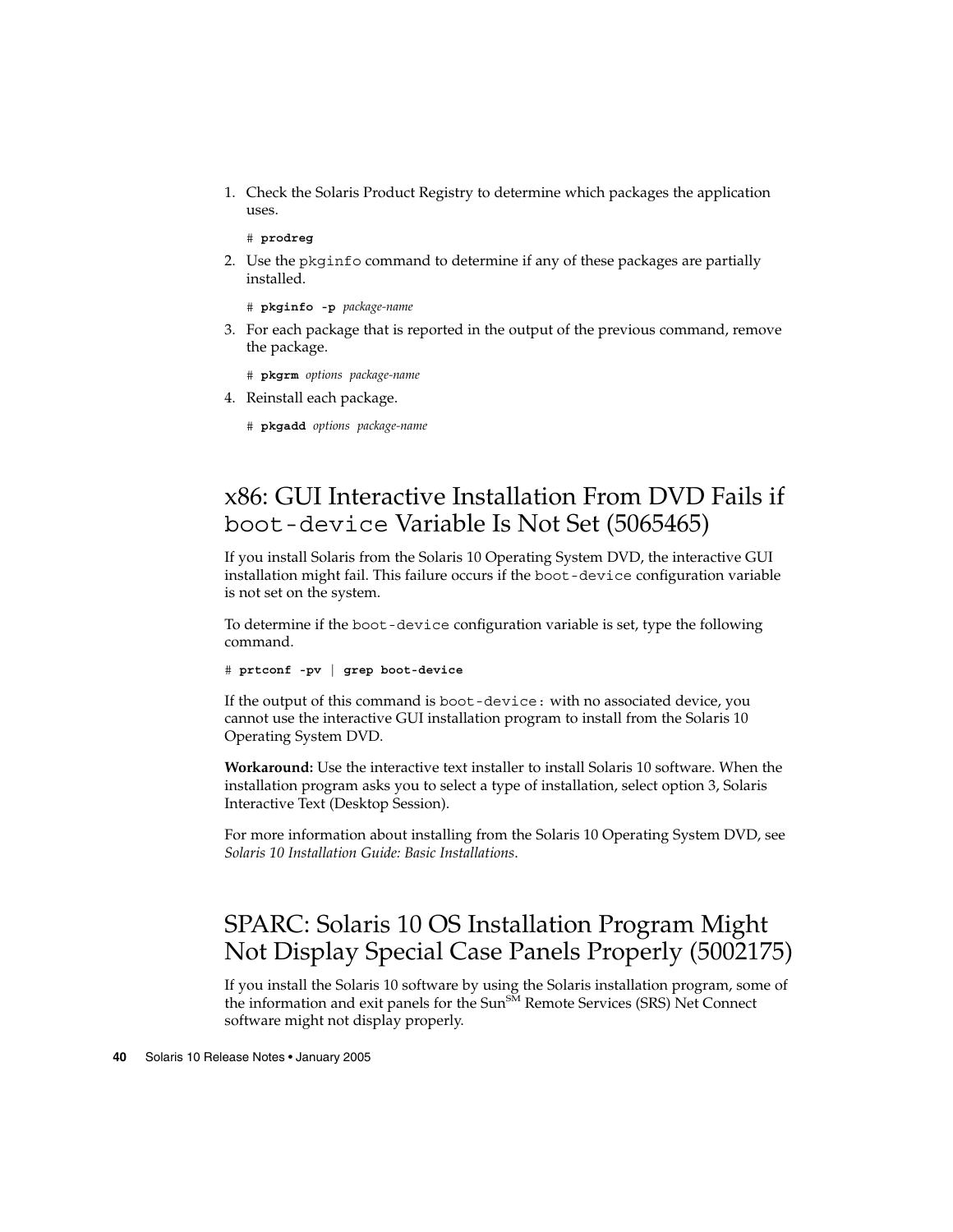1. Check the Solaris Product Registry to determine which packages the application uses.

   ```
   # prodreg
   ```

2. Use the `pkginfo` command to determine if any of these packages are partially installed.

   ```
   # pkginfo -p package-name
   ```

3. For each package that is reported in the output of the previous command, remove the package.

   ```
   # pkgrm options package-name
   ```

4. Reinstall each package.

   ```
   # pkgadd options package-name
   ```

## x86: GUI Interactive Installation From DVD Fails if `boot-device` Variable Is Not Set (5065465)

If you install Solaris from the Solaris 10 Operating System DVD, the interactive GUI installation might fail. This failure occurs if the `boot-device` configuration variable is not set on the system.

To determine if the `boot-device` configuration variable is set, type the following command.

```
# prtconf -pv | grep boot-device
```

If the output of this command is `boot-device:` with no associated device, you cannot use the interactive GUI installation program to install from the Solaris 10 Operating System DVD.

**Workaround:** Use the interactive text installer to install Solaris 10 software. When the installation program asks you to select a type of installation, select option 3, Solaris Interactive Text (Desktop Session).

For more information about installing from the Solaris 10 Operating System DVD, see *Solaris 10 Installation Guide: Basic Installations*.

## SPARC: Solaris 10 OS Installation Program Might Not Display Special Case Panels Properly (5002175)

If you install the Solaris 10 software by using the Solaris installation program, some of the information and exit panels for the Sun[SM] Remote Services (SRS) Net Connect software might not display properly.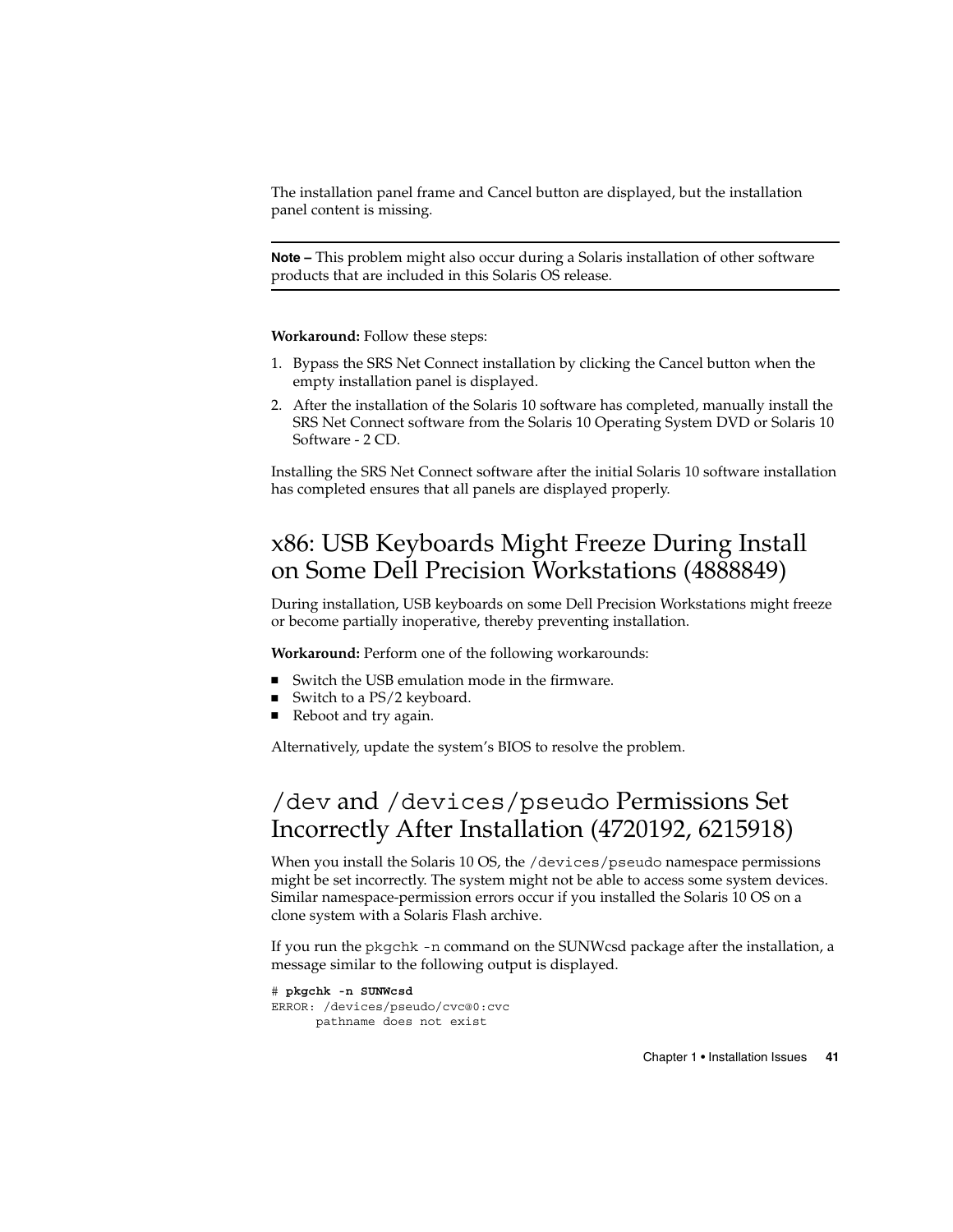The installation panel frame and Cancel button are displayed, but the installation panel content is missing.

---

**Note –** This problem might also occur during a Solaris installation of other software products that are included in this Solaris OS release.

---

**Workaround:** Follow these steps:

1. Bypass the SRS Net Connect installation by clicking the Cancel button when the empty installation panel is displayed.
2. After the installation of the Solaris 10 software has completed, manually install the SRS Net Connect software from the Solaris 10 Operating System DVD or Solaris 10 Software - 2 CD.

Installing the SRS Net Connect software after the initial Solaris 10 software installation has completed ensures that all panels are displayed properly.

## x86: USB Keyboards Might Freeze During Install on Some Dell Precision Workstations (4888849)

During installation, USB keyboards on some Dell Precision Workstations might freeze or become partially inoperative, thereby preventing installation.

**Workaround:** Perform one of the following workarounds:

- Switch the USB emulation mode in the firmware.
- Switch to a PS/2 keyboard.
- Reboot and try again.

Alternatively, update the system's BIOS to resolve the problem.

## `/dev` and `/devices/pseudo` Permissions Set Incorrectly After Installation (4720192, 6215918)

When you install the Solaris 10 OS, the `/devices/pseudo` namespace permissions might be set incorrectly. The system might not be able to access some system devices. Similar namespace-permission errors occur if you installed the Solaris 10 OS on a clone system with a Solaris Flash archive.

If you run the `pkgchk -n` command on the SUNWcsd package after the installation, a message similar to the following output is displayed.

```
# pkgchk -n SUNWcsd
ERROR: /devices/pseudo/cvc@0:cvc
      pathname does not exist
```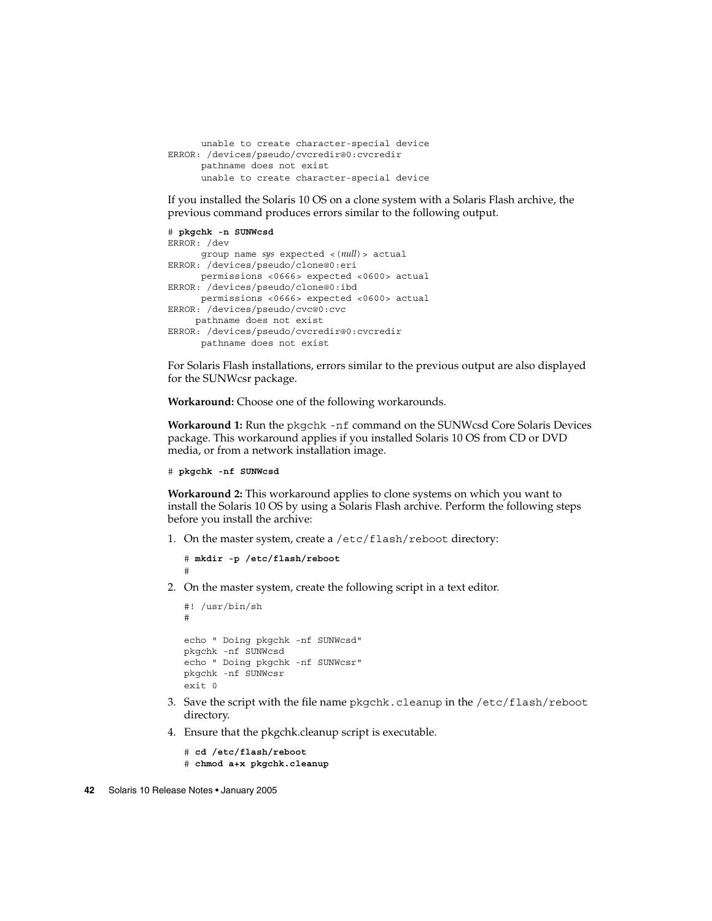```
      unable to create character-special device
ERROR: /devices/pseudo/cvcredir@0:cvcredir
      pathname does not exist
      unable to create character-special device
```

If you installed the Solaris 10 OS on a clone system with a Solaris Flash archive, the previous command produces errors similar to the following output.

```
# pkgchk -n SUNWcsd
ERROR: /dev
      group name sys expected <(null)> actual
ERROR: /devices/pseudo/clone@0:eri
      permissions <0666> expected <0600> actual
ERROR: /devices/pseudo/clone@0:ibd
      permissions <0666> expected <0600> actual
ERROR: /devices/pseudo/cvc@0:cvc
     pathname does not exist
ERROR: /devices/pseudo/cvcredir@0:cvcredir
      pathname does not exist
```

For Solaris Flash installations, errors similar to the previous output are also displayed for the SUNWcsr package.

**Workaround:** Choose one of the following workarounds.

**Workaround 1:** Run the `pkgchk -nf` command on the SUNWcsd Core Solaris Devices package. This workaround applies if you installed Solaris 10 OS from CD or DVD media, or from a network installation image.

```
# pkgchk -nf SUNWcsd
```

**Workaround 2:** This workaround applies to clone systems on which you want to install the Solaris 10 OS by using a Solaris Flash archive. Perform the following steps before you install the archive:

1. On the master system, create a `/etc/flash/reboot` directory:

   ```
   # mkdir -p /etc/flash/reboot
   #
   ```

2. On the master system, create the following script in a text editor.

   ```
   #! /usr/bin/sh
   #

   echo " Doing pkgchk -nf SUNWcsd"
   pkgchk -nf SUNWcsd
   echo " Doing pkgchk -nf SUNWcsr"
   pkgchk -nf SUNWcsr
   exit 0
   ```

3. Save the script with the file name `pkgchk.cleanup` in the `/etc/flash/reboot` directory.

4. Ensure that the pkgchk.cleanup script is executable.

   ```
   # cd /etc/flash/reboot
   # chmod a+x pkgchk.cleanup
   ```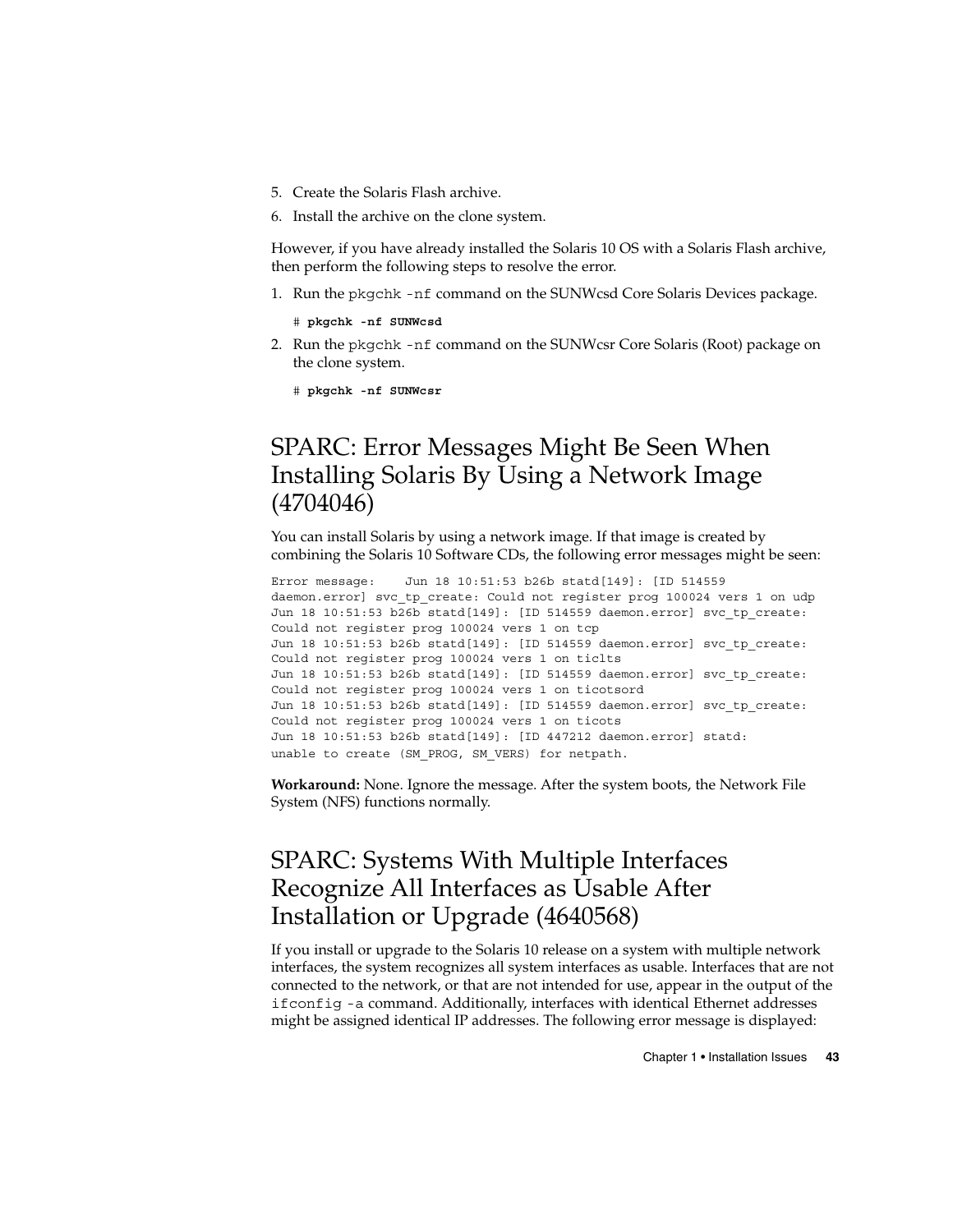5. Create the Solaris Flash archive.
6. Install the archive on the clone system.

However, if you have already installed the Solaris 10 OS with a Solaris Flash archive, then perform the following steps to resolve the error.

1. Run the `pkgchk -nf` command on the SUNWcsd Core Solaris Devices package.

   ```
   # pkgchk -nf SUNWcsd
   ```

2. Run the `pkgchk -nf` command on the SUNWcsr Core Solaris (Root) package on the clone system.

   ```
   # pkgchk -nf SUNWcsr
   ```

## SPARC: Error Messages Might Be Seen When Installing Solaris By Using a Network Image (4704046)

You can install Solaris by using a network image. If that image is created by combining the Solaris 10 Software CDs, the following error messages might be seen:

```
Error message:    Jun 18 10:51:53 b26b statd[149]: [ID 514559
daemon.error] svc_tp_create: Could not register prog 100024 vers 1 on udp
Jun 18 10:51:53 b26b statd[149]: [ID 514559 daemon.error] svc_tp_create:
Could not register prog 100024 vers 1 on tcp
Jun 18 10:51:53 b26b statd[149]: [ID 514559 daemon.error] svc_tp_create:
Could not register prog 100024 vers 1 on ticlts
Jun 18 10:51:53 b26b statd[149]: [ID 514559 daemon.error] svc_tp_create:
Could not register prog 100024 vers 1 on ticotsord
Jun 18 10:51:53 b26b statd[149]: [ID 514559 daemon.error] svc_tp_create:
Could not register prog 100024 vers 1 on ticots
Jun 18 10:51:53 b26b statd[149]: [ID 447212 daemon.error] statd:
unable to create (SM_PROG, SM_VERS) for netpath.
```

**Workaround:** None. Ignore the message. After the system boots, the Network File System (NFS) functions normally.

## SPARC: Systems With Multiple Interfaces Recognize All Interfaces as Usable After Installation or Upgrade (4640568)

If you install or upgrade to the Solaris 10 release on a system with multiple network interfaces, the system recognizes all system interfaces as usable. Interfaces that are not connected to the network, or that are not intended for use, appear in the output of the `ifconfig -a` command. Additionally, interfaces with identical Ethernet addresses might be assigned identical IP addresses. The following error message is displayed: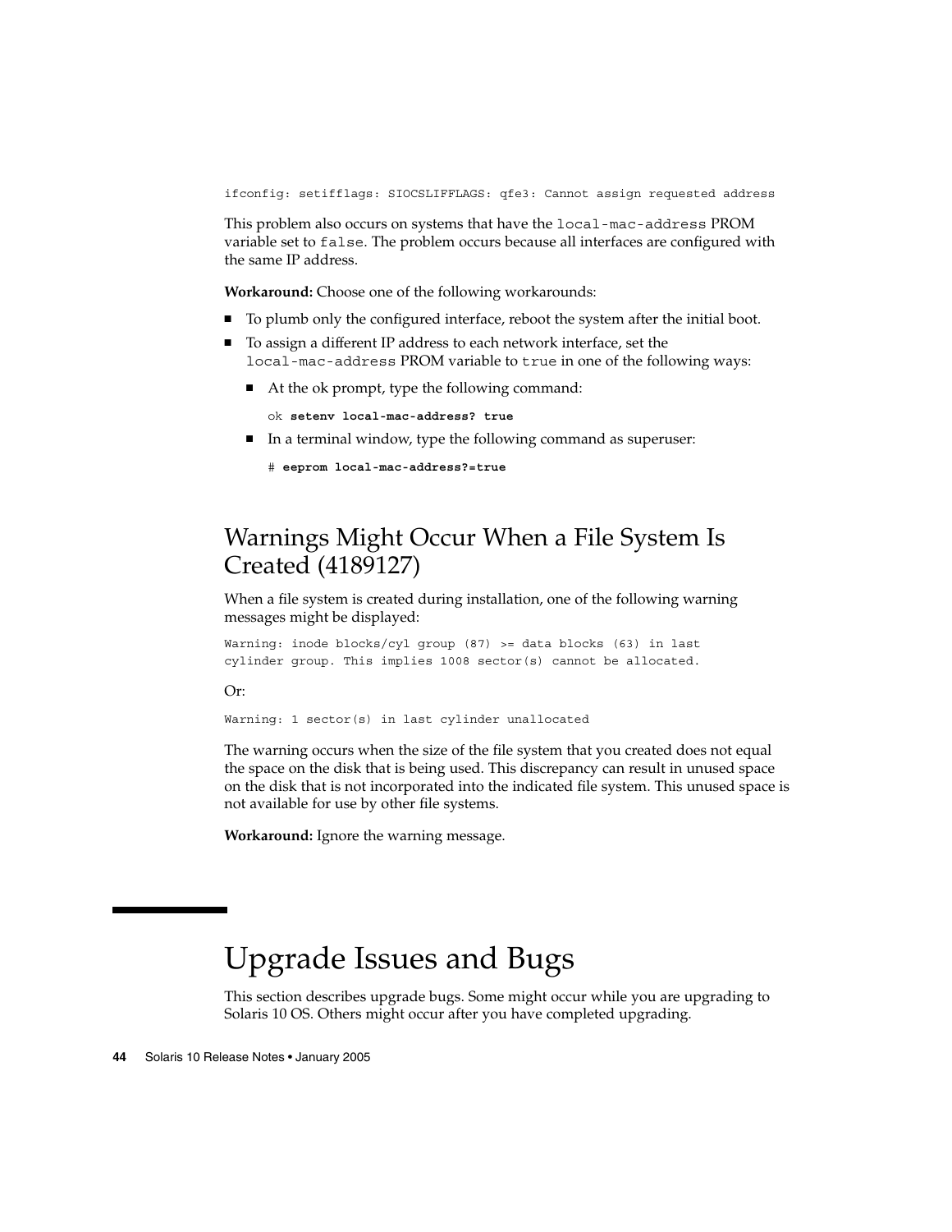```
ifconfig: setifflags: SIOCSLIFFLAGS: qfe3: Cannot assign requested address
```

This problem also occurs on systems that have the `local-mac-address` PROM variable set to `false`. The problem occurs because all interfaces are configured with the same IP address.

**Workaround:** Choose one of the following workarounds:

- To plumb only the configured interface, reboot the system after the initial boot.
- To assign a different IP address to each network interface, set the `local-mac-address` PROM variable to `true` in one of the following ways:
  - At the ok prompt, type the following command:

    ```
    ok setenv local-mac-address? true
    ```

  - In a terminal window, type the following command as superuser:

    ```
    # eeprom local-mac-address?=true
    ```

## Warnings Might Occur When a File System Is Created (4189127)

When a file system is created during installation, one of the following warning messages might be displayed:

```
Warning: inode blocks/cyl group (87) >= data blocks (63) in last
cylinder group. This implies 1008 sector(s) cannot be allocated.
```

Or:

```
Warning: 1 sector(s) in last cylinder unallocated
```

The warning occurs when the size of the file system that you created does not equal the space on the disk that is being used. This discrepancy can result in unused space on the disk that is not incorporated into the indicated file system. This unused space is not available for use by other file systems.

**Workaround:** Ignore the warning message.

# Upgrade Issues and Bugs

This section describes upgrade bugs. Some might occur while you are upgrading to Solaris 10 OS. Others might occur after you have completed upgrading.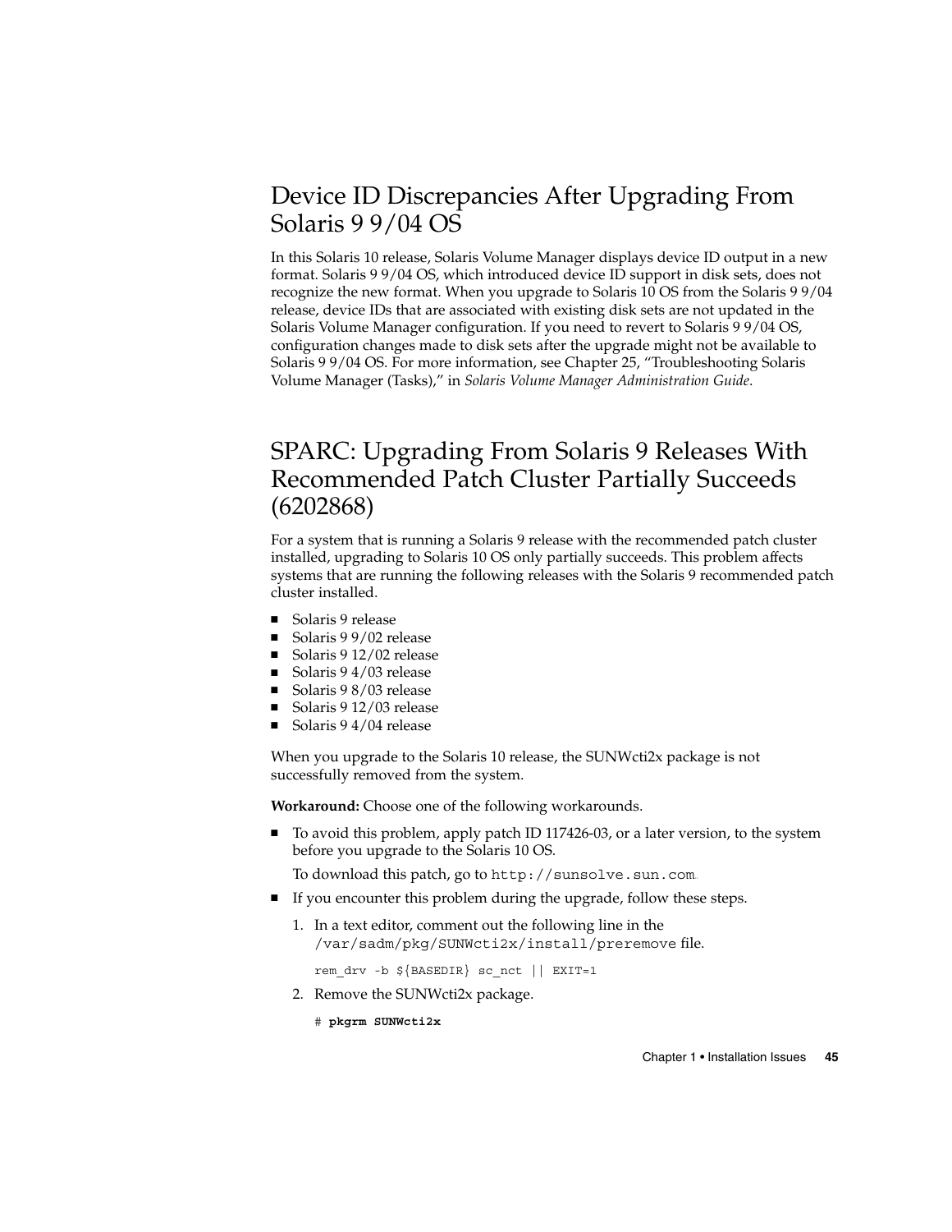## Device ID Discrepancies After Upgrading From Solaris 9 9/04 OS

In this Solaris 10 release, Solaris Volume Manager displays device ID output in a new format. Solaris 9 9/04 OS, which introduced device ID support in disk sets, does not recognize the new format. When you upgrade to Solaris 10 OS from the Solaris 9 9/04 release, device IDs that are associated with existing disk sets are not updated in the Solaris Volume Manager configuration. If you need to revert to Solaris 9 9/04 OS, configuration changes made to disk sets after the upgrade might not be available to Solaris 9 9/04 OS. For more information, see Chapter 25, "Troubleshooting Solaris Volume Manager (Tasks)," in *Solaris Volume Manager Administration Guide*.

## SPARC: Upgrading From Solaris 9 Releases With Recommended Patch Cluster Partially Succeeds (6202868)

For a system that is running a Solaris 9 release with the recommended patch cluster installed, upgrading to Solaris 10 OS only partially succeeds. This problem affects systems that are running the following releases with the Solaris 9 recommended patch cluster installed.

- Solaris 9 release
- Solaris 9 9/02 release
- Solaris 9 12/02 release
- Solaris 9 4/03 release
- Solaris 9 8/03 release
- Solaris 9 12/03 release
- Solaris 9 4/04 release

When you upgrade to the Solaris 10 release, the SUNWcti2x package is not successfully removed from the system.

**Workaround:** Choose one of the following workarounds.

- To avoid this problem, apply patch ID 117426-03, or a later version, to the system before you upgrade to the Solaris 10 OS.

  To download this patch, go to `http://sunsolve.sun.com`.

- If you encounter this problem during the upgrade, follow these steps.

  1. In a text editor, comment out the following line in the `/var/sadm/pkg/SUNWcti2x/install/preremove` file.

     ```
     rem_drv -b ${BASEDIR} sc_nct || EXIT=1
     ```

  2. Remove the SUNWcti2x package.

     ```
     # pkgrm SUNWcti2x
     ```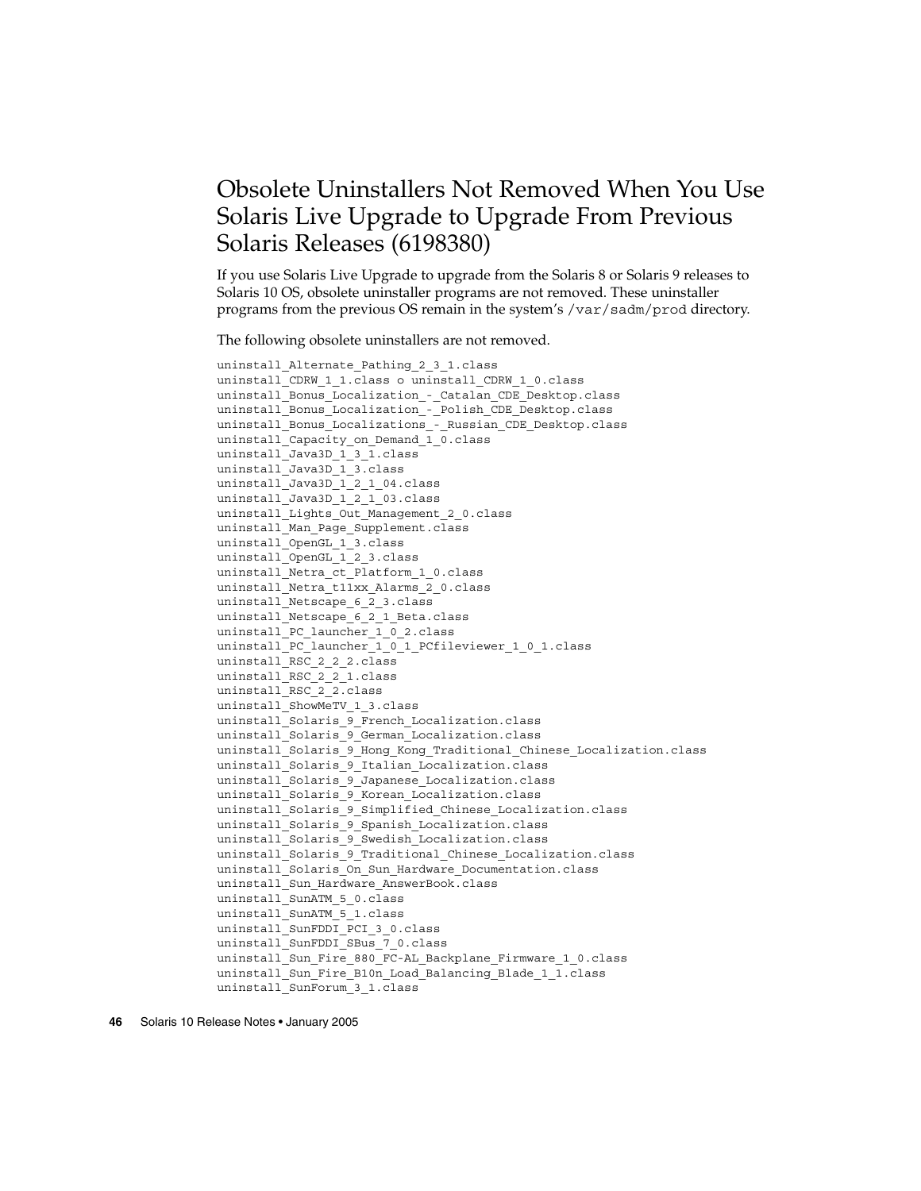## Obsolete Uninstallers Not Removed When You Use Solaris Live Upgrade to Upgrade From Previous Solaris Releases (6198380)

If you use Solaris Live Upgrade to upgrade from the Solaris 8 or Solaris 9 releases to Solaris 10 OS, obsolete uninstaller programs are not removed. These uninstaller programs from the previous OS remain in the system's `/var/sadm/prod` directory.

The following obsolete uninstallers are not removed.

```
uninstall_Alternate_Pathing_2_3_1.class
uninstall_CDRW_1_1.class o uninstall_CDRW_1_0.class
uninstall_Bonus_Localization_-_Catalan_CDE_Desktop.class
uninstall_Bonus_Localization_-_Polish_CDE_Desktop.class
uninstall_Bonus_Localizations_-_Russian_CDE_Desktop.class
uninstall_Capacity_on_Demand_1_0.class
uninstall_Java3D_1_3_1.class
uninstall_Java3D_1_3.class
uninstall_Java3D_1_2_1_04.class
uninstall_Java3D_1_2_1_03.class
uninstall_Lights_Out_Management_2_0.class
uninstall_Man_Page_Supplement.class
uninstall_OpenGL_1_3.class
uninstall_OpenGL_1_2_3.class
uninstall_Netra_ct_Platform_1_0.class
uninstall_Netra_t11xx_Alarms_2_0.class
uninstall_Netscape_6_2_3.class
uninstall_Netscape_6_2_1_Beta.class
uninstall_PC_launcher_1_0_2.class
uninstall_PC_launcher_1_0_1_PCfileviewer_1_0_1.class
uninstall_RSC_2_2_2.class
uninstall_RSC_2_2_1.class
uninstall_RSC_2_2.class
uninstall_ShowMeTV_1_3.class
uninstall_Solaris_9_French_Localization.class
uninstall_Solaris_9_German_Localization.class
uninstall_Solaris_9_Hong_Kong_Traditional_Chinese_Localization.class
uninstall_Solaris_9_Italian_Localization.class
uninstall_Solaris_9_Japanese_Localization.class
uninstall_Solaris_9_Korean_Localization.class
uninstall_Solaris_9_Simplified_Chinese_Localization.class
uninstall_Solaris_9_Spanish_Localization.class
uninstall_Solaris_9_Swedish_Localization.class
uninstall_Solaris_9_Traditional_Chinese_Localization.class
uninstall_Solaris_On_Sun_Hardware_Documentation.class
uninstall_Sun_Hardware_AnswerBook.class
uninstall_SunATM_5_0.class
uninstall_SunATM_5_1.class
uninstall_SunFDDI_PCI_3_0.class
uninstall_SunFDDI_SBus_7_0.class
uninstall_Sun_Fire_880_FC-AL_Backplane_Firmware_1_0.class
uninstall_Sun_Fire_B10n_Load_Balancing_Blade_1_1.class
uninstall_SunForum_3_1.class
```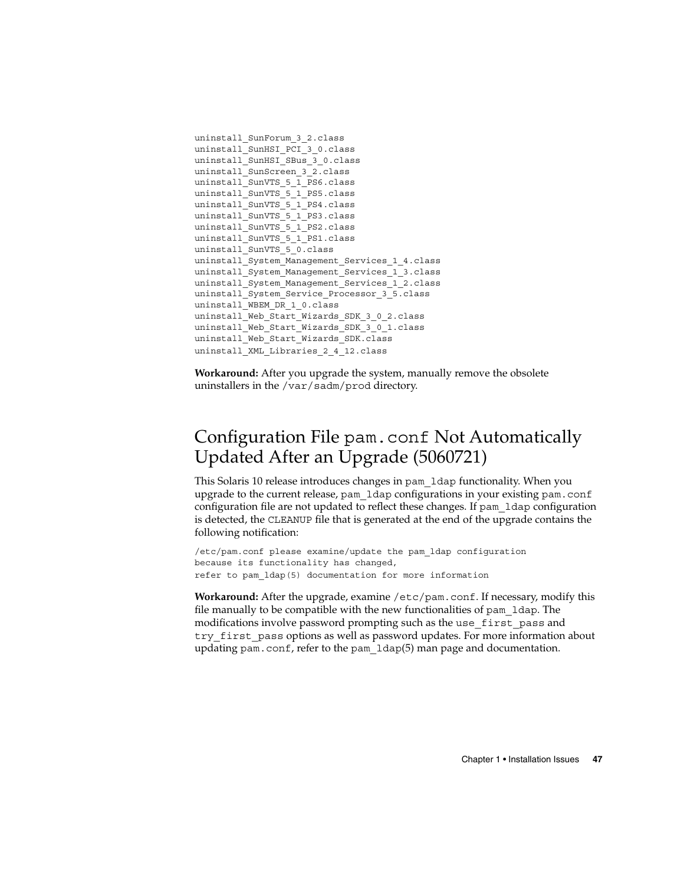```
uninstall_SunForum_3_2.class
uninstall_SunHSI_PCI_3_0.class
uninstall_SunHSI_SBus_3_0.class
uninstall_SunScreen_3_2.class
uninstall_SunVTS_5_1_PS6.class
uninstall_SunVTS_5_1_PS5.class
uninstall_SunVTS_5_1_PS4.class
uninstall_SunVTS_5_1_PS3.class
uninstall_SunVTS_5_1_PS2.class
uninstall_SunVTS_5_1_PS1.class
uninstall_SunVTS_5_0.class
uninstall_System_Management_Services_1_4.class
uninstall_System_Management_Services_1_3.class
uninstall_System_Management_Services_1_2.class
uninstall_System_Service_Processor_3_5.class
uninstall_WBEM_DR_1_0.class
uninstall_Web_Start_Wizards_SDK_3_0_2.class
uninstall_Web_Start_Wizards_SDK_3_0_1.class
uninstall_Web_Start_Wizards_SDK.class
uninstall_XML_Libraries_2_4_12.class
```

**Workaround:** After you upgrade the system, manually remove the obsolete uninstallers in the `/var/sadm/prod` directory.

## Configuration File `pam.conf` Not Automatically Updated After an Upgrade (5060721)

This Solaris 10 release introduces changes in `pam_ldap` functionality. When you upgrade to the current release, `pam_ldap` configurations in your existing `pam.conf` configuration file are not updated to reflect these changes. If `pam_ldap` configuration is detected, the `CLEANUP` file that is generated at the end of the upgrade contains the following notification:

```
/etc/pam.conf please examine/update the pam_ldap configuration
because its functionality has changed,
refer to pam_ldap(5) documentation for more information
```

**Workaround:** After the upgrade, examine `/etc/pam.conf`. If necessary, modify this file manually to be compatible with the new functionalities of `pam_ldap`. The modifications involve password prompting such as the `use_first_pass` and `try_first_pass` options as well as password updates. For more information about updating `pam.conf`, refer to the `pam_ldap`(5) man page and documentation.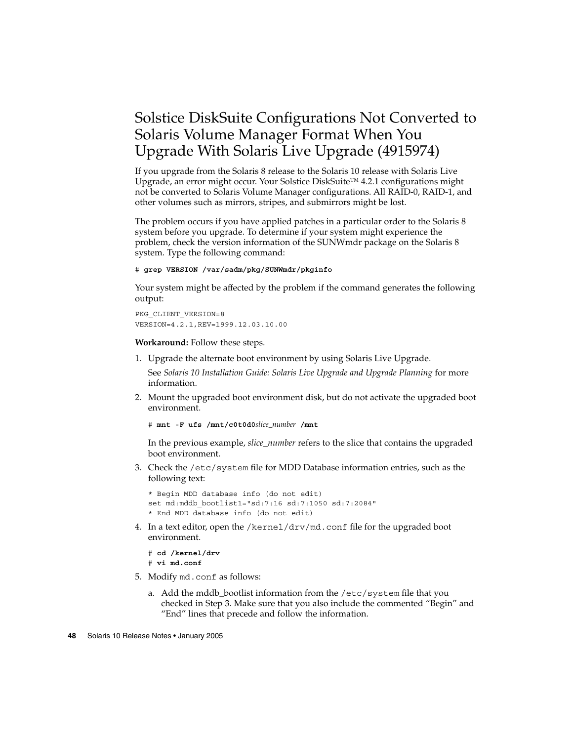## Solstice DiskSuite Configurations Not Converted to Solaris Volume Manager Format When You Upgrade With Solaris Live Upgrade (4915974)

If you upgrade from the Solaris 8 release to the Solaris 10 release with Solaris Live Upgrade, an error might occur. Your Solstice DiskSuite™ 4.2.1 configurations might not be converted to Solaris Volume Manager configurations. All RAID-0, RAID-1, and other volumes such as mirrors, stripes, and submirrors might be lost.

The problem occurs if you have applied patches in a particular order to the Solaris 8 system before you upgrade. To determine if your system might experience the problem, check the version information of the SUNWmdr package on the Solaris 8 system. Type the following command:

```
# grep VERSION /var/sadm/pkg/SUNWmdr/pkginfo
```

Your system might be affected by the problem if the command generates the following output:

```
PKG_CLIENT_VERSION=8
VERSION=4.2.1,REV=1999.12.03.10.00
```

**Workaround:** Follow these steps.

1. Upgrade the alternate boot environment by using Solaris Live Upgrade.

   See *Solaris 10 Installation Guide: Solaris Live Upgrade and Upgrade Planning* for more information.

2. Mount the upgraded boot environment disk, but do not activate the upgraded boot environment.

   ```
   # mnt -F ufs /mnt/c0t0d0slice_number /mnt
   ```

   In the previous example, *slice_number* refers to the slice that contains the upgraded boot environment.

3. Check the `/etc/system` file for MDD Database information entries, such as the following text:

   ```
   * Begin MDD database info (do not edit)
   set md:mddb_bootlist1="sd:7:16 sd:7:1050 sd:7:2084"
   * End MDD database info (do not edit)
   ```

4. In a text editor, open the `/kernel/drv/md.conf` file for the upgraded boot environment.

   ```
   # cd /kernel/drv
   # vi md.conf
   ```

5. Modify `md.conf` as follows:

   a. Add the mddb_bootlist information from the `/etc/system` file that you checked in Step 3. Make sure that you also include the commented "Begin" and "End" lines that precede and follow the information.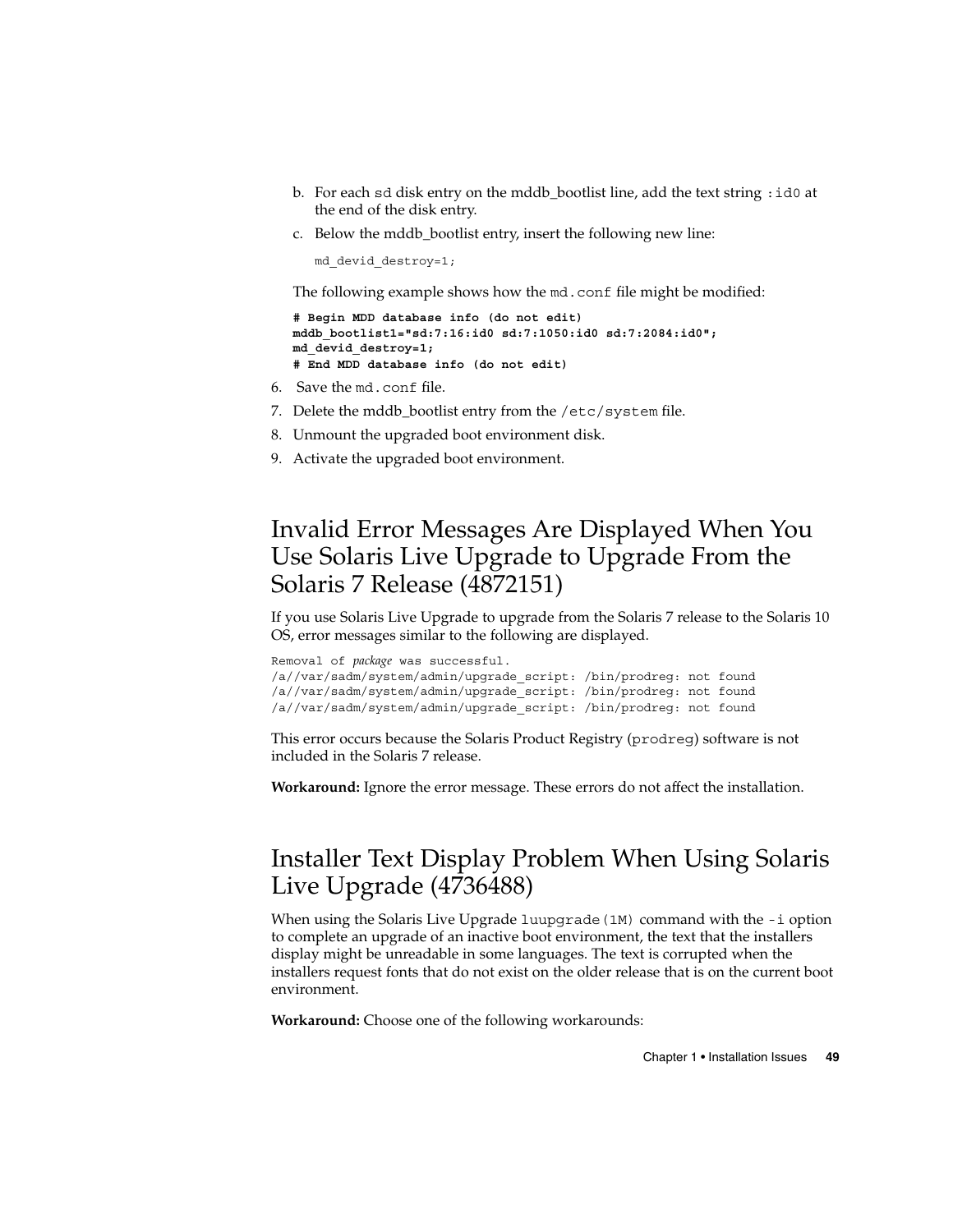b. For each `sd` disk entry on the mddb_bootlist line, add the text string `:id0` at the end of the disk entry.

c. Below the mddb_bootlist entry, insert the following new line:

```
md_devid_destroy=1;
```

The following example shows how the `md.conf` file might be modified:

```
# Begin MDD database info (do not edit)
mddb_bootlist1="sd:7:16:id0 sd:7:1050:id0 sd:7:2084:id0";
md_devid_destroy=1;
# End MDD database info (do not edit)
```

6. Save the `md.conf` file.
7. Delete the mddb_bootlist entry from the `/etc/system` file.
8. Unmount the upgraded boot environment disk.
9. Activate the upgraded boot environment.

## Invalid Error Messages Are Displayed When You Use Solaris Live Upgrade to Upgrade From the Solaris 7 Release (4872151)

If you use Solaris Live Upgrade to upgrade from the Solaris 7 release to the Solaris 10 OS, error messages similar to the following are displayed.

```
Removal of package was successful.
/a//var/sadm/system/admin/upgrade_script: /bin/prodreg: not found
/a//var/sadm/system/admin/upgrade_script: /bin/prodreg: not found
/a//var/sadm/system/admin/upgrade_script: /bin/prodreg: not found
```

This error occurs because the Solaris Product Registry (`prodreg`) software is not included in the Solaris 7 release.

**Workaround:** Ignore the error message. These errors do not affect the installation.

## Installer Text Display Problem When Using Solaris Live Upgrade (4736488)

When using the Solaris Live Upgrade `luupgrade(1M)` command with the `-i` option to complete an upgrade of an inactive boot environment, the text that the installers display might be unreadable in some languages. The text is corrupted when the installers request fonts that do not exist on the older release that is on the current boot environment.

**Workaround:** Choose one of the following workarounds: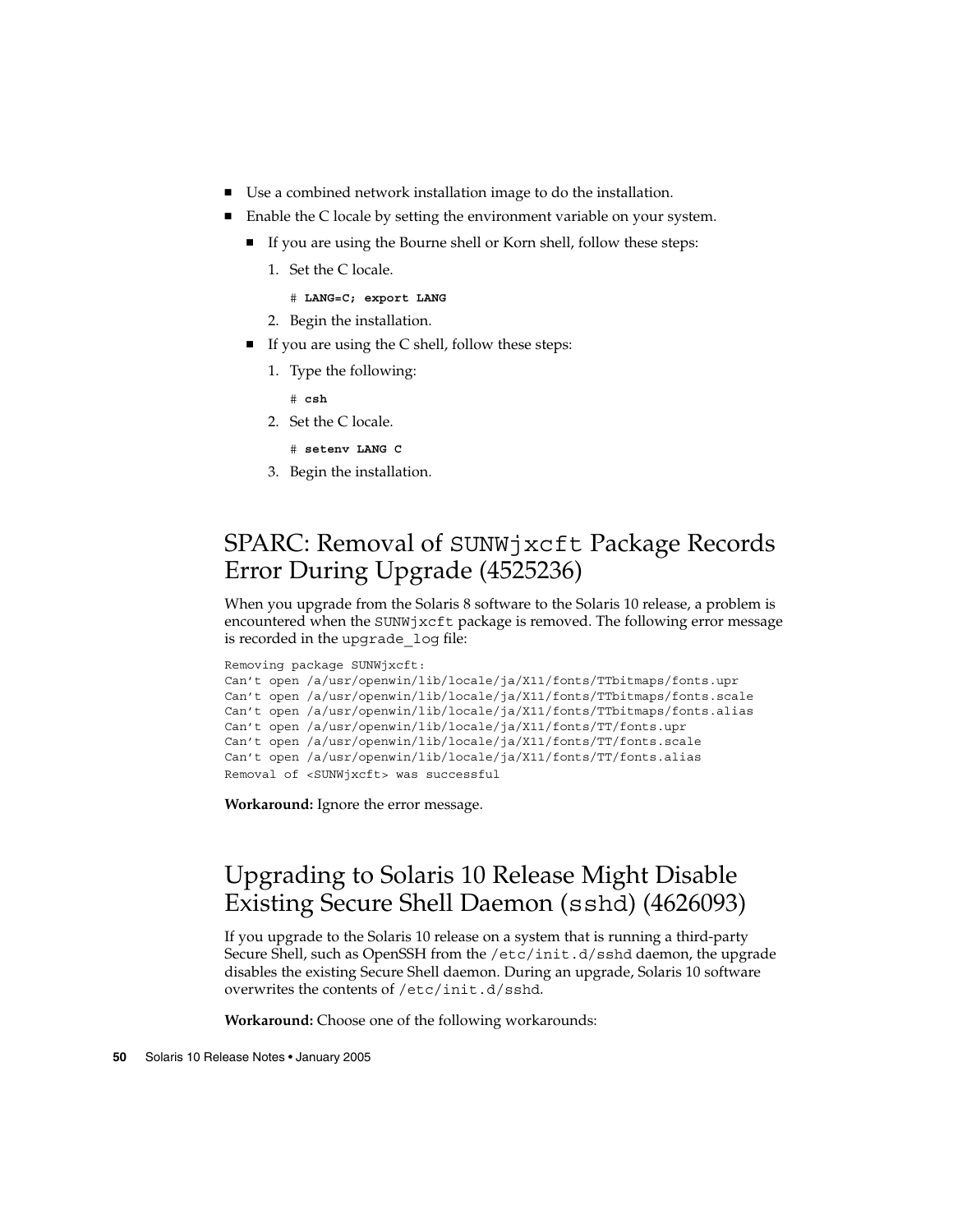- Use a combined network installation image to do the installation.
- Enable the C locale by setting the environment variable on your system.
  - If you are using the Bourne shell or Korn shell, follow these steps:
    1. Set the C locale.

       ```
       # LANG=C; export LANG
       ```

    2. Begin the installation.
  - If you are using the C shell, follow these steps:
    1. Type the following:

       ```
       # csh
       ```

    2. Set the C locale.

       ```
       # setenv LANG C
       ```

    3. Begin the installation.

## SPARC: Removal of `SUNWjxcft` Package Records Error During Upgrade (4525236)

When you upgrade from the Solaris 8 software to the Solaris 10 release, a problem is encountered when the `SUNWjxcft` package is removed. The following error message is recorded in the `upgrade_log` file:

```
Removing package SUNWjxcft:
Can't open /a/usr/openwin/lib/locale/ja/X11/fonts/TTbitmaps/fonts.upr
Can't open /a/usr/openwin/lib/locale/ja/X11/fonts/TTbitmaps/fonts.scale
Can't open /a/usr/openwin/lib/locale/ja/X11/fonts/TTbitmaps/fonts.alias
Can't open /a/usr/openwin/lib/locale/ja/X11/fonts/TT/fonts.upr
Can't open /a/usr/openwin/lib/locale/ja/X11/fonts/TT/fonts.scale
Can't open /a/usr/openwin/lib/locale/ja/X11/fonts/TT/fonts.alias
Removal of <SUNWjxcft> was successful
```

**Workaround:** Ignore the error message.

## Upgrading to Solaris 10 Release Might Disable Existing Secure Shell Daemon (`sshd`) (4626093)

If you upgrade to the Solaris 10 release on a system that is running a third-party Secure Shell, such as OpenSSH from the `/etc/init.d/sshd` daemon, the upgrade disables the existing Secure Shell daemon. During an upgrade, Solaris 10 software overwrites the contents of `/etc/init.d/sshd`.

**Workaround:** Choose one of the following workarounds: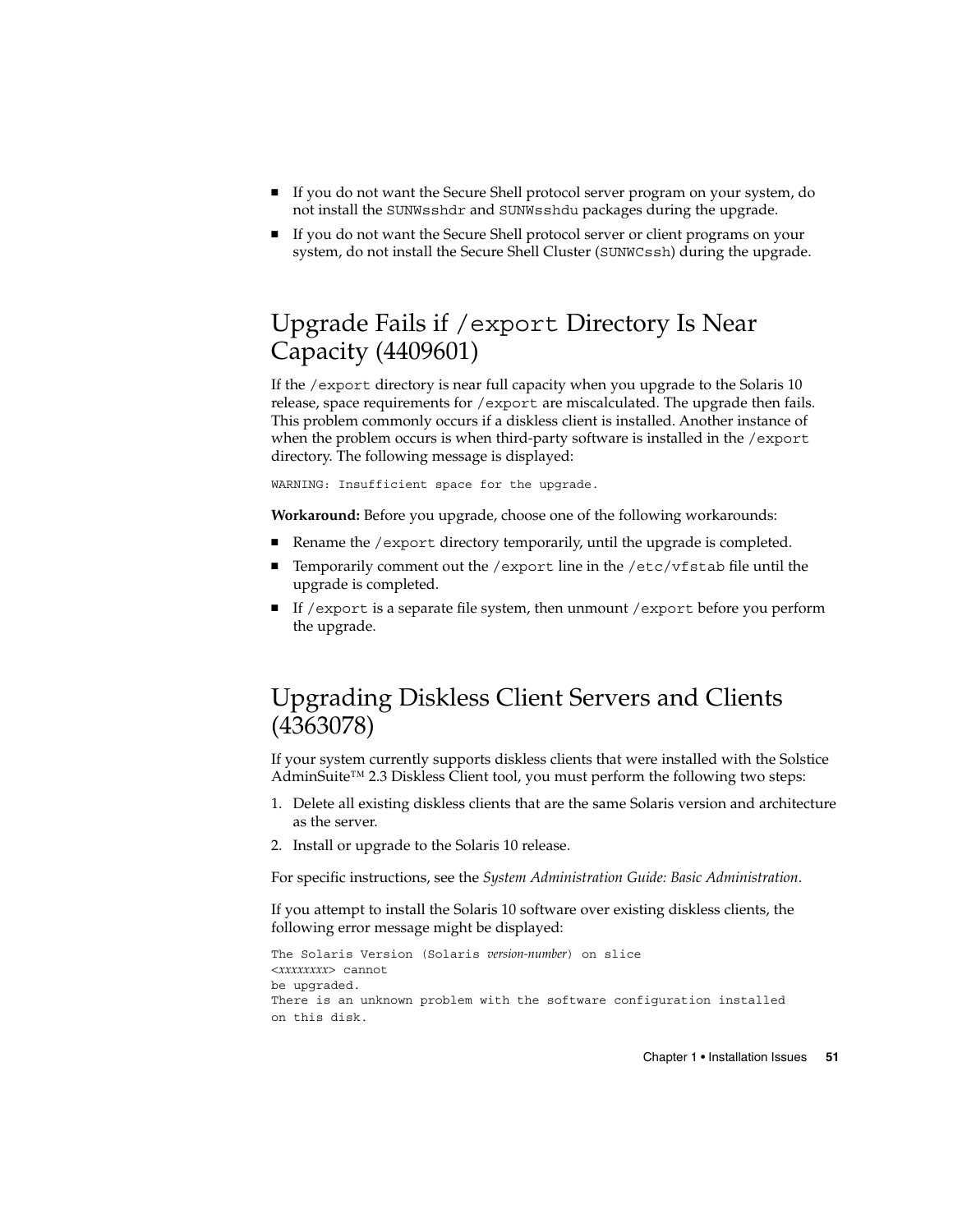- If you do not want the Secure Shell protocol server program on your system, do not install the `SUNWsshdr` and `SUNWsshdu` packages during the upgrade.
- If you do not want the Secure Shell protocol server or client programs on your system, do not install the Secure Shell Cluster (`SUNWCssh`) during the upgrade.

## Upgrade Fails if `/export` Directory Is Near Capacity (4409601)

If the `/export` directory is near full capacity when you upgrade to the Solaris 10 release, space requirements for `/export` are miscalculated. The upgrade then fails. This problem commonly occurs if a diskless client is installed. Another instance of when the problem occurs is when third-party software is installed in the `/export` directory. The following message is displayed:

```
WARNING: Insufficient space for the upgrade.
```

**Workaround:** Before you upgrade, choose one of the following workarounds:

- Rename the `/export` directory temporarily, until the upgrade is completed.
- Temporarily comment out the `/export` line in the `/etc/vfstab` file until the upgrade is completed.
- If `/export` is a separate file system, then unmount `/export` before you perform the upgrade.

## Upgrading Diskless Client Servers and Clients (4363078)

If your system currently supports diskless clients that were installed with the Solstice AdminSuite™ 2.3 Diskless Client tool, you must perform the following two steps:

1. Delete all existing diskless clients that are the same Solaris version and architecture as the server.
2. Install or upgrade to the Solaris 10 release.

For specific instructions, see the *System Administration Guide: Basic Administration*.

If you attempt to install the Solaris 10 software over existing diskless clients, the following error message might be displayed:

```
The Solaris Version (Solaris version-number) on slice
<xxxxxxxx> cannot
be upgraded.
There is an unknown problem with the software configuration installed
on this disk.
```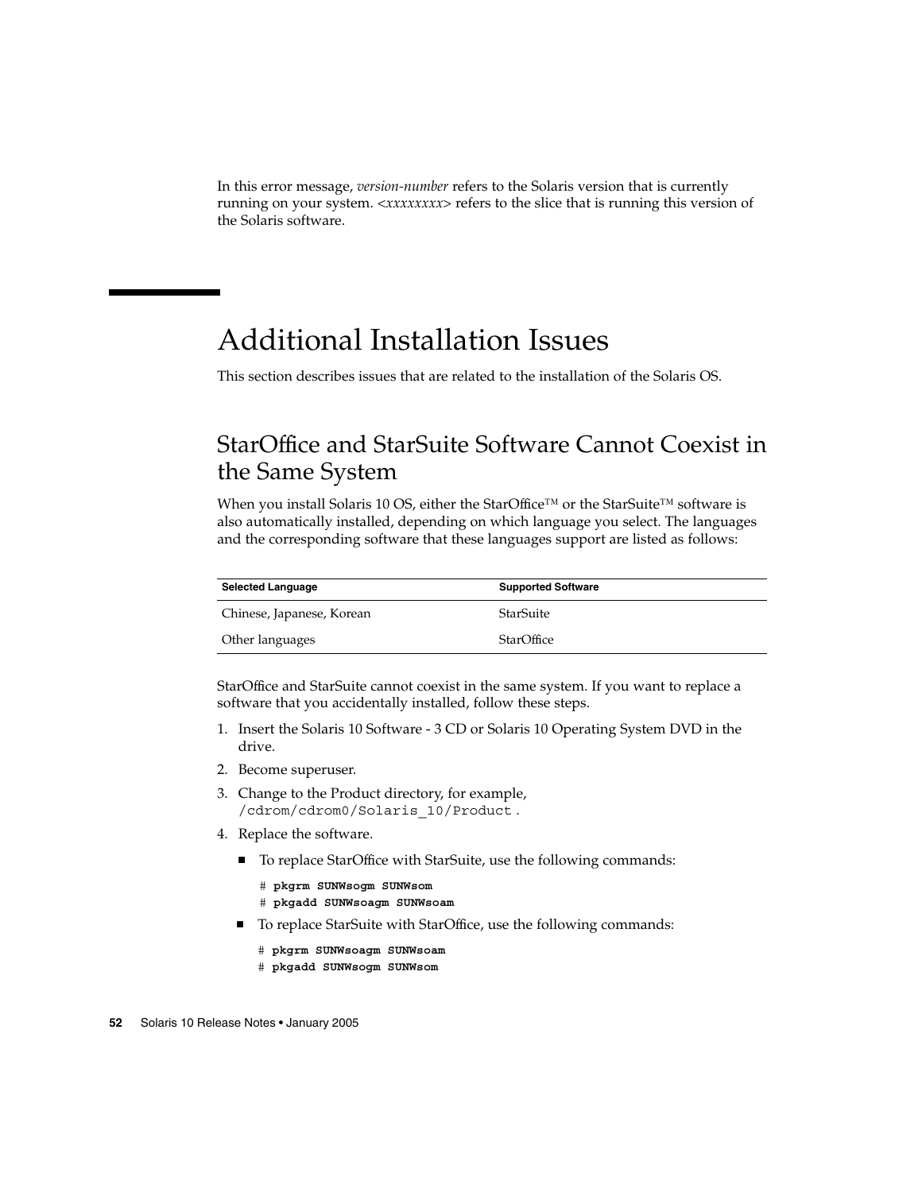In this error message, *version-number* refers to the Solaris version that is currently running on your system. <*xxxxxxxx*> refers to the slice that is running this version of the Solaris software.

## Additional Installation Issues

This section describes issues that are related to the installation of the Solaris OS.

### StarOffice and StarSuite Software Cannot Coexist in the Same System

When you install Solaris 10 OS, either the StarOffice™ or the StarSuite™ software is also automatically installed, depending on which language you select. The languages and the corresponding software that these languages support are listed as follows:

| Selected Language | Supported Software |
|---|---|
| Chinese, Japanese, Korean | StarSuite |
| Other languages | StarOffice |

StarOffice and StarSuite cannot coexist in the same system. If you want to replace a software that you accidentally installed, follow these steps.

1. Insert the Solaris 10 Software - 3 CD or Solaris 10 Operating System DVD in the drive.
2. Become superuser.
3. Change to the Product directory, for example, `/cdrom/cdrom0/Solaris_10/Product` .
4. Replace the software.
   - To replace StarOffice with StarSuite, use the following commands:

     ```
     # pkgrm SUNWsogm SUNWsom
     # pkgadd SUNWsoagm SUNWsoam
     ```

   - To replace StarSuite with StarOffice, use the following commands:

     ```
     # pkgrm SUNWsoagm SUNWsoam
     # pkgadd SUNWsogm SUNWsom
     ```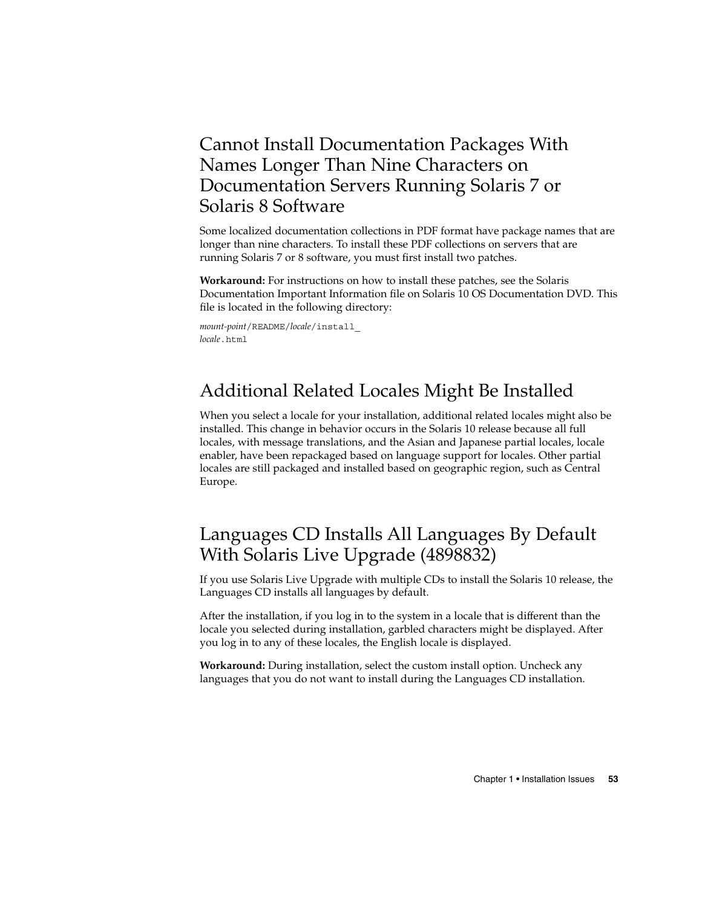## Cannot Install Documentation Packages With Names Longer Than Nine Characters on Documentation Servers Running Solaris 7 or Solaris 8 Software

Some localized documentation collections in PDF format have package names that are longer than nine characters. To install these PDF collections on servers that are running Solaris 7 or 8 software, you must first install two patches.

**Workaround:** For instructions on how to install these patches, see the Solaris Documentation Important Information file on Solaris 10 OS Documentation DVD. This file is located in the following directory:

*mount-point*/README/*locale*/install_*locale*.html

## Additional Related Locales Might Be Installed

When you select a locale for your installation, additional related locales might also be installed. This change in behavior occurs in the Solaris 10 release because all full locales, with message translations, and the Asian and Japanese partial locales, locale enabler, have been repackaged based on language support for locales. Other partial locales are still packaged and installed based on geographic region, such as Central Europe.

## Languages CD Installs All Languages By Default With Solaris Live Upgrade (4898832)

If you use Solaris Live Upgrade with multiple CDs to install the Solaris 10 release, the Languages CD installs all languages by default.

After the installation, if you log in to the system in a locale that is different than the locale you selected during installation, garbled characters might be displayed. After you log in to any of these locales, the English locale is displayed.

**Workaround:** During installation, select the custom install option. Uncheck any languages that you do not want to install during the Languages CD installation.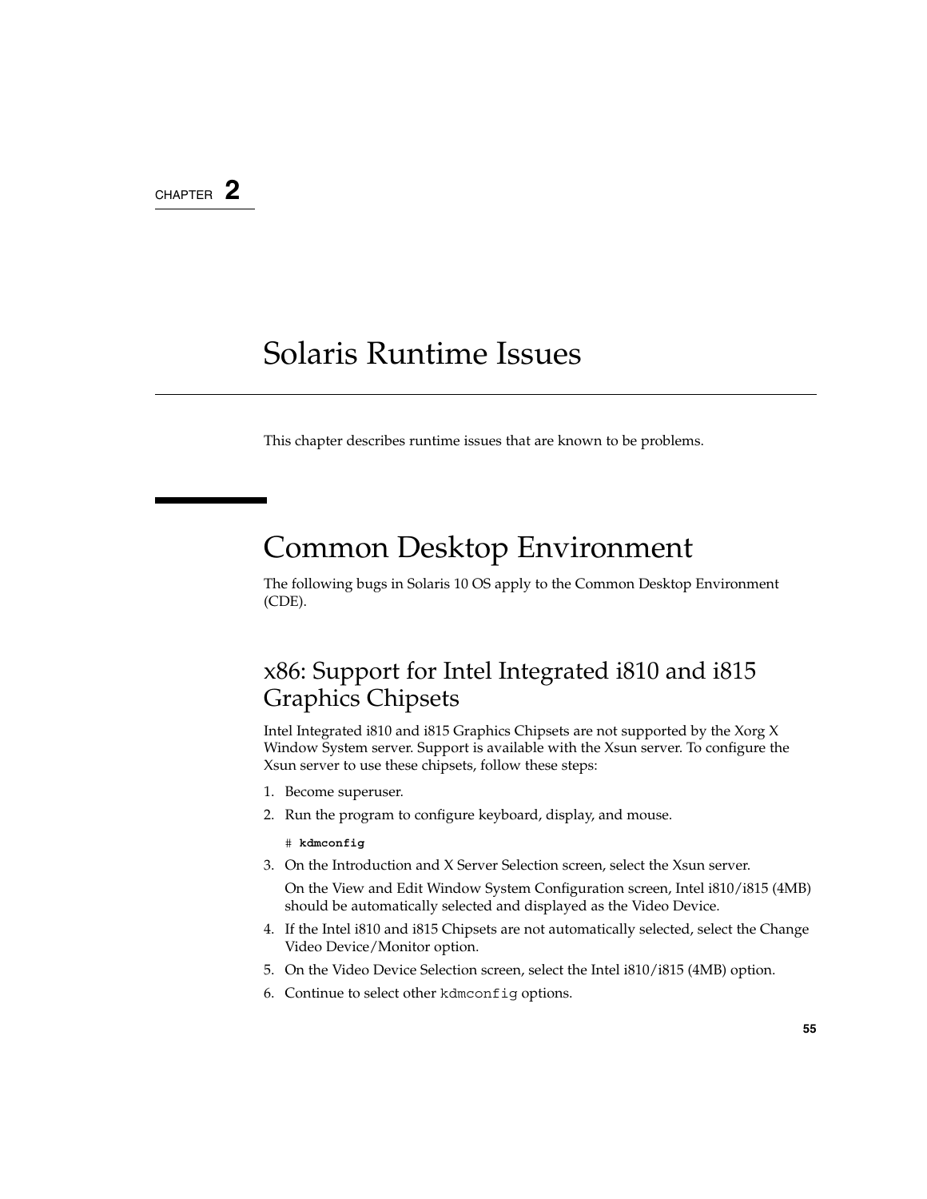CHAPTER 2

# Solaris Runtime Issues

This chapter describes runtime issues that are known to be problems.

## Common Desktop Environment

The following bugs in Solaris 10 OS apply to the Common Desktop Environment (CDE).

### x86: Support for Intel Integrated i810 and i815 Graphics Chipsets

Intel Integrated i810 and i815 Graphics Chipsets are not supported by the Xorg X Window System server. Support is available with the Xsun server. To configure the Xsun server to use these chipsets, follow these steps:

1. Become superuser.
2. Run the program to configure keyboard, display, and mouse.

   ```
   # kdmconfig
   ```

3. On the Introduction and X Server Selection screen, select the Xsun server.

   On the View and Edit Window System Configuration screen, Intel i810/i815 (4MB) should be automatically selected and displayed as the Video Device.

4. If the Intel i810 and i815 Chipsets are not automatically selected, select the Change Video Device/Monitor option.
5. On the Video Device Selection screen, select the Intel i810/i815 (4MB) option.
6. Continue to select other `kdmconfig` options.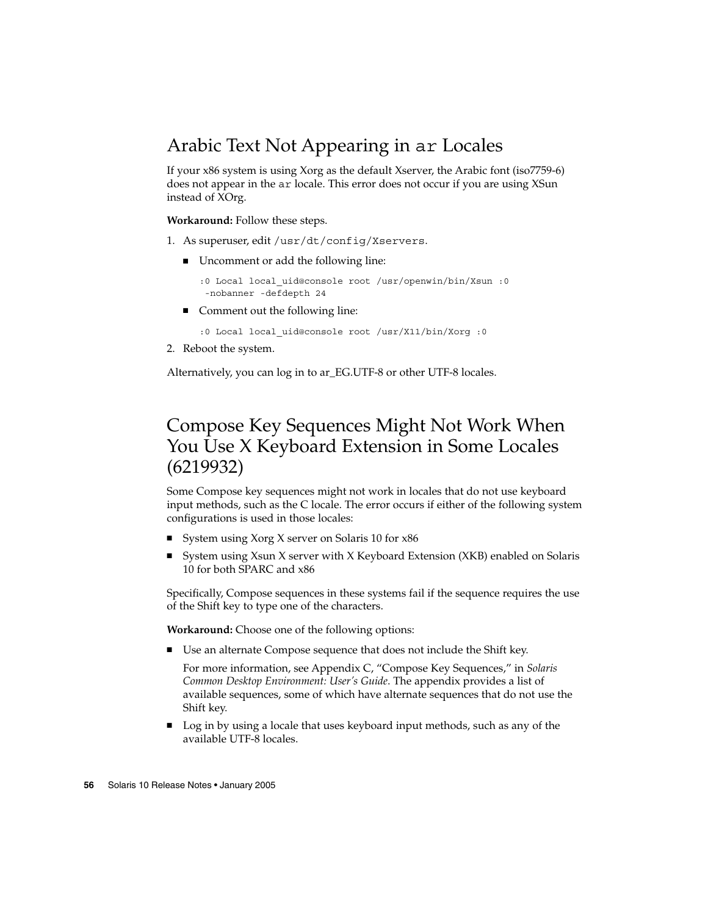## Arabic Text Not Appearing in `ar` Locales

If your x86 system is using Xorg as the default Xserver, the Arabic font (iso7759-6) does not appear in the `ar` locale. This error does not occur if you are using XSun instead of XOrg.

**Workaround:** Follow these steps.

1. As superuser, edit `/usr/dt/config/Xservers`.
   - Uncomment or add the following line:

     ```
     :0 Local local_uid@console root /usr/openwin/bin/Xsun :0
      -nobanner -defdepth 24
     ```

   - Comment out the following line:

     ```
     :0 Local local_uid@console root /usr/X11/bin/Xorg :0
     ```

2. Reboot the system.

Alternatively, you can log in to ar_EG.UTF-8 or other UTF-8 locales.

## Compose Key Sequences Might Not Work When You Use X Keyboard Extension in Some Locales (6219932)

Some Compose key sequences might not work in locales that do not use keyboard input methods, such as the C locale. The error occurs if either of the following system configurations is used in those locales:

- System using Xorg X server on Solaris 10 for x86
- System using Xsun X server with X Keyboard Extension (XKB) enabled on Solaris 10 for both SPARC and x86

Specifically, Compose sequences in these systems fail if the sequence requires the use of the Shift key to type one of the characters.

**Workaround:** Choose one of the following options:

- Use an alternate Compose sequence that does not include the Shift key.

  For more information, see Appendix C, "Compose Key Sequences," in *Solaris Common Desktop Environment: User's Guide*. The appendix provides a list of available sequences, some of which have alternate sequences that do not use the Shift key.

- Log in by using a locale that uses keyboard input methods, such as any of the available UTF-8 locales.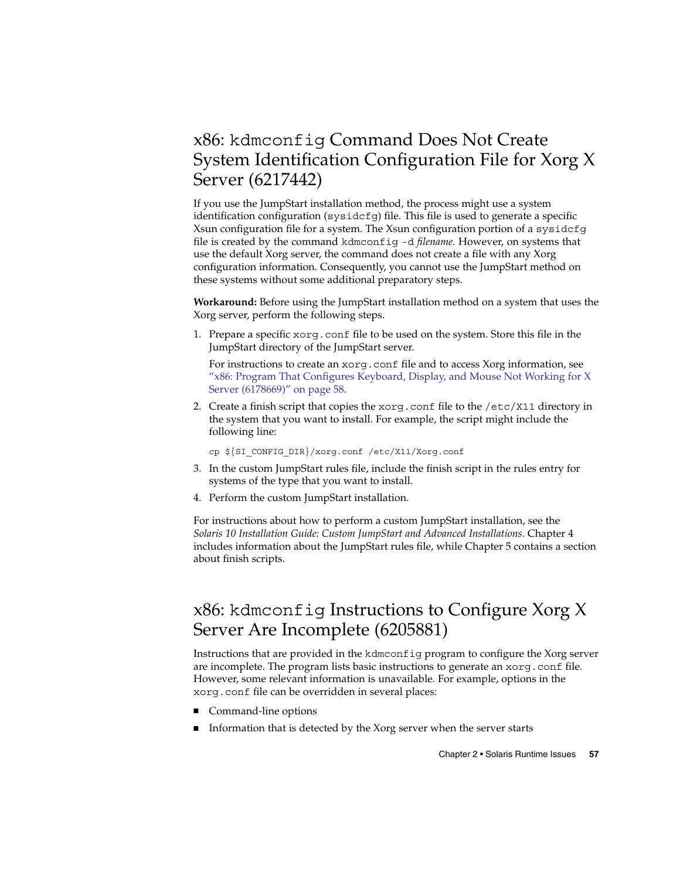## x86: `kdmconfig` Command Does Not Create System Identification Configuration File for Xorg X Server (6217442)

If you use the JumpStart installation method, the process might use a system identification configuration (`sysidcfg`) file. This file is used to generate a specific Xsun configuration file for a system. The Xsun configuration portion of a `sysidcfg` file is created by the command `kdmconfig -d` *filename*. However, on systems that use the default Xorg server, the command does not create a file with any Xorg configuration information. Consequently, you cannot use the JumpStart method on these systems without some additional preparatory steps.

**Workaround:** Before using the JumpStart installation method on a system that uses the Xorg server, perform the following steps.

1. Prepare a specific `xorg.conf` file to be used on the system. Store this file in the JumpStart directory of the JumpStart server.

   For instructions to create an `xorg.conf` file and to access Xorg information, see "x86: Program That Configures Keyboard, Display, and Mouse Not Working for X Server (6178669)" on page 58.

2. Create a finish script that copies the `xorg.conf` file to the `/etc/X11` directory in the system that you want to install. For example, the script might include the following line:

   ```
   cp ${SI_CONFIG_DIR}/xorg.conf /etc/X11/Xorg.conf
   ```

3. In the custom JumpStart rules file, include the finish script in the rules entry for systems of the type that you want to install.
4. Perform the custom JumpStart installation.

For instructions about how to perform a custom JumpStart installation, see the *Solaris 10 Installation Guide: Custom JumpStart and Advanced Installations*. Chapter 4 includes information about the JumpStart rules file, while Chapter 5 contains a section about finish scripts.

## x86: `kdmconfig` Instructions to Configure Xorg X Server Are Incomplete (6205881)

Instructions that are provided in the `kdmconfig` program to configure the Xorg server are incomplete. The program lists basic instructions to generate an `xorg.conf` file. However, some relevant information is unavailable. For example, options in the `xorg.conf` file can be overridden in several places:

- Command-line options
- Information that is detected by the Xorg server when the server starts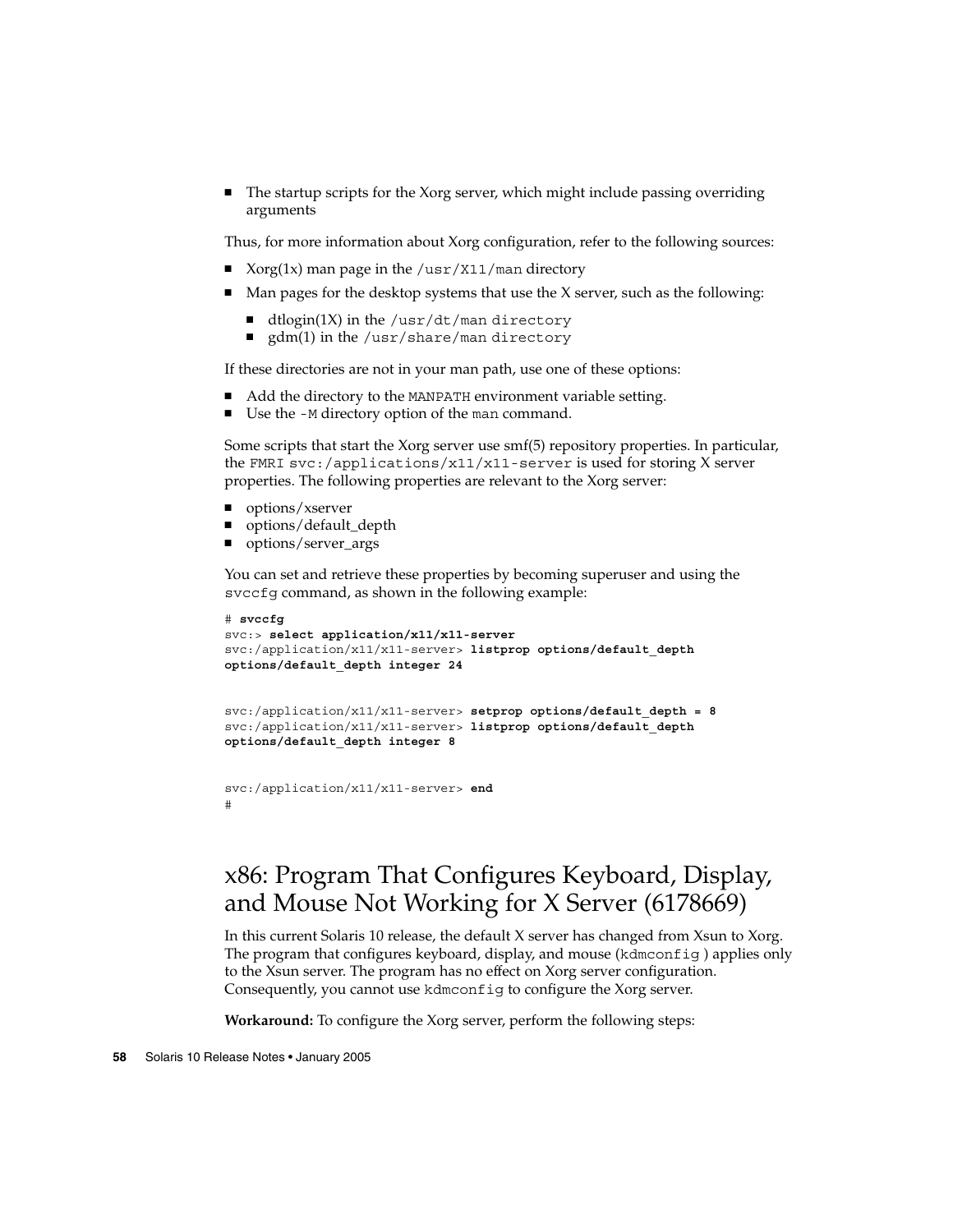- The startup scripts for the Xorg server, which might include passing overriding arguments

Thus, for more information about Xorg configuration, refer to the following sources:

- Xorg(1x) man page in the `/usr/X11/man` directory
- Man pages for the desktop systems that use the X server, such as the following:
  - dtlogin(1X) in the `/usr/dt/man directory`
  - gdm(1) in the `/usr/share/man directory`

If these directories are not in your man path, use one of these options:

- Add the directory to the `MANPATH` environment variable setting.
- Use the `-M` directory option of the `man` command.

Some scripts that start the Xorg server use smf(5) repository properties. In particular, the `FMRI svc:/applications/x11/x11-server` is used for storing X server properties. The following properties are relevant to the Xorg server:

- options/xserver
- options/default_depth
- options/server_args

You can set and retrieve these properties by becoming superuser and using the `svccfg` command, as shown in the following example:

```
# svccfg
svc:> select application/x11/x11-server
svc:/application/x11/x11-server> listprop options/default_depth
options/default_depth integer 24


svc:/application/x11/x11-server> setprop options/default_depth = 8
svc:/application/x11/x11-server> listprop options/default_depth
options/default_depth integer 8


svc:/application/x11/x11-server> end
#
```

## x86: Program That Configures Keyboard, Display, and Mouse Not Working for X Server (6178669)

In this current Solaris 10 release, the default X server has changed from Xsun to Xorg. The program that configures keyboard, display, and mouse (`kdmconfig` ) applies only to the Xsun server. The program has no effect on Xorg server configuration. Consequently, you cannot use `kdmconfig` to configure the Xorg server.

**Workaround:** To configure the Xorg server, perform the following steps: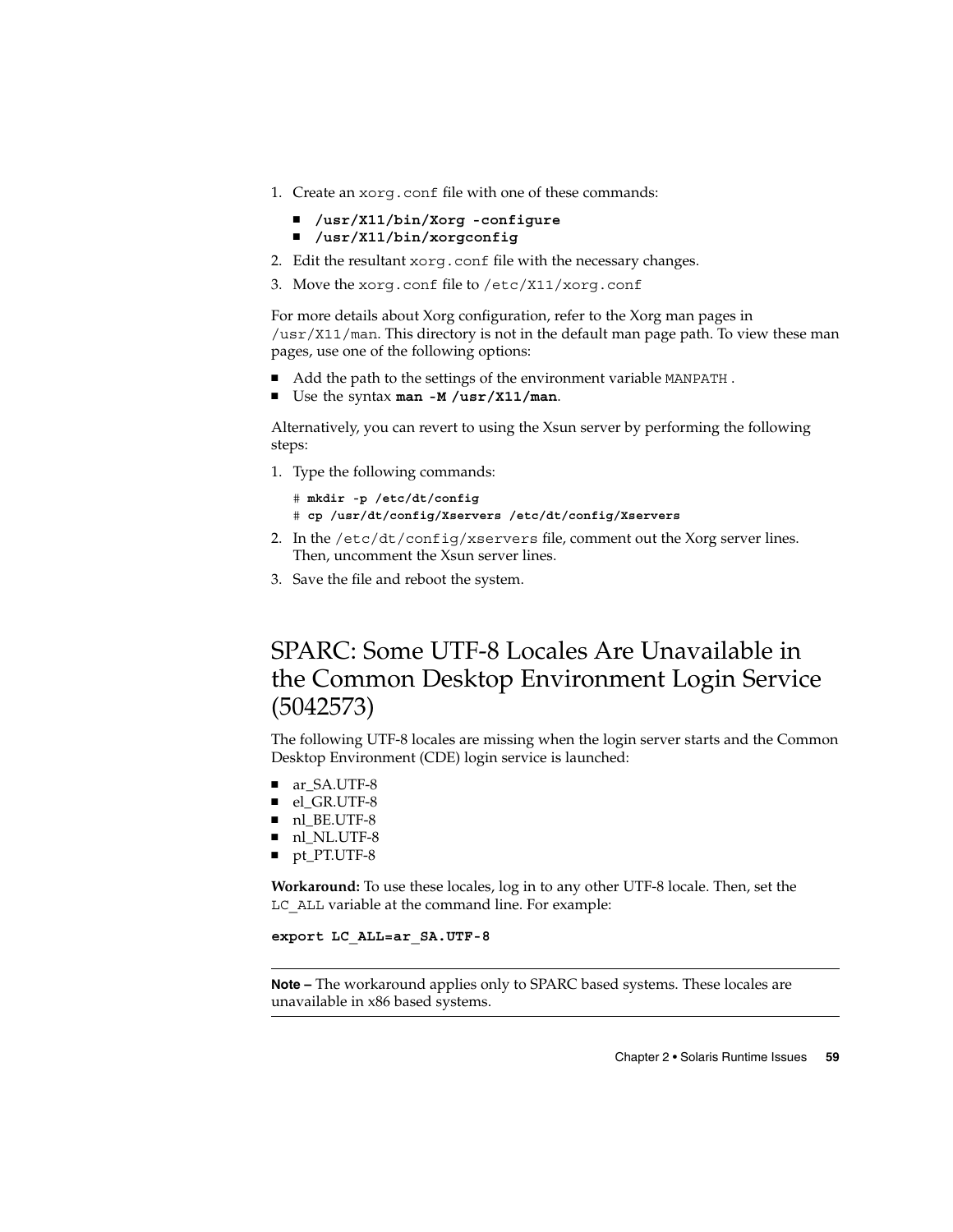1. Create an `xorg.conf` file with one of these commands:
   - **`/usr/X11/bin/Xorg -configure`**
   - **`/usr/X11/bin/xorgconfig`**
2. Edit the resultant `xorg.conf` file with the necessary changes.
3. Move the `xorg.conf` file to `/etc/X11/xorg.conf`

For more details about Xorg configuration, refer to the Xorg man pages in `/usr/X11/man`. This directory is not in the default man page path. To view these man pages, use one of the following options:

- Add the path to the settings of the environment variable `MANPATH` .
- Use the syntax **`man -M /usr/X11/man`**.

Alternatively, you can revert to using the Xsun server by performing the following steps:

1. Type the following commands:

   ```
   # mkdir -p /etc/dt/config
   # cp /usr/dt/config/Xservers /etc/dt/config/Xservers
   ```

2. In the `/etc/dt/config/xservers` file, comment out the Xorg server lines. Then, uncomment the Xsun server lines.
3. Save the file and reboot the system.

## SPARC: Some UTF-8 Locales Are Unavailable in the Common Desktop Environment Login Service (5042573)

The following UTF-8 locales are missing when the login server starts and the Common Desktop Environment (CDE) login service is launched:

- ar_SA.UTF-8
- el_GR.UTF-8
- nl_BE.UTF-8
- nl_NL.UTF-8
- pt_PT.UTF-8

**Workaround:** To use these locales, log in to any other UTF-8 locale. Then, set the `LC_ALL` variable at the command line. For example:

```
export LC_ALL=ar_SA.UTF-8
```

---

**Note –** The workaround applies only to SPARC based systems. These locales are unavailable in x86 based systems.

---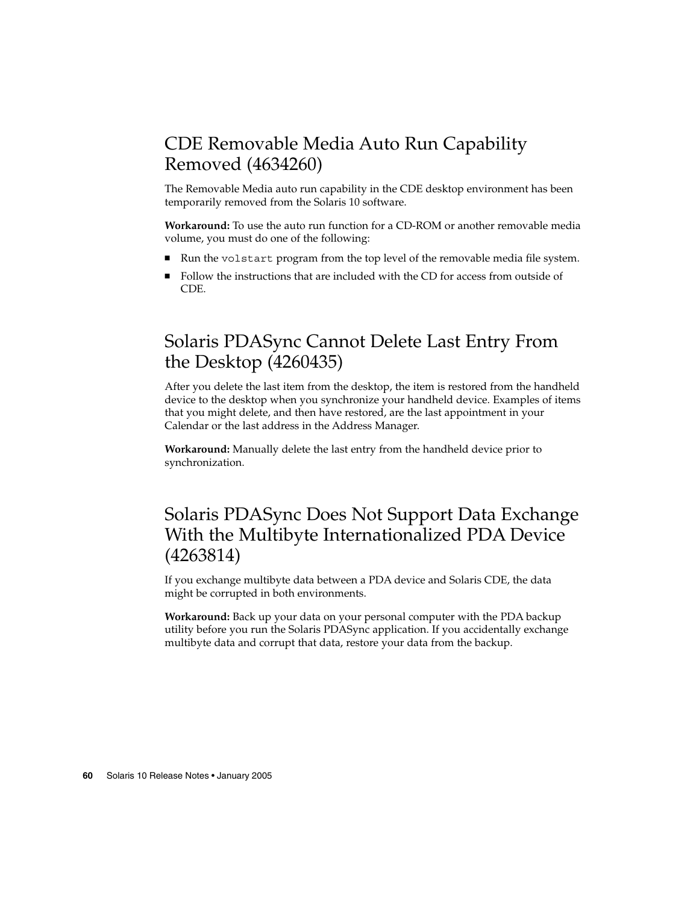## CDE Removable Media Auto Run Capability Removed (4634260)

The Removable Media auto run capability in the CDE desktop environment has been temporarily removed from the Solaris 10 software.

**Workaround:** To use the auto run function for a CD-ROM or another removable media volume, you must do one of the following:

- Run the `volstart` program from the top level of the removable media file system.
- Follow the instructions that are included with the CD for access from outside of CDE.

## Solaris PDASync Cannot Delete Last Entry From the Desktop (4260435)

After you delete the last item from the desktop, the item is restored from the handheld device to the desktop when you synchronize your handheld device. Examples of items that you might delete, and then have restored, are the last appointment in your Calendar or the last address in the Address Manager.

**Workaround:** Manually delete the last entry from the handheld device prior to synchronization.

## Solaris PDASync Does Not Support Data Exchange With the Multibyte Internationalized PDA Device (4263814)

If you exchange multibyte data between a PDA device and Solaris CDE, the data might be corrupted in both environments.

**Workaround:** Back up your data on your personal computer with the PDA backup utility before you run the Solaris PDASync application. If you accidentally exchange multibyte data and corrupt that data, restore your data from the backup.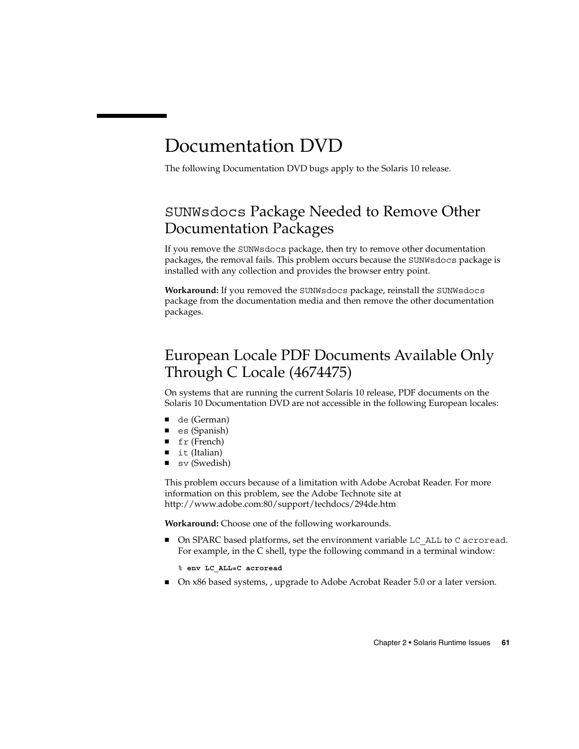# Documentation DVD

The following Documentation DVD bugs apply to the Solaris 10 release.

## `SUNWsdocs` Package Needed to Remove Other Documentation Packages

If you remove the `SUNWsdocs` package, then try to remove other documentation packages, the removal fails. This problem occurs because the `SUNWsdocs` package is installed with any collection and provides the browser entry point.

**Workaround:** If you removed the `SUNWsdocs` package, reinstall the `SUNWsdocs` package from the documentation media and then remove the other documentation packages.

## European Locale PDF Documents Available Only Through C Locale (4674475)

On systems that are running the current Solaris 10 release, PDF documents on the Solaris 10 Documentation DVD are not accessible in the following European locales:

- `de` (German)
- `es` (Spanish)
- `fr` (French)
- `it` (Italian)
- `sv` (Swedish)

This problem occurs because of a limitation with Adobe Acrobat Reader. For more information on this problem, see the Adobe Technote site at http://www.adobe.com:80/support/techdocs/294de.htm.

**Workaround:** Choose one of the following workarounds.

- On SPARC based platforms, set the environment variable `LC_ALL` to `C acroread`. For example, in the C shell, type the following command in a terminal window:

  ```
  % env LC_ALL=C acroread
  ```

- On x86 based systems, , upgrade to Adobe Acrobat Reader 5.0 or a later version.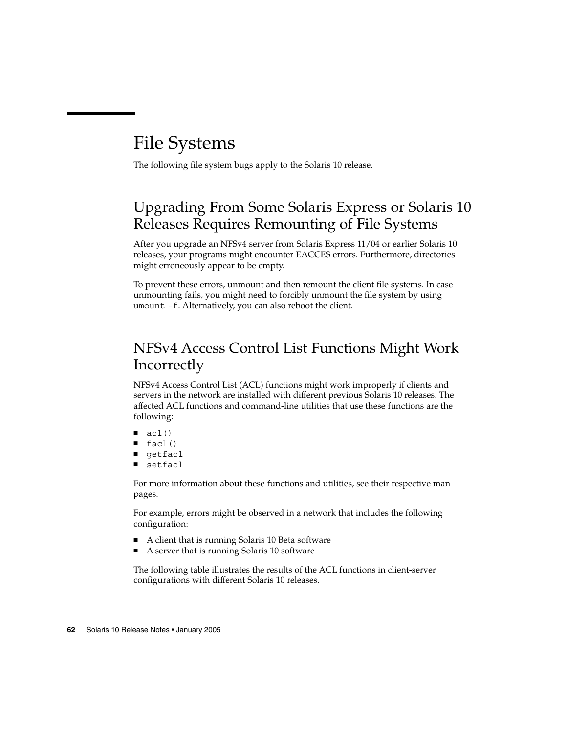# File Systems

The following file system bugs apply to the Solaris 10 release.

## Upgrading From Some Solaris Express or Solaris 10 Releases Requires Remounting of File Systems

After you upgrade an NFSv4 server from Solaris Express 11/04 or earlier Solaris 10 releases, your programs might encounter EACCES errors. Furthermore, directories might erroneously appear to be empty.

To prevent these errors, unmount and then remount the client file systems. In case unmounting fails, you might need to forcibly unmount the file system by using `umount -f`. Alternatively, you can also reboot the client.

## NFSv4 Access Control List Functions Might Work Incorrectly

NFSv4 Access Control List (ACL) functions might work improperly if clients and servers in the network are installed with different previous Solaris 10 releases. The affected ACL functions and command-line utilities that use these functions are the following:

- `acl()`
- `facl()`
- `getfacl`
- `setfacl`

For more information about these functions and utilities, see their respective man pages.

For example, errors might be observed in a network that includes the following configuration:

- A client that is running Solaris 10 Beta software
- A server that is running Solaris 10 software

The following table illustrates the results of the ACL functions in client-server configurations with different Solaris 10 releases.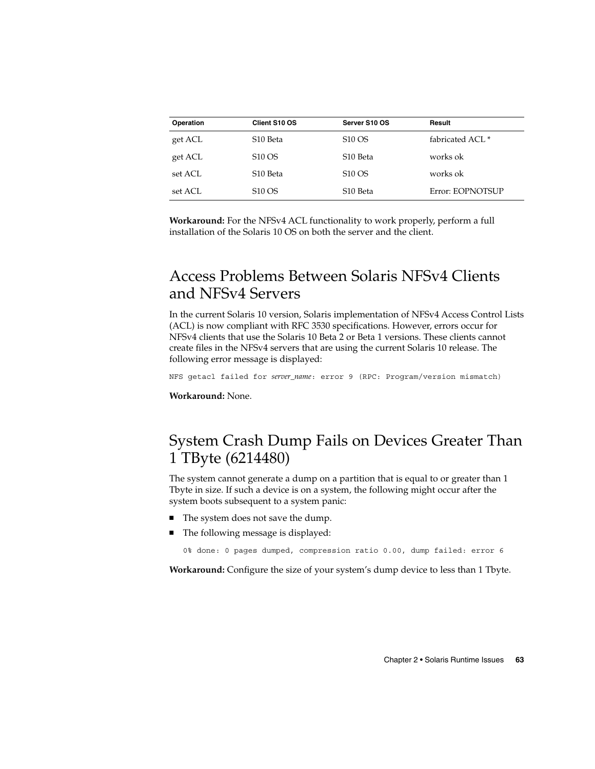| Operation | Client S10 OS | Server S10 OS | Result |
|---|---|---|---|
| get ACL | S10 Beta | S10 OS | fabricated ACL * |
| get ACL | S10 OS | S10 Beta | works ok |
| set ACL | S10 Beta | S10 OS | works ok |
| set ACL | S10 OS | S10 Beta | Error: EOPNOTSUP |

**Workaround:** For the NFSv4 ACL functionality to work properly, perform a full installation of the Solaris 10 OS on both the server and the client.

## Access Problems Between Solaris NFSv4 Clients and NFSv4 Servers

In the current Solaris 10 version, Solaris implementation of NFSv4 Access Control Lists (ACL) is now compliant with RFC 3530 specifications. However, errors occur for NFSv4 clients that use the Solaris 10 Beta 2 or Beta 1 versions. These clients cannot create files in the NFSv4 servers that are using the current Solaris 10 release. The following error message is displayed:

```
NFS getacl failed for server_name: error 9 (RPC: Program/version mismatch)
```

**Workaround:** None.

## System Crash Dump Fails on Devices Greater Than 1 TByte (6214480)

The system cannot generate a dump on a partition that is equal to or greater than 1 Tbyte in size. If such a device is on a system, the following might occur after the system boots subsequent to a system panic:

- The system does not save the dump.
- The following message is displayed:

  ```
  0% done: 0 pages dumped, compression ratio 0.00, dump failed: error 6
  ```

**Workaround:** Configure the size of your system's dump device to less than 1 Tbyte.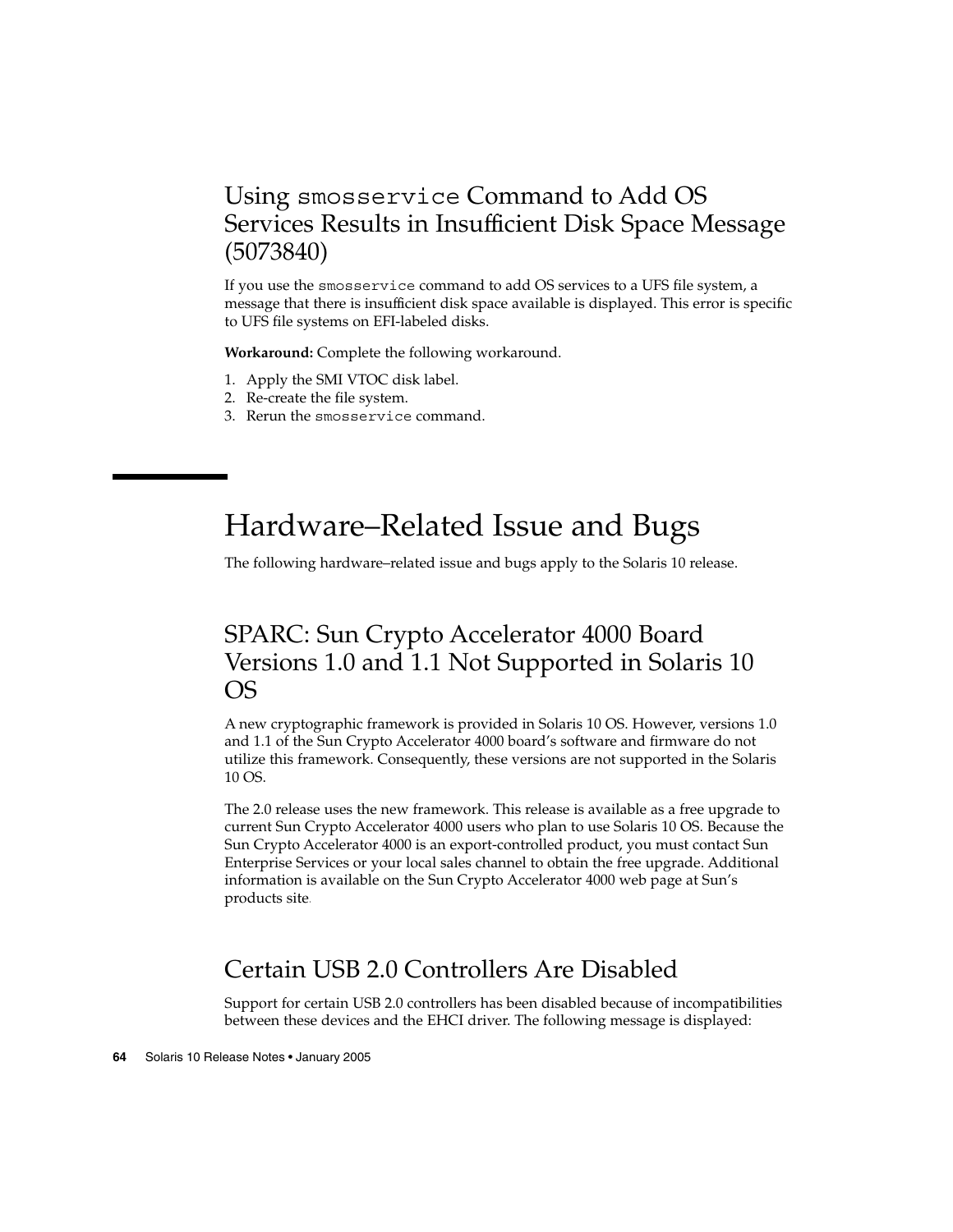### Using `smosservice` Command to Add OS Services Results in Insufficient Disk Space Message (5073840)

If you use the `smosservice` command to add OS services to a UFS file system, a message that there is insufficient disk space available is displayed. This error is specific to UFS file systems on EFI-labeled disks.

**Workaround:** Complete the following workaround.

1. Apply the SMI VTOC disk label.
2. Re-create the file system.
3. Rerun the `smosservice` command.

## Hardware–Related Issue and Bugs

The following hardware–related issue and bugs apply to the Solaris 10 release.

### SPARC: Sun Crypto Accelerator 4000 Board Versions 1.0 and 1.1 Not Supported in Solaris 10 OS

A new cryptographic framework is provided in Solaris 10 OS. However, versions 1.0 and 1.1 of the Sun Crypto Accelerator 4000 board's software and firmware do not utilize this framework. Consequently, these versions are not supported in the Solaris 10 OS.

The 2.0 release uses the new framework. This release is available as a free upgrade to current Sun Crypto Accelerator 4000 users who plan to use Solaris 10 OS. Because the Sun Crypto Accelerator 4000 is an export-controlled product, you must contact Sun Enterprise Services or your local sales channel to obtain the free upgrade. Additional information is available on the Sun Crypto Accelerator 4000 web page at Sun's products site.

### Certain USB 2.0 Controllers Are Disabled

Support for certain USB 2.0 controllers has been disabled because of incompatibilities between these devices and the EHCI driver. The following message is displayed: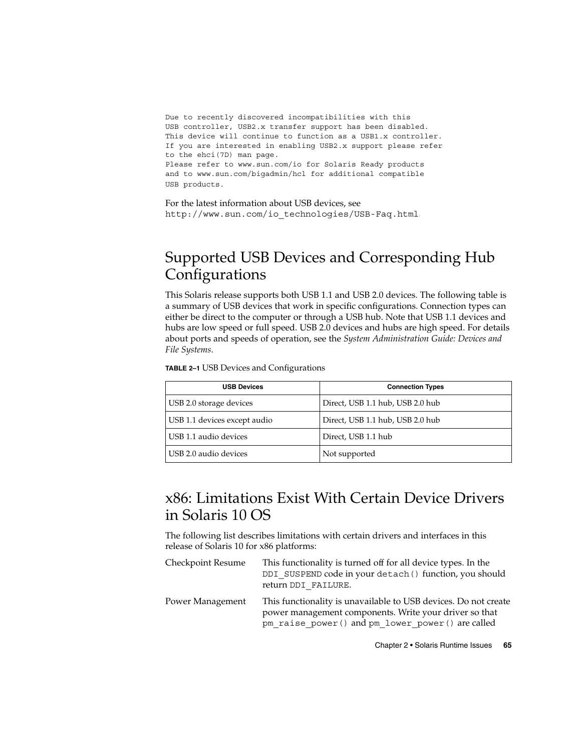```
Due to recently discovered incompatibilities with this
USB controller, USB2.x transfer support has been disabled.
This device will continue to function as a USB1.x controller.
If you are interested in enabling USB2.x support please refer
to the ehci(7D) man page.
Please refer to www.sun.com/io for Solaris Ready products
and to www.sun.com/bigadmin/hcl for additional compatible
USB products.
```

For the latest information about USB devices, see `http://www.sun.com/io_technologies/USB-Faq.html`.

## Supported USB Devices and Corresponding Hub Configurations

This Solaris release supports both USB 1.1 and USB 2.0 devices. The following table is a summary of USB devices that work in specific configurations. Connection types can either be direct to the computer or through a USB hub. Note that USB 1.1 devices and hubs are low speed or full speed. USB 2.0 devices and hubs are high speed. For details about ports and speeds of operation, see the *System Administration Guide: Devices and File Systems*.

**TABLE 2–1** USB Devices and Configurations

| USB Devices | Connection Types |
|---|---|
| USB 2.0 storage devices | Direct, USB 1.1 hub, USB 2.0 hub |
| USB 1.1 devices except audio | Direct, USB 1.1 hub, USB 2.0 hub |
| USB 1.1 audio devices | Direct, USB 1.1 hub |
| USB 2.0 audio devices | Not supported |

## x86: Limitations Exist With Certain Device Drivers in Solaris 10 OS

The following list describes limitations with certain drivers and interfaces in this release of Solaris 10 for x86 platforms:

Checkpoint Resume
: This functionality is turned off for all device types. In the `DDI_SUSPEND` code in your `detach()` function, you should return `DDI_FAILURE`.

Power Management
: This functionality is unavailable to USB devices. Do not create power management components. Write your driver so that `pm_raise_power()` and `pm_lower_power()` are called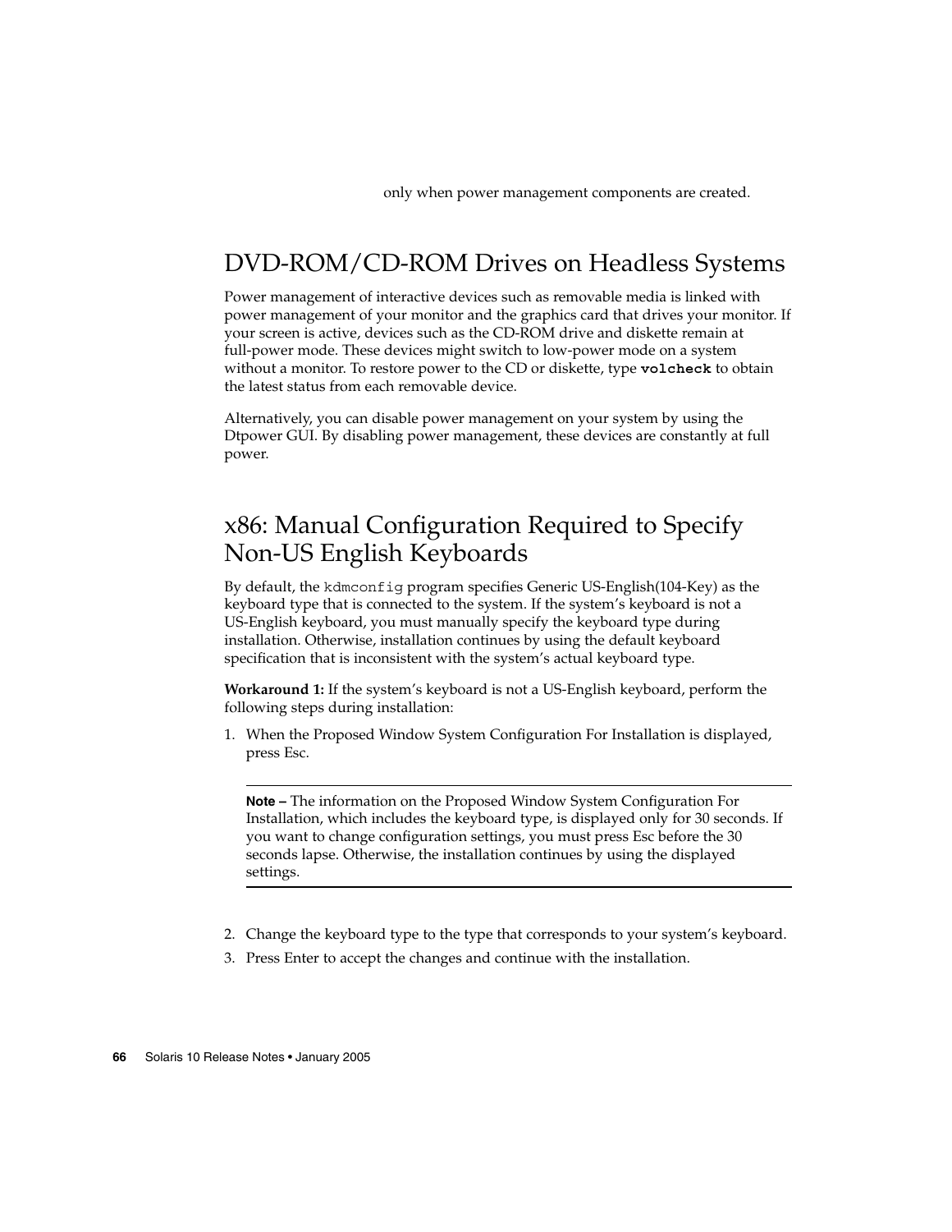only when power management components are created.

## DVD-ROM/CD-ROM Drives on Headless Systems

Power management of interactive devices such as removable media is linked with power management of your monitor and the graphics card that drives your monitor. If your screen is active, devices such as the CD-ROM drive and diskette remain at full-power mode. These devices might switch to low-power mode on a system without a monitor. To restore power to the CD or diskette, type **`volcheck`** to obtain the latest status from each removable device.

Alternatively, you can disable power management on your system by using the Dtpower GUI. By disabling power management, these devices are constantly at full power.

## x86: Manual Configuration Required to Specify Non-US English Keyboards

By default, the `kdmconfig` program specifies Generic US-English(104-Key) as the keyboard type that is connected to the system. If the system's keyboard is not a US-English keyboard, you must manually specify the keyboard type during installation. Otherwise, installation continues by using the default keyboard specification that is inconsistent with the system's actual keyboard type.

**Workaround 1:** If the system's keyboard is not a US-English keyboard, perform the following steps during installation:

1. When the Proposed Window System Configuration For Installation is displayed, press Esc.

   ---

   **Note –** The information on the Proposed Window System Configuration For Installation, which includes the keyboard type, is displayed only for 30 seconds. If you want to change configuration settings, you must press Esc before the 30 seconds lapse. Otherwise, the installation continues by using the displayed settings.

   ---

2. Change the keyboard type to the type that corresponds to your system's keyboard.
3. Press Enter to accept the changes and continue with the installation.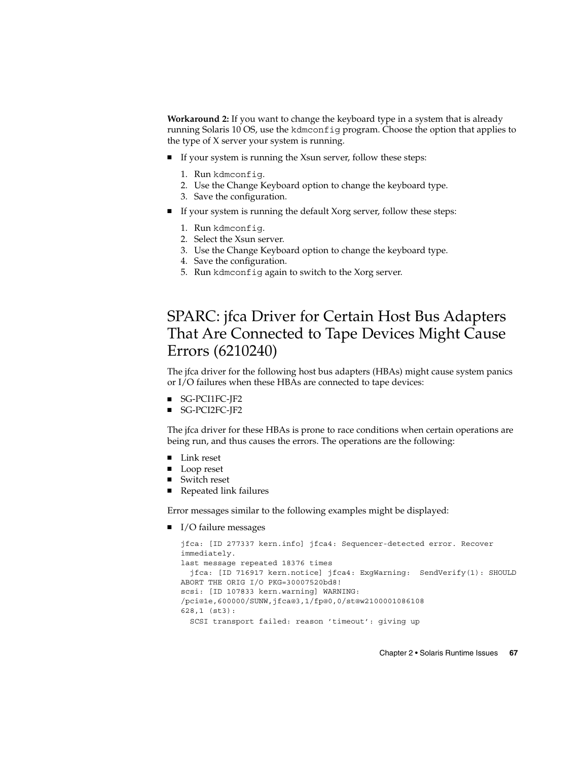**Workaround 2:** If you want to change the keyboard type in a system that is already running Solaris 10 OS, use the `kdmconfig` program. Choose the option that applies to the type of X server your system is running.

- If your system is running the Xsun server, follow these steps:
  1. Run `kdmconfig`.
  2. Use the Change Keyboard option to change the keyboard type.
  3. Save the configuration.
- If your system is running the default Xorg server, follow these steps:
  1. Run `kdmconfig`.
  2. Select the Xsun server.
  3. Use the Change Keyboard option to change the keyboard type.
  4. Save the configuration.
  5. Run `kdmconfig` again to switch to the Xorg server.

## SPARC: jfca Driver for Certain Host Bus Adapters That Are Connected to Tape Devices Might Cause Errors (6210240)

The jfca driver for the following host bus adapters (HBAs) might cause system panics or I/O failures when these HBAs are connected to tape devices:

- SG-PCI1FC-JF2
- SG-PCI2FC-JF2

The jfca driver for these HBAs is prone to race conditions when certain operations are being run, and thus causes the errors. The operations are the following:

- Link reset
- Loop reset
- Switch reset
- Repeated link failures

Error messages similar to the following examples might be displayed:

- I/O failure messages

```
jfca: [ID 277337 kern.info] jfca4: Sequencer-detected error. Recover
immediately.
last message repeated 18376 times
  jfca: [ID 716917 kern.notice] jfca4: ExgWarning:  SendVerify(1): SHOULD
ABORT THE ORIG I/O PKG=30007520bd8!
scsi: [ID 107833 kern.warning] WARNING:
/pci@1e,600000/SUNW,jfca@3,1/fp@0,0/st@w2100001086108
628,1 (st3):
  SCSI transport failed: reason 'timeout': giving up
```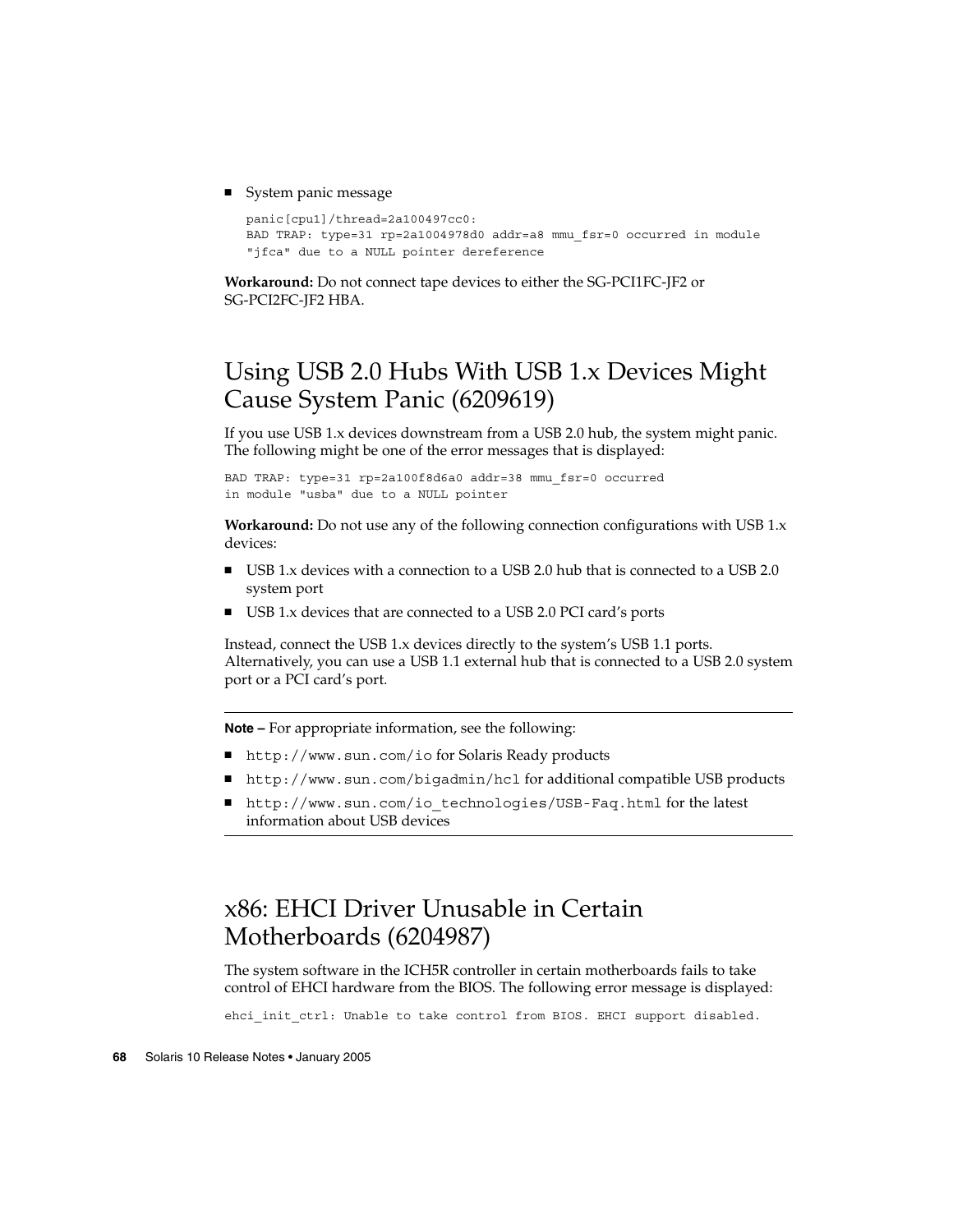- System panic message

  ```
  panic[cpu1]/thread=2a100497cc0:
  BAD TRAP: type=31 rp=2a1004978d0 addr=a8 mmu_fsr=0 occurred in module
  "jfca" due to a NULL pointer dereference
  ```

**Workaround:** Do not connect tape devices to either the SG-PCI1FC-JF2 or SG-PCI2FC-JF2 HBA.

## Using USB 2.0 Hubs With USB 1.x Devices Might Cause System Panic (6209619)

If you use USB 1.x devices downstream from a USB 2.0 hub, the system might panic. The following might be one of the error messages that is displayed:

```
BAD TRAP: type=31 rp=2a100f8d6a0 addr=38 mmu_fsr=0 occurred
in module "usba" due to a NULL pointer
```

**Workaround:** Do not use any of the following connection configurations with USB 1.x devices:

- USB 1.x devices with a connection to a USB 2.0 hub that is connected to a USB 2.0 system port
- USB 1.x devices that are connected to a USB 2.0 PCI card's ports

Instead, connect the USB 1.x devices directly to the system's USB 1.1 ports. Alternatively, you can use a USB 1.1 external hub that is connected to a USB 2.0 system port or a PCI card's port.

---

**Note –** For appropriate information, see the following:

- `http://www.sun.com/io` for Solaris Ready products
- `http://www.sun.com/bigadmin/hcl` for additional compatible USB products
- `http://www.sun.com/io_technologies/USB-Faq.html` for the latest information about USB devices

---

## x86: EHCI Driver Unusable in Certain Motherboards (6204987)

The system software in the ICH5R controller in certain motherboards fails to take control of EHCI hardware from the BIOS. The following error message is displayed:

```
ehci_init_ctrl: Unable to take control from BIOS. EHCI support disabled.
```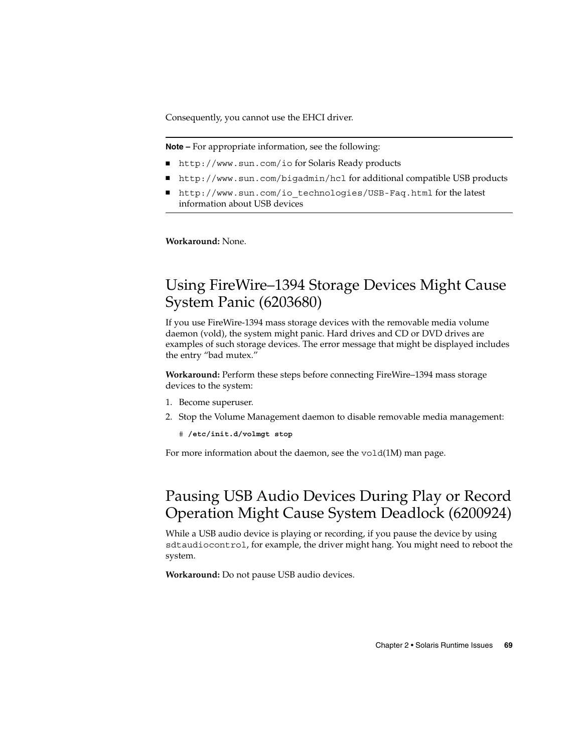Consequently, you cannot use the EHCI driver.

---

**Note –** For appropriate information, see the following:

- `http://www.sun.com/io` for Solaris Ready products
- `http://www.sun.com/bigadmin/hcl` for additional compatible USB products
- `http://www.sun.com/io_technologies/USB-Faq.html` for the latest information about USB devices

---

**Workaround:** None.

## Using FireWire–1394 Storage Devices Might Cause System Panic (6203680)

If you use FireWire-1394 mass storage devices with the removable media volume daemon (vold), the system might panic. Hard drives and CD or DVD drives are examples of such storage devices. The error message that might be displayed includes the entry “bad mutex.”

**Workaround:** Perform these steps before connecting FireWire–1394 mass storage devices to the system:

1. Become superuser.
2. Stop the Volume Management daemon to disable removable media management:

   ```
   # /etc/init.d/volmgt stop
   ```

For more information about the daemon, see the `vold`(1M) man page.

## Pausing USB Audio Devices During Play or Record Operation Might Cause System Deadlock (6200924)

While a USB audio device is playing or recording, if you pause the device by using `sdtaudiocontrol`, for example, the driver might hang. You might need to reboot the system.

**Workaround:** Do not pause USB audio devices.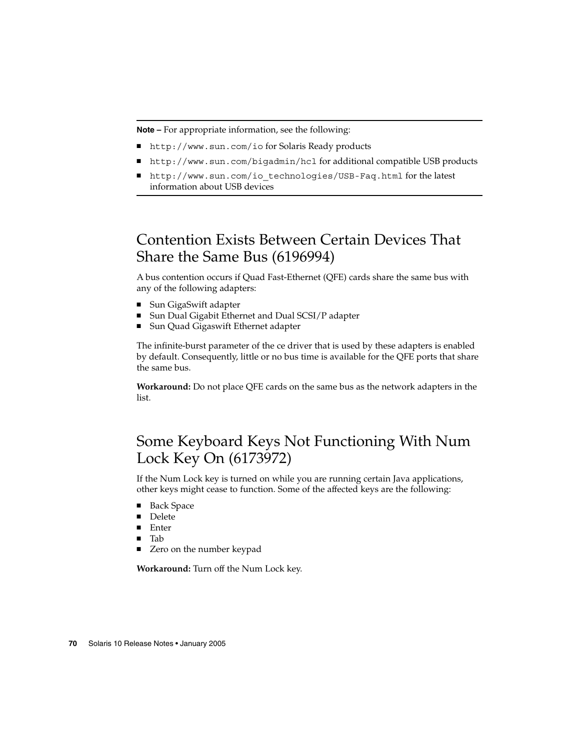**Note –** For appropriate information, see the following:

- `http://www.sun.com/io` for Solaris Ready products
- `http://www.sun.com/bigadmin/hcl` for additional compatible USB products
- `http://www.sun.com/io_technologies/USB-Faq.html` for the latest information about USB devices

## Contention Exists Between Certain Devices That Share the Same Bus (6196994)

A bus contention occurs if Quad Fast-Ethernet (QFE) cards share the same bus with any of the following adapters:

- Sun GigaSwift adapter
- Sun Dual Gigabit Ethernet and Dual SCSI/P adapter
- Sun Quad Gigaswift Ethernet adapter

The infinite-burst parameter of the ce driver that is used by these adapters is enabled by default. Consequently, little or no bus time is available for the QFE ports that share the same bus.

**Workaround:** Do not place QFE cards on the same bus as the network adapters in the list.

## Some Keyboard Keys Not Functioning With Num Lock Key On (6173972)

If the Num Lock key is turned on while you are running certain Java applications, other keys might cease to function. Some of the affected keys are the following:

- Back Space
- Delete
- Enter
- Tab
- Zero on the number keypad

**Workaround:** Turn off the Num Lock key.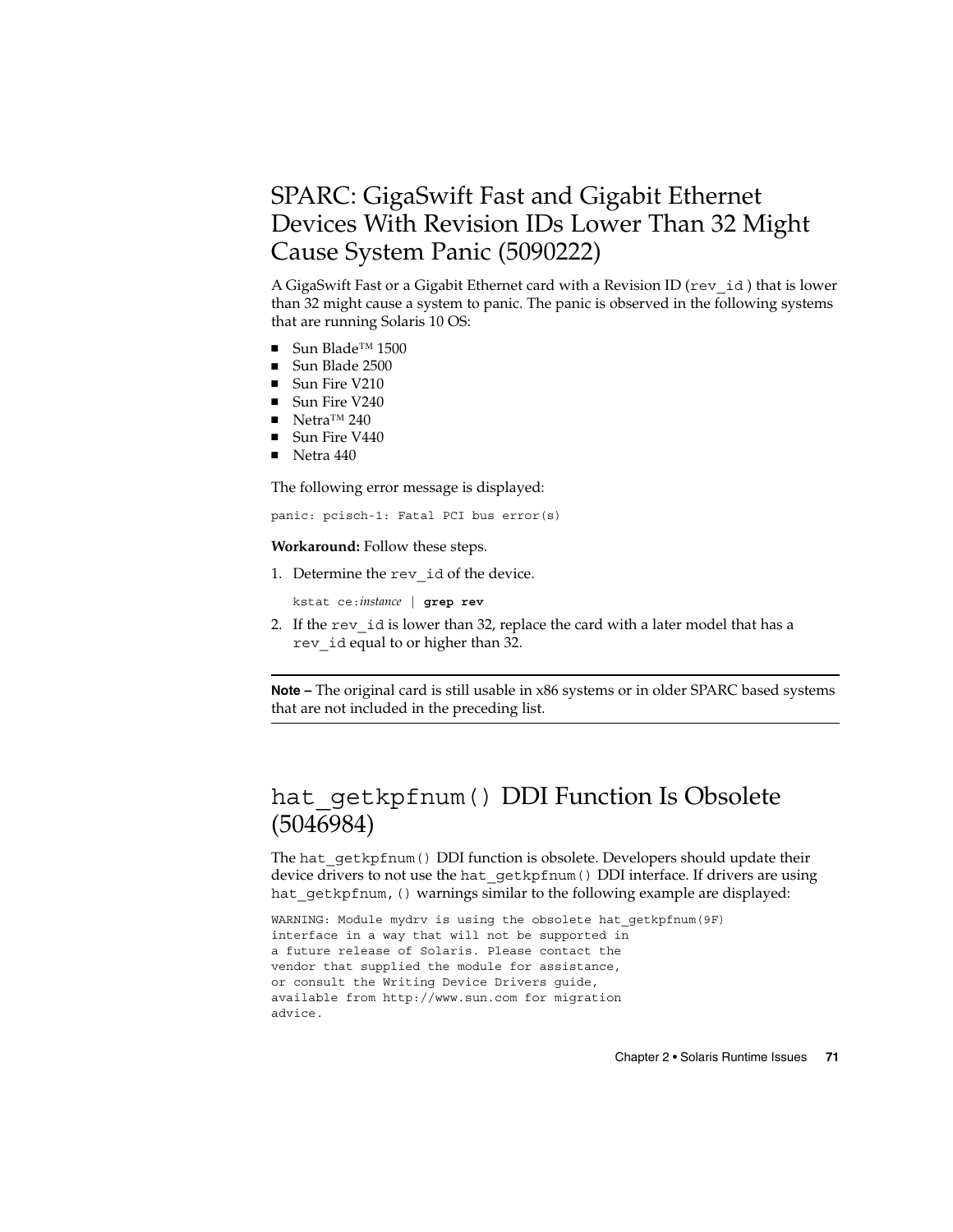## SPARC: GigaSwift Fast and Gigabit Ethernet Devices With Revision IDs Lower Than 32 Might Cause System Panic (5090222)

A GigaSwift Fast or a Gigabit Ethernet card with a Revision ID (`rev_id` ) that is lower than 32 might cause a system to panic. The panic is observed in the following systems that are running Solaris 10 OS:

- Sun Blade™ 1500
- Sun Blade 2500
- Sun Fire V210
- Sun Fire V240
- Netra™ 240
- Sun Fire V440
- Netra 440

The following error message is displayed:

```
panic: pcisch-1: Fatal PCI bus error(s)
```

**Workaround:** Follow these steps.

1. Determine the `rev_id` of the device.

   ```
   kstat ce:instance | grep rev
   ```

2. If the `rev_id` is lower than 32, replace the card with a later model that has a `rev_id` equal to or higher than 32.

---

**Note –** The original card is still usable in x86 systems or in older SPARC based systems that are not included in the preceding list.

---

## `hat_getkpfnum()` DDI Function Is Obsolete (5046984)

The `hat_getkpfnum()` DDI function is obsolete. Developers should update their device drivers to not use the `hat_getkpfnum()` DDI interface. If drivers are using `hat_getkpfnum,()` warnings similar to the following example are displayed:

```
WARNING: Module mydrv is using the obsolete hat_getkpfnum(9F)
interface in a way that will not be supported in
a future release of Solaris. Please contact the
vendor that supplied the module for assistance,
or consult the Writing Device Drivers guide,
available from http://www.sun.com for migration
advice.
```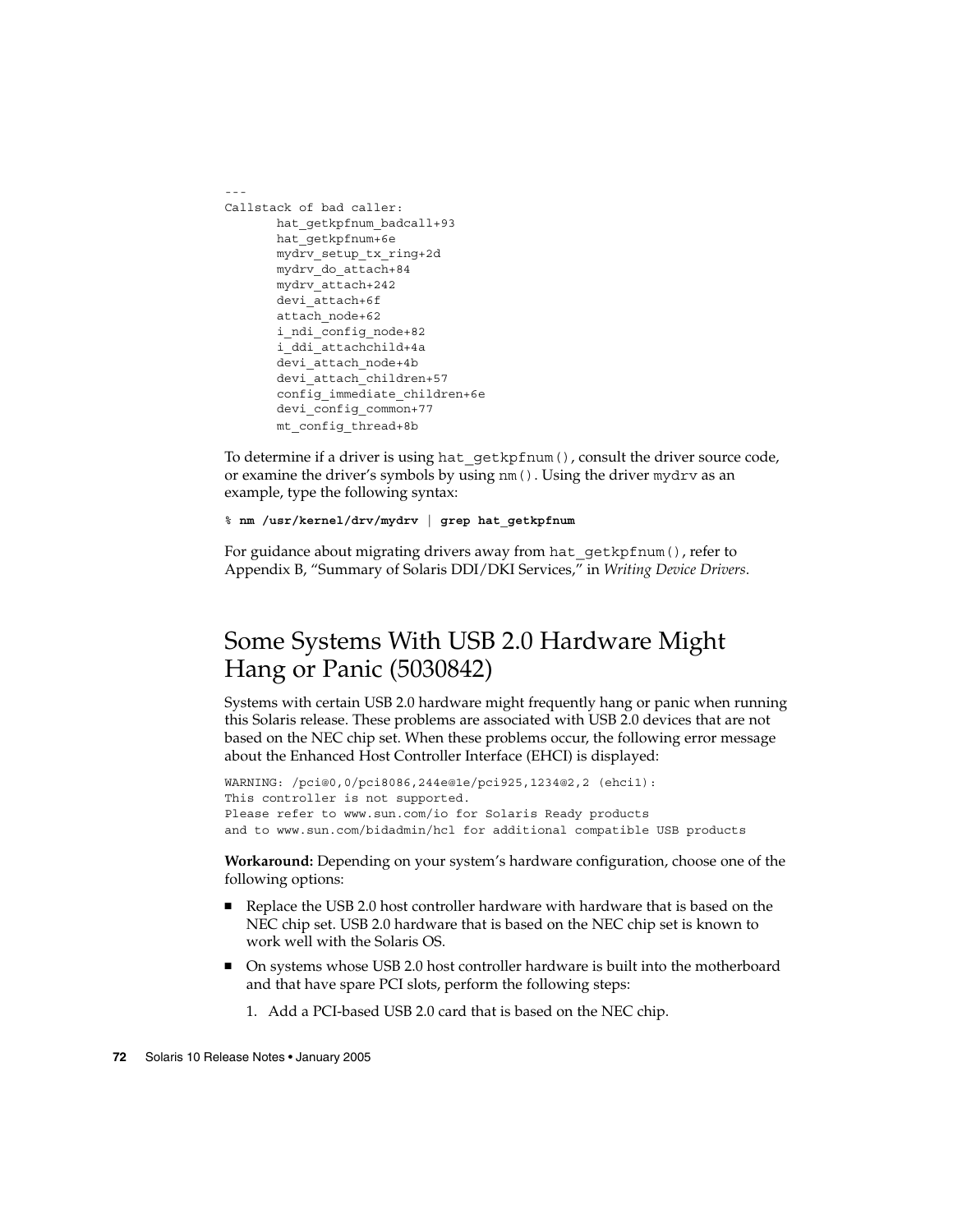```
---
Callstack of bad caller:
        hat_getkpfnum_badcall+93
        hat_getkpfnum+6e
        mydrv_setup_tx_ring+2d
        mydrv_do_attach+84
        mydrv_attach+242
        devi_attach+6f
        attach_node+62
        i_ndi_config_node+82
        i_ddi_attachchild+4a
        devi_attach_node+4b
        devi_attach_children+57
        config_immediate_children+6e
        devi_config_common+77
        mt_config_thread+8b
```

To determine if a driver is using `hat_getkpfnum()`, consult the driver source code, or examine the driver's symbols by using `nm()`. Using the driver `mydrv` as an example, type the following syntax:

```
% nm /usr/kernel/drv/mydrv | grep hat_getkpfnum
```

For guidance about migrating drivers away from `hat_getkpfnum()`, refer to Appendix B, "Summary of Solaris DDI/DKI Services," in *Writing Device Drivers*.

## Some Systems With USB 2.0 Hardware Might Hang or Panic (5030842)

Systems with certain USB 2.0 hardware might frequently hang or panic when running this Solaris release. These problems are associated with USB 2.0 devices that are not based on the NEC chip set. When these problems occur, the following error message about the Enhanced Host Controller Interface (EHCI) is displayed:

```
WARNING: /pci@0,0/pci8086,244e@1e/pci925,1234@2,2 (ehci1):
This controller is not supported.
Please refer to www.sun.com/io for Solaris Ready products
and to www.sun.com/bidadmin/hcl for additional compatible USB products
```

**Workaround:** Depending on your system's hardware configuration, choose one of the following options:

- Replace the USB 2.0 host controller hardware with hardware that is based on the NEC chip set. USB 2.0 hardware that is based on the NEC chip set is known to work well with the Solaris OS.
- On systems whose USB 2.0 host controller hardware is built into the motherboard and that have spare PCI slots, perform the following steps:
  1. Add a PCI-based USB 2.0 card that is based on the NEC chip.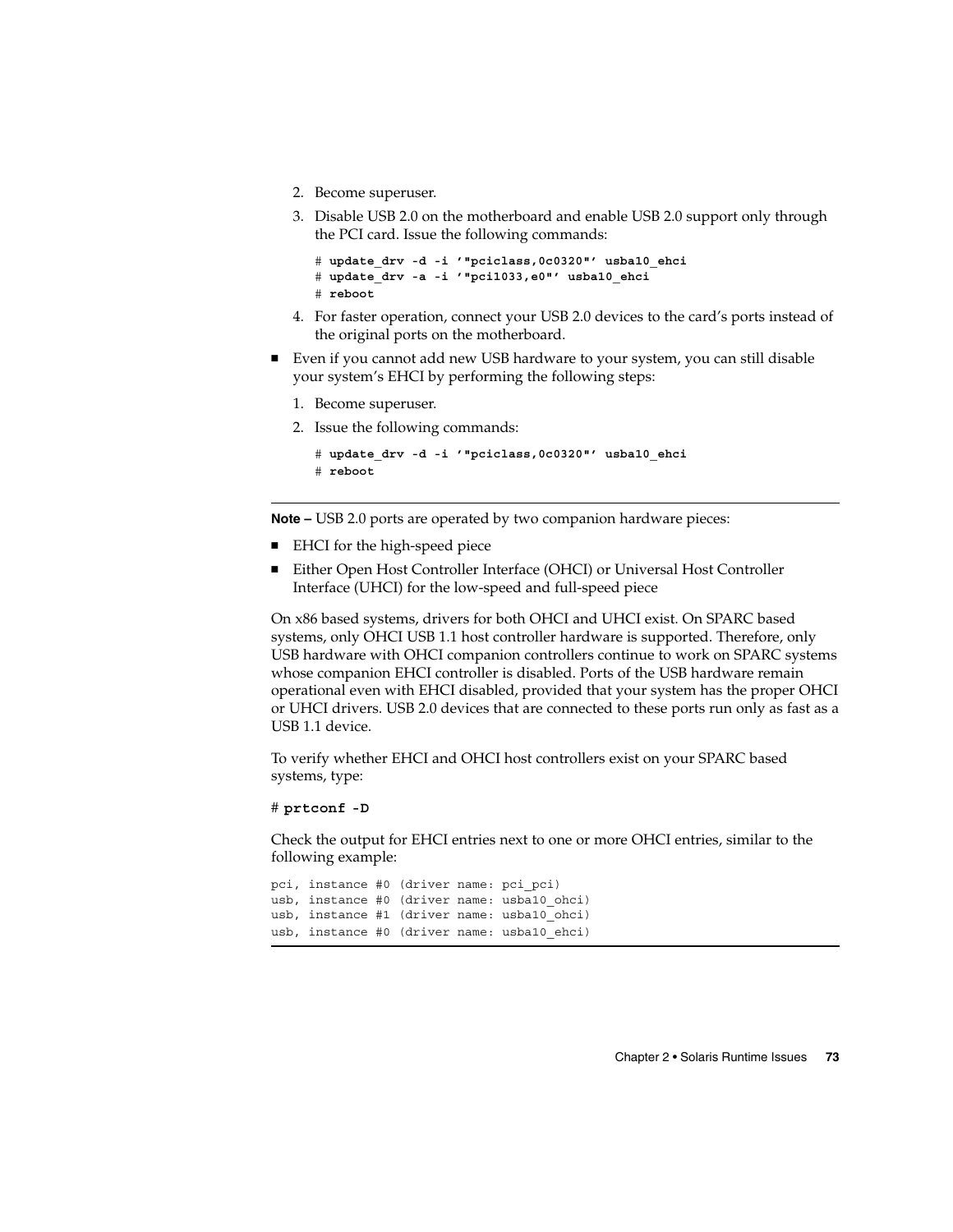2. Become superuser.
3. Disable USB 2.0 on the motherboard and enable USB 2.0 support only through the PCI card. Issue the following commands:

   ```
   # update_drv -d -i '"pciclass,0c0320"' usba10_ehci
   # update_drv -a -i '"pci1033,e0"' usba10_ehci
   # reboot
   ```

4. For faster operation, connect your USB 2.0 devices to the card's ports instead of the original ports on the motherboard.

- Even if you cannot add new USB hardware to your system, you can still disable your system's EHCI by performing the following steps:
  1. Become superuser.
  2. Issue the following commands:

     ```
     # update_drv -d -i '"pciclass,0c0320"' usba10_ehci
     # reboot
     ```

---

**Note –** USB 2.0 ports are operated by two companion hardware pieces:

- EHCI for the high-speed piece
- Either Open Host Controller Interface (OHCI) or Universal Host Controller Interface (UHCI) for the low-speed and full-speed piece

On x86 based systems, drivers for both OHCI and UHCI exist. On SPARC based systems, only OHCI USB 1.1 host controller hardware is supported. Therefore, only USB hardware with OHCI companion controllers continue to work on SPARC systems whose companion EHCI controller is disabled. Ports of the USB hardware remain operational even with EHCI disabled, provided that your system has the proper OHCI or UHCI drivers. USB 2.0 devices that are connected to these ports run only as fast as a USB 1.1 device.

To verify whether EHCI and OHCI host controllers exist on your SPARC based systems, type:

```
# prtconf -D
```

Check the output for EHCI entries next to one or more OHCI entries, similar to the following example:

```
pci, instance #0 (driver name: pci_pci)
usb, instance #0 (driver name: usba10_ohci)
usb, instance #1 (driver name: usba10_ohci)
usb, instance #0 (driver name: usba10_ehci)
```

---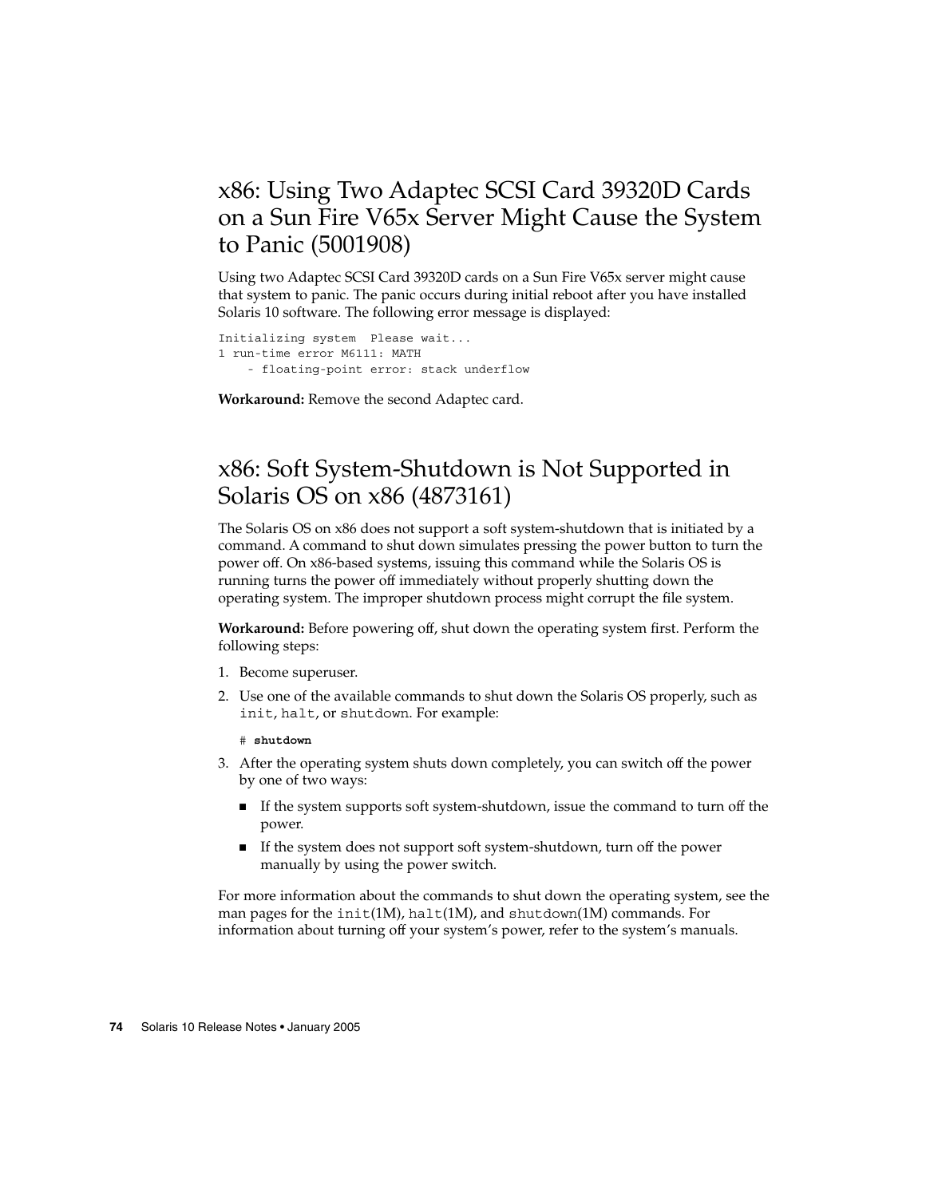## x86: Using Two Adaptec SCSI Card 39320D Cards on a Sun Fire V65x Server Might Cause the System to Panic (5001908)

Using two Adaptec SCSI Card 39320D cards on a Sun Fire V65x server might cause that system to panic. The panic occurs during initial reboot after you have installed Solaris 10 software. The following error message is displayed:

```
Initializing system  Please wait...
1 run-time error M6111: MATH
    - floating-point error: stack underflow
```

**Workaround:** Remove the second Adaptec card.

## x86: Soft System-Shutdown is Not Supported in Solaris OS on x86 (4873161)

The Solaris OS on x86 does not support a soft system-shutdown that is initiated by a command. A command to shut down simulates pressing the power button to turn the power off. On x86-based systems, issuing this command while the Solaris OS is running turns the power off immediately without properly shutting down the operating system. The improper shutdown process might corrupt the file system.

**Workaround:** Before powering off, shut down the operating system first. Perform the following steps:

1. Become superuser.
2. Use one of the available commands to shut down the Solaris OS properly, such as `init`, `halt`, or `shutdown`. For example:

   ```
   # shutdown
   ```

3. After the operating system shuts down completely, you can switch off the power by one of two ways:
   - If the system supports soft system-shutdown, issue the command to turn off the power.
   - If the system does not support soft system-shutdown, turn off the power manually by using the power switch.

For more information about the commands to shut down the operating system, see the man pages for the `init`(1M), `halt`(1M), and `shutdown`(1M) commands. For information about turning off your system's power, refer to the system's manuals.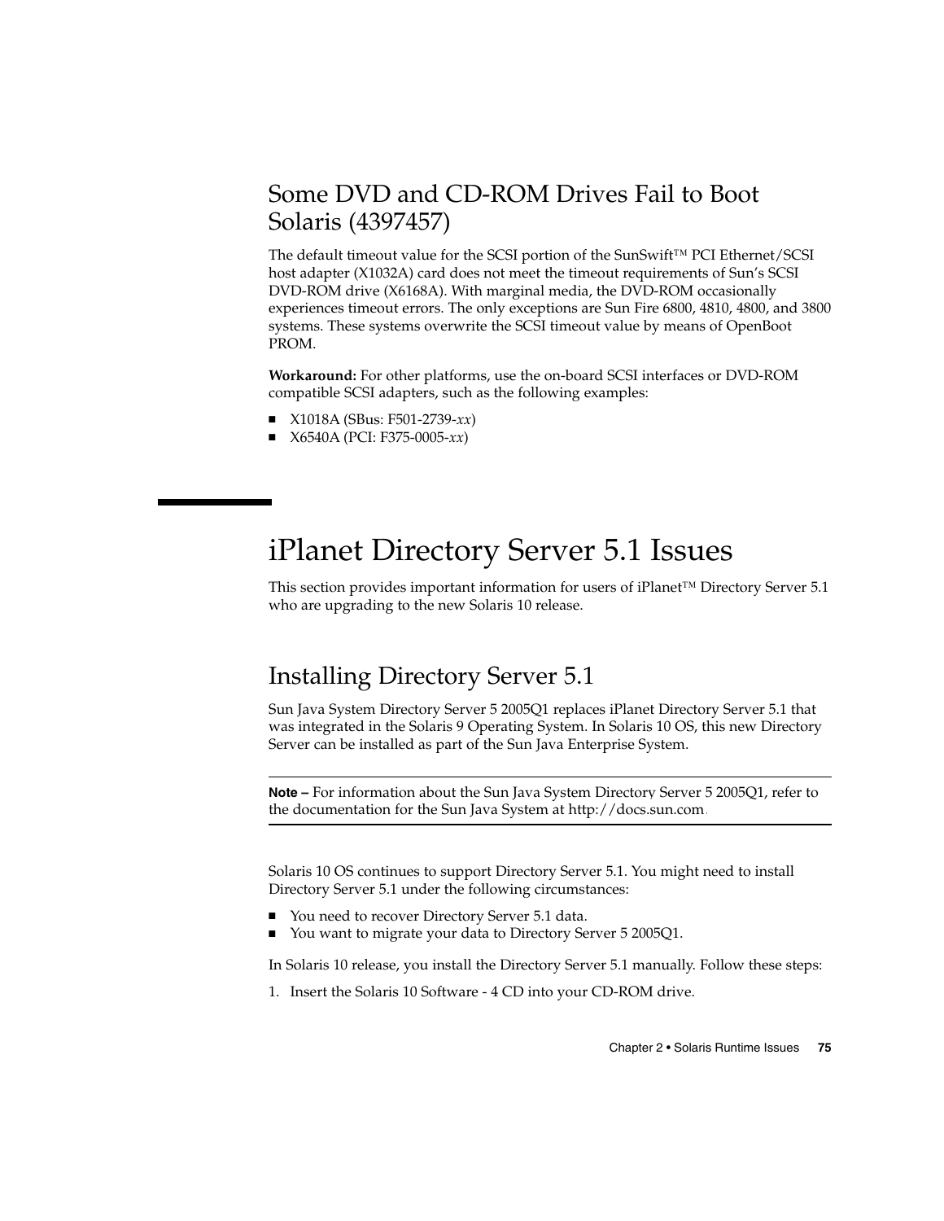## Some DVD and CD-ROM Drives Fail to Boot Solaris (4397457)

The default timeout value for the SCSI portion of the SunSwift™ PCI Ethernet/SCSI host adapter (X1032A) card does not meet the timeout requirements of Sun's SCSI DVD-ROM drive (X6168A). With marginal media, the DVD-ROM occasionally experiences timeout errors. The only exceptions are Sun Fire 6800, 4810, 4800, and 3800 systems. These systems overwrite the SCSI timeout value by means of OpenBoot PROM.

**Workaround:** For other platforms, use the on-board SCSI interfaces or DVD-ROM compatible SCSI adapters, such as the following examples:

- X1018A (SBus: F501-2739-*xx*)
- X6540A (PCI: F375-0005-*xx*)

# iPlanet Directory Server 5.1 Issues

This section provides important information for users of iPlanet™ Directory Server 5.1 who are upgrading to the new Solaris 10 release.

## Installing Directory Server 5.1

Sun Java System Directory Server 5 2005Q1 replaces iPlanet Directory Server 5.1 that was integrated in the Solaris 9 Operating System. In Solaris 10 OS, this new Directory Server can be installed as part of the Sun Java Enterprise System.

---

**Note –** For information about the Sun Java System Directory Server 5 2005Q1, refer to the documentation for the Sun Java System at http://docs.sun.com.

---

Solaris 10 OS continues to support Directory Server 5.1. You might need to install Directory Server 5.1 under the following circumstances:

- You need to recover Directory Server 5.1 data.
- You want to migrate your data to Directory Server 5 2005Q1.

In Solaris 10 release, you install the Directory Server 5.1 manually. Follow these steps:

1. Insert the Solaris 10 Software - 4 CD into your CD-ROM drive.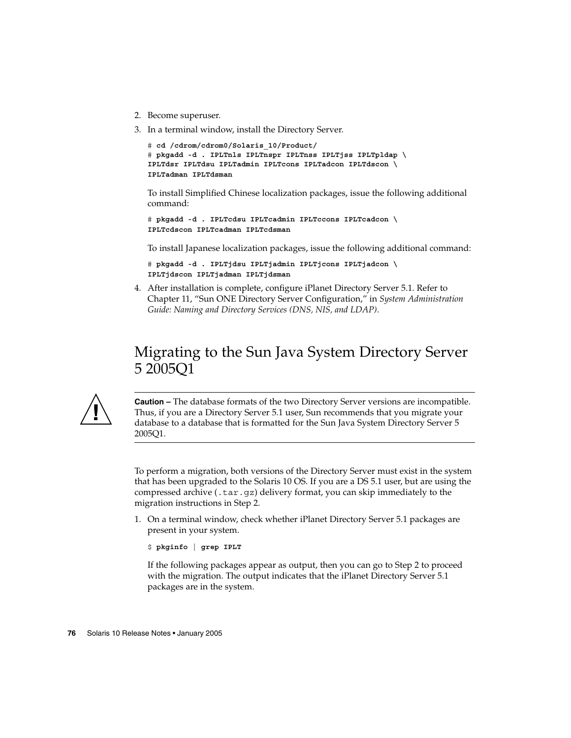2. Become superuser.
3. In a terminal window, install the Directory Server.

   ```
   # cd /cdrom/cdrom0/Solaris_10/Product/
   # pkgadd -d . IPLTnls IPLTnspr IPLTnss IPLTjss IPLTpldap \
   IPLTdsr IPLTdsu IPLTadmin IPLTcons IPLTadcon IPLTdscon \
   IPLTadman IPLTdsman
   ```

   To install Simplified Chinese localization packages, issue the following additional command:

   ```
   # pkgadd -d . IPLTcdsu IPLTcadmin IPLTccons IPLTcadcon \
   IPLTcdscon IPLTcadman IPLTcdsman
   ```

   To install Japanese localization packages, issue the following additional command:

   ```
   # pkgadd -d . IPLTjdsu IPLTjadmin IPLTjcons IPLTjadcon \
   IPLTjdscon IPLTjadman IPLTjdsman
   ```

4. After installation is complete, configure iPlanet Directory Server 5.1. Refer to Chapter 11, "Sun ONE Directory Server Configuration," in *System Administration Guide: Naming and Directory Services (DNS, NIS, and LDAP)*.

## Migrating to the Sun Java System Directory Server 5 2005Q1

---

**Caution –** The database formats of the two Directory Server versions are incompatible. Thus, if you are a Directory Server 5.1 user, Sun recommends that you migrate your database to a database that is formatted for the Sun Java System Directory Server 5 2005Q1.

---

To perform a migration, both versions of the Directory Server must exist in the system that has been upgraded to the Solaris 10 OS. If you are a DS 5.1 user, but are using the compressed archive (`.tar.gz`) delivery format, you can skip immediately to the migration instructions in Step 2.

1. On a terminal window, check whether iPlanet Directory Server 5.1 packages are present in your system.

   ```
   $ pkginfo | grep IPLT
   ```

   If the following packages appear as output, then you can go to Step 2 to proceed with the migration. The output indicates that the iPlanet Directory Server 5.1 packages are in the system.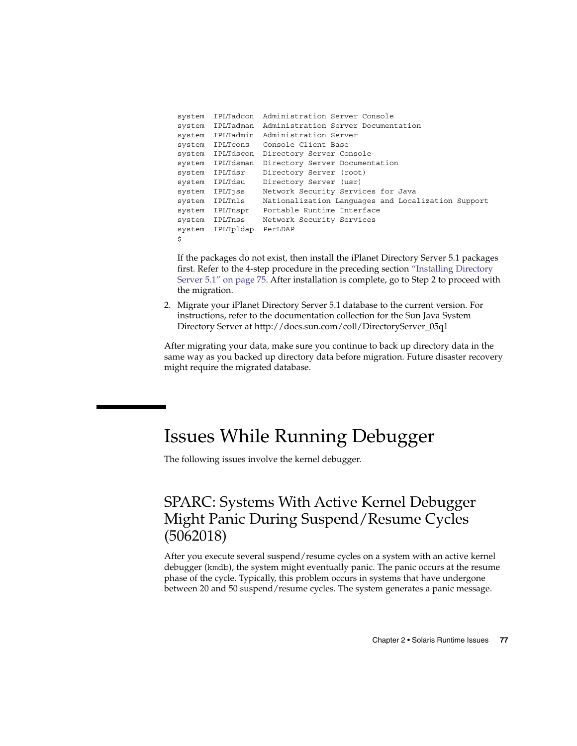```
system  IPLTadcon  Administration Server Console
system  IPLTadman  Administration Server Documentation
system  IPLTadmin  Administration Server
system  IPLTcons   Console Client Base
system  IPLTdscon  Directory Server Console
system  IPLTdsman  Directory Server Documentation
system  IPLTdsr    Directory Server (root)
system  IPLTdsu    Directory Server (usr)
system  IPLTjss    Network Security Services for Java
system  IPLTnls    Nationalization Languages and Localization Support
system  IPLTnspr   Portable Runtime Interface
system  IPLTnss    Network Security Services
system  IPLTpldap  PerLDAP
$
```

If the packages do not exist, then install the iPlanet Directory Server 5.1 packages first. Refer to the 4-step procedure in the preceding section "Installing Directory Server 5.1" on page 75. After installation is complete, go to Step 2 to proceed with the migration.

2. Migrate your iPlanet Directory Server 5.1 database to the current version. For instructions, refer to the documentation collection for the Sun Java System Directory Server at http://docs.sun.com/coll/DirectoryServer_05q1

After migrating your data, make sure you continue to back up directory data in the same way as you backed up directory data before migration. Future disaster recovery might require the migrated database.

# Issues While Running Debugger

The following issues involve the kernel debugger.

## SPARC: Systems With Active Kernel Debugger Might Panic During Suspend/Resume Cycles (5062018)

After you execute several suspend/resume cycles on a system with an active kernel debugger (`kmdb`), the system might eventually panic. The panic occurs at the resume phase of the cycle. Typically, this problem occurs in systems that have undergone between 20 and 50 suspend/resume cycles. The system generates a panic message.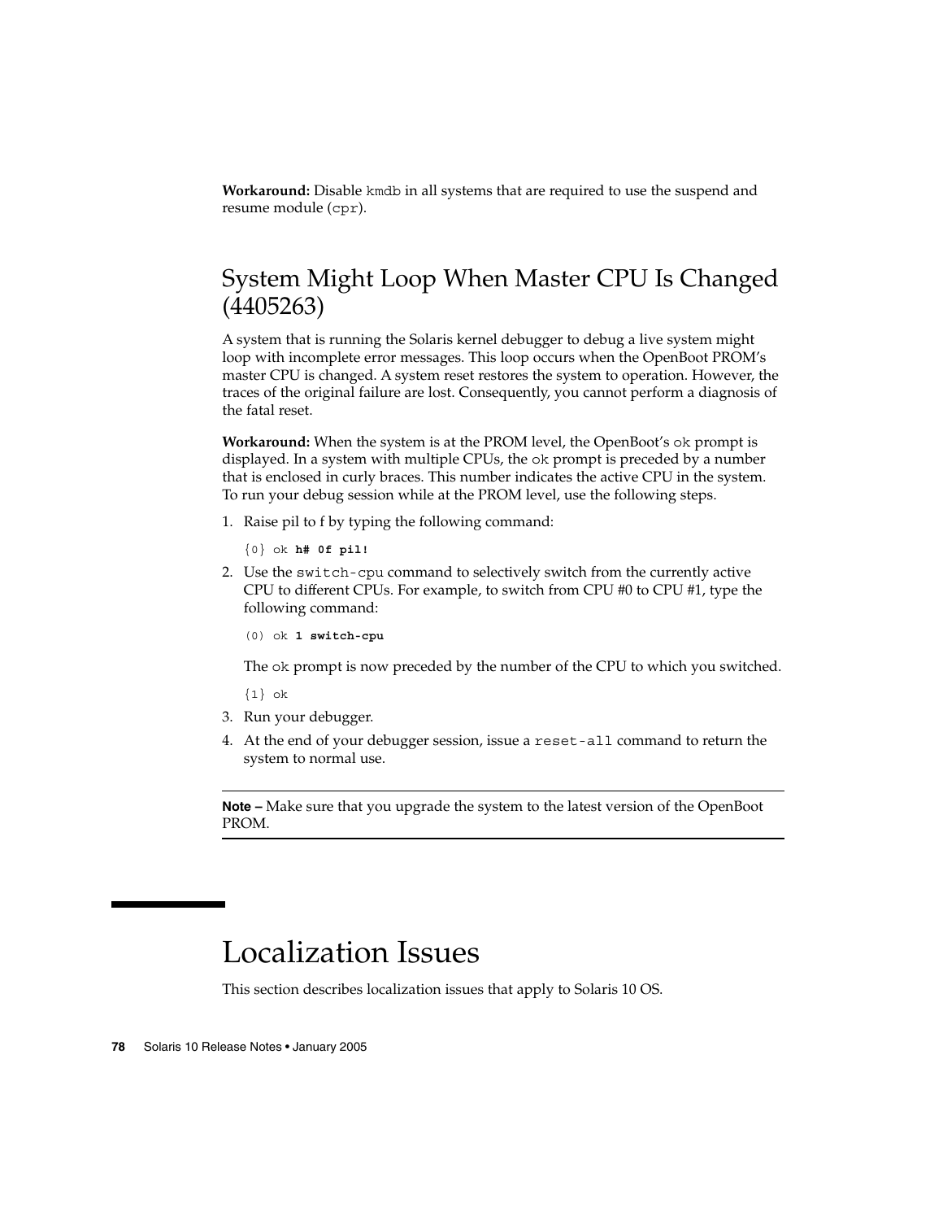**Workaround:** Disable `kmdb` in all systems that are required to use the suspend and resume module (`cpr`).

## System Might Loop When Master CPU Is Changed (4405263)

A system that is running the Solaris kernel debugger to debug a live system might loop with incomplete error messages. This loop occurs when the OpenBoot PROM's master CPU is changed. A system reset restores the system to operation. However, the traces of the original failure are lost. Consequently, you cannot perform a diagnosis of the fatal reset.

**Workaround:** When the system is at the PROM level, the OpenBoot's `ok` prompt is displayed. In a system with multiple CPUs, the `ok` prompt is preceded by a number that is enclosed in curly braces. This number indicates the active CPU in the system. To run your debug session while at the PROM level, use the following steps.

1. Raise pil to f by typing the following command:

   ```
   {0} ok h# 0f pil!
   ```

2. Use the `switch-cpu` command to selectively switch from the currently active CPU to different CPUs. For example, to switch from CPU #0 to CPU #1, type the following command:

   ```
   (0) ok 1 switch-cpu
   ```

   The `ok` prompt is now preceded by the number of the CPU to which you switched.

   ```
   {1} ok
   ```

3. Run your debugger.
4. At the end of your debugger session, issue a `reset-all` command to return the system to normal use.

---

**Note –** Make sure that you upgrade the system to the latest version of the OpenBoot PROM.

---

# Localization Issues

This section describes localization issues that apply to Solaris 10 OS.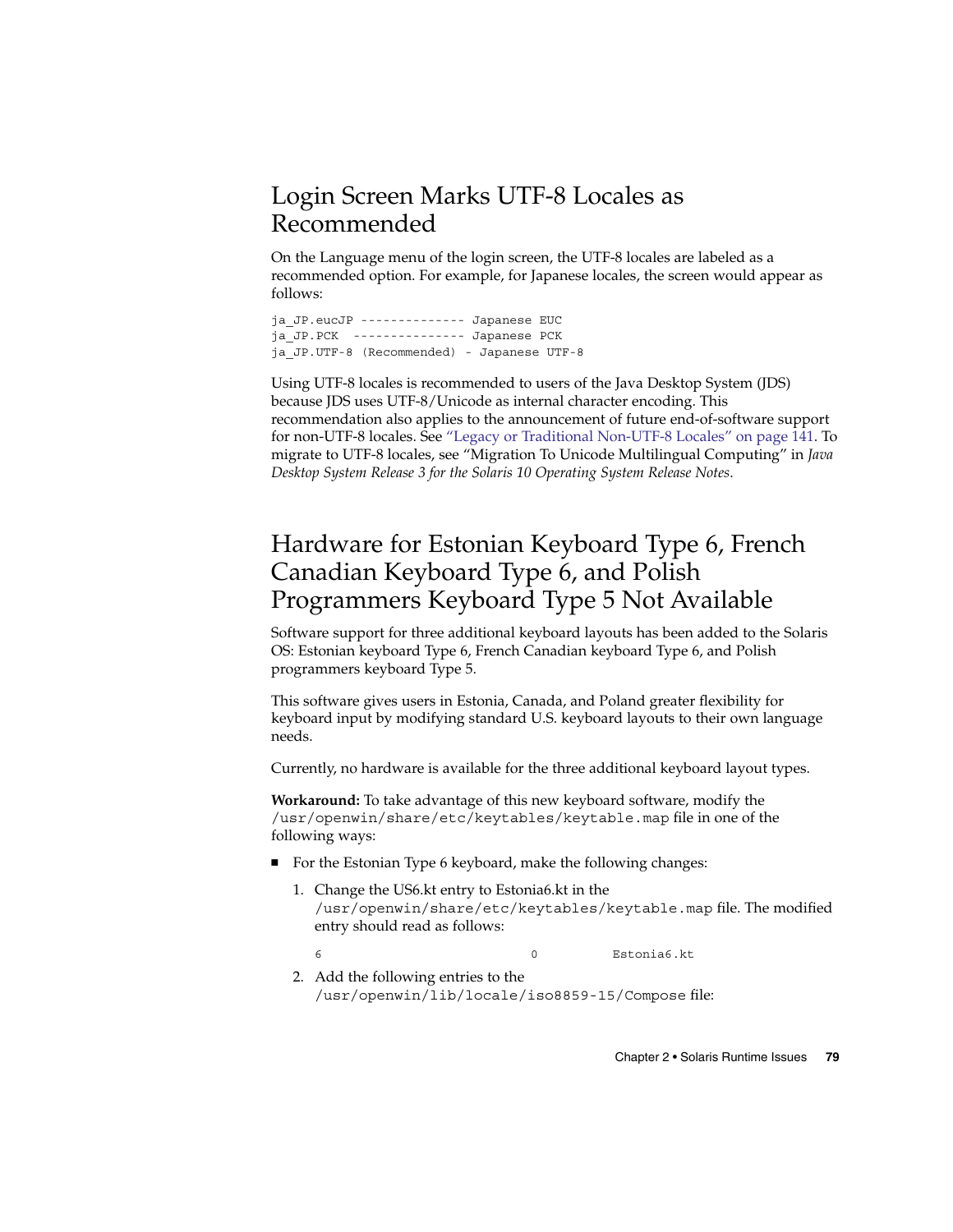## Login Screen Marks UTF-8 Locales as Recommended

On the Language menu of the login screen, the UTF-8 locales are labeled as a recommended option. For example, for Japanese locales, the screen would appear as follows:

```
ja_JP.eucJP -------------- Japanese EUC
ja_JP.PCK  --------------- Japanese PCK
ja_JP.UTF-8 (Recommended) - Japanese UTF-8
```

Using UTF-8 locales is recommended to users of the Java Desktop System (JDS) because JDS uses UTF-8/Unicode as internal character encoding. This recommendation also applies to the announcement of future end-of-software support for non-UTF-8 locales. See "Legacy or Traditional Non-UTF-8 Locales" on page 141. To migrate to UTF-8 locales, see "Migration To Unicode Multilingual Computing" in *Java Desktop System Release 3 for the Solaris 10 Operating System Release Notes*.

## Hardware for Estonian Keyboard Type 6, French Canadian Keyboard Type 6, and Polish Programmers Keyboard Type 5 Not Available

Software support for three additional keyboard layouts has been added to the Solaris OS: Estonian keyboard Type 6, French Canadian keyboard Type 6, and Polish programmers keyboard Type 5.

This software gives users in Estonia, Canada, and Poland greater flexibility for keyboard input by modifying standard U.S. keyboard layouts to their own language needs.

Currently, no hardware is available for the three additional keyboard layout types.

**Workaround:** To take advantage of this new keyboard software, modify the `/usr/openwin/share/etc/keytables/keytable.map` file in one of the following ways:

- For the Estonian Type 6 keyboard, make the following changes:
  1. Change the US6.kt entry to Estonia6.kt in the `/usr/openwin/share/etc/keytables/keytable.map` file. The modified entry should read as follows:

     ```
     6                            0           Estonia6.kt
     ```

  2. Add the following entries to the `/usr/openwin/lib/locale/iso8859-15/Compose` file: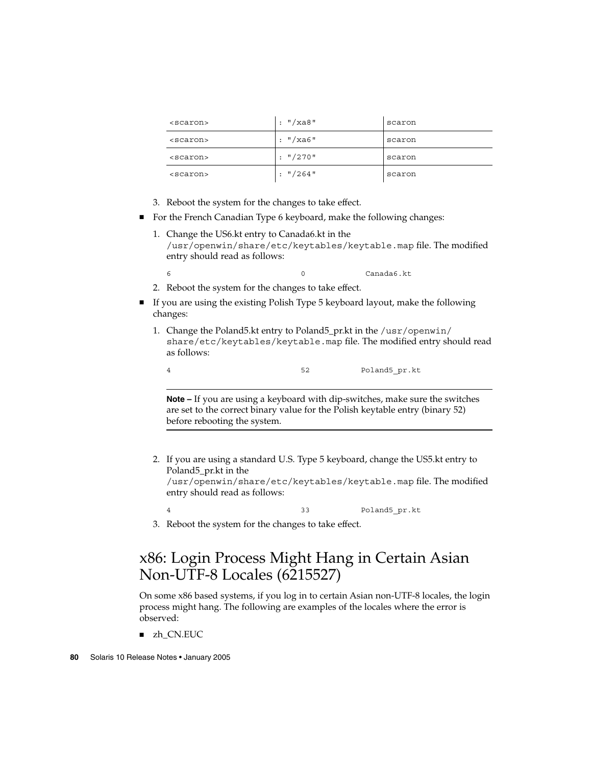| <scaron> | : "/xa8" | scaron |
|---|---|---|
| <scaron> | : "/xa6" | scaron |
| <scaron> | : "/270" | scaron |
| <scaron> | : "/264" | scaron |

3. Reboot the system for the changes to take effect.

- For the French Canadian Type 6 keyboard, make the following changes:
  1. Change the US6.kt entry to Canada6.kt in the `/usr/openwin/share/etc/keytables/keytable.map` file. The modified entry should read as follows:

     ```
     6                    0          Canada6.kt
     ```

  2. Reboot the system for the changes to take effect.
- If you are using the existing Polish Type 5 keyboard layout, make the following changes:
  1. Change the Poland5.kt entry to Poland5_pr.kt in the `/usr/openwin/share/etc/keytables/keytable.map` file. The modified entry should read as follows:

     ```
     4                    52         Poland5_pr.kt
     ```

     **Note –** If you are using a keyboard with dip-switches, make sure the switches are set to the correct binary value for the Polish keytable entry (binary 52) before rebooting the system.

  2. If you are using a standard U.S. Type 5 keyboard, change the US5.kt entry to Poland5_pr.kt in the `/usr/openwin/share/etc/keytables/keytable.map` file. The modified entry should read as follows:

     ```
     4                    33         Poland5_pr.kt
     ```

  3. Reboot the system for the changes to take effect.

## x86: Login Process Might Hang in Certain Asian Non-UTF-8 Locales (6215527)

On some x86 based systems, if you log in to certain Asian non-UTF-8 locales, the login process might hang. The following are examples of the locales where the error is observed:

- zh_CN.EUC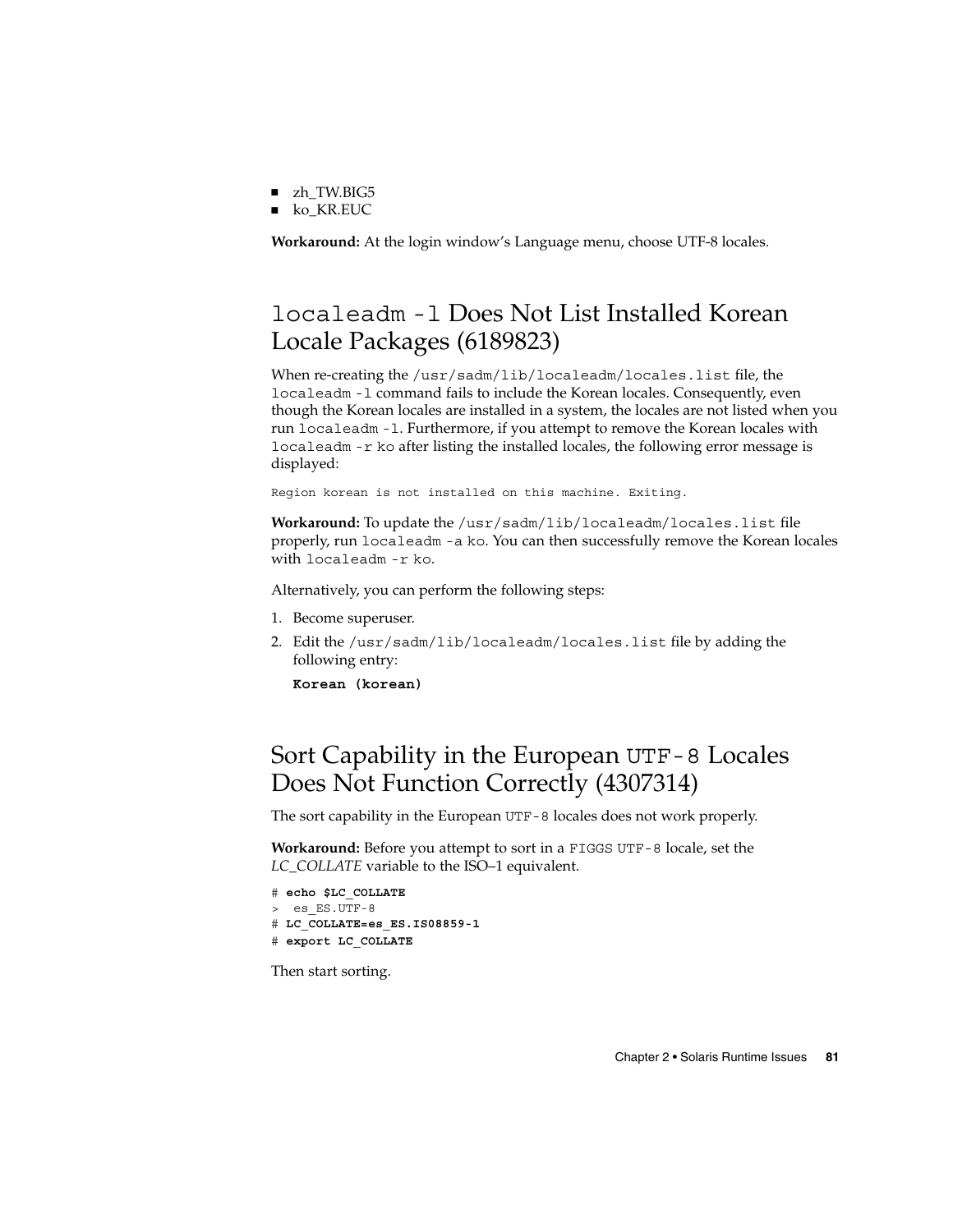- zh_TW.BIG5
- ko_KR.EUC

**Workaround:** At the login window's Language menu, choose UTF-8 locales.

## `localeadm -l` Does Not List Installed Korean Locale Packages (6189823)

When re-creating the `/usr/sadm/lib/localeadm/locales.list` file, the `localeadm -l` command fails to include the Korean locales. Consequently, even though the Korean locales are installed in a system, the locales are not listed when you run `localeadm -l`. Furthermore, if you attempt to remove the Korean locales with `localeadm -r ko` after listing the installed locales, the following error message is displayed:

```
Region korean is not installed on this machine. Exiting.
```

**Workaround:** To update the `/usr/sadm/lib/localeadm/locales.list` file properly, run `localeadm -a ko`. You can then successfully remove the Korean locales with `localeadm -r ko`.

Alternatively, you can perform the following steps:

1. Become superuser.
2. Edit the `/usr/sadm/lib/localeadm/locales.list` file by adding the following entry:

   **`Korean (korean)`**

## Sort Capability in the European `UTF-8` Locales Does Not Function Correctly (4307314)

The sort capability in the European `UTF-8` locales does not work properly.

**Workaround:** Before you attempt to sort in a `FIGGS UTF-8` locale, set the *LC_COLLATE* variable to the ISO–1 equivalent.

```
# echo $LC_COLLATE
>  es_ES.UTF-8
# LC_COLLATE=es_ES.IS08859-1
# export LC_COLLATE
```

Then start sorting.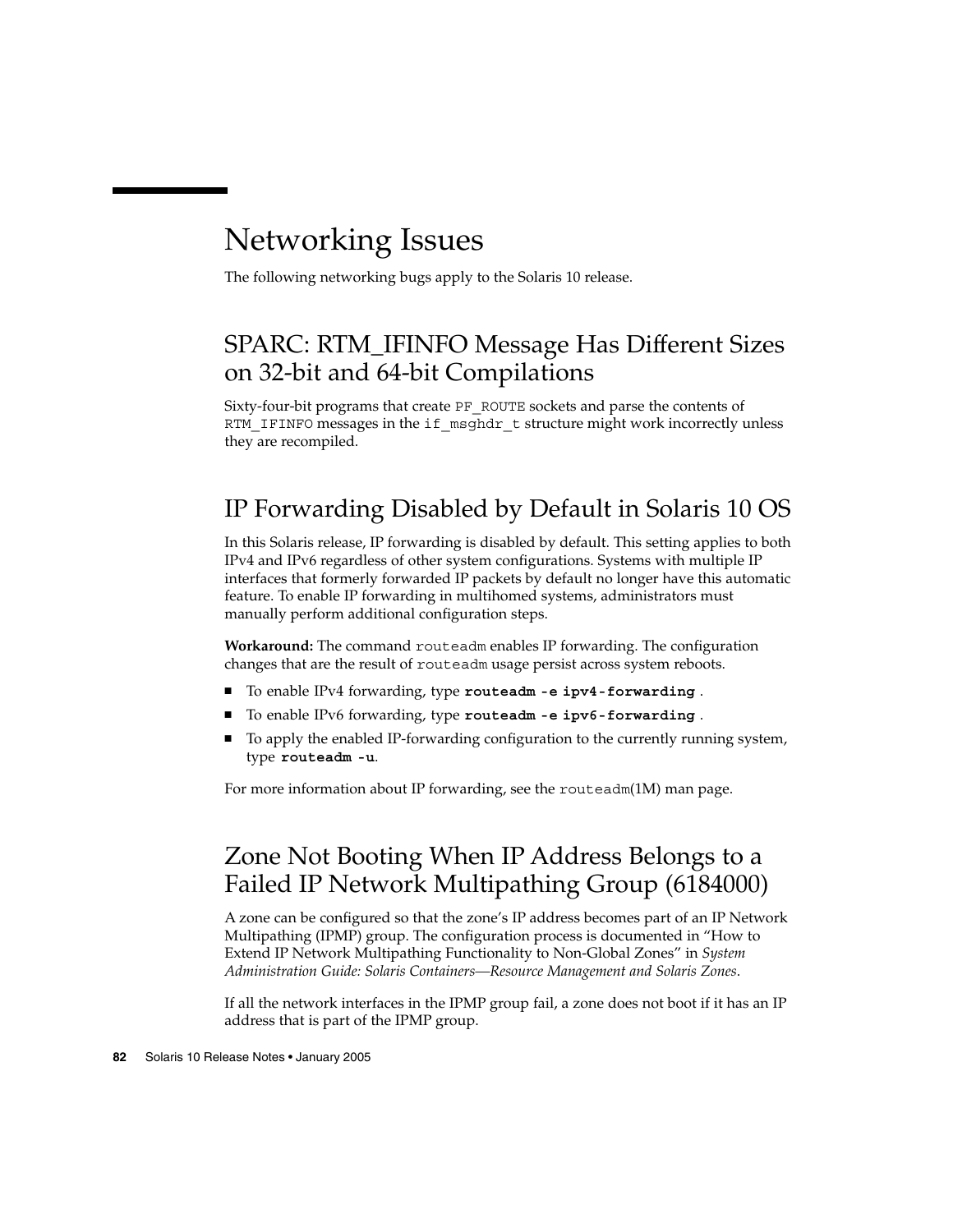# Networking Issues

The following networking bugs apply to the Solaris 10 release.

## SPARC: RTM_IFINFO Message Has Different Sizes on 32-bit and 64-bit Compilations

Sixty-four-bit programs that create `PF_ROUTE` sockets and parse the contents of `RTM_IFINFO` messages in the `if_msghdr_t` structure might work incorrectly unless they are recompiled.

## IP Forwarding Disabled by Default in Solaris 10 OS

In this Solaris release, IP forwarding is disabled by default. This setting applies to both IPv4 and IPv6 regardless of other system configurations. Systems with multiple IP interfaces that formerly forwarded IP packets by default no longer have this automatic feature. To enable IP forwarding in multihomed systems, administrators must manually perform additional configuration steps.

**Workaround:** The command `routeadm` enables IP forwarding. The configuration changes that are the result of `routeadm` usage persist across system reboots.

- To enable IPv4 forwarding, type **`routeadm -e ipv4-forwarding`** .
- To enable IPv6 forwarding, type **`routeadm -e ipv6-forwarding`** .
- To apply the enabled IP-forwarding configuration to the currently running system, type **`routeadm -u`**.

For more information about IP forwarding, see the `routeadm`(1M) man page.

## Zone Not Booting When IP Address Belongs to a Failed IP Network Multipathing Group (6184000)

A zone can be configured so that the zone's IP address becomes part of an IP Network Multipathing (IPMP) group. The configuration process is documented in "How to Extend IP Network Multipathing Functionality to Non-Global Zones" in *System Administration Guide: Solaris Containers—Resource Management and Solaris Zones*.

If all the network interfaces in the IPMP group fail, a zone does not boot if it has an IP address that is part of the IPMP group.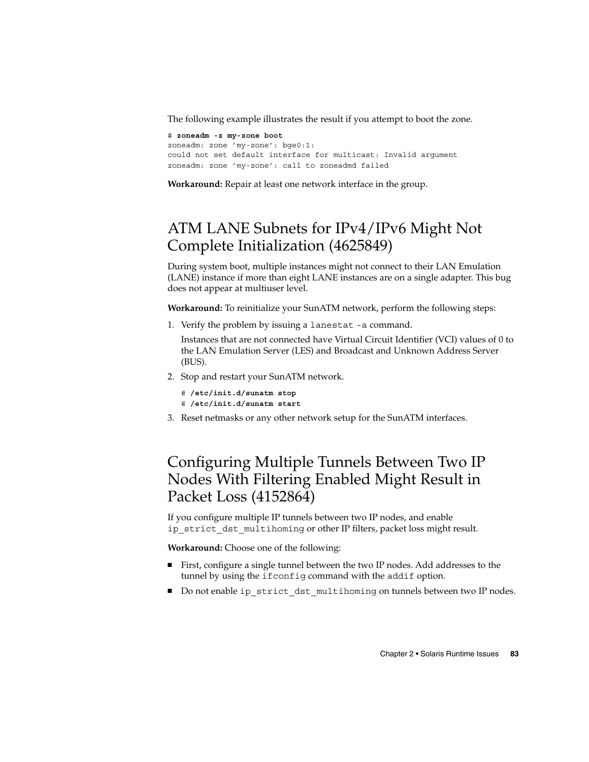The following example illustrates the result if you attempt to boot the zone.

```
# zoneadm -z my-zone boot
zoneadm: zone 'my-zone': bge0:1:
could not set default interface for multicast: Invalid argument
zoneadm: zone 'my-zone': call to zoneadmd failed
```

**Workaround:** Repair at least one network interface in the group.

## ATM LANE Subnets for IPv4/IPv6 Might Not Complete Initialization (4625849)

During system boot, multiple instances might not connect to their LAN Emulation (LANE) instance if more than eight LANE instances are on a single adapter. This bug does not appear at multiuser level.

**Workaround:** To reinitialize your SunATM network, perform the following steps:

1. Verify the problem by issuing a `lanestat -a` command.

   Instances that are not connected have Virtual Circuit Identifier (VCI) values of 0 to the LAN Emulation Server (LES) and Broadcast and Unknown Address Server (BUS).

2. Stop and restart your SunATM network.

   ```
   # /etc/init.d/sunatm stop
   # /etc/init.d/sunatm start
   ```

3. Reset netmasks or any other network setup for the SunATM interfaces.

## Configuring Multiple Tunnels Between Two IP Nodes With Filtering Enabled Might Result in Packet Loss (4152864)

If you configure multiple IP tunnels between two IP nodes, and enable `ip_strict_dst_multihoming` or other IP filters, packet loss might result.

**Workaround:** Choose one of the following:

- First, configure a single tunnel between the two IP nodes. Add addresses to the tunnel by using the `ifconfig` command with the `addif` option.
- Do not enable `ip_strict_dst_multihoming` on tunnels between two IP nodes.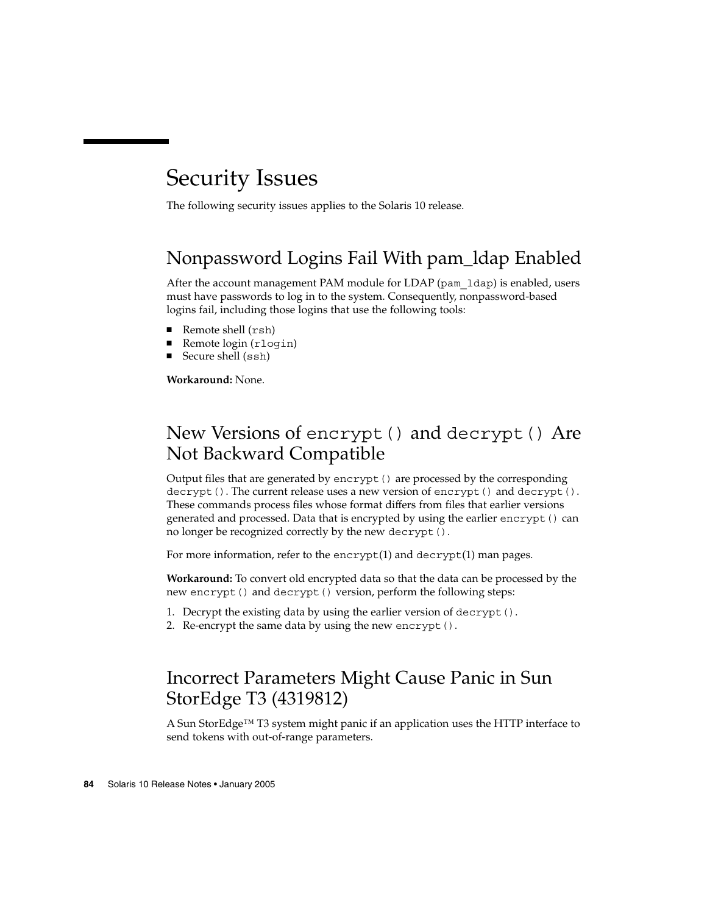# Security Issues

The following security issues applies to the Solaris 10 release.

## Nonpassword Logins Fail With pam_ldap Enabled

After the account management PAM module for LDAP (`pam_ldap`) is enabled, users must have passwords to log in to the system. Consequently, nonpassword-based logins fail, including those logins that use the following tools:

- Remote shell (`rsh`)
- Remote login (`rlogin`)
- Secure shell (`ssh`)

**Workaround:** None.

## New Versions of `encrypt()` and `decrypt()` Are Not Backward Compatible

Output files that are generated by `encrypt()` are processed by the corresponding `decrypt()`. The current release uses a new version of `encrypt()` and `decrypt()`. These commands process files whose format differs from files that earlier versions generated and processed. Data that is encrypted by using the earlier `encrypt()` can no longer be recognized correctly by the new `decrypt()`.

For more information, refer to the `encrypt`(1) and `decrypt`(1) man pages.

**Workaround:** To convert old encrypted data so that the data can be processed by the new `encrypt()` and `decrypt()` version, perform the following steps:

1. Decrypt the existing data by using the earlier version of `decrypt()`.
2. Re-encrypt the same data by using the new `encrypt()`.

## Incorrect Parameters Might Cause Panic in Sun StorEdge T3 (4319812)

A Sun StorEdge™ T3 system might panic if an application uses the HTTP interface to send tokens with out-of-range parameters.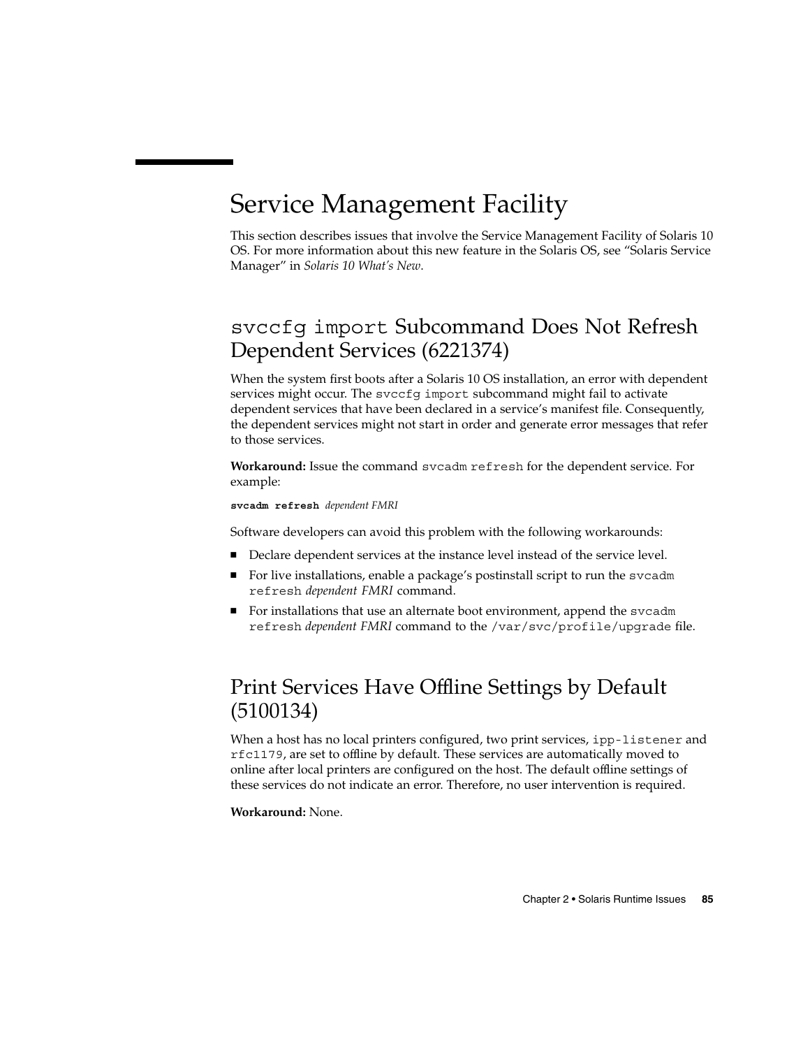# Service Management Facility

This section describes issues that involve the Service Management Facility of Solaris 10 OS. For more information about this new feature in the Solaris OS, see "Solaris Service Manager" in *Solaris 10 What's New*.

## `svccfg import` Subcommand Does Not Refresh Dependent Services (6221374)

When the system first boots after a Solaris 10 OS installation, an error with dependent services might occur. The `svccfg import` subcommand might fail to activate dependent services that have been declared in a service's manifest file. Consequently, the dependent services might not start in order and generate error messages that refer to those services.

**Workaround:** Issue the command `svcadm refresh` for the dependent service. For example:

**`svcadm refresh`** *dependent FMRI*

Software developers can avoid this problem with the following workarounds:

- Declare dependent services at the instance level instead of the service level.
- For live installations, enable a package's postinstall script to run the `svcadm refresh` *dependent FMRI* command.
- For installations that use an alternate boot environment, append the `svcadm refresh` *dependent FMRI* command to the `/var/svc/profile/upgrade` file.

## Print Services Have Offline Settings by Default (5100134)

When a host has no local printers configured, two print services, `ipp-listener` and `rfc1179`, are set to offline by default. These services are automatically moved to online after local printers are configured on the host. The default offline settings of these services do not indicate an error. Therefore, no user intervention is required.

**Workaround:** None.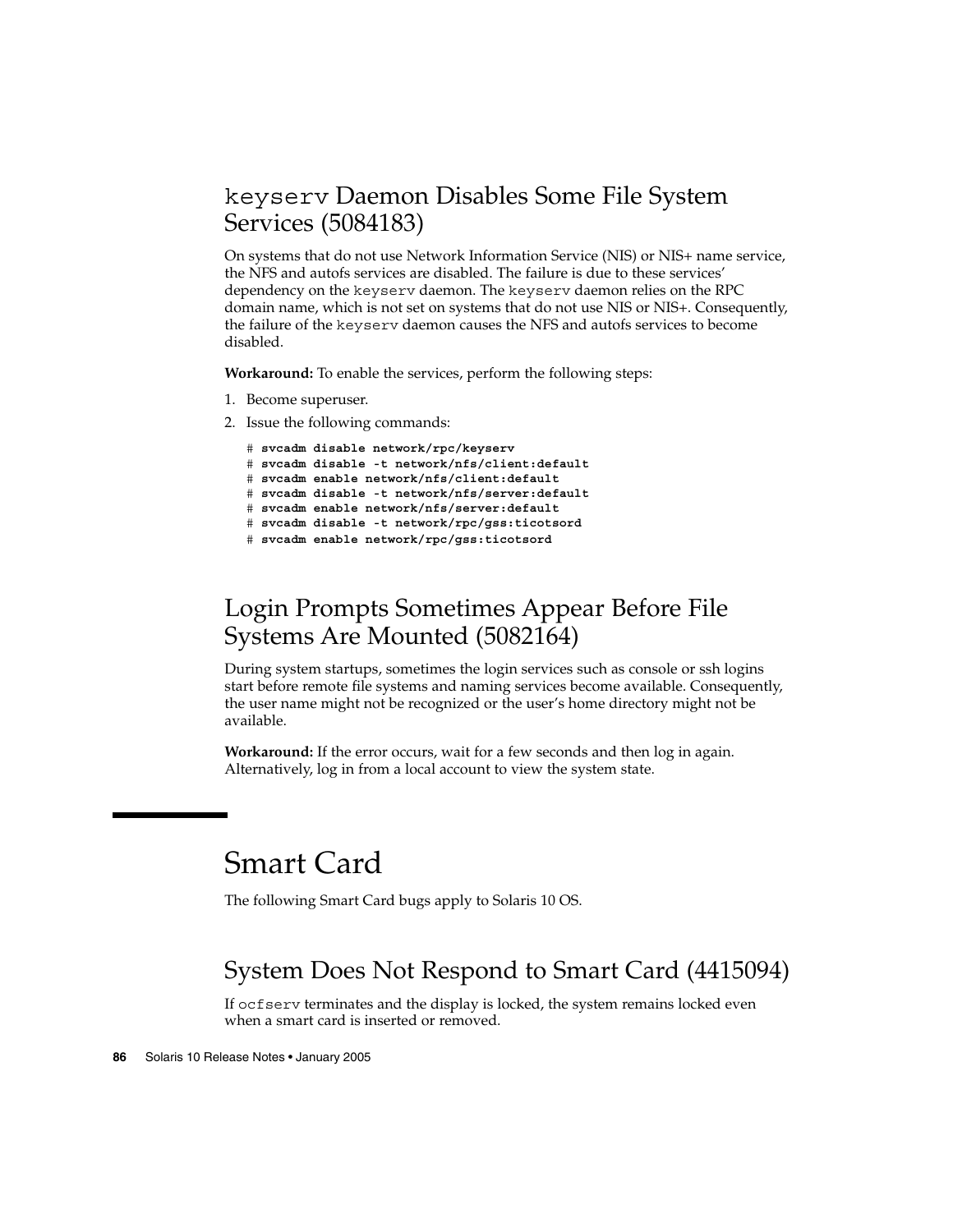## `keyserv` Daemon Disables Some File System Services (5084183)

On systems that do not use Network Information Service (NIS) or NIS+ name service, the NFS and autofs services are disabled. The failure is due to these services' dependency on the `keyserv` daemon. The `keyserv` daemon relies on the RPC domain name, which is not set on systems that do not use NIS or NIS+. Consequently, the failure of the `keyserv` daemon causes the NFS and autofs services to become disabled.

**Workaround:** To enable the services, perform the following steps:

1. Become superuser.
2. Issue the following commands:

```
# svcadm disable network/rpc/keyserv
# svcadm disable -t network/nfs/client:default
# svcadm enable network/nfs/client:default
# svcadm disable -t network/nfs/server:default
# svcadm enable network/nfs/server:default
# svcadm disable -t network/rpc/gss:ticotsord
# svcadm enable network/rpc/gss:ticotsord
```

## Login Prompts Sometimes Appear Before File Systems Are Mounted (5082164)

During system startups, sometimes the login services such as console or ssh logins start before remote file systems and naming services become available. Consequently, the user name might not be recognized or the user's home directory might not be available.

**Workaround:** If the error occurs, wait for a few seconds and then log in again. Alternatively, log in from a local account to view the system state.

# Smart Card

The following Smart Card bugs apply to Solaris 10 OS.

## System Does Not Respond to Smart Card (4415094)

If `ocfserv` terminates and the display is locked, the system remains locked even when a smart card is inserted or removed.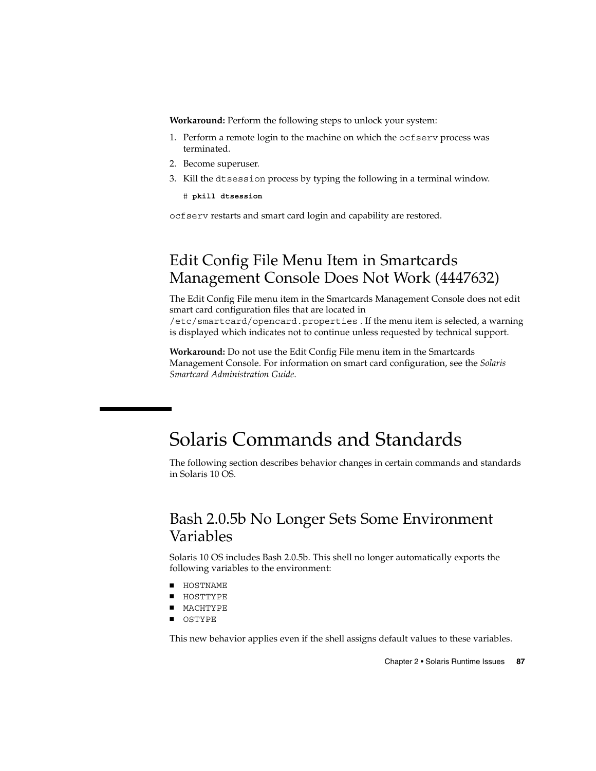**Workaround:** Perform the following steps to unlock your system:

1. Perform a remote login to the machine on which the `ocfserv` process was terminated.
2. Become superuser.
3. Kill the `dtsession` process by typing the following in a terminal window.

```
# pkill dtsession
```

`ocfserv` restarts and smart card login and capability are restored.

## Edit Config File Menu Item in Smartcards Management Console Does Not Work (4447632)

The Edit Config File menu item in the Smartcards Management Console does not edit smart card configuration files that are located in `/etc/smartcard/opencard.properties` . If the menu item is selected, a warning is displayed which indicates not to continue unless requested by technical support.

**Workaround:** Do not use the Edit Config File menu item in the Smartcards Management Console. For information on smart card configuration, see the *Solaris Smartcard Administration Guide*.

# Solaris Commands and Standards

The following section describes behavior changes in certain commands and standards in Solaris 10 OS.

## Bash 2.0.5b No Longer Sets Some Environment Variables

Solaris 10 OS includes Bash 2.0.5b. This shell no longer automatically exports the following variables to the environment:

- `HOSTNAME`
- `HOSTTYPE`
- `MACHTYPE`
- `OSTYPE`

This new behavior applies even if the shell assigns default values to these variables.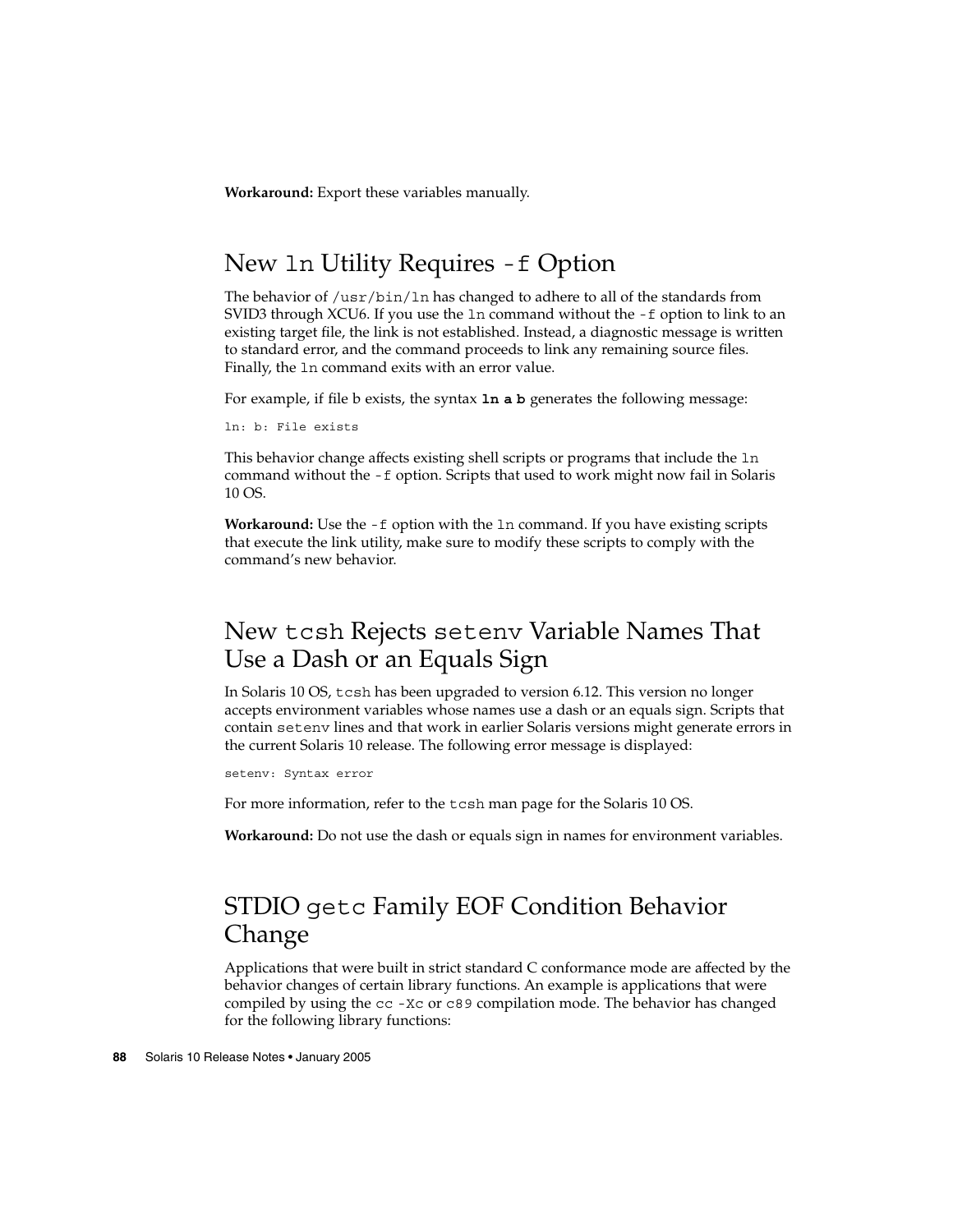**Workaround:** Export these variables manually.

## New `ln` Utility Requires `-f` Option

The behavior of `/usr/bin/ln` has changed to adhere to all of the standards from SVID3 through XCU6. If you use the `ln` command without the `-f` option to link to an existing target file, the link is not established. Instead, a diagnostic message is written to standard error, and the command proceeds to link any remaining source files. Finally, the `ln` command exits with an error value.

For example, if file b exists, the syntax **`ln a b`** generates the following message:

```
ln: b: File exists
```

This behavior change affects existing shell scripts or programs that include the `ln` command without the `-f` option. Scripts that used to work might now fail in Solaris 10 OS.

**Workaround:** Use the `-f` option with the `ln` command. If you have existing scripts that execute the link utility, make sure to modify these scripts to comply with the command's new behavior.

## New `tcsh` Rejects `setenv` Variable Names That Use a Dash or an Equals Sign

In Solaris 10 OS, `tcsh` has been upgraded to version 6.12. This version no longer accepts environment variables whose names use a dash or an equals sign. Scripts that contain `setenv` lines and that work in earlier Solaris versions might generate errors in the current Solaris 10 release. The following error message is displayed:

```
setenv: Syntax error
```

For more information, refer to the `tcsh` man page for the Solaris 10 OS.

**Workaround:** Do not use the dash or equals sign in names for environment variables.

## STDIO `getc` Family EOF Condition Behavior Change

Applications that were built in strict standard C conformance mode are affected by the behavior changes of certain library functions. An example is applications that were compiled by using the `cc -Xc` or `c89` compilation mode. The behavior has changed for the following library functions: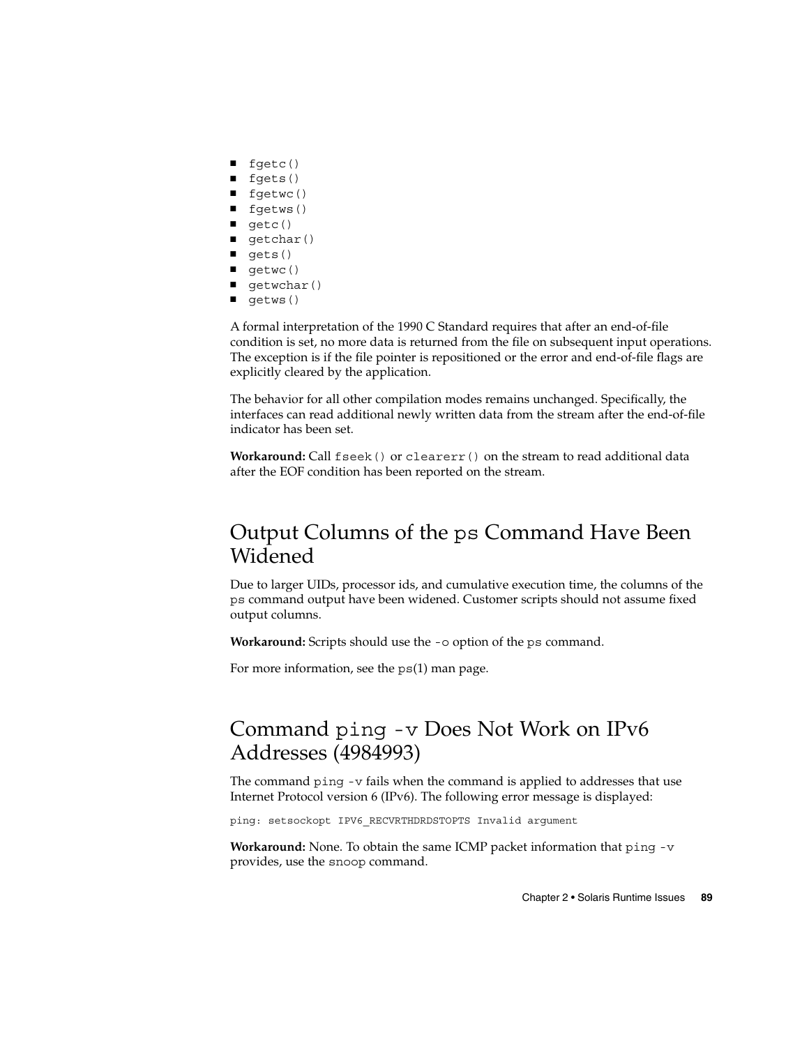- `fgetc()`
- `fgets()`
- `fgetwc()`
- `fgetws()`
- `getc()`
- `getchar()`
- `gets()`
- `getwc()`
- `getwchar()`
- `getws()`

A formal interpretation of the 1990 C Standard requires that after an end-of-file condition is set, no more data is returned from the file on subsequent input operations. The exception is if the file pointer is repositioned or the error and end-of-file flags are explicitly cleared by the application.

The behavior for all other compilation modes remains unchanged. Specifically, the interfaces can read additional newly written data from the stream after the end-of-file indicator has been set.

**Workaround:** Call `fseek()` or `clearerr()` on the stream to read additional data after the EOF condition has been reported on the stream.

## Output Columns of the `ps` Command Have Been Widened

Due to larger UIDs, processor ids, and cumulative execution time, the columns of the `ps` command output have been widened. Customer scripts should not assume fixed output columns.

**Workaround:** Scripts should use the `-o` option of the `ps` command.

For more information, see the `ps`(1) man page.

## Command `ping -v` Does Not Work on IPv6 Addresses (4984993)

The command `ping -v` fails when the command is applied to addresses that use Internet Protocol version 6 (IPv6). The following error message is displayed:

```
ping: setsockopt IPV6_RECVRTHDRDSTOPTS Invalid argument
```

**Workaround:** None. To obtain the same ICMP packet information that `ping -v` provides, use the `snoop` command.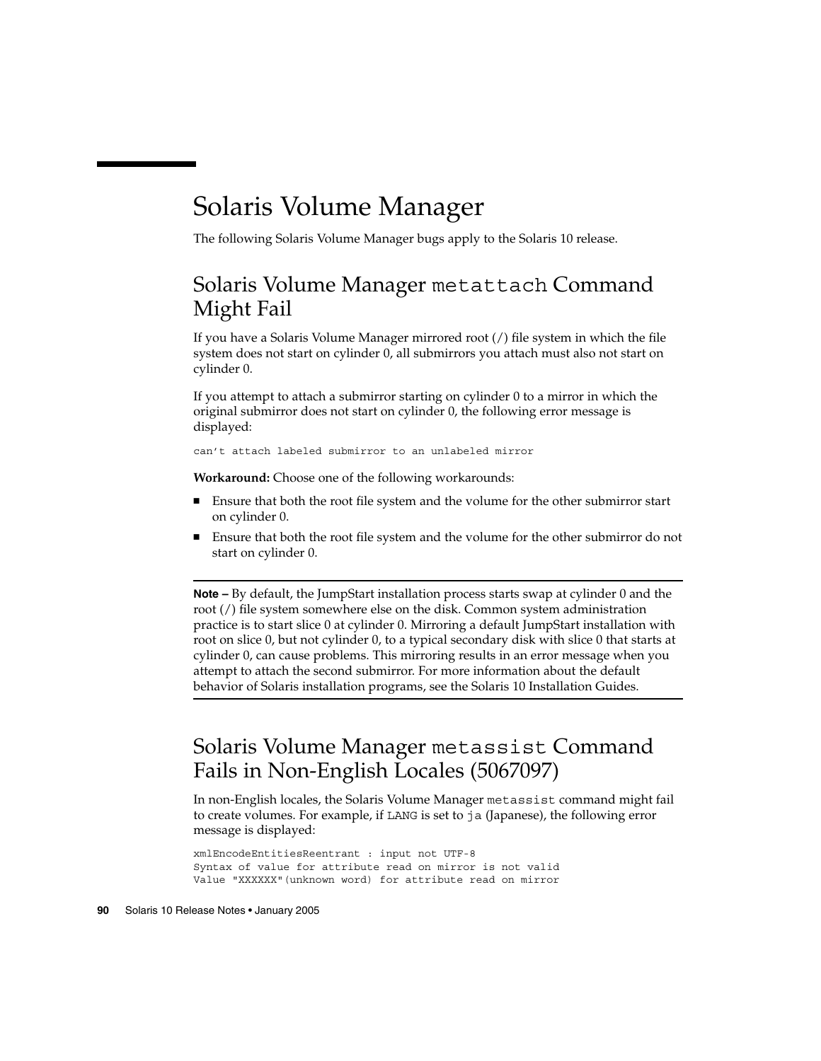# Solaris Volume Manager

The following Solaris Volume Manager bugs apply to the Solaris 10 release.

## Solaris Volume Manager `metattach` Command Might Fail

If you have a Solaris Volume Manager mirrored root (/) file system in which the file system does not start on cylinder 0, all submirrors you attach must also not start on cylinder 0.

If you attempt to attach a submirror starting on cylinder 0 to a mirror in which the original submirror does not start on cylinder 0, the following error message is displayed:

```
can't attach labeled submirror to an unlabeled mirror
```

**Workaround:** Choose one of the following workarounds:

- Ensure that both the root file system and the volume for the other submirror start on cylinder 0.
- Ensure that both the root file system and the volume for the other submirror do not start on cylinder 0.

---

**Note –** By default, the JumpStart installation process starts swap at cylinder 0 and the root (/) file system somewhere else on the disk. Common system administration practice is to start slice 0 at cylinder 0. Mirroring a default JumpStart installation with root on slice 0, but not cylinder 0, to a typical secondary disk with slice 0 that starts at cylinder 0, can cause problems. This mirroring results in an error message when you attempt to attach the second submirror. For more information about the default behavior of Solaris installation programs, see the Solaris 10 Installation Guides.

---

## Solaris Volume Manager `metassist` Command Fails in Non-English Locales (5067097)

In non-English locales, the Solaris Volume Manager `metassist` command might fail to create volumes. For example, if `LANG` is set to `ja` (Japanese), the following error message is displayed:

```
xmlEncodeEntitiesReentrant : input not UTF-8
Syntax of value for attribute read on mirror is not valid
Value "XXXXXX"(unknown word) for attribute read on mirror
```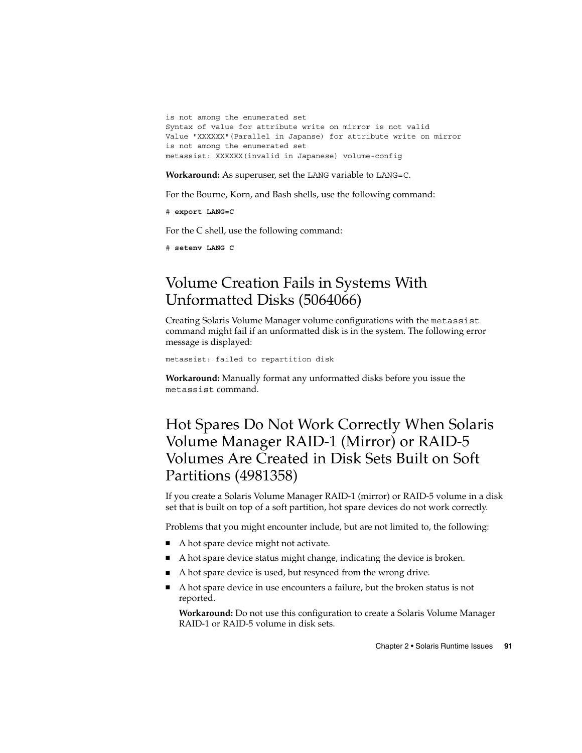```
is not among the enumerated set
Syntax of value for attribute write on mirror is not valid
Value "XXXXXX"(Parallel in Japanse) for attribute write on mirror
is not among the enumerated set
metassist: XXXXXX(invalid in Japanese) volume-config
```

**Workaround:** As superuser, set the `LANG` variable to `LANG=C`.

For the Bourne, Korn, and Bash shells, use the following command:

```
# export LANG=C
```

For the C shell, use the following command:

```
# setenv LANG C
```

## Volume Creation Fails in Systems With Unformatted Disks (5064066)

Creating Solaris Volume Manager volume configurations with the `metassist` command might fail if an unformatted disk is in the system. The following error message is displayed:

```
metassist: failed to repartition disk
```

**Workaround:** Manually format any unformatted disks before you issue the `metassist` command.

## Hot Spares Do Not Work Correctly When Solaris Volume Manager RAID-1 (Mirror) or RAID-5 Volumes Are Created in Disk Sets Built on Soft Partitions (4981358)

If you create a Solaris Volume Manager RAID-1 (mirror) or RAID-5 volume in a disk set that is built on top of a soft partition, hot spare devices do not work correctly.

Problems that you might encounter include, but are not limited to, the following:

- A hot spare device might not activate.
- A hot spare device status might change, indicating the device is broken.
- A hot spare device is used, but resynced from the wrong drive.
- A hot spare device in use encounters a failure, but the broken status is not reported.

  **Workaround:** Do not use this configuration to create a Solaris Volume Manager RAID-1 or RAID-5 volume in disk sets.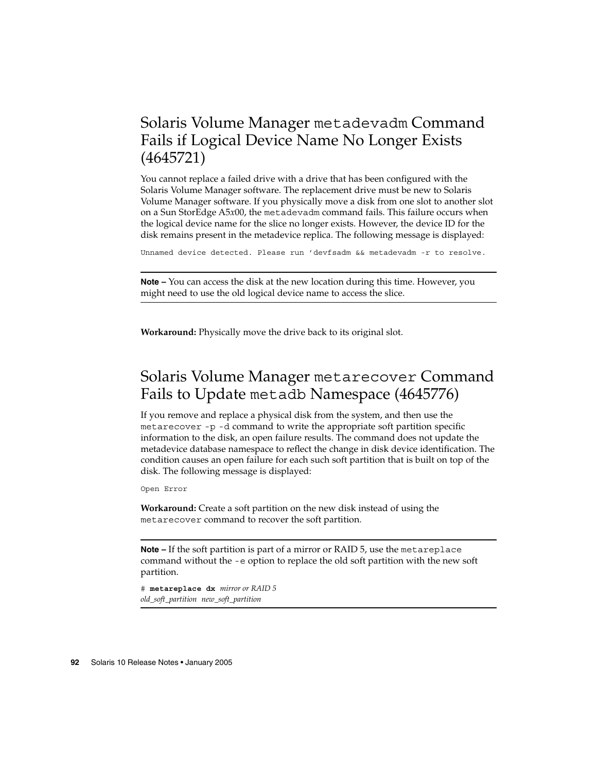## Solaris Volume Manager `metadevadm` Command Fails if Logical Device Name No Longer Exists (4645721)

You cannot replace a failed drive with a drive that has been configured with the Solaris Volume Manager software. The replacement drive must be new to Solaris Volume Manager software. If you physically move a disk from one slot to another slot on a Sun StorEdge A5*x*00, the `metadevadm` command fails. This failure occurs when the logical device name for the slice no longer exists. However, the device ID for the disk remains present in the metadevice replica. The following message is displayed:

```
Unnamed device detected. Please run 'devfsadm && metadevadm -r to resolve.
```

---

**Note –** You can access the disk at the new location during this time. However, you might need to use the old logical device name to access the slice.

---

**Workaround:** Physically move the drive back to its original slot.

## Solaris Volume Manager `metarecover` Command Fails to Update `metadb` Namespace (4645776)

If you remove and replace a physical disk from the system, and then use the `metarecover -p -d` command to write the appropriate soft partition specific information to the disk, an open failure results. The command does not update the metadevice database namespace to reflect the change in disk device identification. The condition causes an open failure for each such soft partition that is built on top of the disk. The following message is displayed:

```
Open Error
```

**Workaround:** Create a soft partition on the new disk instead of using the `metarecover` command to recover the soft partition.

---

**Note –** If the soft partition is part of a mirror or RAID 5, use the `metareplace` command without the `-e` option to replace the old soft partition with the new soft partition.

```
# metareplace dx mirror or RAID 5
old_soft_partition new_soft_partition
```

---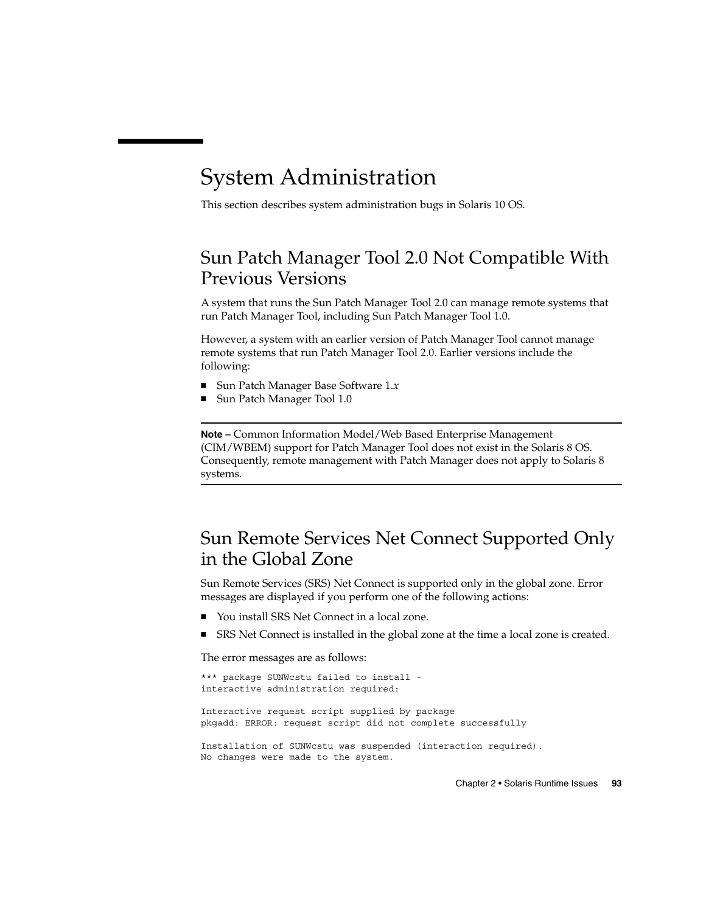# System Administration

This section describes system administration bugs in Solaris 10 OS.

## Sun Patch Manager Tool 2.0 Not Compatible With Previous Versions

A system that runs the Sun Patch Manager Tool 2.0 can manage remote systems that run Patch Manager Tool, including Sun Patch Manager Tool 1.0.

However, a system with an earlier version of Patch Manager Tool cannot manage remote systems that run Patch Manager Tool 2.0. Earlier versions include the following:

- Sun Patch Manager Base Software 1.*x*
- Sun Patch Manager Tool 1.0

---

**Note –** Common Information Model/Web Based Enterprise Management (CIM/WBEM) support for Patch Manager Tool does not exist in the Solaris 8 OS. Consequently, remote management with Patch Manager does not apply to Solaris 8 systems.

---

## Sun Remote Services Net Connect Supported Only in the Global Zone

Sun Remote Services (SRS) Net Connect is supported only in the global zone. Error messages are displayed if you perform one of the following actions:

- You install SRS Net Connect in a local zone.
- SRS Net Connect is installed in the global zone at the time a local zone is created.

The error messages are as follows:

```
*** package SUNWcstu failed to install -
interactive administration required:

Interactive request script supplied by package
pkgadd: ERROR: request script did not complete successfully

Installation of SUNWcstu was suspended (interaction required).
No changes were made to the system.
```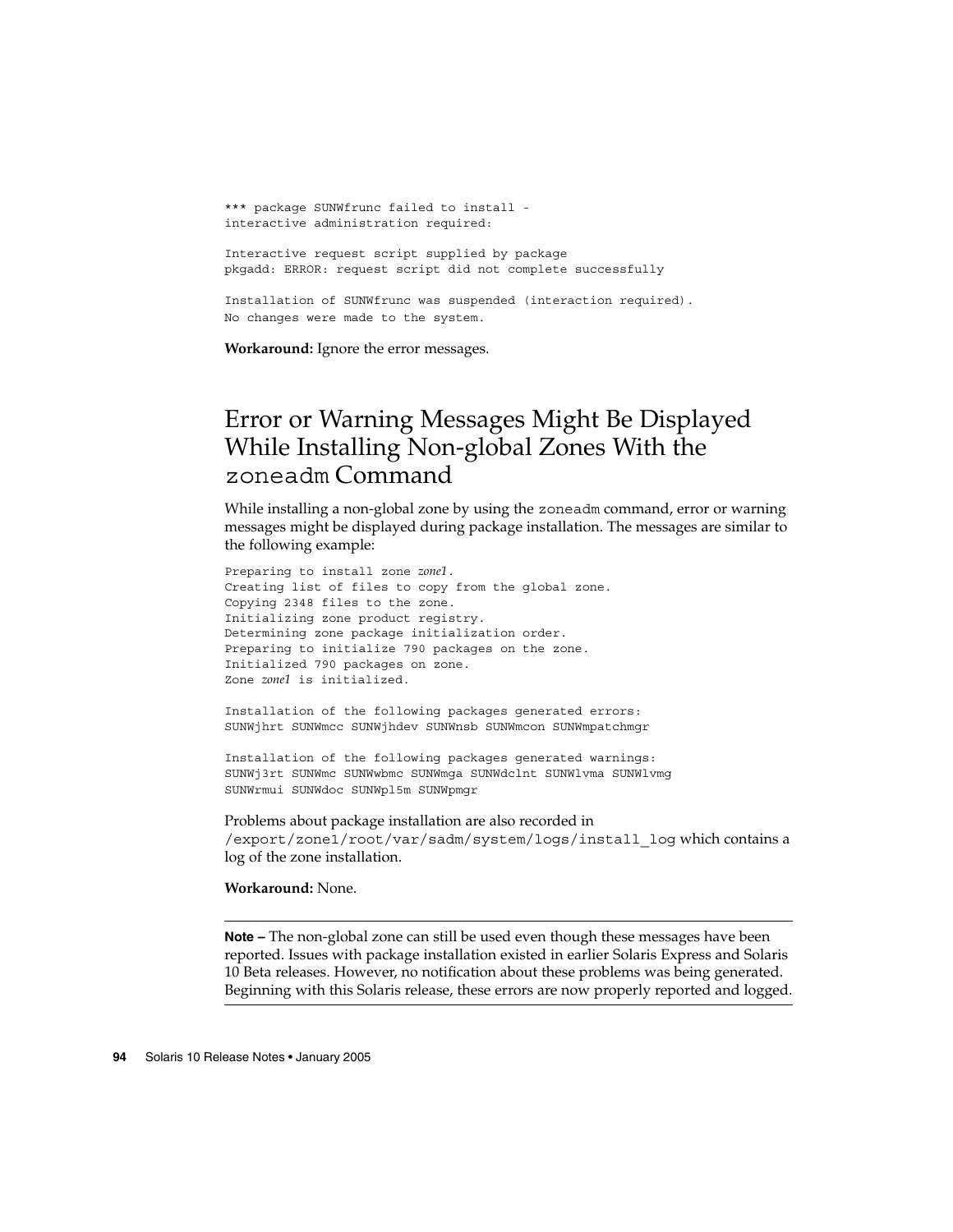```
*** package SUNWfrunc failed to install -
interactive administration required:

Interactive request script supplied by package
pkgadd: ERROR: request script did not complete successfully

Installation of SUNWfrunc was suspended (interaction required).
No changes were made to the system.
```

**Workaround:** Ignore the error messages.

## Error or Warning Messages Might Be Displayed While Installing Non-global Zones With the `zoneadm` Command

While installing a non-global zone by using the `zoneadm` command, error or warning messages might be displayed during package installation. The messages are similar to the following example:

```
Preparing to install zone zone1.
Creating list of files to copy from the global zone.
Copying 2348 files to the zone.
Initializing zone product registry.
Determining zone package initialization order.
Preparing to initialize 790 packages on the zone.
Initialized 790 packages on zone.
Zone zone1 is initialized.

Installation of the following packages generated errors:
SUNWjhrt SUNWmcc SUNWjhdev SUNWnsb SUNWmcon SUNWmpatchmgr

Installation of the following packages generated warnings:
SUNWj3rt SUNWmc SUNWwbmc SUNWmga SUNWdclnt SUNWlvma SUNWlvmg
SUNWrmui SUNWdoc SUNWpl5m SUNWpmgr
```

Problems about package installation are also recorded in `/export/zone1/root/var/sadm/system/logs/install_log` which contains a log of the zone installation.

**Workaround:** None.

---

**Note –** The non-global zone can still be used even though these messages have been reported. Issues with package installation existed in earlier Solaris Express and Solaris 10 Beta releases. However, no notification about these problems was being generated. Beginning with this Solaris release, these errors are now properly reported and logged.

---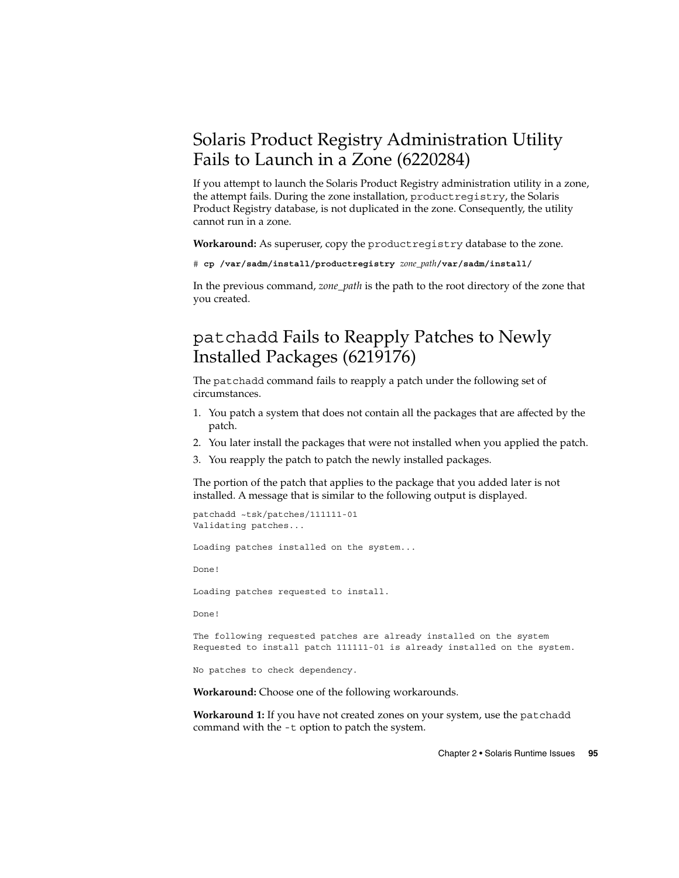## Solaris Product Registry Administration Utility Fails to Launch in a Zone (6220284)

If you attempt to launch the Solaris Product Registry administration utility in a zone, the attempt fails. During the zone installation, `productregistry`, the Solaris Product Registry database, is not duplicated in the zone. Consequently, the utility cannot run in a zone.

**Workaround:** As superuser, copy the `productregistry` database to the zone.

```
# cp /var/sadm/install/productregistry zone_path/var/sadm/install/
```

In the previous command, *zone_path* is the path to the root directory of the zone that you created.

## `patchadd` Fails to Reapply Patches to Newly Installed Packages (6219176)

The `patchadd` command fails to reapply a patch under the following set of circumstances.

1. You patch a system that does not contain all the packages that are affected by the patch.
2. You later install the packages that were not installed when you applied the patch.
3. You reapply the patch to patch the newly installed packages.

The portion of the patch that applies to the package that you added later is not installed. A message that is similar to the following output is displayed.

```
patchadd ~tsk/patches/111111-01
Validating patches...

Loading patches installed on the system...

Done!

Loading patches requested to install.

Done!

The following requested patches are already installed on the system
Requested to install patch 111111-01 is already installed on the system.

No patches to check dependency.
```

**Workaround:** Choose one of the following workarounds.

**Workaround 1:** If you have not created zones on your system, use the `patchadd` command with the `-t` option to patch the system.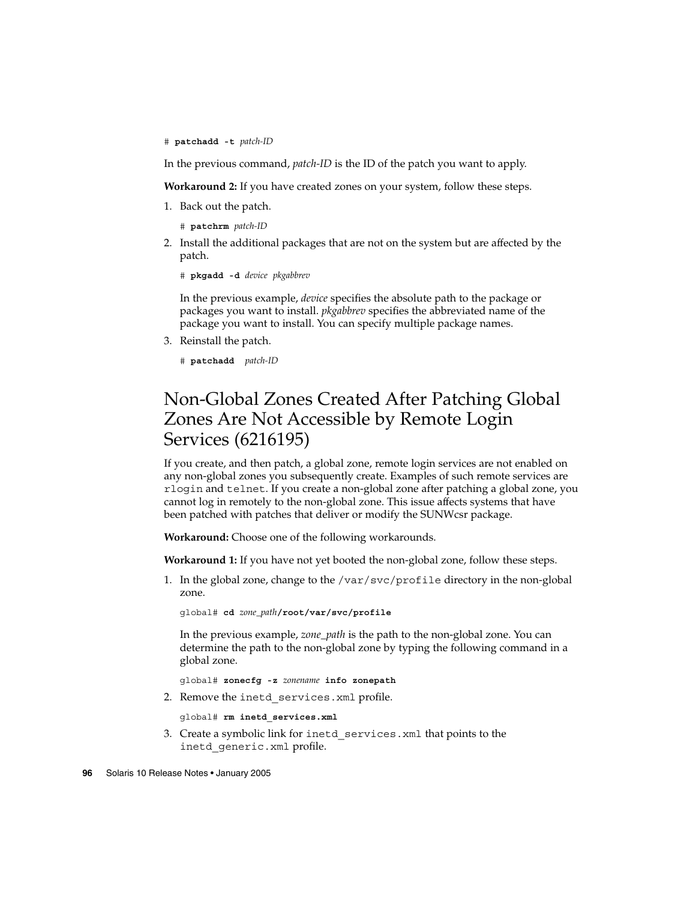```
# patchadd -t patch-ID
```

In the previous command, *patch-ID* is the ID of the patch you want to apply.

**Workaround 2:** If you have created zones on your system, follow these steps.

1. Back out the patch.

   ```
   # patchrm patch-ID
   ```

2. Install the additional packages that are not on the system but are affected by the patch.

   ```
   # pkgadd -d device pkgabbrev
   ```

   In the previous example, *device* specifies the absolute path to the package or packages you want to install. *pkgabbrev* specifies the abbreviated name of the package you want to install. You can specify multiple package names.

3. Reinstall the patch.

   ```
   # patchadd  patch-ID
   ```

## Non-Global Zones Created After Patching Global Zones Are Not Accessible by Remote Login Services (6216195)

If you create, and then patch, a global zone, remote login services are not enabled on any non-global zones you subsequently create. Examples of such remote services are `rlogin` and `telnet`. If you create a non-global zone after patching a global zone, you cannot log in remotely to the non-global zone. This issue affects systems that have been patched with patches that deliver or modify the SUNWcsr package.

**Workaround:** Choose one of the following workarounds.

**Workaround 1:** If you have not yet booted the non-global zone, follow these steps.

1. In the global zone, change to the `/var/svc/profile` directory in the non-global zone.

   ```
   global# cd zone_path/root/var/svc/profile
   ```

   In the previous example, *zone_path* is the path to the non-global zone. You can determine the path to the non-global zone by typing the following command in a global zone.

   ```
   global# zonecfg -z zonename info zonepath
   ```

2. Remove the `inetd_services.xml` profile.

   ```
   global# rm inetd_services.xml
   ```

3. Create a symbolic link for `inetd_services.xml` that points to the `inetd_generic.xml` profile.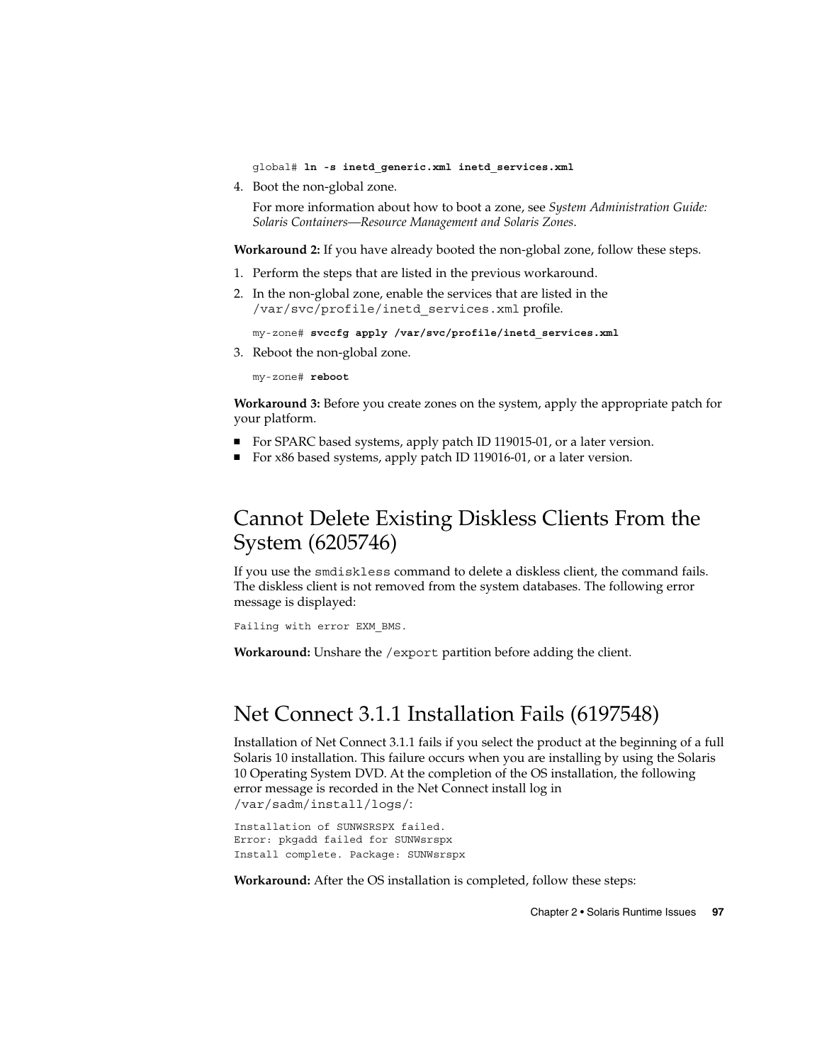```
global# ln -s inetd_generic.xml inetd_services.xml
```

4. Boot the non-global zone.

   For more information about how to boot a zone, see *System Administration Guide: Solaris Containers—Resource Management and Solaris Zones*.

**Workaround 2:** If you have already booted the non-global zone, follow these steps.

1. Perform the steps that are listed in the previous workaround.
2. In the non-global zone, enable the services that are listed in the `/var/svc/profile/inetd_services.xml` profile.

   ```
   my-zone# svccfg apply /var/svc/profile/inetd_services.xml
   ```

3. Reboot the non-global zone.

   ```
   my-zone# reboot
   ```

**Workaround 3:** Before you create zones on the system, apply the appropriate patch for your platform.

- For SPARC based systems, apply patch ID 119015-01, or a later version.
- For x86 based systems, apply patch ID 119016-01, or a later version.

## Cannot Delete Existing Diskless Clients From the System (6205746)

If you use the `smdiskless` command to delete a diskless client, the command fails. The diskless client is not removed from the system databases. The following error message is displayed:

```
Failing with error EXM_BMS.
```

**Workaround:** Unshare the `/export` partition before adding the client.

## Net Connect 3.1.1 Installation Fails (6197548)

Installation of Net Connect 3.1.1 fails if you select the product at the beginning of a full Solaris 10 installation. This failure occurs when you are installing by using the Solaris 10 Operating System DVD. At the completion of the OS installation, the following error message is recorded in the Net Connect install log in `/var/sadm/install/logs/`:

```
Installation of SUNWSRSPX failed.
Error: pkgadd failed for SUNWsrspx
Install complete. Package: SUNWsrspx
```

**Workaround:** After the OS installation is completed, follow these steps: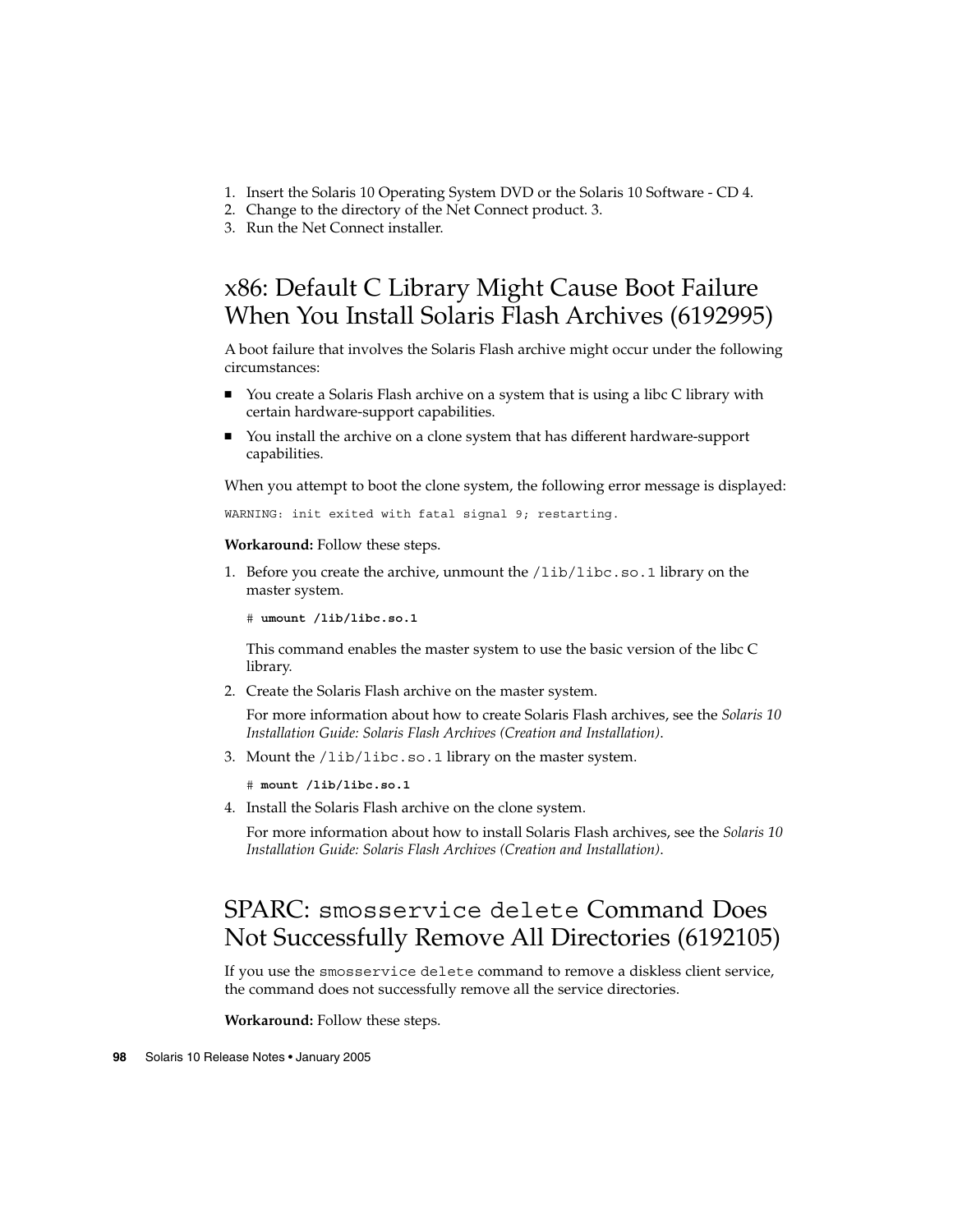1. Insert the Solaris 10 Operating System DVD or the Solaris 10 Software - CD 4.
2. Change to the directory of the Net Connect product. 3.
3. Run the Net Connect installer.

## x86: Default C Library Might Cause Boot Failure When You Install Solaris Flash Archives (6192995)

A boot failure that involves the Solaris Flash archive might occur under the following circumstances:

- You create a Solaris Flash archive on a system that is using a libc C library with certain hardware-support capabilities.
- You install the archive on a clone system that has different hardware-support capabilities.

When you attempt to boot the clone system, the following error message is displayed:

```
WARNING: init exited with fatal signal 9; restarting.
```

**Workaround:** Follow these steps.

1. Before you create the archive, unmount the `/lib/libc.so.1` library on the master system.

   ```
   # umount /lib/libc.so.1
   ```

   This command enables the master system to use the basic version of the libc C library.

2. Create the Solaris Flash archive on the master system.

   For more information about how to create Solaris Flash archives, see the *Solaris 10 Installation Guide: Solaris Flash Archives (Creation and Installation)*.

3. Mount the `/lib/libc.so.1` library on the master system.

   ```
   # mount /lib/libc.so.1
   ```

4. Install the Solaris Flash archive on the clone system.

   For more information about how to install Solaris Flash archives, see the *Solaris 10 Installation Guide: Solaris Flash Archives (Creation and Installation)*.

## SPARC: `smosservice delete` Command Does Not Successfully Remove All Directories (6192105)

If you use the `smosservice delete` command to remove a diskless client service, the command does not successfully remove all the service directories.

**Workaround:** Follow these steps.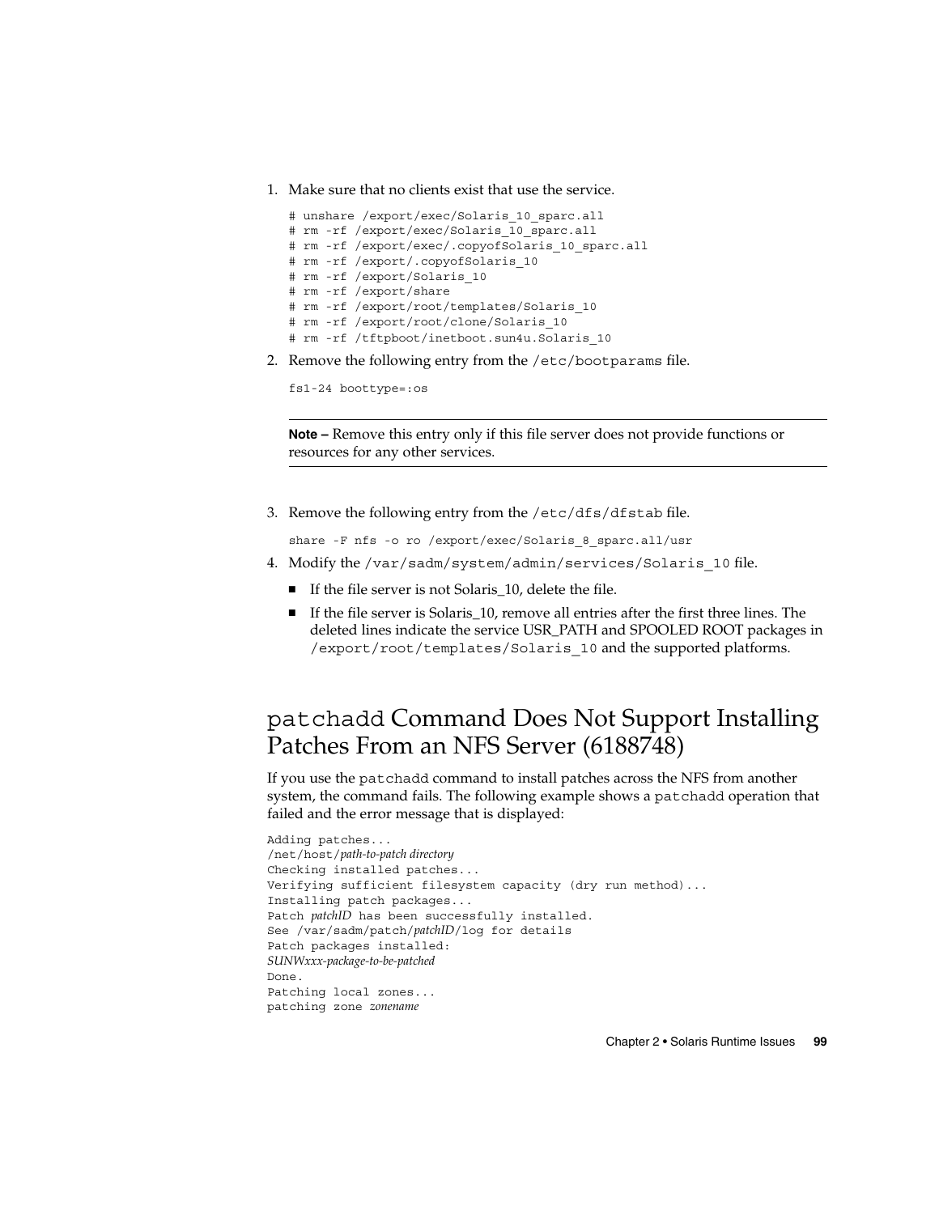1. Make sure that no clients exist that use the service.

   ```
   # unshare /export/exec/Solaris_10_sparc.all
   # rm -rf /export/exec/Solaris_10_sparc.all
   # rm -rf /export/exec/.copyofSolaris_10_sparc.all
   # rm -rf /export/.copyofSolaris_10
   # rm -rf /export/Solaris_10
   # rm -rf /export/share
   # rm -rf /export/root/templates/Solaris_10
   # rm -rf /export/root/clone/Solaris_10
   # rm -rf /tftpboot/inetboot.sun4u.Solaris_10
   ```

2. Remove the following entry from the `/etc/bootparams` file.

   ```
   fs1-24 boottype=:os
   ```

   ---

   **Note –** Remove this entry only if this file server does not provide functions or resources for any other services.

   ---

3. Remove the following entry from the `/etc/dfs/dfstab` file.

   ```
   share -F nfs -o ro /export/exec/Solaris_8_sparc.all/usr
   ```

4. Modify the `/var/sadm/system/admin/services/Solaris_10` file.
   - If the file server is not Solaris_10, delete the file.
   - If the file server is Solaris_10, remove all entries after the first three lines. The deleted lines indicate the service USR_PATH and SPOOLED ROOT packages in `/export/root/templates/Solaris_10` and the supported platforms.

## `patchadd` Command Does Not Support Installing Patches From an NFS Server (6188748)

If you use the `patchadd` command to install patches across the NFS from another system, the command fails. The following example shows a `patchadd` operation that failed and the error message that is displayed:

```
Adding patches...
/net/host/path-to-patch directory
Checking installed patches...
Verifying sufficient filesystem capacity (dry run method)...
Installing patch packages...
Patch patchID has been successfully installed.
See /var/sadm/patch/patchID/log for details
Patch packages installed:
SUNWxxx-package-to-be-patched
Done.
Patching local zones...
patching zone zonename
```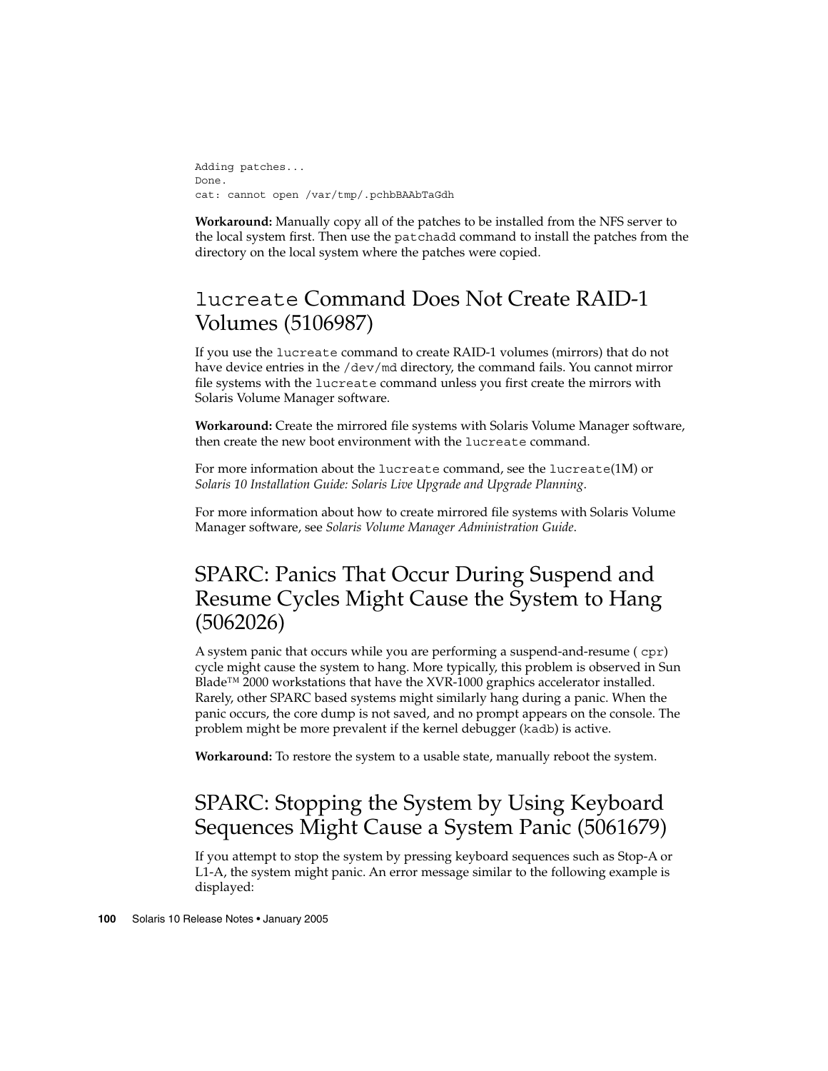```
Adding patches...
Done.
cat: cannot open /var/tmp/.pchbBAAbTaGdh
```

**Workaround:** Manually copy all of the patches to be installed from the NFS server to the local system first. Then use the `patchadd` command to install the patches from the directory on the local system where the patches were copied.

## `lucreate` Command Does Not Create RAID-1 Volumes (5106987)

If you use the `lucreate` command to create RAID-1 volumes (mirrors) that do not have device entries in the `/dev/md` directory, the command fails. You cannot mirror file systems with the `lucreate` command unless you first create the mirrors with Solaris Volume Manager software.

**Workaround:** Create the mirrored file systems with Solaris Volume Manager software, then create the new boot environment with the `lucreate` command.

For more information about the `lucreate` command, see the `lucreate`(1M) or *Solaris 10 Installation Guide: Solaris Live Upgrade and Upgrade Planning*.

For more information about how to create mirrored file systems with Solaris Volume Manager software, see *Solaris Volume Manager Administration Guide*.

## SPARC: Panics That Occur During Suspend and Resume Cycles Might Cause the System to Hang (5062026)

A system panic that occurs while you are performing a suspend-and-resume ( `cpr`) cycle might cause the system to hang. More typically, this problem is observed in Sun Blade™ 2000 workstations that have the XVR-1000 graphics accelerator installed. Rarely, other SPARC based systems might similarly hang during a panic. When the panic occurs, the core dump is not saved, and no prompt appears on the console. The problem might be more prevalent if the kernel debugger (`kadb`) is active.

**Workaround:** To restore the system to a usable state, manually reboot the system.

## SPARC: Stopping the System by Using Keyboard Sequences Might Cause a System Panic (5061679)

If you attempt to stop the system by pressing keyboard sequences such as Stop-A or L1-A, the system might panic. An error message similar to the following example is displayed: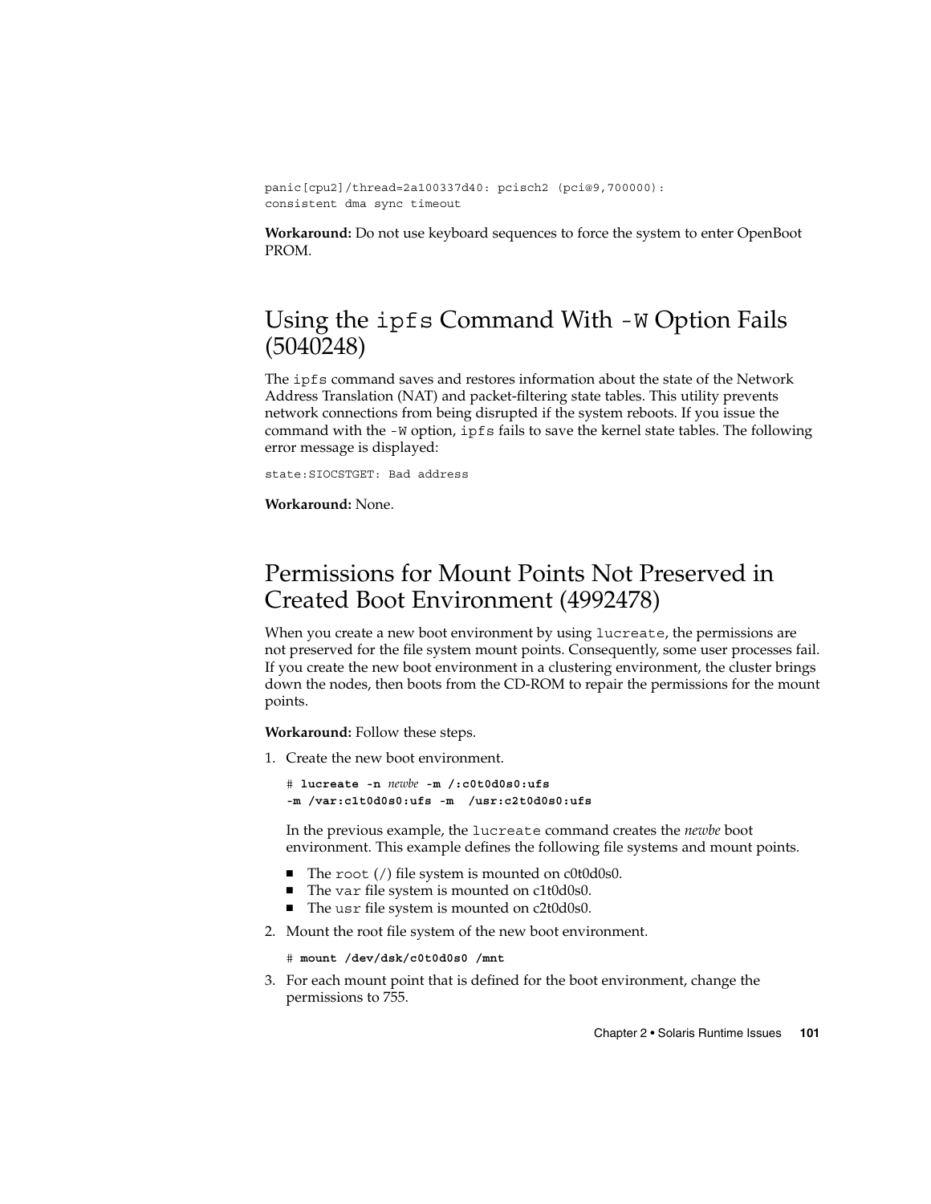```
panic[cpu2]/thread=2a100337d40: pcisch2 (pci@9,700000):
consistent dma sync timeout
```

**Workaround:** Do not use keyboard sequences to force the system to enter OpenBoot PROM.

## Using the `ipfs` Command With `-W` Option Fails (5040248)

The `ipfs` command saves and restores information about the state of the Network Address Translation (NAT) and packet-filtering state tables. This utility prevents network connections from being disrupted if the system reboots. If you issue the command with the `-W` option, `ipfs` fails to save the kernel state tables. The following error message is displayed:

```
state:SIOCSTGET: Bad address
```

**Workaround:** None.

## Permissions for Mount Points Not Preserved in Created Boot Environment (4992478)

When you create a new boot environment by using `lucreate`, the permissions are not preserved for the file system mount points. Consequently, some user processes fail. If you create the new boot environment in a clustering environment, the cluster brings down the nodes, then boots from the CD-ROM to repair the permissions for the mount points.

**Workaround:** Follow these steps.

1. Create the new boot environment.

   ```
   # lucreate -n newbe -m /:c0t0d0s0:ufs
   -m /var:c1t0d0s0:ufs -m  /usr:c2t0d0s0:ufs
   ```

   In the previous example, the `lucreate` command creates the *newbe* boot environment. This example defines the following file systems and mount points.

   - The `root` (/) file system is mounted on c0t0d0s0.
   - The `var` file system is mounted on c1t0d0s0.
   - The `usr` file system is mounted on c2t0d0s0.

2. Mount the root file system of the new boot environment.

   ```
   # mount /dev/dsk/c0t0d0s0 /mnt
   ```

3. For each mount point that is defined for the boot environment, change the permissions to 755.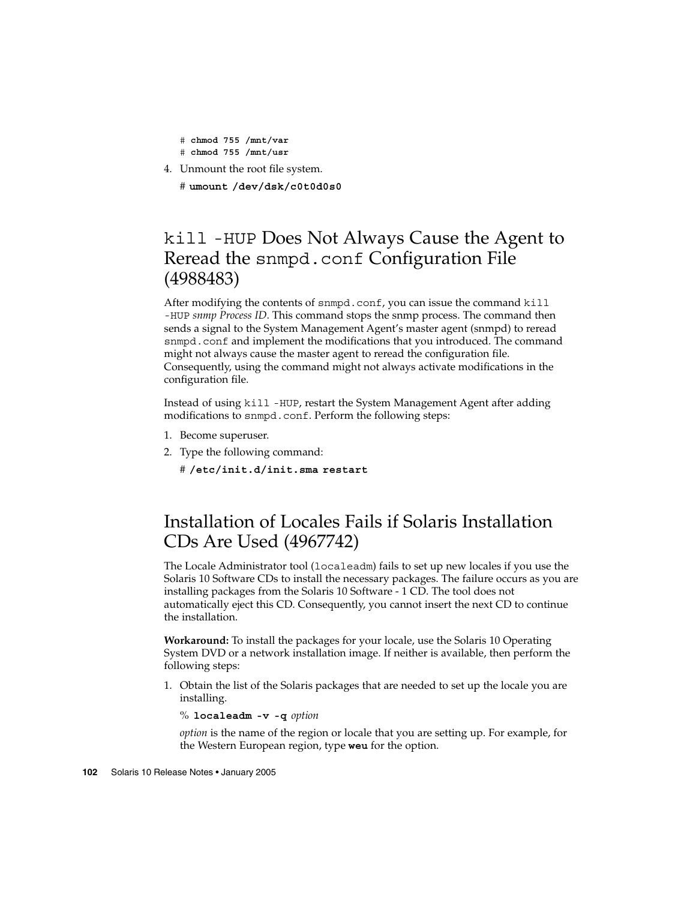```
# chmod 755 /mnt/var
# chmod 755 /mnt/usr
```

4. Unmount the root file system.

   ```
   # umount /dev/dsk/c0t0d0s0
   ```

## `kill -HUP` Does Not Always Cause the Agent to Reread the `snmpd.conf` Configuration File (4988483)

After modifying the contents of `snmpd.conf`, you can issue the command `kill -HUP` *snmp Process ID*. This command stops the snmp process. The command then sends a signal to the System Management Agent's master agent (snmpd) to reread `snmpd.conf` and implement the modifications that you introduced. The command might not always cause the master agent to reread the configuration file. Consequently, using the command might not always activate modifications in the configuration file.

Instead of using `kill -HUP`, restart the System Management Agent after adding modifications to `snmpd.conf`. Perform the following steps:

1. Become superuser.
2. Type the following command:

   ```
   # /etc/init.d/init.sma restart
   ```

## Installation of Locales Fails if Solaris Installation CDs Are Used (4967742)

The Locale Administrator tool (`localeadm`) fails to set up new locales if you use the Solaris 10 Software CDs to install the necessary packages. The failure occurs as you are installing packages from the Solaris 10 Software - 1 CD. The tool does not automatically eject this CD. Consequently, you cannot insert the next CD to continue the installation.

**Workaround:** To install the packages for your locale, use the Solaris 10 Operating System DVD or a network installation image. If neither is available, then perform the following steps:

1. Obtain the list of the Solaris packages that are needed to set up the locale you are installing.

   ```
   % localeadm -v -q option
   ```

   *option* is the name of the region or locale that you are setting up. For example, for the Western European region, type **weu** for the option.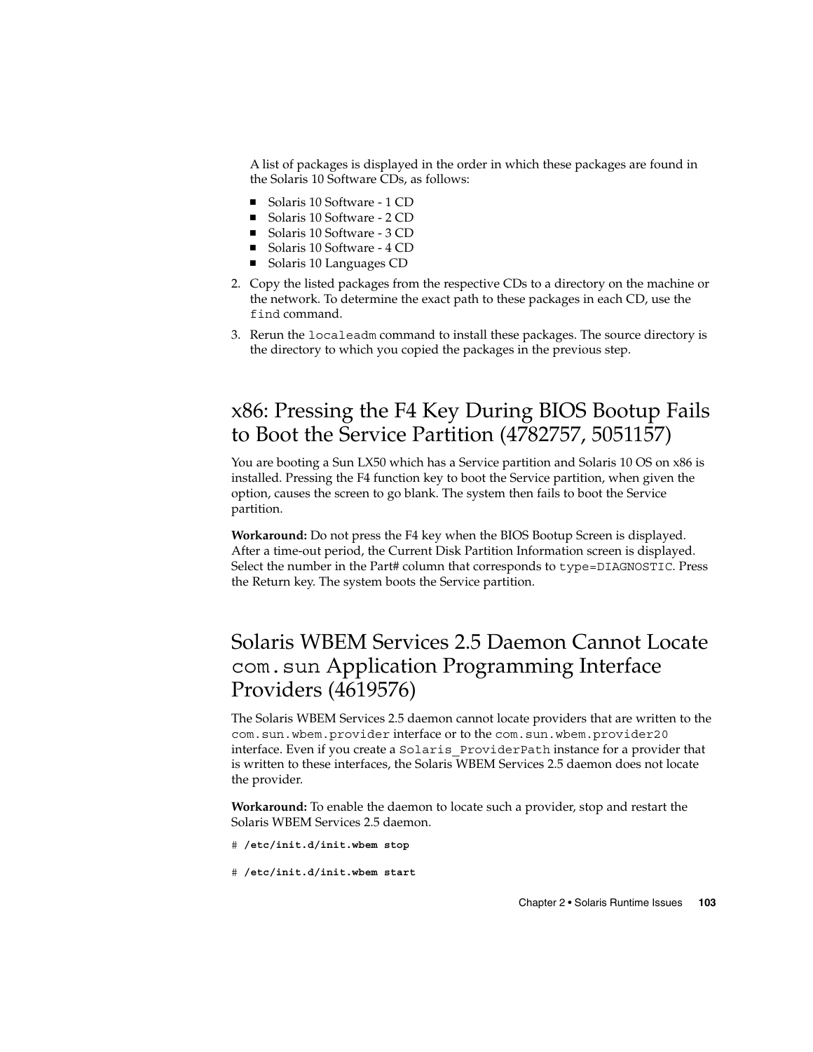A list of packages is displayed in the order in which these packages are found in the Solaris 10 Software CDs, as follows:

- Solaris 10 Software - 1 CD
- Solaris 10 Software - 2 CD
- Solaris 10 Software - 3 CD
- Solaris 10 Software - 4 CD
- Solaris 10 Languages CD

2. Copy the listed packages from the respective CDs to a directory on the machine or the network. To determine the exact path to these packages in each CD, use the `find` command.
3. Rerun the `localeadm` command to install these packages. The source directory is the directory to which you copied the packages in the previous step.

## x86: Pressing the F4 Key During BIOS Bootup Fails to Boot the Service Partition (4782757, 5051157)

You are booting a Sun LX50 which has a Service partition and Solaris 10 OS on x86 is installed. Pressing the F4 function key to boot the Service partition, when given the option, causes the screen to go blank. The system then fails to boot the Service partition.

**Workaround:** Do not press the F4 key when the BIOS Bootup Screen is displayed. After a time-out period, the Current Disk Partition Information screen is displayed. Select the number in the Part# column that corresponds to `type=DIAGNOSTIC`. Press the Return key. The system boots the Service partition.

## Solaris WBEM Services 2.5 Daemon Cannot Locate `com.sun` Application Programming Interface Providers (4619576)

The Solaris WBEM Services 2.5 daemon cannot locate providers that are written to the `com.sun.wbem.provider` interface or to the `com.sun.wbem.provider20` interface. Even if you create a `Solaris_ProviderPath` instance for a provider that is written to these interfaces, the Solaris WBEM Services 2.5 daemon does not locate the provider.

**Workaround:** To enable the daemon to locate such a provider, stop and restart the Solaris WBEM Services 2.5 daemon.

```
# /etc/init.d/init.wbem stop

# /etc/init.d/init.wbem start
```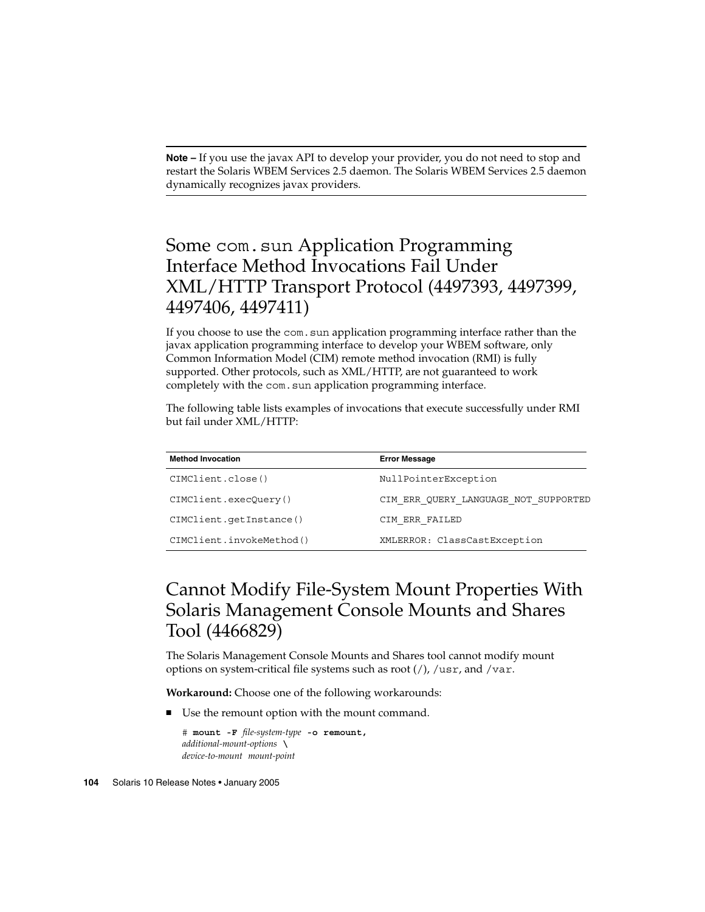**Note –** If you use the javax API to develop your provider, you do not need to stop and restart the Solaris WBEM Services 2.5 daemon. The Solaris WBEM Services 2.5 daemon dynamically recognizes javax providers.

## Some `com.sun` Application Programming Interface Method Invocations Fail Under XML/HTTP Transport Protocol (4497393, 4497399, 4497406, 4497411)

If you choose to use the `com.sun` application programming interface rather than the javax application programming interface to develop your WBEM software, only Common Information Model (CIM) remote method invocation (RMI) is fully supported. Other protocols, such as XML/HTTP, are not guaranteed to work completely with the `com.sun` application programming interface.

The following table lists examples of invocations that execute successfully under RMI but fail under XML/HTTP:

| Method Invocation | Error Message |
| --- | --- |
| `CIMClient.close()` | `NullPointerException` |
| `CIMClient.execQuery()` | `CIM_ERR_QUERY_LANGUAGE_NOT_SUPPORTED` |
| `CIMClient.getInstance()` | `CIM_ERR_FAILED` |
| `CIMClient.invokeMethod()` | `XMLERROR: ClassCastException` |

## Cannot Modify File-System Mount Properties With Solaris Management Console Mounts and Shares Tool (4466829)

The Solaris Management Console Mounts and Shares tool cannot modify mount options on system-critical file systems such as root (`/`), `/usr`, and `/var`.

**Workaround:** Choose one of the following workarounds:

- Use the remount option with the mount command.

```
# mount -F file-system-type -o remount,
additional-mount-options \
device-to-mount mount-point
```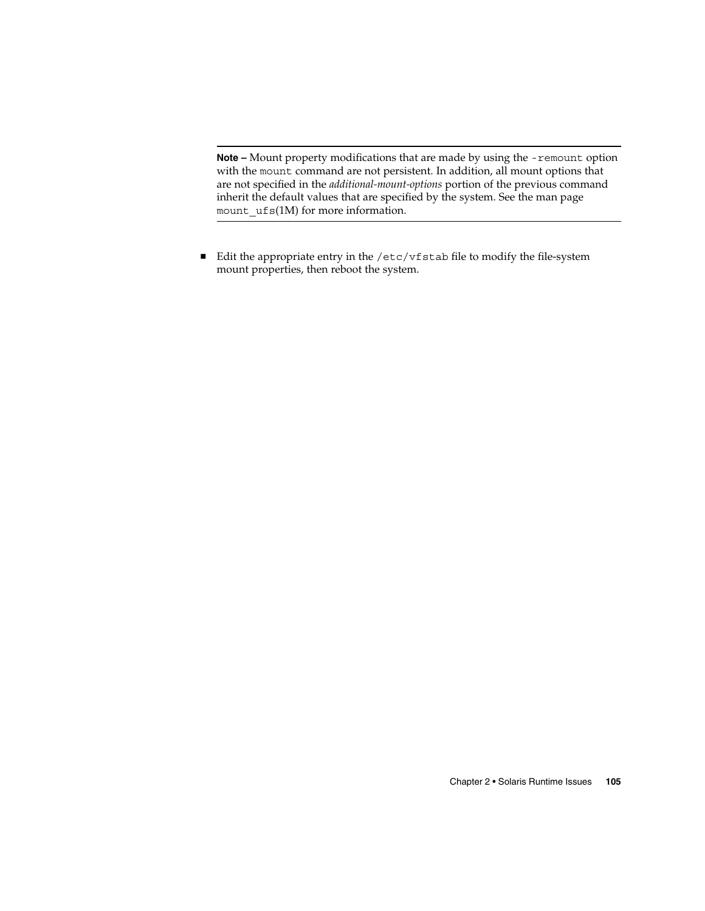---

**Note –** Mount property modifications that are made by using the `-remount` option with the `mount` command are not persistent. In addition, all mount options that are not specified in the *additional-mount-options* portion of the previous command inherit the default values that are specified by the system. See the man page `mount_ufs`(1M) for more information.

---

- Edit the appropriate entry in the `/etc/vfstab` file to modify the file-system mount properties, then reboot the system.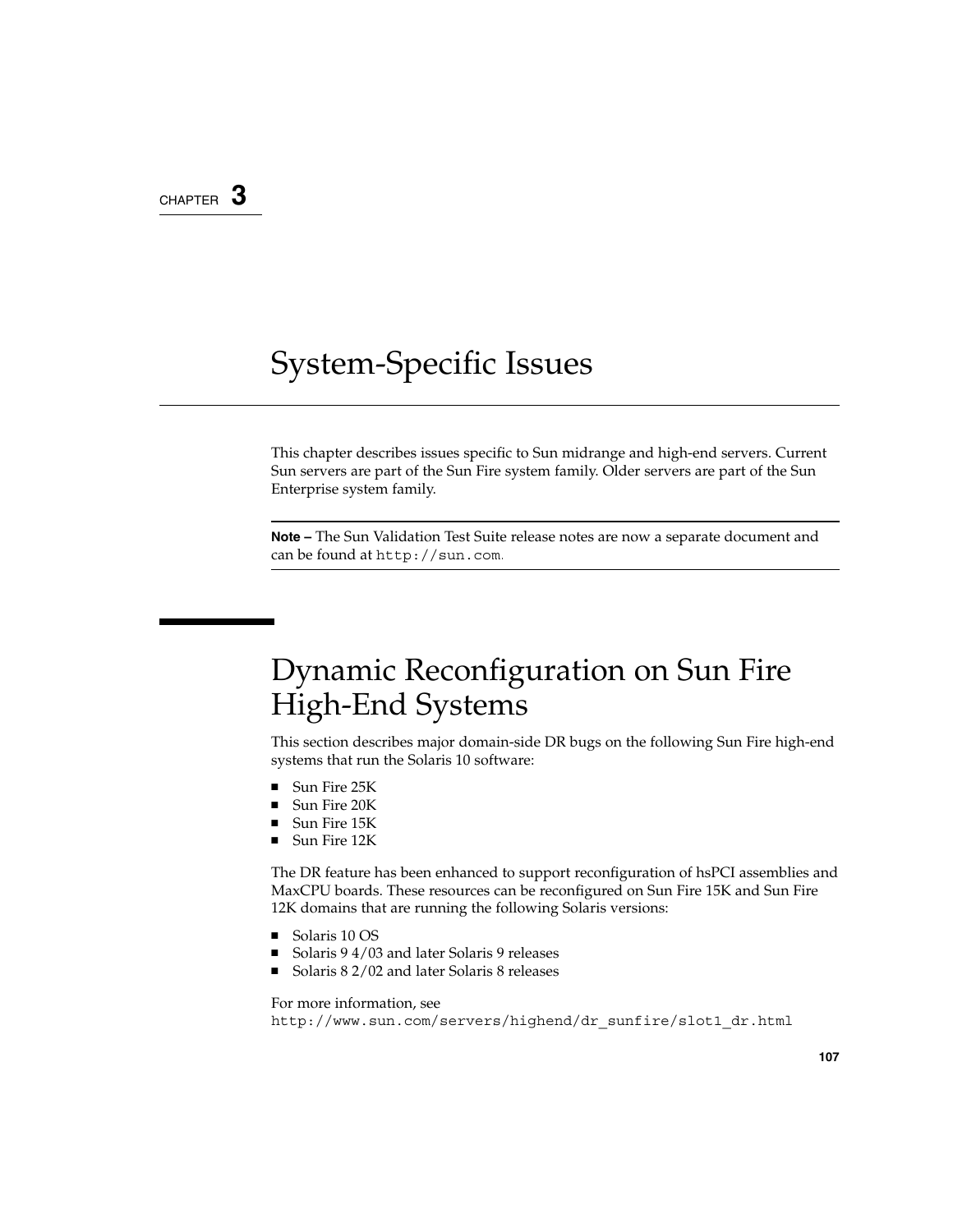CHAPTER 3

# System-Specific Issues

This chapter describes issues specific to Sun midrange and high-end servers. Current Sun servers are part of the Sun Fire system family. Older servers are part of the Sun Enterprise system family.

**Note –** The Sun Validation Test Suite release notes are now a separate document and can be found at `http://sun.com`.

## Dynamic Reconfiguration on Sun Fire High-End Systems

This section describes major domain-side DR bugs on the following Sun Fire high-end systems that run the Solaris 10 software:

- Sun Fire 25K
- Sun Fire 20K
- Sun Fire 15K
- Sun Fire 12K

The DR feature has been enhanced to support reconfiguration of hsPCI assemblies and MaxCPU boards. These resources can be reconfigured on Sun Fire 15K and Sun Fire 12K domains that are running the following Solaris versions:

- Solaris 10 OS
- Solaris 9 4/03 and later Solaris 9 releases
- Solaris 8 2/02 and later Solaris 8 releases

For more information, see
`http://www.sun.com/servers/highend/dr_sunfire/slot1_dr.html`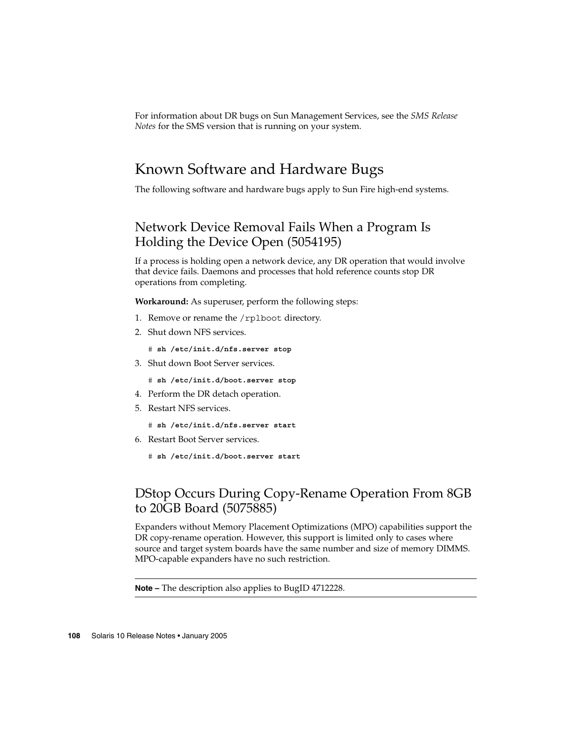For information about DR bugs on Sun Management Services, see the *SMS Release Notes* for the SMS version that is running on your system.

## Known Software and Hardware Bugs

The following software and hardware bugs apply to Sun Fire high-end systems.

### Network Device Removal Fails When a Program Is Holding the Device Open (5054195)

If a process is holding open a network device, any DR operation that would involve that device fails. Daemons and processes that hold reference counts stop DR operations from completing.

**Workaround:** As superuser, perform the following steps:

1. Remove or rename the `/rplboot` directory.
2. Shut down NFS services.

   ```
   # sh /etc/init.d/nfs.server stop
   ```

3. Shut down Boot Server services.

   ```
   # sh /etc/init.d/boot.server stop
   ```

4. Perform the DR detach operation.
5. Restart NFS services.

   ```
   # sh /etc/init.d/nfs.server start
   ```

6. Restart Boot Server services.

   ```
   # sh /etc/init.d/boot.server start
   ```

### DStop Occurs During Copy-Rename Operation From 8GB to 20GB Board (5075885)

Expanders without Memory Placement Optimizations (MPO) capabilities support the DR copy-rename operation. However, this support is limited only to cases where source and target system boards have the same number and size of memory DIMMS. MPO-capable expanders have no such restriction.

---

**Note –** The description also applies to BugID 4712228.

---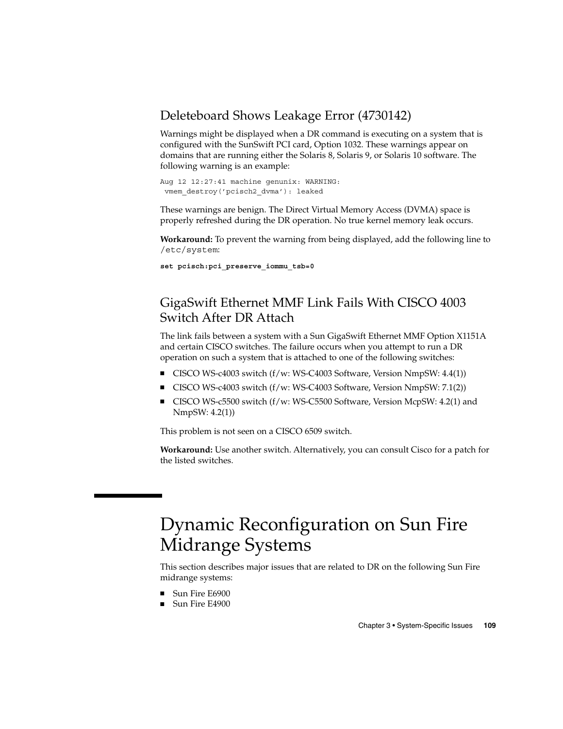### Deleteboard Shows Leakage Error (4730142)

Warnings might be displayed when a DR command is executing on a system that is configured with the SunSwift PCI card, Option 1032. These warnings appear on domains that are running either the Solaris 8, Solaris 9, or Solaris 10 software. The following warning is an example:

```
Aug 12 12:27:41 machine genunix: WARNING:
 vmem_destroy('pcisch2_dvma'): leaked
```

These warnings are benign. The Direct Virtual Memory Access (DVMA) space is properly refreshed during the DR operation. No true kernel memory leak occurs.

**Workaround:** To prevent the warning from being displayed, add the following line to `/etc/system`:

```
set pcisch:pci_preserve_iommu_tsb=0
```

### GigaSwift Ethernet MMF Link Fails With CISCO 4003 Switch After DR Attach

The link fails between a system with a Sun GigaSwift Ethernet MMF Option X1151A and certain CISCO switches. The failure occurs when you attempt to run a DR operation on such a system that is attached to one of the following switches:

- CISCO WS-c4003 switch (f/w: WS-C4003 Software, Version NmpSW: 4.4(1))
- CISCO WS-c4003 switch (f/w: WS-C4003 Software, Version NmpSW: 7.1(2))
- CISCO WS-c5500 switch (f/w: WS-C5500 Software, Version McpSW: 4.2(1) and NmpSW: 4.2(1))

This problem is not seen on a CISCO 6509 switch.

**Workaround:** Use another switch. Alternatively, you can consult Cisco for a patch for the listed switches.

## Dynamic Reconfiguration on Sun Fire Midrange Systems

This section describes major issues that are related to DR on the following Sun Fire midrange systems:

- Sun Fire E6900
- Sun Fire E4900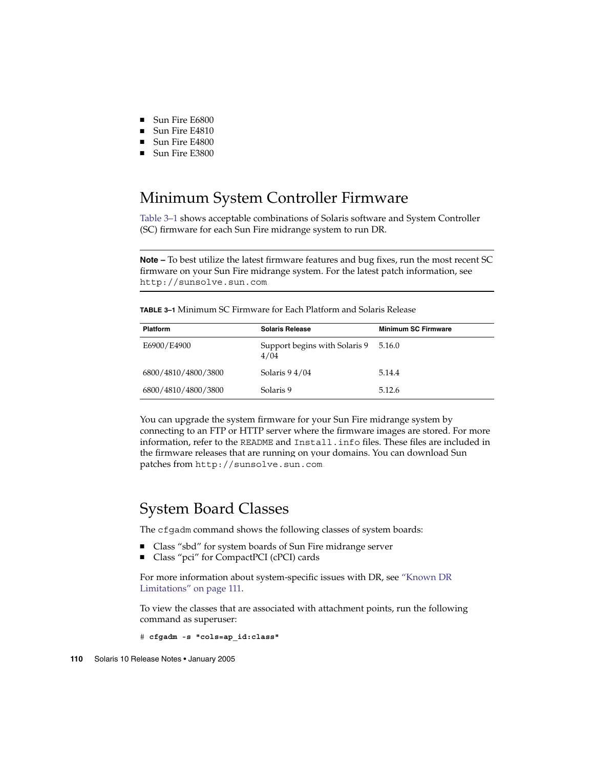- Sun Fire E6800
- Sun Fire E4810
- Sun Fire E4800
- Sun Fire E3800

## Minimum System Controller Firmware

Table 3–1 shows acceptable combinations of Solaris software and System Controller (SC) firmware for each Sun Fire midrange system to run DR.

---

**Note –** To best utilize the latest firmware features and bug fixes, run the most recent SC firmware on your Sun Fire midrange system. For the latest patch information, see `http://sunsolve.sun.com`

---

**TABLE 3–1** Minimum SC Firmware for Each Platform and Solaris Release

| Platform | Solaris Release | Minimum SC Firmware |
|---|---|---|
| E6900/E4900 | Support begins with Solaris 9 4/04 | 5.16.0 |
| 6800/4810/4800/3800 | Solaris 9 4/04 | 5.14.4 |
| 6800/4810/4800/3800 | Solaris 9 | 5.12.6 |

You can upgrade the system firmware for your Sun Fire midrange system by connecting to an FTP or HTTP server where the firmware images are stored. For more information, refer to the `README` and `Install.info` files. These files are included in the firmware releases that are running on your domains. You can download Sun patches from `http://sunsolve.sun.com`.

## System Board Classes

The `cfgadm` command shows the following classes of system boards:

- Class "sbd" for system boards of Sun Fire midrange server
- Class "pci" for CompactPCI (cPCI) cards

For more information about system-specific issues with DR, see "Known DR Limitations" on page 111.

To view the classes that are associated with attachment points, run the following command as superuser:

```
# cfgadm -s "cols=ap_id:class"
```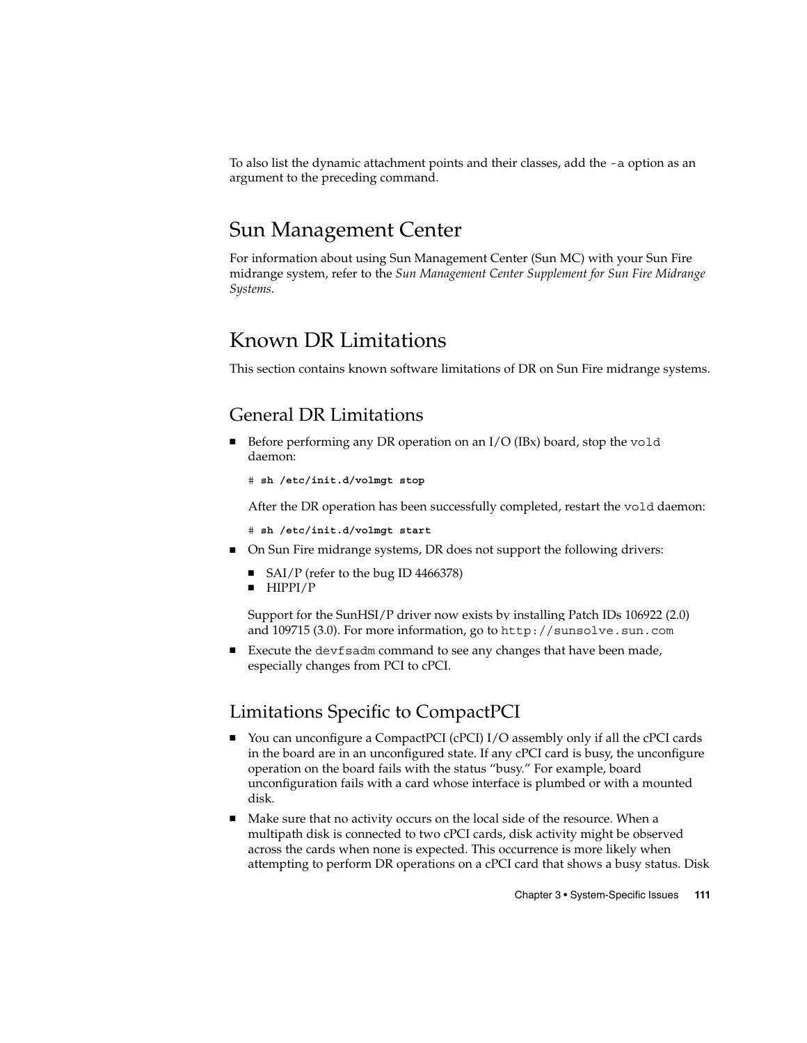To also list the dynamic attachment points and their classes, add the `-a` option as an argument to the preceding command.

## Sun Management Center

For information about using Sun Management Center (Sun MC) with your Sun Fire midrange system, refer to the *Sun Management Center Supplement for Sun Fire Midrange Systems*.

## Known DR Limitations

This section contains known software limitations of DR on Sun Fire midrange systems.

### General DR Limitations

- Before performing any DR operation on an I/O (IBx) board, stop the `vold` daemon:

  ```
  # sh /etc/init.d/volmgt stop
  ```

  After the DR operation has been successfully completed, restart the `vold` daemon:

  ```
  # sh /etc/init.d/volmgt start
  ```

- On Sun Fire midrange systems, DR does not support the following drivers:
  - SAI/P (refer to the bug ID 4466378)
  - HIPPI/P

  Support for the SunHSI/P driver now exists by installing Patch IDs 106922 (2.0) and 109715 (3.0). For more information, go to `http://sunsolve.sun.com`

- Execute the `devfsadm` command to see any changes that have been made, especially changes from PCI to cPCI.

### Limitations Specific to CompactPCI

- You can unconfigure a CompactPCI (cPCI) I/O assembly only if all the cPCI cards in the board are in an unconfigured state. If any cPCI card is busy, the unconfigure operation on the board fails with the status "busy." For example, board unconfiguration fails with a card whose interface is plumbed or with a mounted disk.
- Make sure that no activity occurs on the local side of the resource. When a multipath disk is connected to two cPCI cards, disk activity might be observed across the cards when none is expected. This occurrence is more likely when attempting to perform DR operations on a cPCI card that shows a busy status. Disk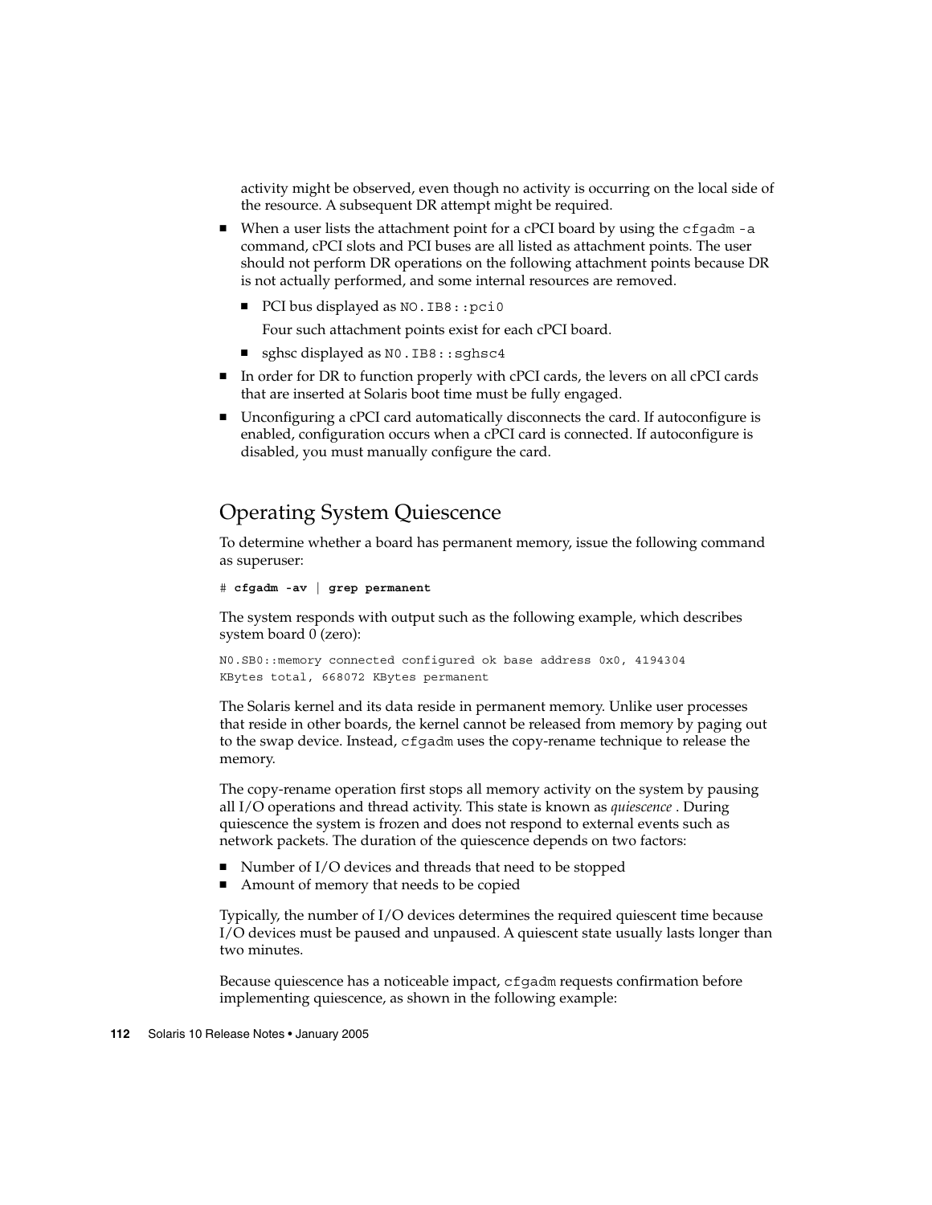activity might be observed, even though no activity is occurring on the local side of the resource. A subsequent DR attempt might be required.

- When a user lists the attachment point for a cPCI board by using the `cfgadm -a` command, cPCI slots and PCI buses are all listed as attachment points. The user should not perform DR operations on the following attachment points because DR is not actually performed, and some internal resources are removed.
  - PCI bus displayed as `NO.IB8::pci0`

    Four such attachment points exist for each cPCI board.
  - sghsc displayed as `N0.IB8::sghsc4`
- In order for DR to function properly with cPCI cards, the levers on all cPCI cards that are inserted at Solaris boot time must be fully engaged.
- Unconfiguring a cPCI card automatically disconnects the card. If autoconfigure is enabled, configuration occurs when a cPCI card is connected. If autoconfigure is disabled, you must manually configure the card.

## Operating System Quiescence

To determine whether a board has permanent memory, issue the following command as superuser:

```
# cfgadm -av | grep permanent
```

The system responds with output such as the following example, which describes system board 0 (zero):

```
N0.SB0::memory connected configured ok base address 0x0, 4194304
KBytes total, 668072 KBytes permanent
```

The Solaris kernel and its data reside in permanent memory. Unlike user processes that reside in other boards, the kernel cannot be released from memory by paging out to the swap device. Instead, `cfgadm` uses the copy-rename technique to release the memory.

The copy-rename operation first stops all memory activity on the system by pausing all I/O operations and thread activity. This state is known as *quiescence* . During quiescence the system is frozen and does not respond to external events such as network packets. The duration of the quiescence depends on two factors:

- Number of I/O devices and threads that need to be stopped
- Amount of memory that needs to be copied

Typically, the number of I/O devices determines the required quiescent time because I/O devices must be paused and unpaused. A quiescent state usually lasts longer than two minutes.

Because quiescence has a noticeable impact, `cfgadm` requests confirmation before implementing quiescence, as shown in the following example: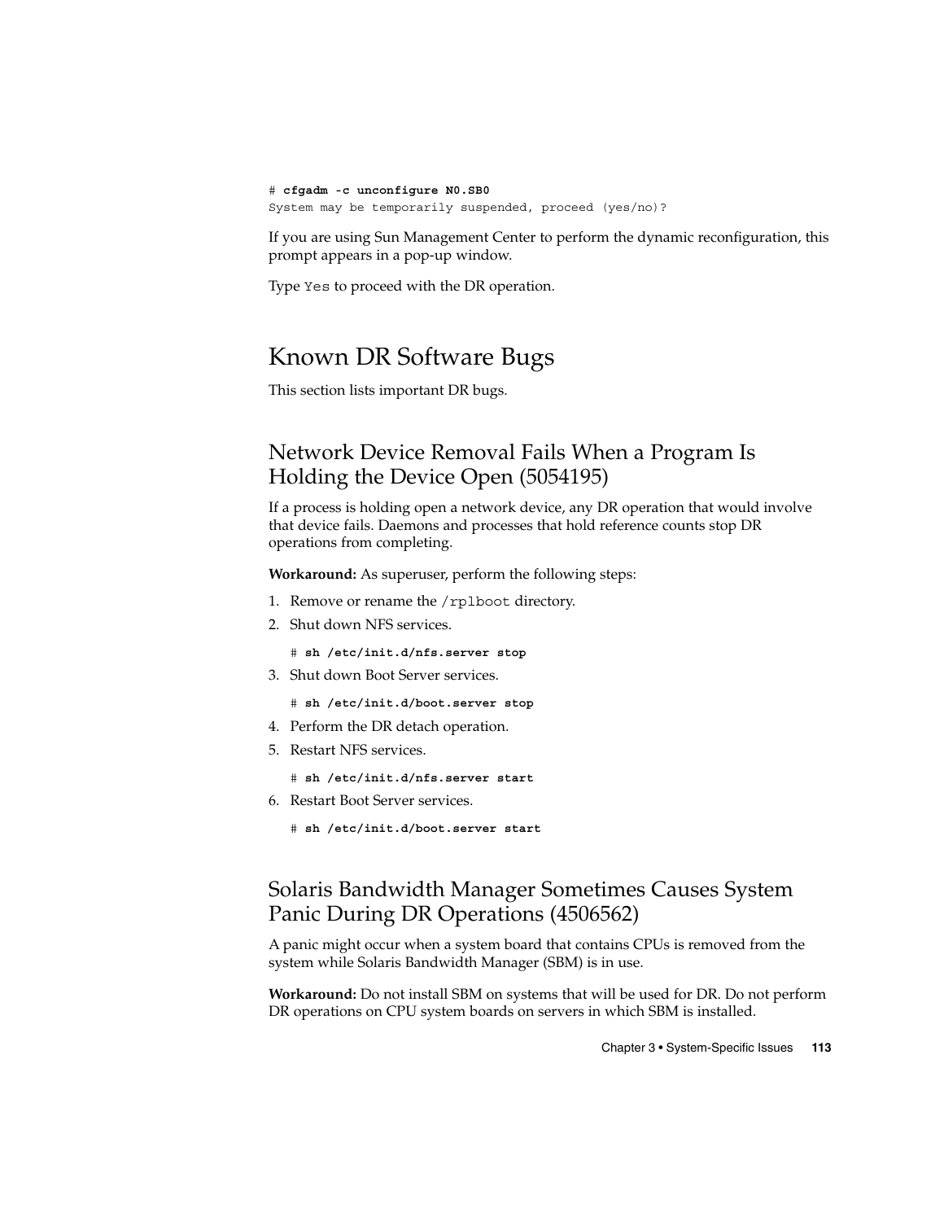```
# cfgadm -c unconfigure N0.SB0
System may be temporarily suspended, proceed (yes/no)?
```

If you are using Sun Management Center to perform the dynamic reconfiguration, this prompt appears in a pop-up window.

Type `Yes` to proceed with the DR operation.

## Known DR Software Bugs

This section lists important DR bugs.

### Network Device Removal Fails When a Program Is Holding the Device Open (5054195)

If a process is holding open a network device, any DR operation that would involve that device fails. Daemons and processes that hold reference counts stop DR operations from completing.

**Workaround:** As superuser, perform the following steps:

1. Remove or rename the `/rplboot` directory.
2. Shut down NFS services.

   ```
   # sh /etc/init.d/nfs.server stop
   ```

3. Shut down Boot Server services.

   ```
   # sh /etc/init.d/boot.server stop
   ```

4. Perform the DR detach operation.
5. Restart NFS services.

   ```
   # sh /etc/init.d/nfs.server start
   ```

6. Restart Boot Server services.

   ```
   # sh /etc/init.d/boot.server start
   ```

### Solaris Bandwidth Manager Sometimes Causes System Panic During DR Operations (4506562)

A panic might occur when a system board that contains CPUs is removed from the system while Solaris Bandwidth Manager (SBM) is in use.

**Workaround:** Do not install SBM on systems that will be used for DR. Do not perform DR operations on CPU system boards on servers in which SBM is installed.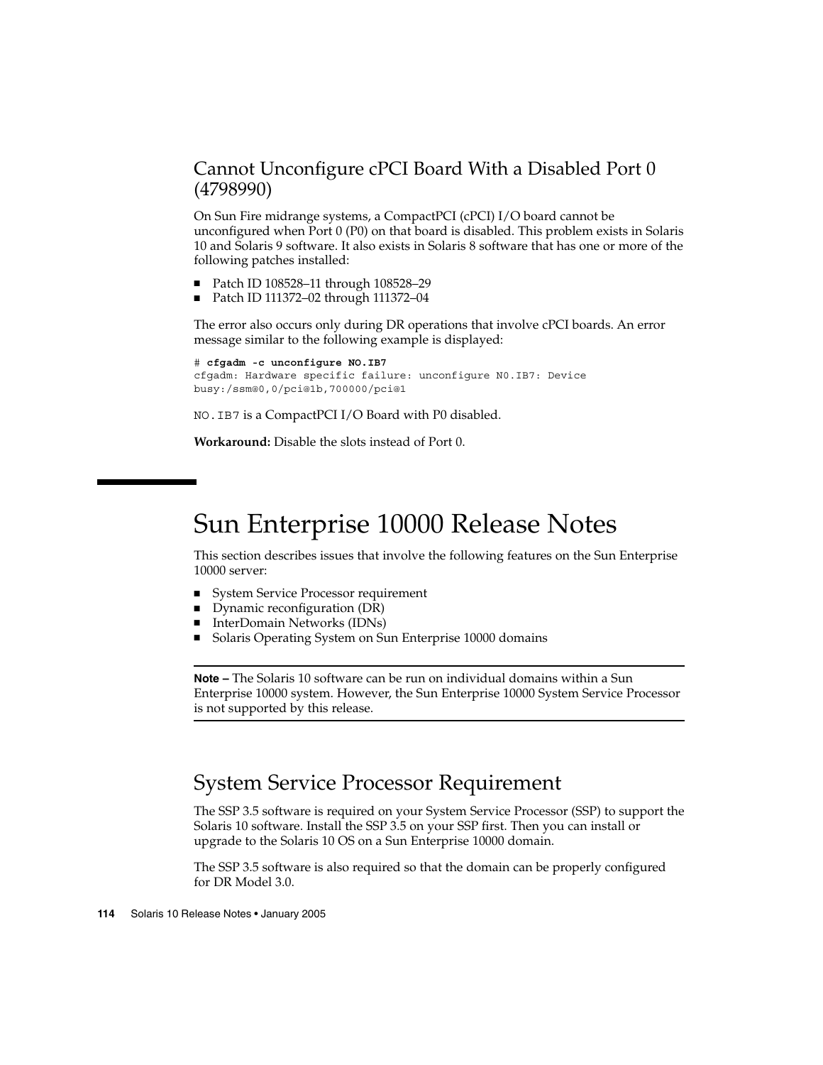### Cannot Unconfigure cPCI Board With a Disabled Port 0 (4798990)

On Sun Fire midrange systems, a CompactPCI (cPCI) I/O board cannot be unconfigured when Port 0 (P0) on that board is disabled. This problem exists in Solaris 10 and Solaris 9 software. It also exists in Solaris 8 software that has one or more of the following patches installed:

- Patch ID 108528–11 through 108528–29
- Patch ID 111372–02 through 111372–04

The error also occurs only during DR operations that involve cPCI boards. An error message similar to the following example is displayed:

```
# cfgadm -c unconfigure N0.IB7
cfgadm: Hardware specific failure: unconfigure N0.IB7: Device
busy:/ssm@0,0/pci@1b,700000/pci@1
```

`NO.IB7` is a CompactPCI I/O Board with P0 disabled.

**Workaround:** Disable the slots instead of Port 0.

# Sun Enterprise 10000 Release Notes

This section describes issues that involve the following features on the Sun Enterprise 10000 server:

- System Service Processor requirement
- Dynamic reconfiguration (DR)
- InterDomain Networks (IDNs)
- Solaris Operating System on Sun Enterprise 10000 domains

---

**Note –** The Solaris 10 software can be run on individual domains within a Sun Enterprise 10000 system. However, the Sun Enterprise 10000 System Service Processor is not supported by this release.

---

## System Service Processor Requirement

The SSP 3.5 software is required on your System Service Processor (SSP) to support the Solaris 10 software. Install the SSP 3.5 on your SSP first. Then you can install or upgrade to the Solaris 10 OS on a Sun Enterprise 10000 domain.

The SSP 3.5 software is also required so that the domain can be properly configured for DR Model 3.0.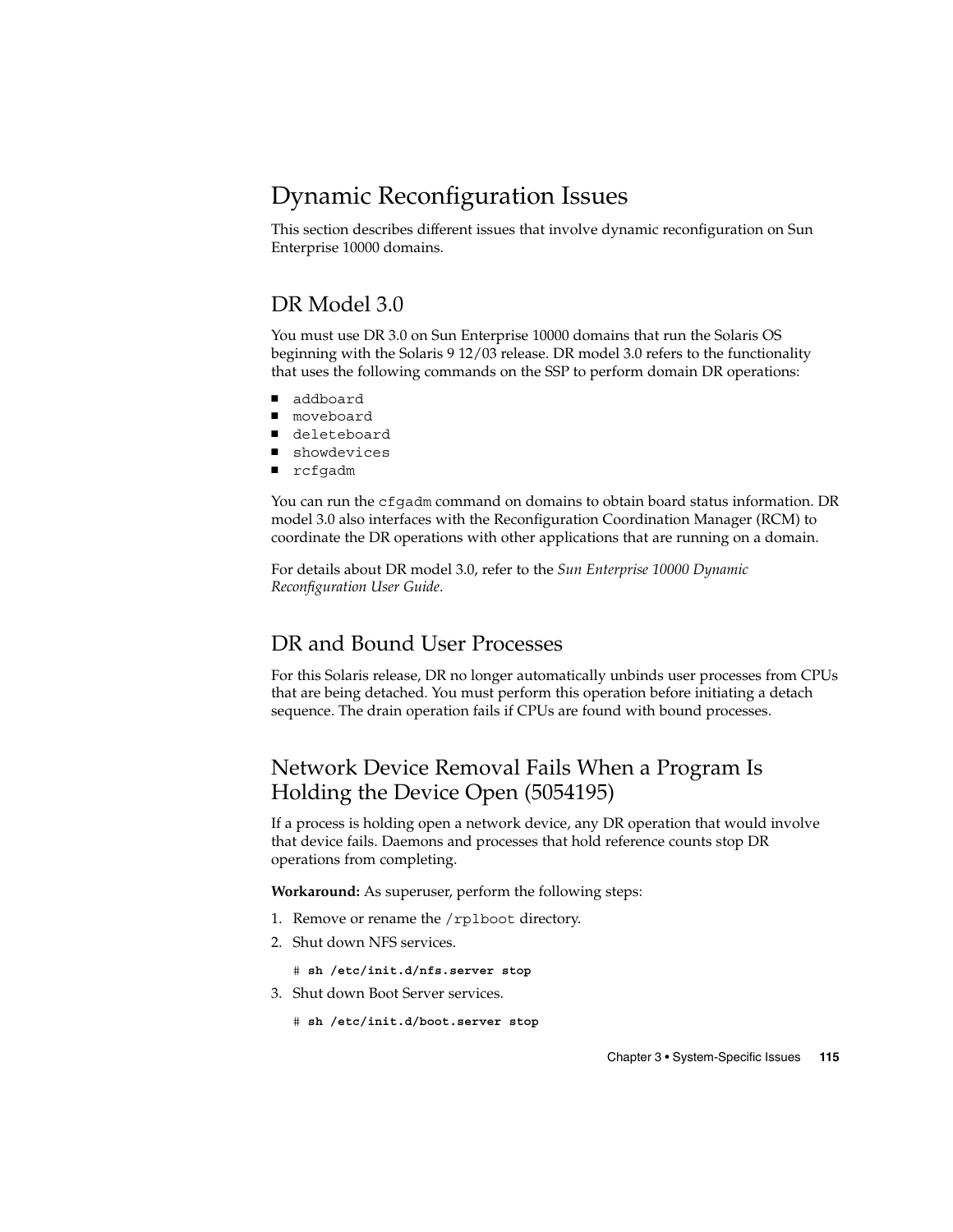## Dynamic Reconfiguration Issues

This section describes different issues that involve dynamic reconfiguration on Sun Enterprise 10000 domains.

### DR Model 3.0

You must use DR 3.0 on Sun Enterprise 10000 domains that run the Solaris OS beginning with the Solaris 9 12/03 release. DR model 3.0 refers to the functionality that uses the following commands on the SSP to perform domain DR operations:

- `addboard`
- `moveboard`
- `deleteboard`
- `showdevices`
- `rcfgadm`

You can run the `cfgadm` command on domains to obtain board status information. DR model 3.0 also interfaces with the Reconfiguration Coordination Manager (RCM) to coordinate the DR operations with other applications that are running on a domain.

For details about DR model 3.0, refer to the *Sun Enterprise 10000 Dynamic Reconfiguration User Guide*.

### DR and Bound User Processes

For this Solaris release, DR no longer automatically unbinds user processes from CPUs that are being detached. You must perform this operation before initiating a detach sequence. The drain operation fails if CPUs are found with bound processes.

### Network Device Removal Fails When a Program Is Holding the Device Open (5054195)

If a process is holding open a network device, any DR operation that would involve that device fails. Daemons and processes that hold reference counts stop DR operations from completing.

**Workaround:** As superuser, perform the following steps:

1. Remove or rename the `/rplboot` directory.
2. Shut down NFS services.

   ```
   # sh /etc/init.d/nfs.server stop
   ```

3. Shut down Boot Server services.

   ```
   # sh /etc/init.d/boot.server stop
   ```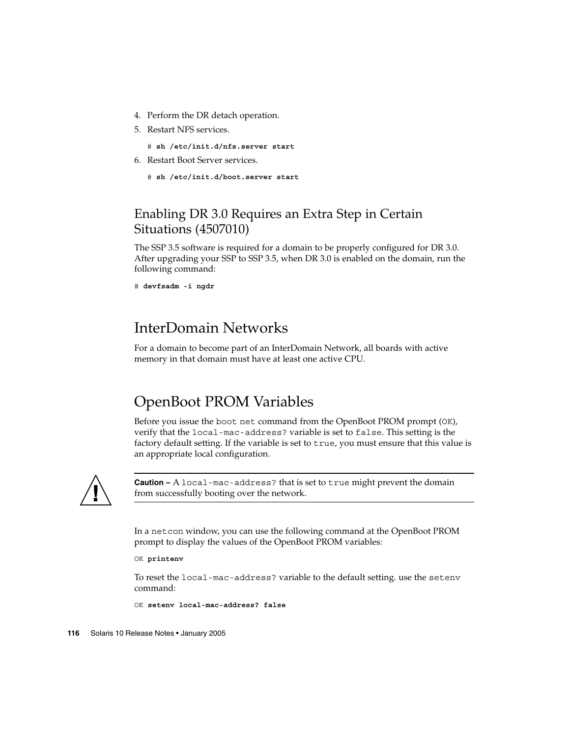4. Perform the DR detach operation.
5. Restart NFS services.

   ```
   # sh /etc/init.d/nfs.server start
   ```

6. Restart Boot Server services.

   ```
   # sh /etc/init.d/boot.server start
   ```

### Enabling DR 3.0 Requires an Extra Step in Certain Situations (4507010)

The SSP 3.5 software is required for a domain to be properly configured for DR 3.0. After upgrading your SSP to SSP 3.5, when DR 3.0 is enabled on the domain, run the following command:

```
# devfsadm -i ngdr
```

## InterDomain Networks

For a domain to become part of an InterDomain Network, all boards with active memory in that domain must have at least one active CPU.

## OpenBoot PROM Variables

Before you issue the `boot net` command from the OpenBoot PROM prompt (`OK`), verify that the `local-mac-address?` variable is set to `false`. This setting is the factory default setting. If the variable is set to `true`, you must ensure that this value is an appropriate local configuration.

---

**Caution –** A `local-mac-address?` that is set to `true` might prevent the domain from successfully booting over the network.

---

In a `netcon` window, you can use the following command at the OpenBoot PROM prompt to display the values of the OpenBoot PROM variables:

```
OK printenv
```

To reset the `local-mac-address?` variable to the default setting. use the `setenv` command:

```
OK setenv local-mac-address? false
```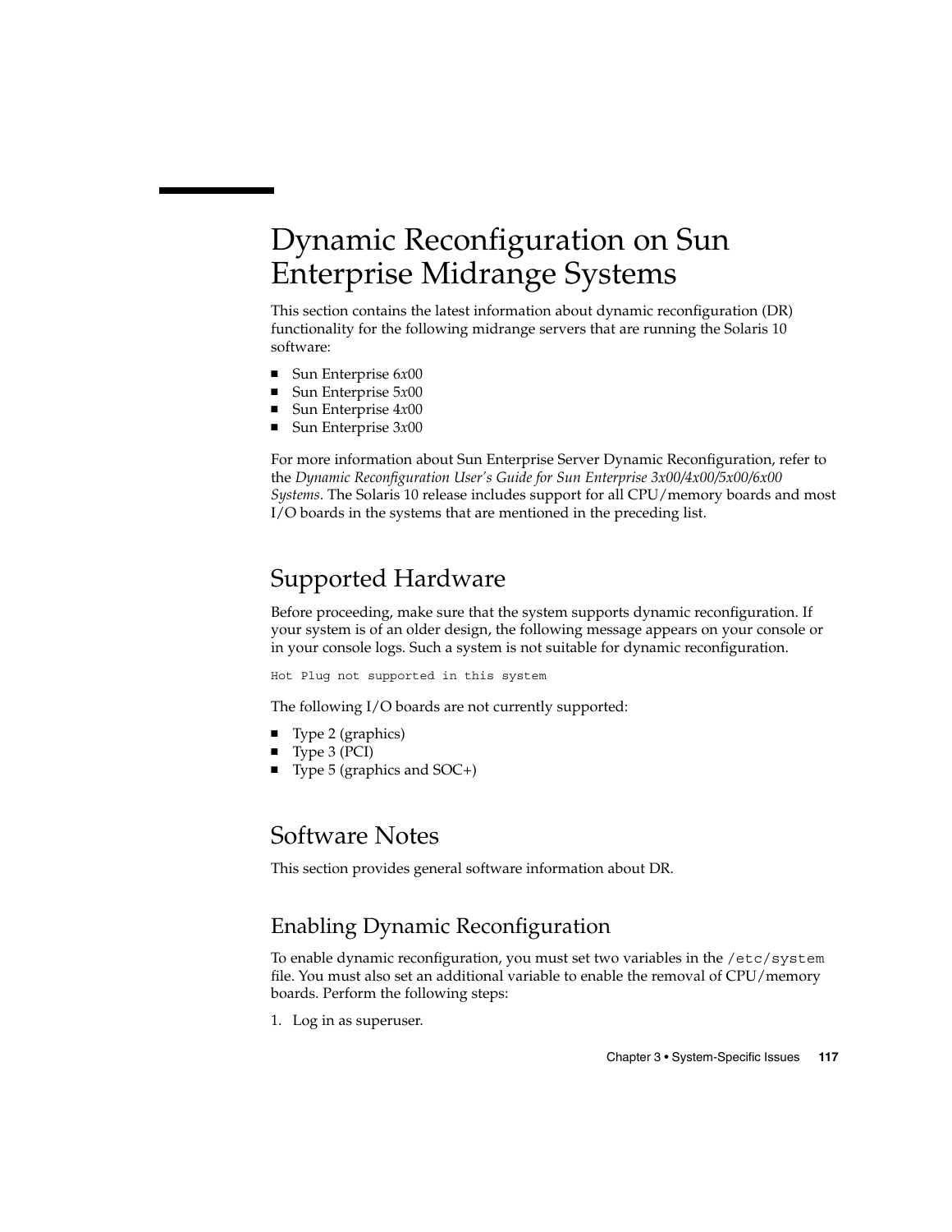# Dynamic Reconfiguration on Sun Enterprise Midrange Systems

This section contains the latest information about dynamic reconfiguration (DR) functionality for the following midrange servers that are running the Solaris 10 software:

- Sun Enterprise 6*x*00
- Sun Enterprise 5*x*00
- Sun Enterprise 4*x*00
- Sun Enterprise 3*x*00

For more information about Sun Enterprise Server Dynamic Reconfiguration, refer to the *Dynamic Reconfiguration User's Guide for Sun Enterprise 3x00/4x00/5x00/6x00 Systems*. The Solaris 10 release includes support for all CPU/memory boards and most I/O boards in the systems that are mentioned in the preceding list.

## Supported Hardware

Before proceeding, make sure that the system supports dynamic reconfiguration. If your system is of an older design, the following message appears on your console or in your console logs. Such a system is not suitable for dynamic reconfiguration.

```
Hot Plug not supported in this system
```

The following I/O boards are not currently supported:

- Type 2 (graphics)
- Type 3 (PCI)
- Type 5 (graphics and SOC+)

## Software Notes

This section provides general software information about DR.

### Enabling Dynamic Reconfiguration

To enable dynamic reconfiguration, you must set two variables in the `/etc/system` file. You must also set an additional variable to enable the removal of CPU/memory boards. Perform the following steps:

1. Log in as superuser.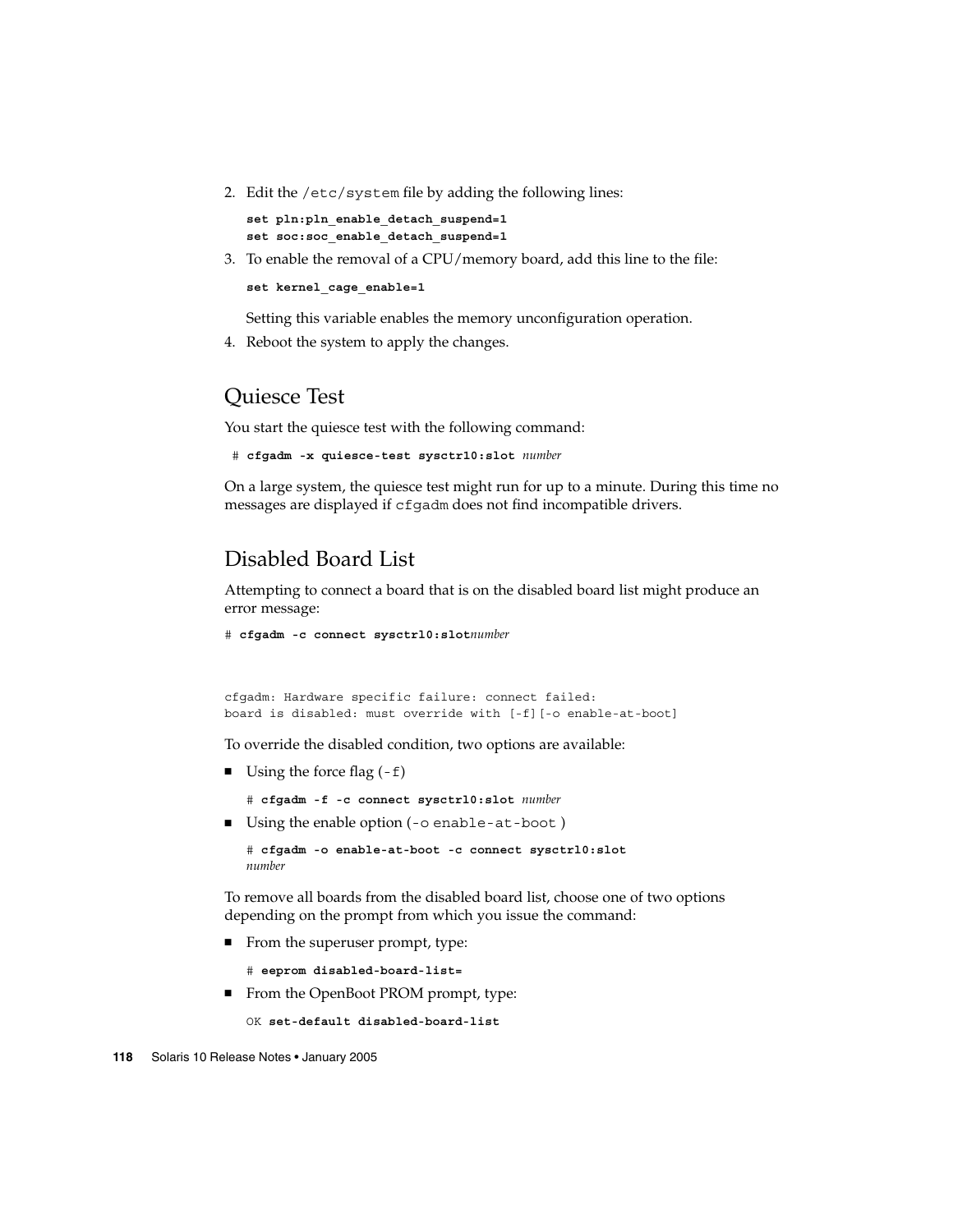2. Edit the /etc/system file by adding the following lines:

```
set pln:pln_enable_detach_suspend=1
set soc:soc_enable_detach_suspend=1
```

3. To enable the removal of a CPU/memory board, add this line to the file:

```
set kernel_cage_enable=1
```

   Setting this variable enables the memory unconfiguration operation.

4. Reboot the system to apply the changes.

## Quiesce Test

You start the quiesce test with the following command:

```
# cfgadm -x quiesce-test sysctrl0:slot number
```

On a large system, the quiesce test might run for up to a minute. During this time no messages are displayed if cfgadm does not find incompatible drivers.

## Disabled Board List

Attempting to connect a board that is on the disabled board list might produce an error message:

```
# cfgadm -c connect sysctrl0:slotnumber



cfgadm: Hardware specific failure: connect failed:
board is disabled: must override with [-f][-o enable-at-boot]
```

To override the disabled condition, two options are available:

- Using the force flag (-f)

  ```
  # cfgadm -f -c connect sysctrl0:slot number
  ```

- Using the enable option (-o enable-at-boot )

  ```
  # cfgadm -o enable-at-boot -c connect sysctrl0:slot
  number
  ```

To remove all boards from the disabled board list, choose one of two options depending on the prompt from which you issue the command:

- From the superuser prompt, type:

  ```
  # eeprom disabled-board-list=
  ```

- From the OpenBoot PROM prompt, type:

  ```
  OK set-default disabled-board-list
  ```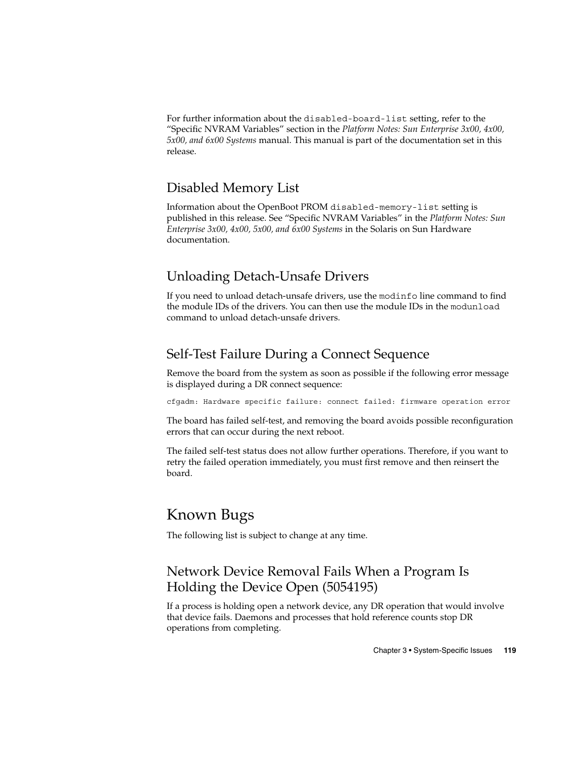For further information about the `disabled-board-list` setting, refer to the "Specific NVRAM Variables" section in the *Platform Notes: Sun Enterprise 3x00, 4x00, 5x00, and 6x00 Systems* manual. This manual is part of the documentation set in this release.

### Disabled Memory List

Information about the OpenBoot PROM `disabled-memory-list` setting is published in this release. See "Specific NVRAM Variables" in the *Platform Notes: Sun Enterprise 3x00, 4x00, 5x00, and 6x00 Systems* in the Solaris on Sun Hardware documentation.

### Unloading Detach-Unsafe Drivers

If you need to unload detach-unsafe drivers, use the `modinfo` line command to find the module IDs of the drivers. You can then use the module IDs in the `modunload` command to unload detach-unsafe drivers.

### Self-Test Failure During a Connect Sequence

Remove the board from the system as soon as possible if the following error message is displayed during a DR connect sequence:

```
cfgadm: Hardware specific failure: connect failed: firmware operation error
```

The board has failed self-test, and removing the board avoids possible reconfiguration errors that can occur during the next reboot.

The failed self-test status does not allow further operations. Therefore, if you want to retry the failed operation immediately, you must first remove and then reinsert the board.

## Known Bugs

The following list is subject to change at any time.

### Network Device Removal Fails When a Program Is Holding the Device Open (5054195)

If a process is holding open a network device, any DR operation that would involve that device fails. Daemons and processes that hold reference counts stop DR operations from completing.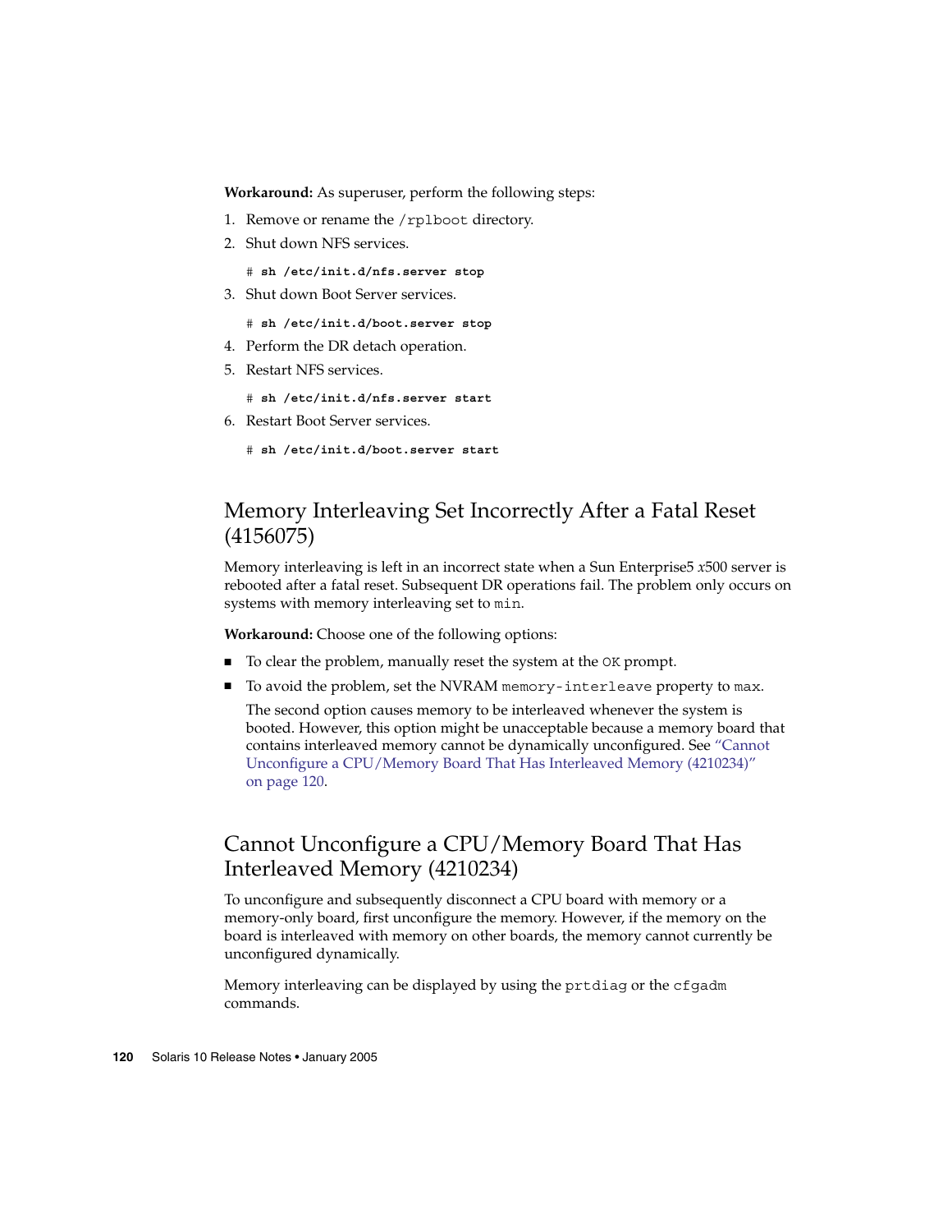**Workaround:** As superuser, perform the following steps:

1. Remove or rename the `/rplboot` directory.
2. Shut down NFS services.

   ```
   # sh /etc/init.d/nfs.server stop
   ```

3. Shut down Boot Server services.

   ```
   # sh /etc/init.d/boot.server stop
   ```

4. Perform the DR detach operation.
5. Restart NFS services.

   ```
   # sh /etc/init.d/nfs.server start
   ```

6. Restart Boot Server services.

   ```
   # sh /etc/init.d/boot.server start
   ```

## Memory Interleaving Set Incorrectly After a Fatal Reset (4156075)

Memory interleaving is left in an incorrect state when a Sun Enterprise5 *x*500 server is rebooted after a fatal reset. Subsequent DR operations fail. The problem only occurs on systems with memory interleaving set to `min`.

**Workaround:** Choose one of the following options:

- To clear the problem, manually reset the system at the `OK` prompt.
- To avoid the problem, set the NVRAM `memory-interleave` property to `max`.

  The second option causes memory to be interleaved whenever the system is booted. However, this option might be unacceptable because a memory board that contains interleaved memory cannot be dynamically unconfigured. See "Cannot Unconfigure a CPU/Memory Board That Has Interleaved Memory (4210234)" on page 120.

## Cannot Unconfigure a CPU/Memory Board That Has Interleaved Memory (4210234)

To unconfigure and subsequently disconnect a CPU board with memory or a memory-only board, first unconfigure the memory. However, if the memory on the board is interleaved with memory on other boards, the memory cannot currently be unconfigured dynamically.

Memory interleaving can be displayed by using the `prtdiag` or the `cfgadm` commands.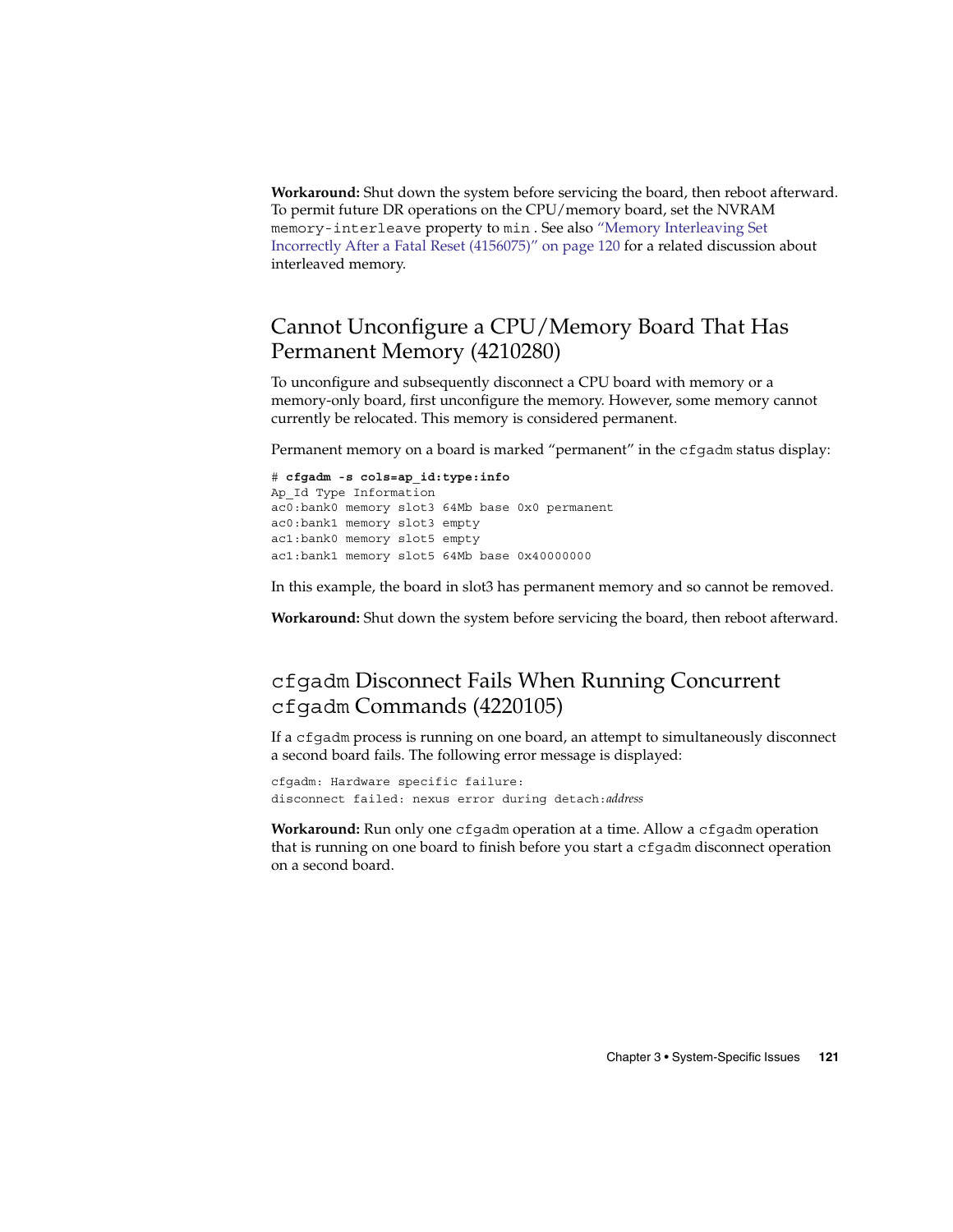**Workaround:** Shut down the system before servicing the board, then reboot afterward. To permit future DR operations on the CPU/memory board, set the NVRAM `memory-interleave` property to `min` . See also "Memory Interleaving Set Incorrectly After a Fatal Reset (4156075)" on page 120 for a related discussion about interleaved memory.

## Cannot Unconfigure a CPU/Memory Board That Has Permanent Memory (4210280)

To unconfigure and subsequently disconnect a CPU board with memory or a memory-only board, first unconfigure the memory. However, some memory cannot currently be relocated. This memory is considered permanent.

Permanent memory on a board is marked "permanent" in the `cfgadm` status display:

```
# cfgadm -s cols=ap_id:type:info
Ap_Id Type Information
ac0:bank0 memory slot3 64Mb base 0x0 permanent
ac0:bank1 memory slot3 empty
ac1:bank0 memory slot5 empty
ac1:bank1 memory slot5 64Mb base 0x40000000
```

In this example, the board in slot3 has permanent memory and so cannot be removed.

**Workaround:** Shut down the system before servicing the board, then reboot afterward.

## `cfgadm` Disconnect Fails When Running Concurrent `cfgadm` Commands (4220105)

If a `cfgadm` process is running on one board, an attempt to simultaneously disconnect a second board fails. The following error message is displayed:

```
cfgadm: Hardware specific failure:
disconnect failed: nexus error during detach:address
```

**Workaround:** Run only one `cfgadm` operation at a time. Allow a `cfgadm` operation that is running on one board to finish before you start a `cfgadm` disconnect operation on a second board.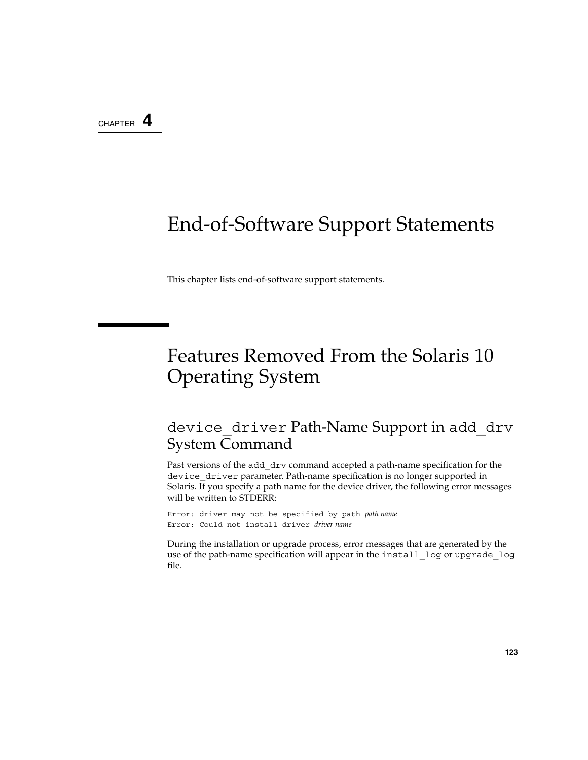CHAPTER 4

# End-of-Software Support Statements

This chapter lists end-of-software support statements.

## Features Removed From the Solaris 10 Operating System

### `device_driver` Path-Name Support in `add_drv` System Command

Past versions of the `add_drv` command accepted a path-name specification for the `device_driver` parameter. Path-name specification is no longer supported in Solaris. If you specify a path name for the device driver, the following error messages will be written to STDERR:

```
Error: driver may not be specified by path path name
Error: Could not install driver driver name
```

During the installation or upgrade process, error messages that are generated by the use of the path-name specification will appear in the `install_log` or `upgrade_log` file.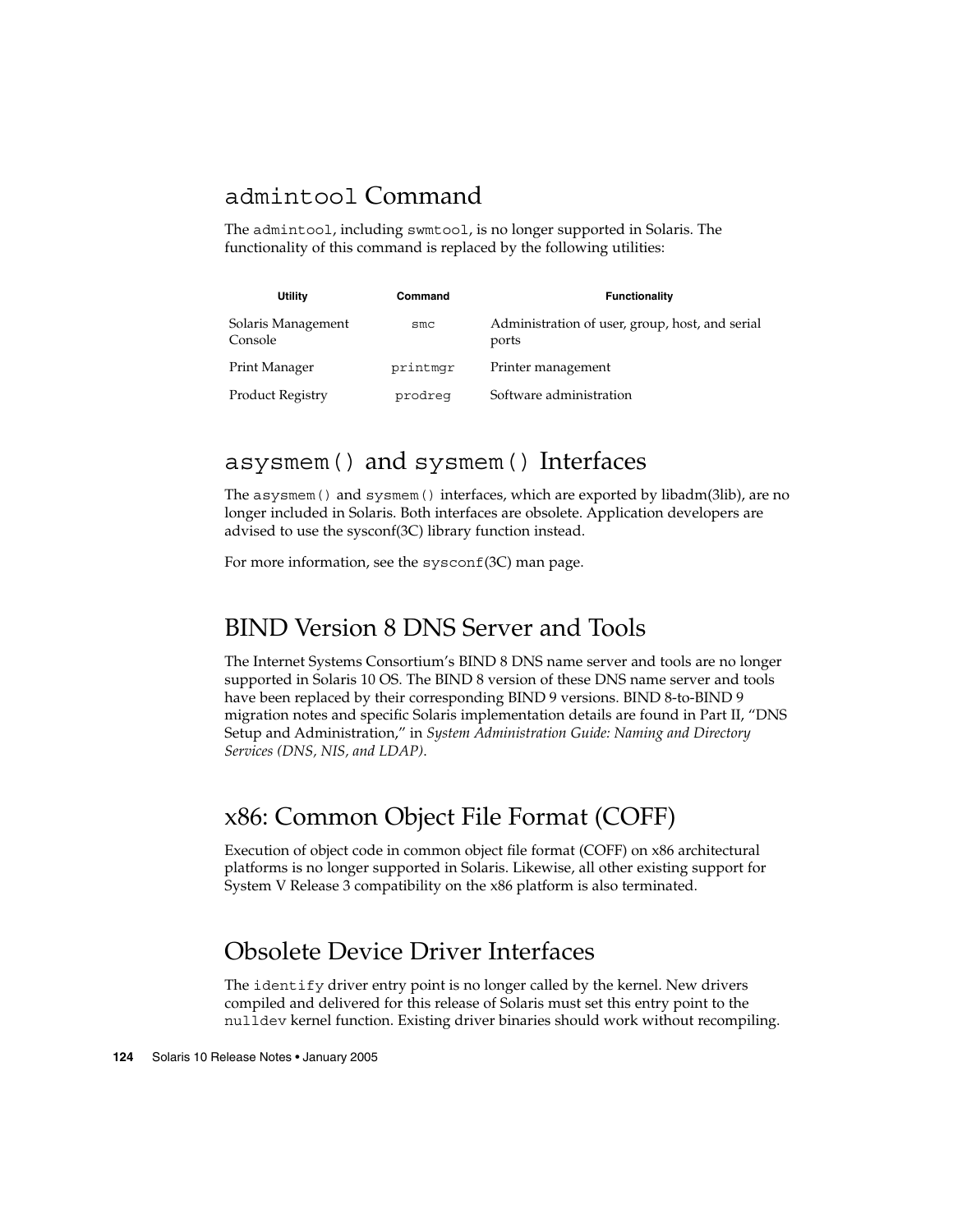## `admintool` Command

The `admintool`, including `swmtool`, is no longer supported in Solaris. The functionality of this command is replaced by the following utilities:

| Utility | Command | Functionality |
| --- | --- | --- |
| Solaris Management Console | `smc` | Administration of user, group, host, and serial ports |
| Print Manager | `printmgr` | Printer management |
| Product Registry | `prodreg` | Software administration |

## `asysmem()` and `sysmem()` Interfaces

The `asysmem()` and `sysmem()` interfaces, which are exported by libadm(3lib), are no longer included in Solaris. Both interfaces are obsolete. Application developers are advised to use the sysconf(3C) library function instead.

For more information, see the `sysconf`(3C) man page.

## BIND Version 8 DNS Server and Tools

The Internet Systems Consortium's BIND 8 DNS name server and tools are no longer supported in Solaris 10 OS. The BIND 8 version of these DNS name server and tools have been replaced by their corresponding BIND 9 versions. BIND 8-to-BIND 9 migration notes and specific Solaris implementation details are found in Part II, "DNS Setup and Administration," in *System Administration Guide: Naming and Directory Services (DNS, NIS, and LDAP)*.

## x86: Common Object File Format (COFF)

Execution of object code in common object file format (COFF) on x86 architectural platforms is no longer supported in Solaris. Likewise, all other existing support for System V Release 3 compatibility on the x86 platform is also terminated.

## Obsolete Device Driver Interfaces

The `identify` driver entry point is no longer called by the kernel. New drivers compiled and delivered for this release of Solaris must set this entry point to the `nulldev` kernel function. Existing driver binaries should work without recompiling.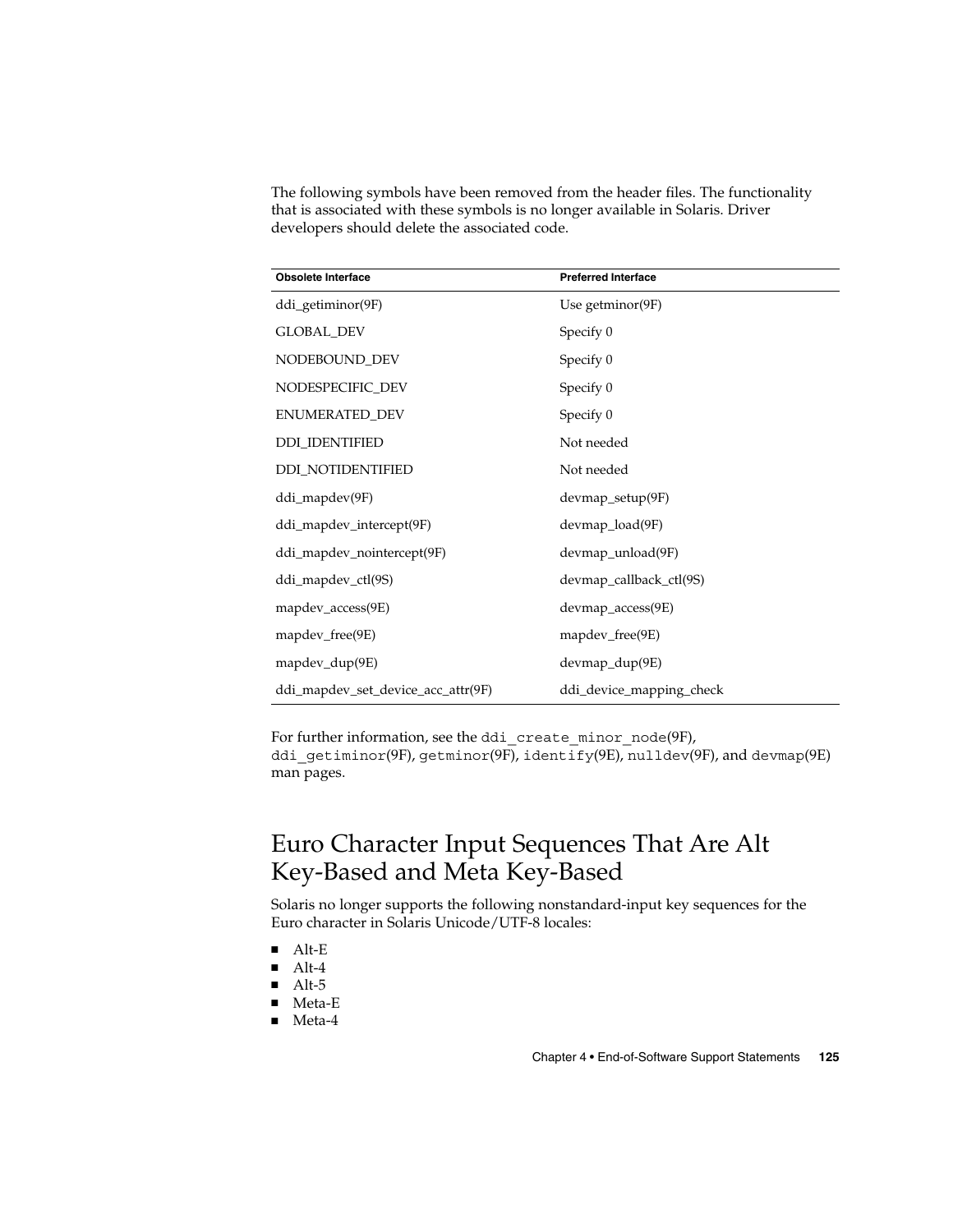The following symbols have been removed from the header files. The functionality that is associated with these symbols is no longer available in Solaris. Driver developers should delete the associated code.

| Obsolete Interface | Preferred Interface |
| --- | --- |
| ddi_getiminor(9F) | Use getminor(9F) |
| GLOBAL_DEV | Specify 0 |
| NODEBOUND_DEV | Specify 0 |
| NODESPECIFIC_DEV | Specify 0 |
| ENUMERATED_DEV | Specify 0 |
| DDI_IDENTIFIED | Not needed |
| DDI_NOTIDENTIFIED | Not needed |
| ddi_mapdev(9F) | devmap_setup(9F) |
| ddi_mapdev_intercept(9F) | devmap_load(9F) |
| ddi_mapdev_nointercept(9F) | devmap_unload(9F) |
| ddi_mapdev_ctl(9S) | devmap_callback_ctl(9S) |
| mapdev_access(9E) | devmap_access(9E) |
| mapdev_free(9E) | mapdev_free(9E) |
| mapdev_dup(9E) | devmap_dup(9E) |
| ddi_mapdev_set_device_acc_attr(9F) | ddi_device_mapping_check |

For further information, see the `ddi_create_minor_node`(9F), `ddi_getiminor`(9F), `getminor`(9F), `identify`(9E), `nulldev`(9F), and `devmap`(9E) man pages.

## Euro Character Input Sequences That Are Alt Key-Based and Meta Key-Based

Solaris no longer supports the following nonstandard-input key sequences for the Euro character in Solaris Unicode/UTF-8 locales:

- Alt-E
- Alt-4
- Alt-5
- Meta-E
- Meta-4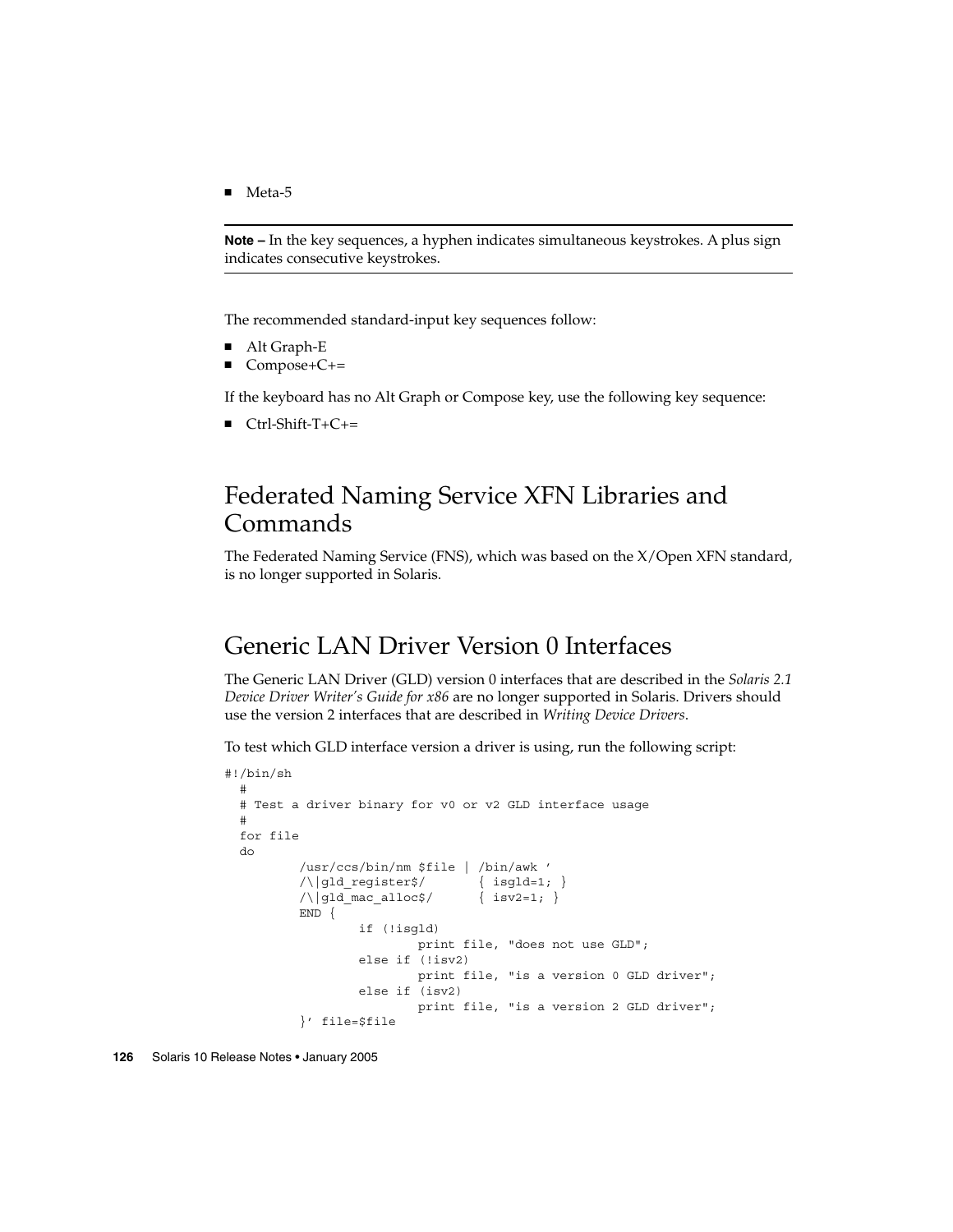- Meta-5

---

**Note –** In the key sequences, a hyphen indicates simultaneous keystrokes. A plus sign indicates consecutive keystrokes.

---

The recommended standard-input key sequences follow:

- Alt Graph-E
- Compose+C+=

If the keyboard has no Alt Graph or Compose key, use the following key sequence:

- Ctrl-Shift-T+C+=

## Federated Naming Service XFN Libraries and Commands

The Federated Naming Service (FNS), which was based on the X/Open XFN standard, is no longer supported in Solaris.

## Generic LAN Driver Version 0 Interfaces

The Generic LAN Driver (GLD) version 0 interfaces that are described in the *Solaris 2.1 Device Driver Writer's Guide for x86* are no longer supported in Solaris. Drivers should use the version 2 interfaces that are described in *Writing Device Drivers*.

To test which GLD interface version a driver is using, run the following script:

```
#!/bin/sh
  #
  # Test a driver binary for v0 or v2 GLD interface usage
  #
  for file
  do
          /usr/ccs/bin/nm $file | /bin/awk '
          /\|gld_register$/       { isgld=1; }
          /\|gld_mac_alloc$/      { isv2=1; }
          END {
                  if (!isgld)
                          print file, "does not use GLD";
                  else if (!isv2)
                          print file, "is a version 0 GLD driver";
                  else if (isv2)
                          print file, "is a version 2 GLD driver";
          }' file=$file
```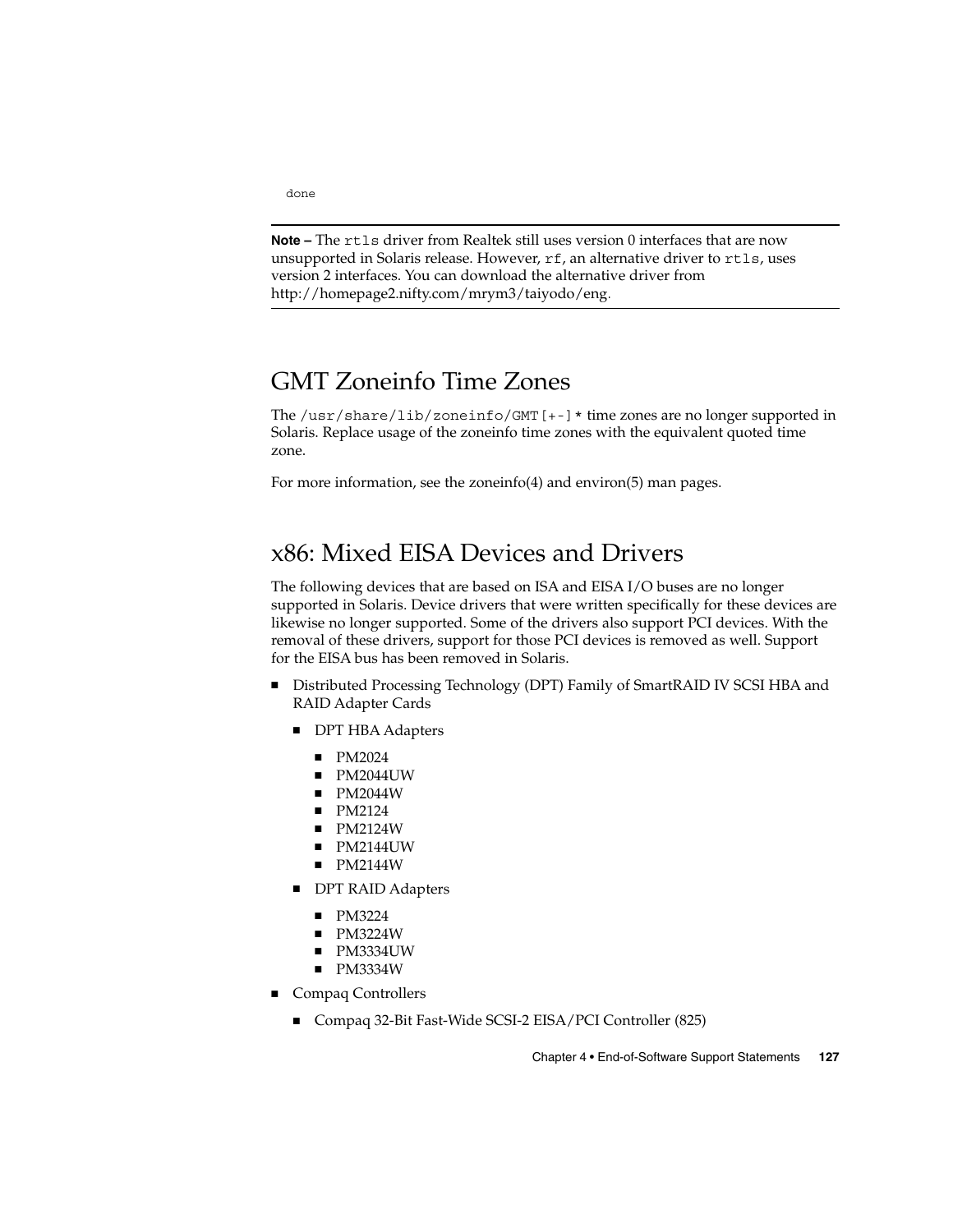```
done
```

---

**Note –** The `rtls` driver from Realtek still uses version 0 interfaces that are now unsupported in Solaris release. However, `rf`, an alternative driver to `rtls`, uses version 2 interfaces. You can download the alternative driver from http://homepage2.nifty.com/mrym3/taiyodo/eng.

---

## GMT Zoneinfo Time Zones

The `/usr/share/lib/zoneinfo/GMT[+-]*` time zones are no longer supported in Solaris. Replace usage of the zoneinfo time zones with the equivalent quoted time zone.

For more information, see the zoneinfo(4) and environ(5) man pages.

## x86: Mixed EISA Devices and Drivers

The following devices that are based on ISA and EISA I/O buses are no longer supported in Solaris. Device drivers that were written specifically for these devices are likewise no longer supported. Some of the drivers also support PCI devices. With the removal of these drivers, support for those PCI devices is removed as well. Support for the EISA bus has been removed in Solaris.

- Distributed Processing Technology (DPT) Family of SmartRAID IV SCSI HBA and RAID Adapter Cards
  - DPT HBA Adapters
    - PM2024
    - PM2044UW
    - PM2044W
    - PM2124
    - PM2124W
    - PM2144UW
    - PM2144W
  - DPT RAID Adapters
    - PM3224
    - PM3224W
    - PM3334UW
    - PM3334W
- Compaq Controllers
  - Compaq 32-Bit Fast-Wide SCSI-2 EISA/PCI Controller (825)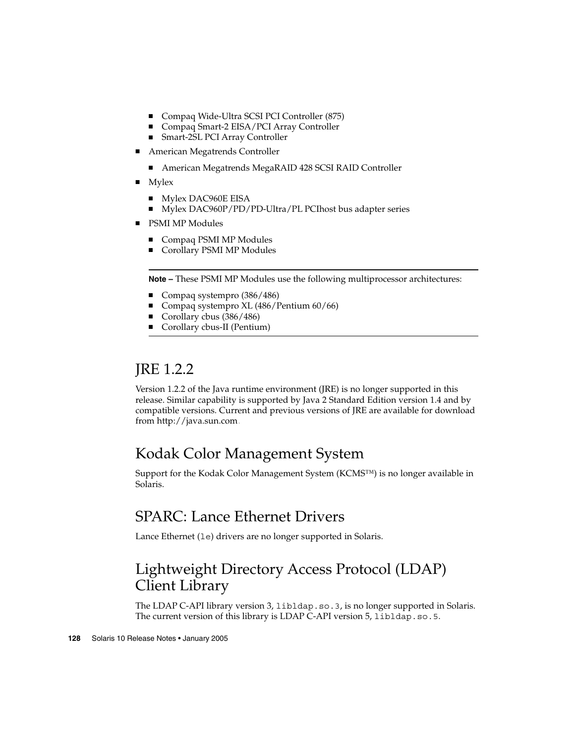- Compaq Wide-Ultra SCSI PCI Controller (875)
  - Compaq Smart-2 EISA/PCI Array Controller
  - Smart-2SL PCI Array Controller
- American Megatrends Controller
  - American Megatrends MegaRAID 428 SCSI RAID Controller
- Mylex
  - Mylex DAC960E EISA
  - Mylex DAC960P/PD/PD-Ultra/PL PCIhost bus adapter series
- PSMI MP Modules
  - Compaq PSMI MP Modules
  - Corollary PSMI MP Modules

---

**Note –** These PSMI MP Modules use the following multiprocessor architectures:

- Compaq systempro (386/486)
- Compaq systempro XL (486/Pentium 60/66)
- Corollary cbus (386/486)
- Corollary cbus-II (Pentium)

---

## JRE 1.2.2

Version 1.2.2 of the Java runtime environment (JRE) is no longer supported in this release. Similar capability is supported by Java 2 Standard Edition version 1.4 and by compatible versions. Current and previous versions of JRE are available for download from http://java.sun.com.

## Kodak Color Management System

Support for the Kodak Color Management System (KCMS™) is no longer available in Solaris.

## SPARC: Lance Ethernet Drivers

Lance Ethernet (`le`) drivers are no longer supported in Solaris.

## Lightweight Directory Access Protocol (LDAP) Client Library

The LDAP C-API library version 3, `libldap.so.3`, is no longer supported in Solaris. The current version of this library is LDAP C-API version 5, `libldap.so.5`.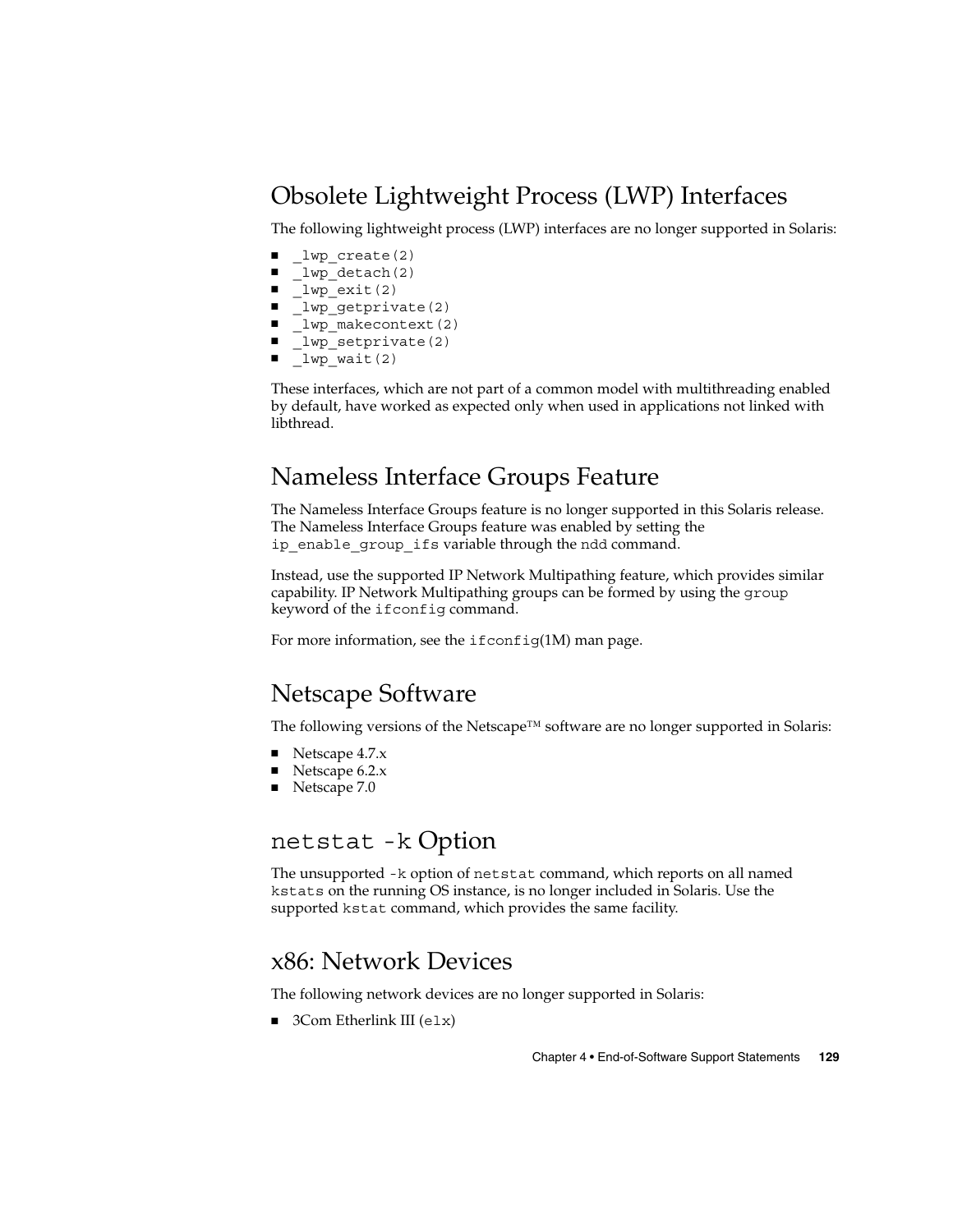## Obsolete Lightweight Process (LWP) Interfaces

The following lightweight process (LWP) interfaces are no longer supported in Solaris:

- `_lwp_create(2)`
- `_lwp_detach(2)`
- `_lwp_exit(2)`
- `_lwp_getprivate(2)`
- `_lwp_makecontext(2)`
- `_lwp_setprivate(2)`
- `_lwp_wait(2)`

These interfaces, which are not part of a common model with multithreading enabled by default, have worked as expected only when used in applications not linked with libthread.

## Nameless Interface Groups Feature

The Nameless Interface Groups feature is no longer supported in this Solaris release. The Nameless Interface Groups feature was enabled by setting the `ip_enable_group_ifs` variable through the `ndd` command.

Instead, use the supported IP Network Multipathing feature, which provides similar capability. IP Network Multipathing groups can be formed by using the `group` keyword of the `ifconfig` command.

For more information, see the `ifconfig`(1M) man page.

## Netscape Software

The following versions of the Netscape™ software are no longer supported in Solaris:

- Netscape 4.7.x
- Netscape 6.2.x
- Netscape 7.0

## `netstat -k` Option

The unsupported `-k` option of `netstat` command, which reports on all named `kstats` on the running OS instance, is no longer included in Solaris. Use the supported `kstat` command, which provides the same facility.

## x86: Network Devices

The following network devices are no longer supported in Solaris:

- 3Com Etherlink III (`elx`)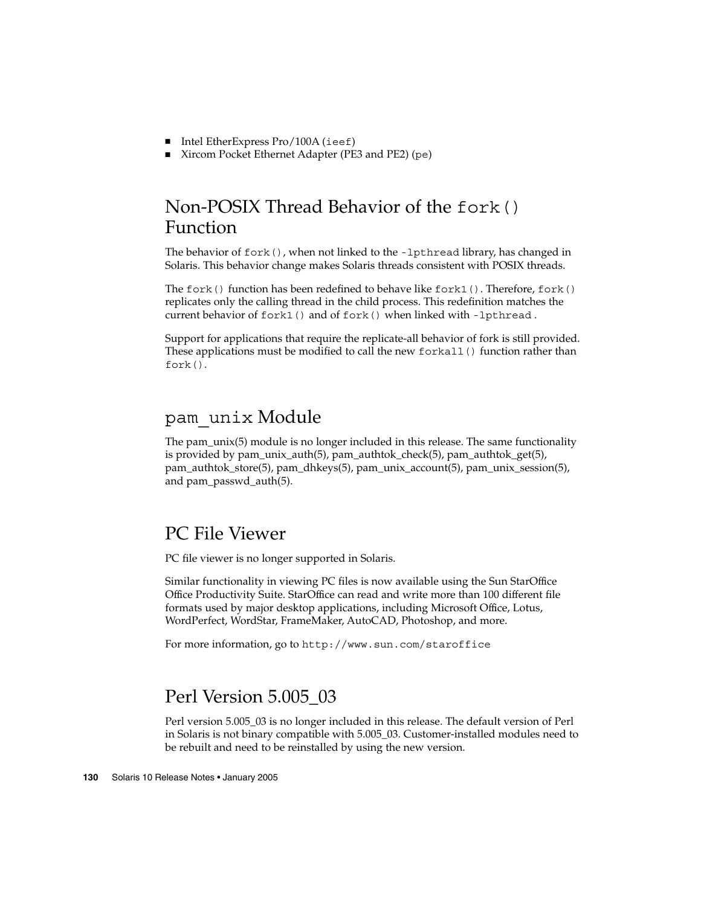- Intel EtherExpress Pro/100A (`ieef`)
- Xircom Pocket Ethernet Adapter (PE3 and PE2) (`pe`)

## Non-POSIX Thread Behavior of the `fork()` Function

The behavior of `fork()`, when not linked to the `-lpthread` library, has changed in Solaris. This behavior change makes Solaris threads consistent with POSIX threads.

The `fork()` function has been redefined to behave like `fork1()`. Therefore, `fork()` replicates only the calling thread in the child process. This redefinition matches the current behavior of `fork1()` and of `fork()` when linked with `-lpthread`.

Support for applications that require the replicate-all behavior of fork is still provided. These applications must be modified to call the new `forkall()` function rather than `fork()`.

## `pam_unix` Module

The pam_unix(5) module is no longer included in this release. The same functionality is provided by pam_unix_auth(5), pam_authtok_check(5), pam_authtok_get(5), pam_authtok_store(5), pam_dhkeys(5), pam_unix_account(5), pam_unix_session(5), and pam_passwd_auth(5).

## PC File Viewer

PC file viewer is no longer supported in Solaris.

Similar functionality in viewing PC files is now available using the Sun StarOffice Office Productivity Suite. StarOffice can read and write more than 100 different file formats used by major desktop applications, including Microsoft Office, Lotus, WordPerfect, WordStar, FrameMaker, AutoCAD, Photoshop, and more.

For more information, go to `http://www.sun.com/staroffice`

## Perl Version 5.005_03

Perl version 5.005_03 is no longer included in this release. The default version of Perl in Solaris is not binary compatible with 5.005_03. Customer-installed modules need to be rebuilt and need to be reinstalled by using the new version.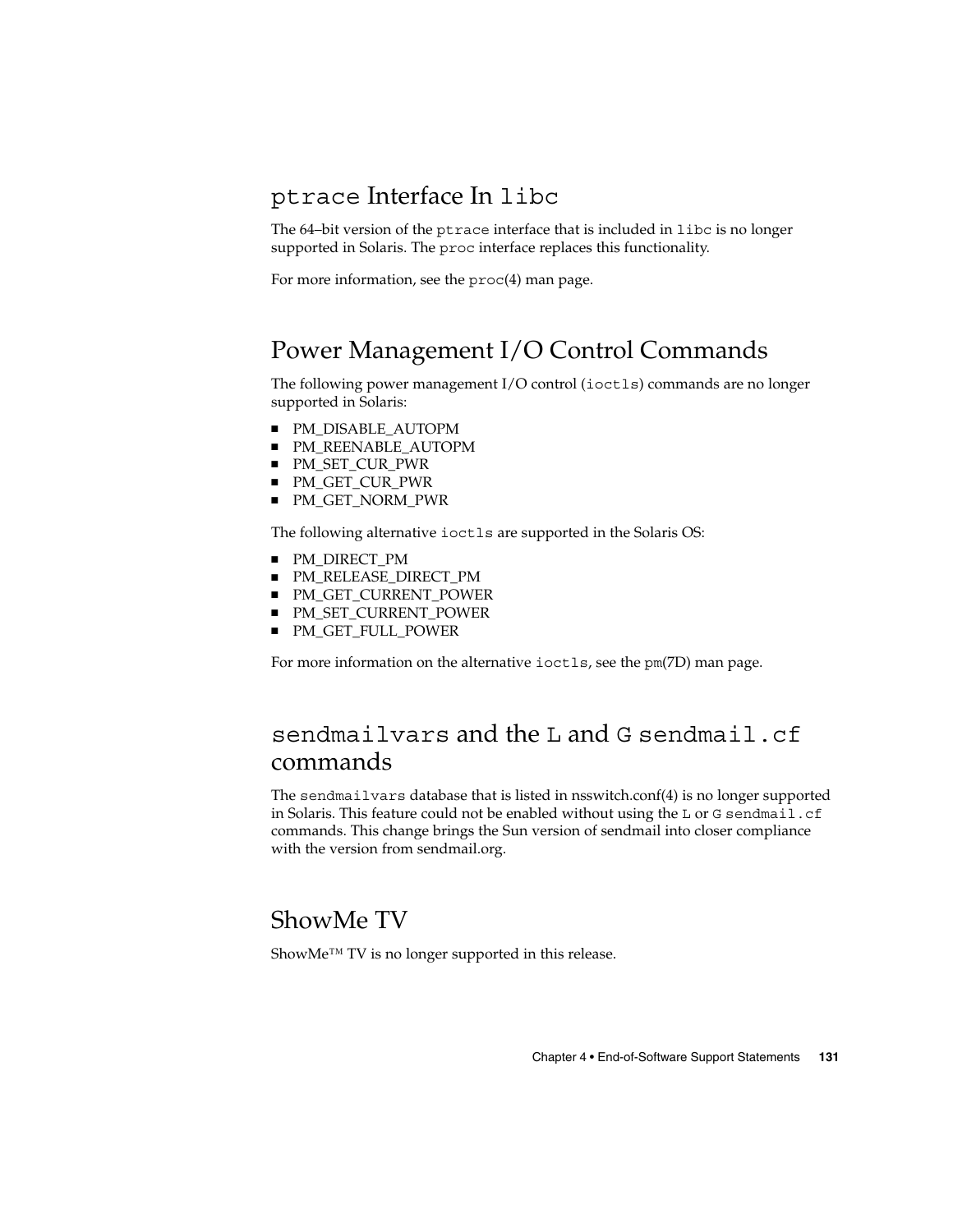## `ptrace` Interface In `libc`

The 64–bit version of the `ptrace` interface that is included in `libc` is no longer supported in Solaris. The `proc` interface replaces this functionality.

For more information, see the `proc`(4) man page.

## Power Management I/O Control Commands

The following power management I/O control (`ioctls`) commands are no longer supported in Solaris:

- PM_DISABLE_AUTOPM
- PM_REENABLE_AUTOPM
- PM_SET_CUR_PWR
- PM_GET_CUR_PWR
- PM_GET_NORM_PWR

The following alternative `ioctls` are supported in the Solaris OS:

- PM_DIRECT_PM
- PM_RELEASE_DIRECT_PM
- PM_GET_CURRENT_POWER
- PM_SET_CURRENT_POWER
- PM_GET_FULL_POWER

For more information on the alternative `ioctls`, see the `pm`(7D) man page.

## `sendmailvars` and the `L` and `G` `sendmail.cf` commands

The `sendmailvars` database that is listed in nsswitch.conf(4) is no longer supported in Solaris. This feature could not be enabled without using the `L` or `G` `sendmail.cf` commands. This change brings the Sun version of sendmail into closer compliance with the version from sendmail.org.

## ShowMe TV

ShowMe™ TV is no longer supported in this release.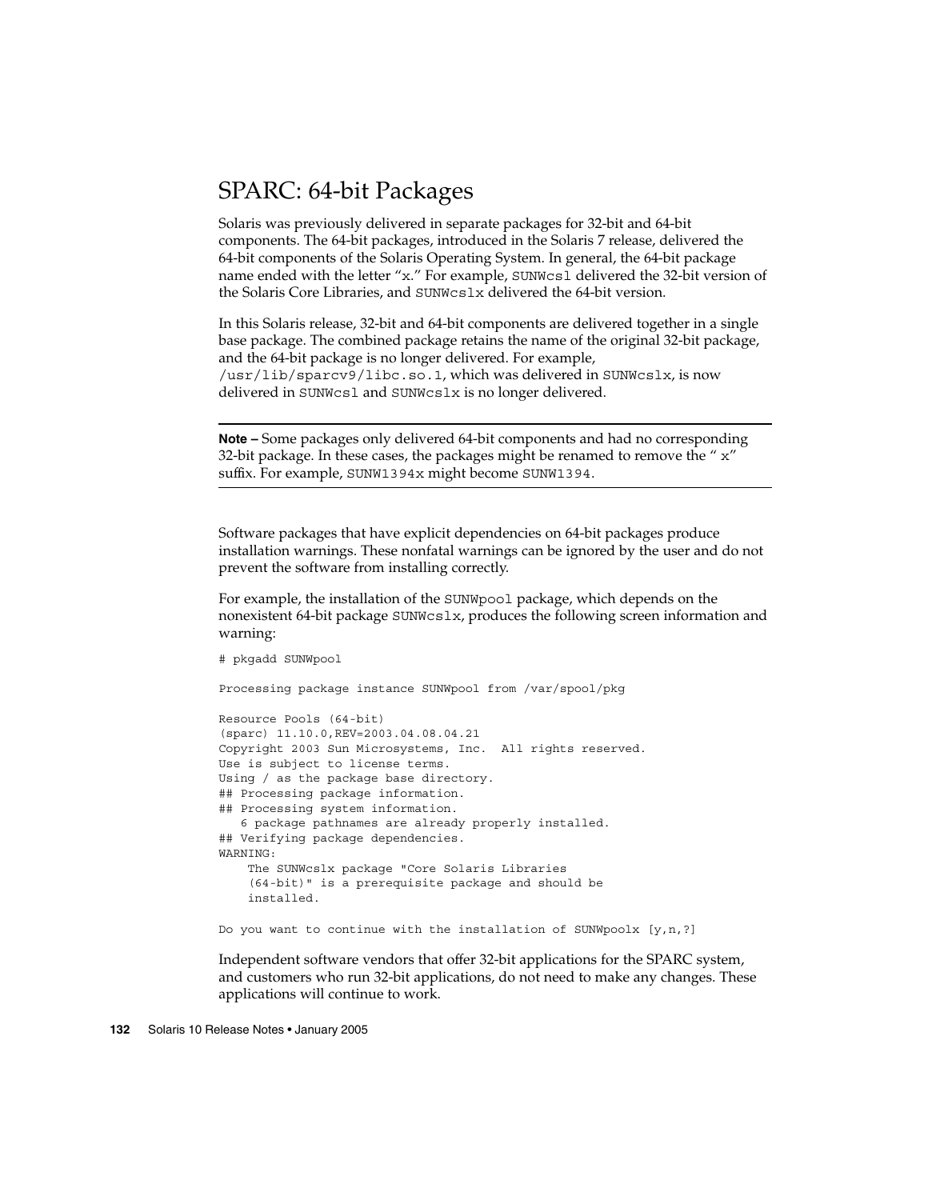## SPARC: 64-bit Packages

Solaris was previously delivered in separate packages for 32-bit and 64-bit components. The 64-bit packages, introduced in the Solaris 7 release, delivered the 64-bit components of the Solaris Operating System. In general, the 64-bit package name ended with the letter "x." For example, `SUNWcsl` delivered the 32-bit version of the Solaris Core Libraries, and `SUNWcslx` delivered the 64-bit version.

In this Solaris release, 32-bit and 64-bit components are delivered together in a single base package. The combined package retains the name of the original 32-bit package, and the 64-bit package is no longer delivered. For example, `/usr/lib/sparcv9/libc.so.1`, which was delivered in `SUNWcslx`, is now delivered in `SUNWcsl` and `SUNWcslx` is no longer delivered.

---

**Note –** Some packages only delivered 64-bit components and had no corresponding 32-bit package. In these cases, the packages might be renamed to remove the " x" suffix. For example, `SUNW1394x` might become `SUNW1394`.

---

Software packages that have explicit dependencies on 64-bit packages produce installation warnings. These nonfatal warnings can be ignored by the user and do not prevent the software from installing correctly.

For example, the installation of the `SUNWpool` package, which depends on the nonexistent 64-bit package `SUNWcslx`, produces the following screen information and warning:

```
# pkgadd SUNWpool

Processing package instance SUNWpool from /var/spool/pkg

Resource Pools (64-bit)
(sparc) 11.10.0,REV=2003.04.08.04.21
Copyright 2003 Sun Microsystems, Inc.  All rights reserved.
Use is subject to license terms.
Using / as the package base directory.
## Processing package information.
## Processing system information.
   6 package pathnames are already properly installed.
## Verifying package dependencies.
WARNING:
    The SUNWcslx package "Core Solaris Libraries
    (64-bit)" is a prerequisite package and should be
    installed.

Do you want to continue with the installation of SUNWpoolx [y,n,?]
```

Independent software vendors that offer 32-bit applications for the SPARC system, and customers who run 32-bit applications, do not need to make any changes. These applications will continue to work.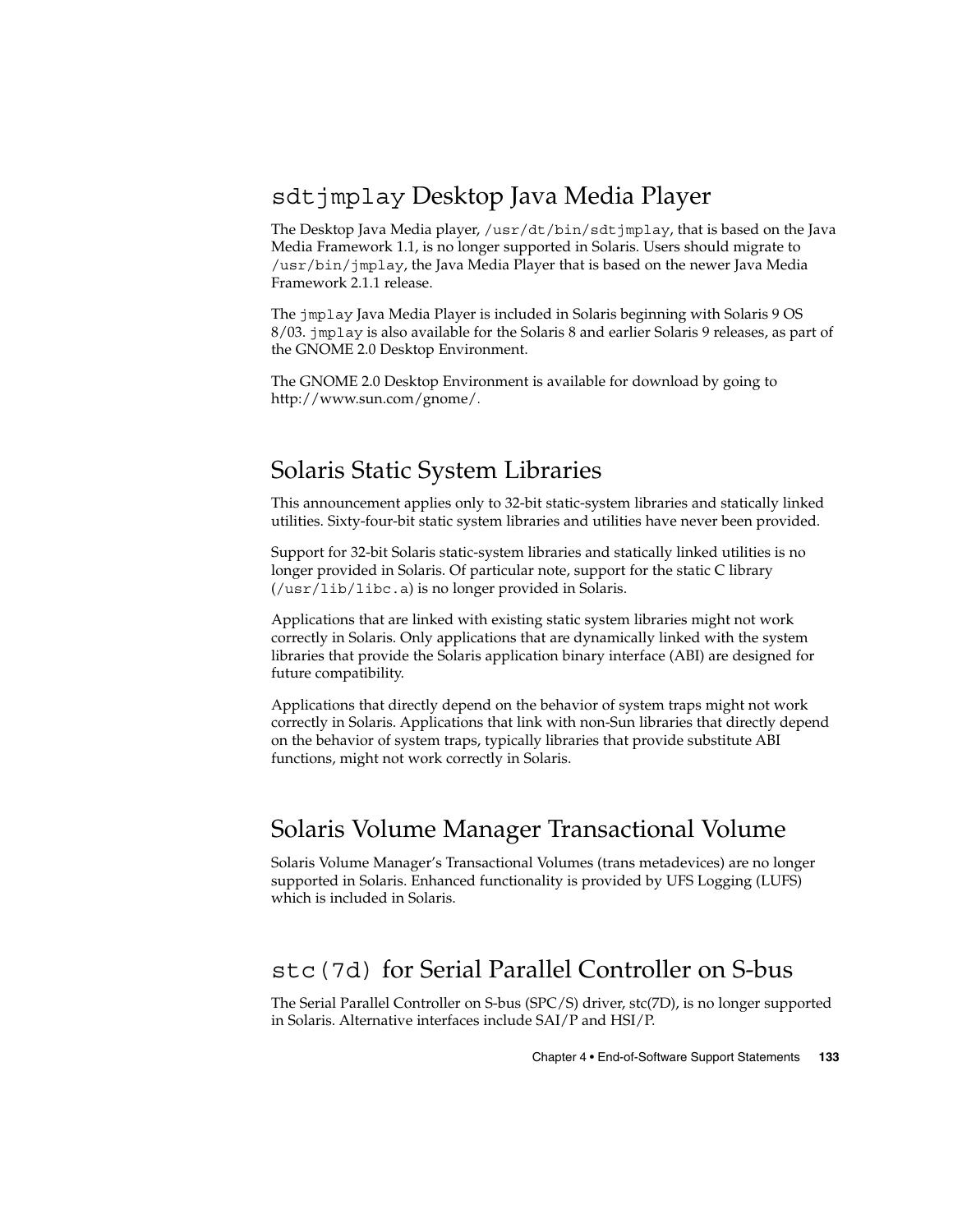## `sdtjmplay` Desktop Java Media Player

The Desktop Java Media player, `/usr/dt/bin/sdtjmplay`, that is based on the Java Media Framework 1.1, is no longer supported in Solaris. Users should migrate to `/usr/bin/jmplay`, the Java Media Player that is based on the newer Java Media Framework 2.1.1 release.

The `jmplay` Java Media Player is included in Solaris beginning with Solaris 9 OS 8/03. `jmplay` is also available for the Solaris 8 and earlier Solaris 9 releases, as part of the GNOME 2.0 Desktop Environment.

The GNOME 2.0 Desktop Environment is available for download by going to http://www.sun.com/gnome/.

## Solaris Static System Libraries

This announcement applies only to 32-bit static-system libraries and statically linked utilities. Sixty-four-bit static system libraries and utilities have never been provided.

Support for 32-bit Solaris static-system libraries and statically linked utilities is no longer provided in Solaris. Of particular note, support for the static C library (`/usr/lib/libc.a`) is no longer provided in Solaris.

Applications that are linked with existing static system libraries might not work correctly in Solaris. Only applications that are dynamically linked with the system libraries that provide the Solaris application binary interface (ABI) are designed for future compatibility.

Applications that directly depend on the behavior of system traps might not work correctly in Solaris. Applications that link with non-Sun libraries that directly depend on the behavior of system traps, typically libraries that provide substitute ABI functions, might not work correctly in Solaris.

## Solaris Volume Manager Transactional Volume

Solaris Volume Manager's Transactional Volumes (trans metadevices) are no longer supported in Solaris. Enhanced functionality is provided by UFS Logging (LUFS) which is included in Solaris.

## `stc(7d)` for Serial Parallel Controller on S-bus

The Serial Parallel Controller on S-bus (SPC/S) driver, stc(7D), is no longer supported in Solaris. Alternative interfaces include SAI/P and HSI/P.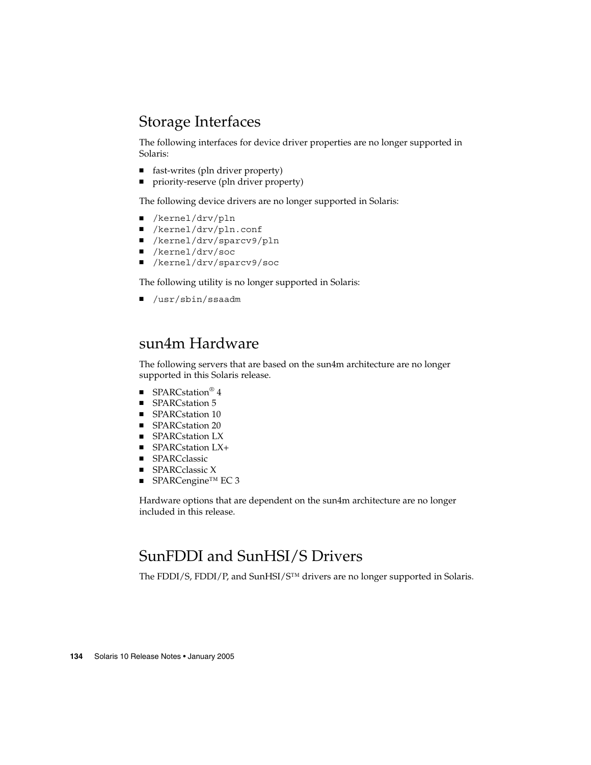## Storage Interfaces

The following interfaces for device driver properties are no longer supported in Solaris:

- fast-writes (pln driver property)
- priority-reserve (pln driver property)

The following device drivers are no longer supported in Solaris:

- `/kernel/drv/pln`
- `/kernel/drv/pln.conf`
- `/kernel/drv/sparcv9/pln`
- `/kernel/drv/soc`
- `/kernel/drv/sparcv9/soc`

The following utility is no longer supported in Solaris:

- `/usr/sbin/ssaadm`

## sun4m Hardware

The following servers that are based on the sun4m architecture are no longer supported in this Solaris release.

- SPARCstation® 4
- SPARCstation 5
- SPARCstation 10
- SPARCstation 20
- SPARCstation LX
- SPARCstation LX+
- SPARCclassic
- SPARCclassic X
- SPARCengine™ EC 3

Hardware options that are dependent on the sun4m architecture are no longer included in this release.

## SunFDDI and SunHSI/S Drivers

The FDDI/S, FDDI/P, and SunHSI/S™ drivers are no longer supported in Solaris.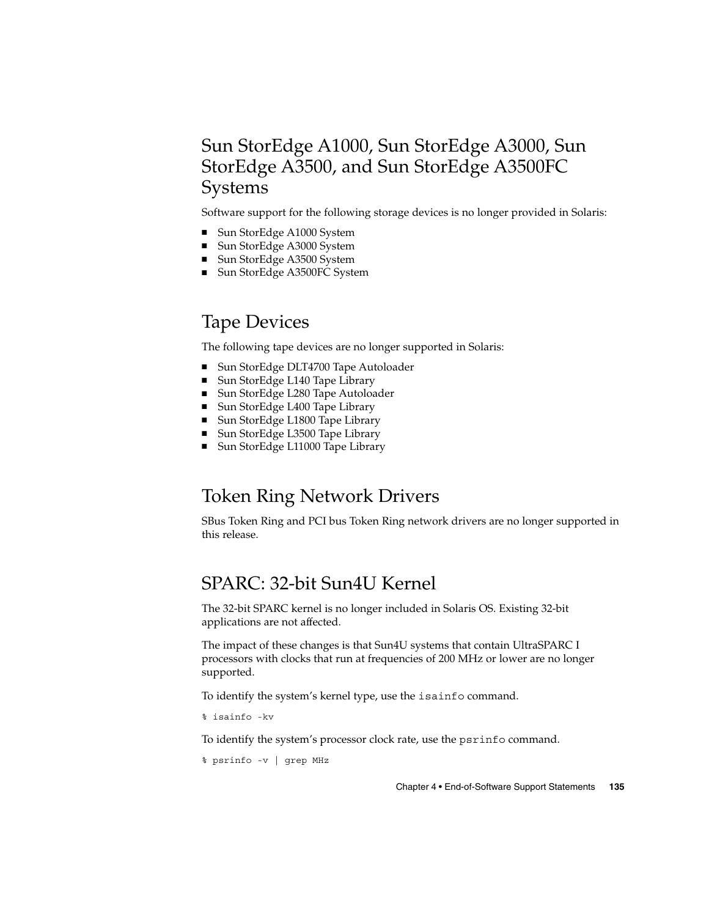## Sun StorEdge A1000, Sun StorEdge A3000, Sun StorEdge A3500, and Sun StorEdge A3500FC Systems

Software support for the following storage devices is no longer provided in Solaris:

- Sun StorEdge A1000 System
- Sun StorEdge A3000 System
- Sun StorEdge A3500 System
- Sun StorEdge A3500FC System

## Tape Devices

The following tape devices are no longer supported in Solaris:

- Sun StorEdge DLT4700 Tape Autoloader
- Sun StorEdge L140 Tape Library
- Sun StorEdge L280 Tape Autoloader
- Sun StorEdge L400 Tape Library
- Sun StorEdge L1800 Tape Library
- Sun StorEdge L3500 Tape Library
- Sun StorEdge L11000 Tape Library

## Token Ring Network Drivers

SBus Token Ring and PCI bus Token Ring network drivers are no longer supported in this release.

## SPARC: 32-bit Sun4U Kernel

The 32-bit SPARC kernel is no longer included in Solaris OS. Existing 32-bit applications are not affected.

The impact of these changes is that Sun4U systems that contain UltraSPARC I processors with clocks that run at frequencies of 200 MHz or lower are no longer supported.

To identify the system's kernel type, use the `isainfo` command.

```
% isainfo -kv
```

To identify the system's processor clock rate, use the `psrinfo` command.

```
% psrinfo -v | grep MHz
```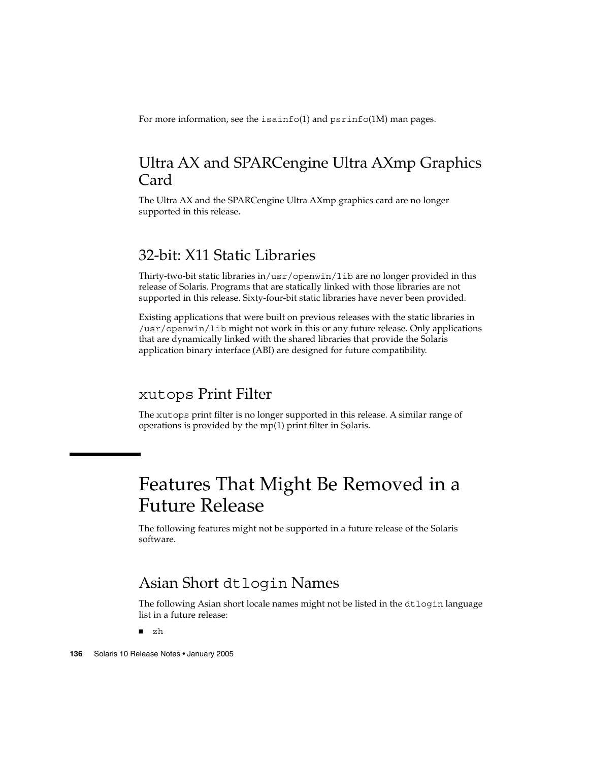For more information, see the `isainfo`(1) and `psrinfo`(1M) man pages.

## Ultra AX and SPARCengine Ultra AXmp Graphics Card

The Ultra AX and the SPARCengine Ultra AXmp graphics card are no longer supported in this release.

## 32-bit: X11 Static Libraries

Thirty-two-bit static libraries in`/usr/openwin/lib` are no longer provided in this release of Solaris. Programs that are statically linked with those libraries are not supported in this release. Sixty-four-bit static libraries have never been provided.

Existing applications that were built on previous releases with the static libraries in `/usr/openwin/lib` might not work in this or any future release. Only applications that are dynamically linked with the shared libraries that provide the Solaris application binary interface (ABI) are designed for future compatibility.

## `xutops` Print Filter

The `xutops` print filter is no longer supported in this release. A similar range of operations is provided by the mp(1) print filter in Solaris.

# Features That Might Be Removed in a Future Release

The following features might not be supported in a future release of the Solaris software.

## Asian Short `dtlogin` Names

The following Asian short locale names might not be listed in the `dtlogin` language list in a future release:

- `zh`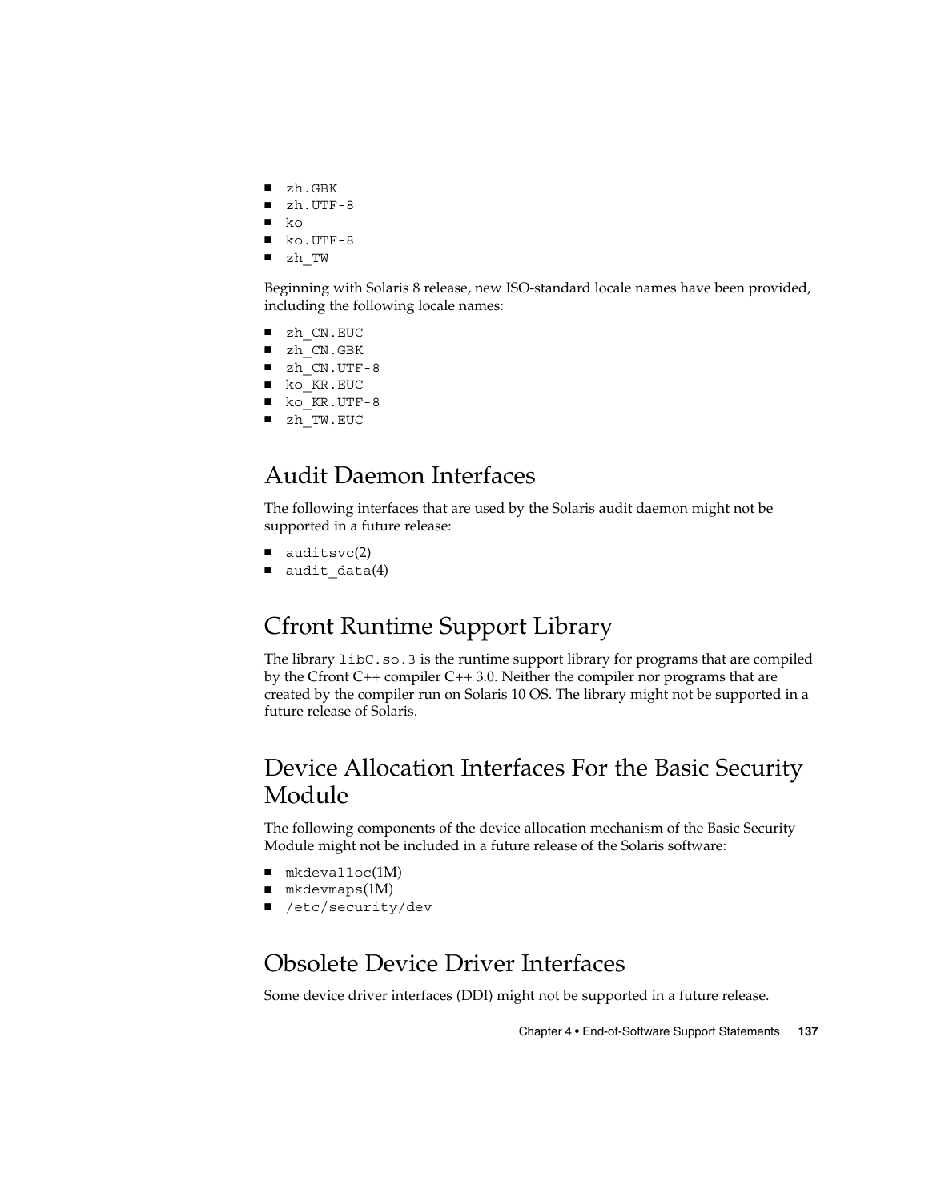- zh.GBK
- zh.UTF-8
- ko
- ko.UTF-8
- zh_TW

Beginning with Solaris 8 release, new ISO-standard locale names have been provided, including the following locale names:

- zh_CN.EUC
- zh_CN.GBK
- zh_CN.UTF-8
- ko_KR.EUC
- ko_KR.UTF-8
- zh_TW.EUC

## Audit Daemon Interfaces

The following interfaces that are used by the Solaris audit daemon might not be supported in a future release:

- auditsvc(2)
- audit_data(4)

## Cfront Runtime Support Library

The library libC.so.3 is the runtime support library for programs that are compiled by the Cfront C++ compiler C++ 3.0. Neither the compiler nor programs that are created by the compiler run on Solaris 10 OS. The library might not be supported in a future release of Solaris.

## Device Allocation Interfaces For the Basic Security Module

The following components of the device allocation mechanism of the Basic Security Module might not be included in a future release of the Solaris software:

- mkdevalloc(1M)
- mkdevmaps(1M)
- /etc/security/dev

## Obsolete Device Driver Interfaces

Some device driver interfaces (DDI) might not be supported in a future release.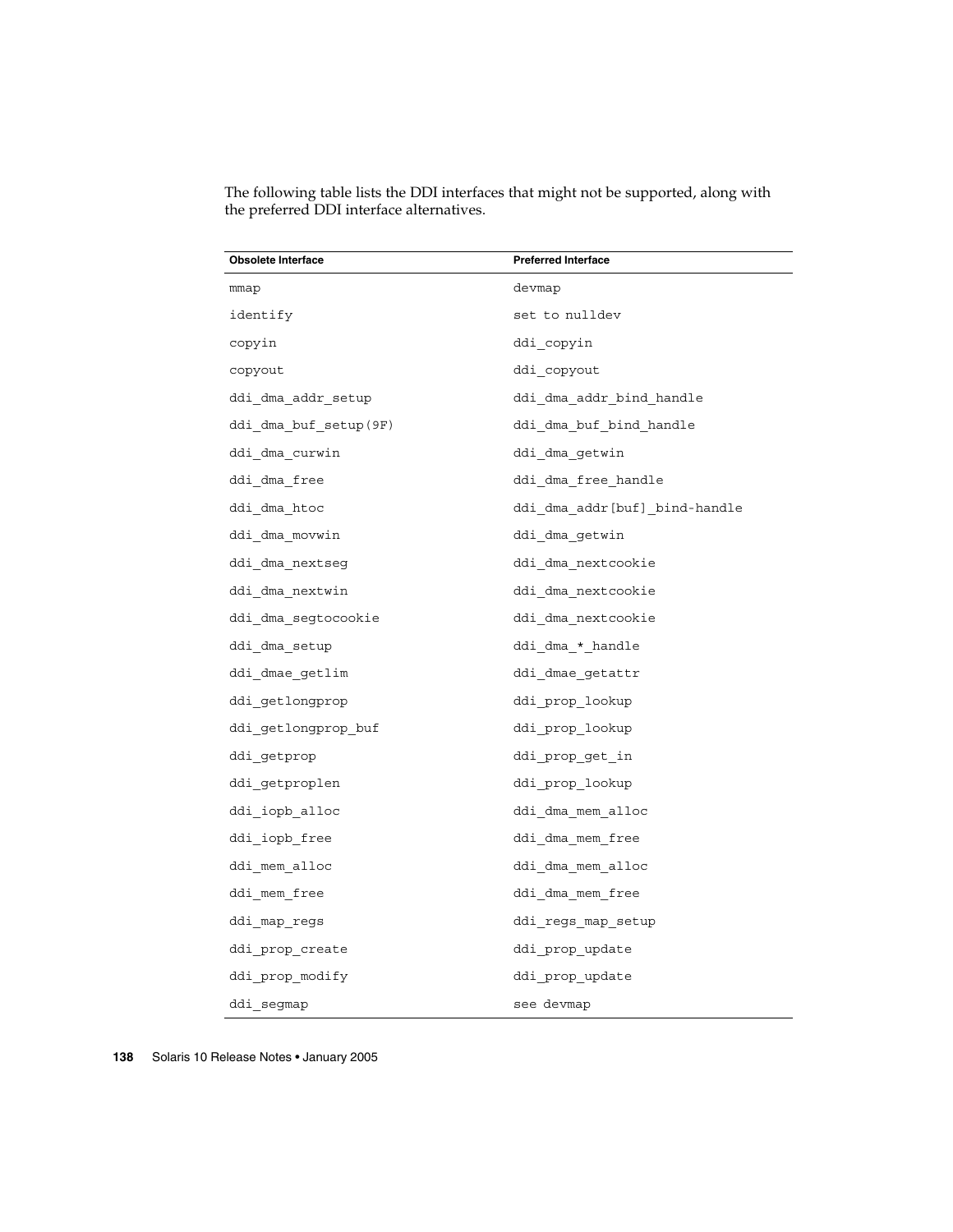The following table lists the DDI interfaces that might not be supported, along with the preferred DDI interface alternatives.

| Obsolete Interface | Preferred Interface |
|---|---|
| mmap | devmap |
| identify | set to nulldev |
| copyin | ddi_copyin |
| copyout | ddi_copyout |
| ddi_dma_addr_setup | ddi_dma_addr_bind_handle |
| ddi_dma_buf_setup(9F) | ddi_dma_buf_bind_handle |
| ddi_dma_curwin | ddi_dma_getwin |
| ddi_dma_free | ddi_dma_free_handle |
| ddi_dma_htoc | ddi_dma_addr[buf]_bind-handle |
| ddi_dma_movwin | ddi_dma_getwin |
| ddi_dma_nextseg | ddi_dma_nextcookie |
| ddi_dma_nextwin | ddi_dma_nextcookie |
| ddi_dma_segtocookie | ddi_dma_nextcookie |
| ddi_dma_setup | ddi_dma_*_handle |
| ddi_dmae_getlim | ddi_dmae_getattr |
| ddi_getlongprop | ddi_prop_lookup |
| ddi_getlongprop_buf | ddi_prop_lookup |
| ddi_getprop | ddi_prop_get_in |
| ddi_getproplen | ddi_prop_lookup |
| ddi_iopb_alloc | ddi_dma_mem_alloc |
| ddi_iopb_free | ddi_dma_mem_free |
| ddi_mem_alloc | ddi_dma_mem_alloc |
| ddi_mem_free | ddi_dma_mem_free |
| ddi_map_regs | ddi_regs_map_setup |
| ddi_prop_create | ddi_prop_update |
| ddi_prop_modify | ddi_prop_update |
| ddi_segmap | see devmap |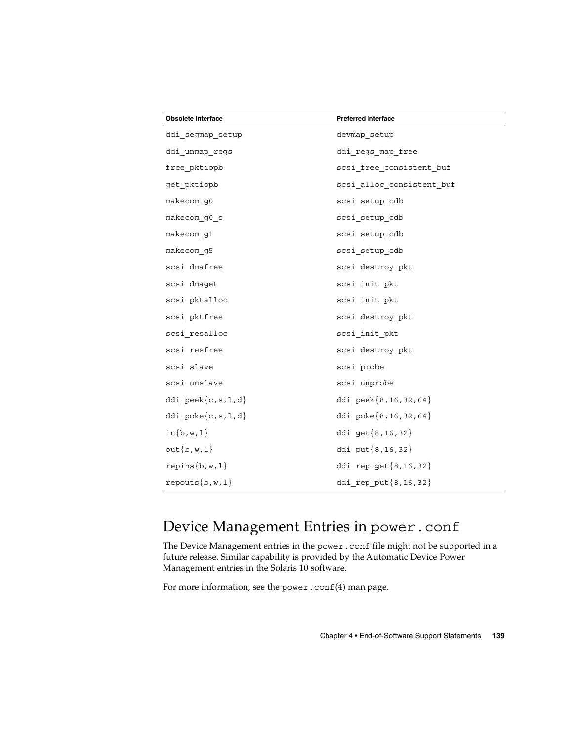| Obsolete Interface | Preferred Interface |
| --- | --- |
| ddi_segmap_setup | devmap_setup |
| ddi_unmap_regs | ddi_regs_map_free |
| free_pktiopb | scsi_free_consistent_buf |
| get_pktiopb | scsi_alloc_consistent_buf |
| makecom_g0 | scsi_setup_cdb |
| makecom_g0_s | scsi_setup_cdb |
| makecom_g1 | scsi_setup_cdb |
| makecom_g5 | scsi_setup_cdb |
| scsi_dmafree | scsi_destroy_pkt |
| scsi_dmaget | scsi_init_pkt |
| scsi_pktalloc | scsi_init_pkt |
| scsi_pktfree | scsi_destroy_pkt |
| scsi_resalloc | scsi_init_pkt |
| scsi_resfree | scsi_destroy_pkt |
| scsi_slave | scsi_probe |
| scsi_unslave | scsi_unprobe |
| ddi_peek{c,s,l,d} | ddi_peek{8,16,32,64} |
| ddi_poke{c,s,l,d} | ddi_poke{8,16,32,64} |
| in{b,w,l} | ddi_get{8,16,32} |
| out{b,w,l} | ddi_put{8,16,32} |
| repins{b,w,l} | ddi_rep_get{8,16,32} |
| repouts{b,w,l} | ddi_rep_put{8,16,32} |

## Device Management Entries in power.conf

The Device Management entries in the power.conf file might not be supported in a future release. Similar capability is provided by the Automatic Device Power Management entries in the Solaris 10 software.

For more information, see the power.conf(4) man page.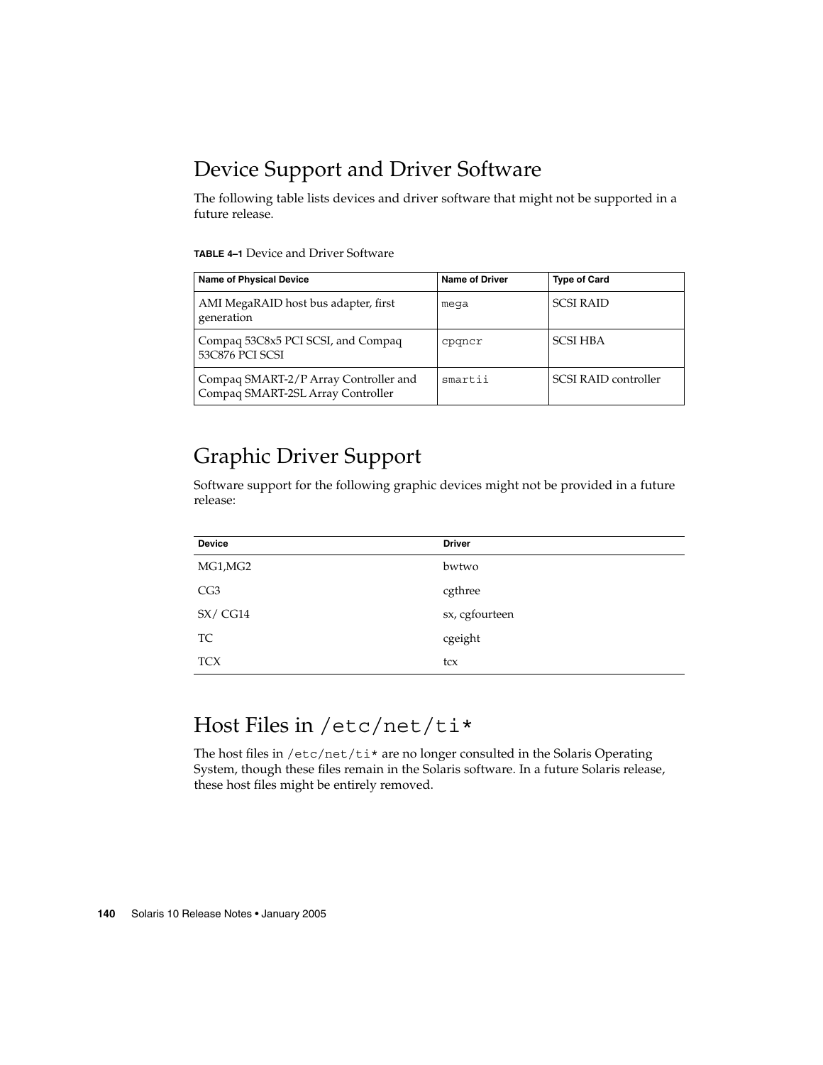## Device Support and Driver Software

The following table lists devices and driver software that might not be supported in a future release.

**TABLE 4–1** Device and Driver Software

| Name of Physical Device | Name of Driver | Type of Card |
|---|---|---|
| AMI MegaRAID host bus adapter, first generation | `mega` | SCSI RAID |
| Compaq 53C8x5 PCI SCSI, and Compaq 53C876 PCI SCSI | `cpqncr` | SCSI HBA |
| Compaq SMART-2/P Array Controller and Compaq SMART-2SL Array Controller | `smartii` | SCSI RAID controller |

## Graphic Driver Support

Software support for the following graphic devices might not be provided in a future release:

| Device | Driver |
|---|---|
| MG1,MG2 | bwtwo |
| CG3 | cgthree |
| SX/ CG14 | sx, cgfourteen |
| TC | cgeight |
| TCX | tcx |

## Host Files in `/etc/net/ti*`

The host files in `/etc/net/ti*` are no longer consulted in the Solaris Operating System, though these files remain in the Solaris software. In a future Solaris release, these host files might be entirely removed.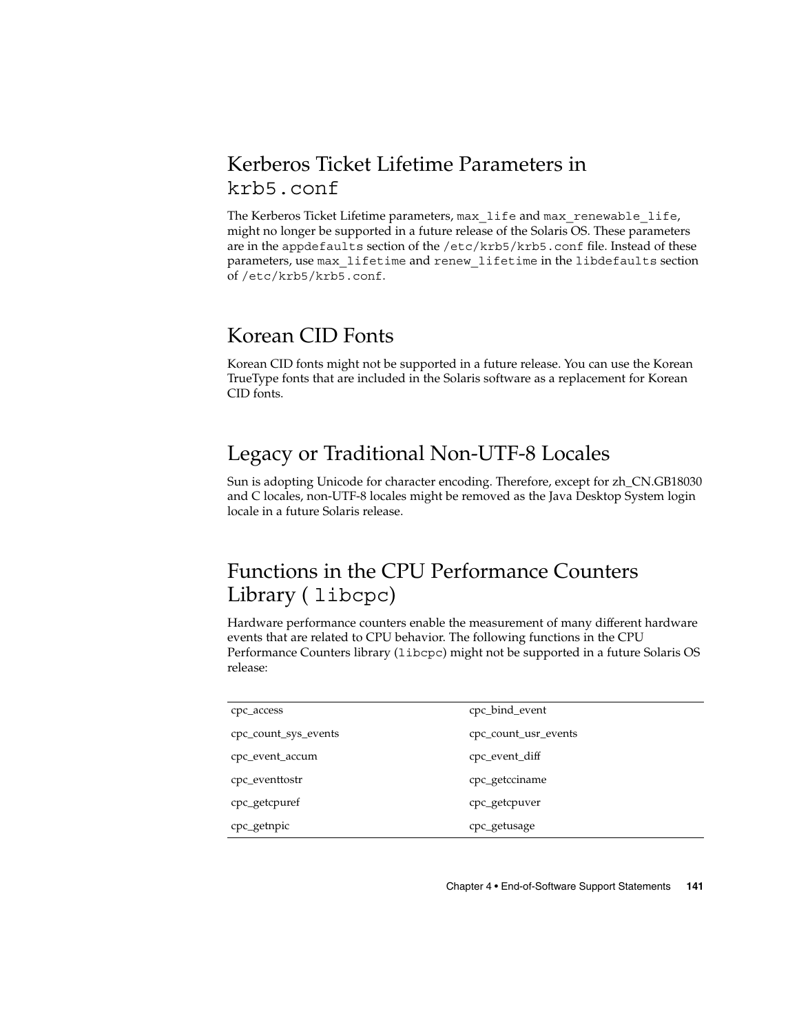## Kerberos Ticket Lifetime Parameters in `krb5.conf`

The Kerberos Ticket Lifetime parameters, `max_life` and `max_renewable_life`, might no longer be supported in a future release of the Solaris OS. These parameters are in the `appdefaults` section of the `/etc/krb5/krb5.conf` file. Instead of these parameters, use `max_lifetime` and `renew_lifetime` in the `libdefaults` section of `/etc/krb5/krb5.conf`.

## Korean CID Fonts

Korean CID fonts might not be supported in a future release. You can use the Korean TrueType fonts that are included in the Solaris software as a replacement for Korean CID fonts.

## Legacy or Traditional Non-UTF-8 Locales

Sun is adopting Unicode for character encoding. Therefore, except for zh_CN.GB18030 and C locales, non-UTF-8 locales might be removed as the Java Desktop System login locale in a future Solaris release.

## Functions in the CPU Performance Counters Library ( `libcpc`)

Hardware performance counters enable the measurement of many different hardware events that are related to CPU behavior. The following functions in the CPU Performance Counters library (`libcpc`) might not be supported in a future Solaris OS release:

| | |
|---|---|
| cpc_access | cpc_bind_event |
| cpc_count_sys_events | cpc_count_usr_events |
| cpc_event_accum | cpc_event_diff |
| cpc_eventtostr | cpc_getcciname |
| cpc_getcpuref | cpc_getcpuver |
| cpc_getnpic | cpc_getusage |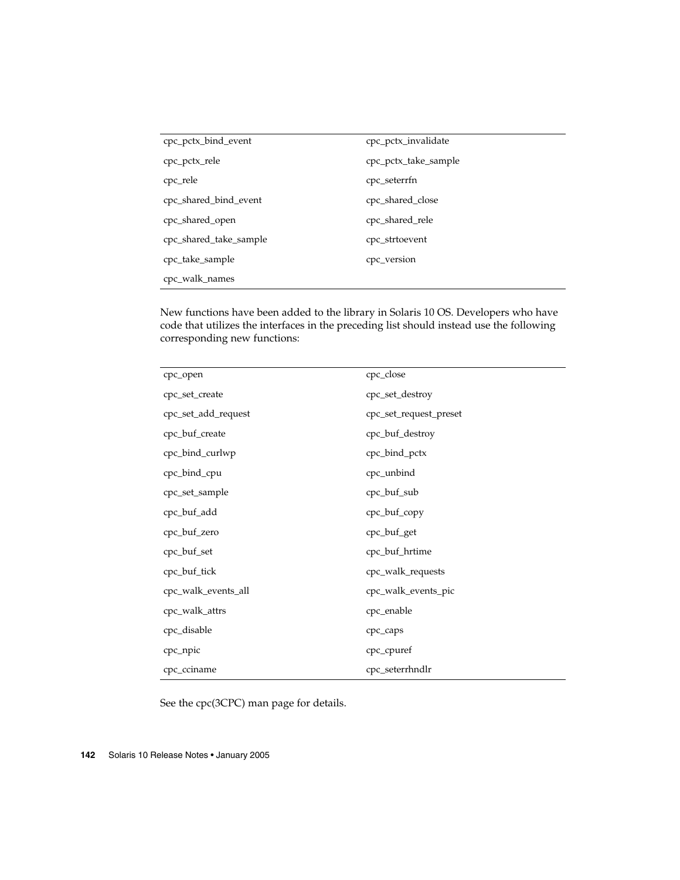| | |
|---|---|
| cpc_pctx_bind_event | cpc_pctx_invalidate |
| cpc_pctx_rele | cpc_pctx_take_sample |
| cpc_rele | cpc_seterrfn |
| cpc_shared_bind_event | cpc_shared_close |
| cpc_shared_open | cpc_shared_rele |
| cpc_shared_take_sample | cpc_strtoevent |
| cpc_take_sample | cpc_version |
| cpc_walk_names | |

New functions have been added to the library in Solaris 10 OS. Developers who have code that utilizes the interfaces in the preceding list should instead use the following corresponding new functions:

| | |
|---|---|
| cpc_open | cpc_close |
| cpc_set_create | cpc_set_destroy |
| cpc_set_add_request | cpc_set_request_preset |
| cpc_buf_create | cpc_buf_destroy |
| cpc_bind_curlwp | cpc_bind_pctx |
| cpc_bind_cpu | cpc_unbind |
| cpc_set_sample | cpc_buf_sub |
| cpc_buf_add | cpc_buf_copy |
| cpc_buf_zero | cpc_buf_get |
| cpc_buf_set | cpc_buf_hrtime |
| cpc_buf_tick | cpc_walk_requests |
| cpc_walk_events_all | cpc_walk_events_pic |
| cpc_walk_attrs | cpc_enable |
| cpc_disable | cpc_caps |
| cpc_npic | cpc_cpuref |
| cpc_cciname | cpc_seterrhndlr |

See the cpc(3CPC) man page for details.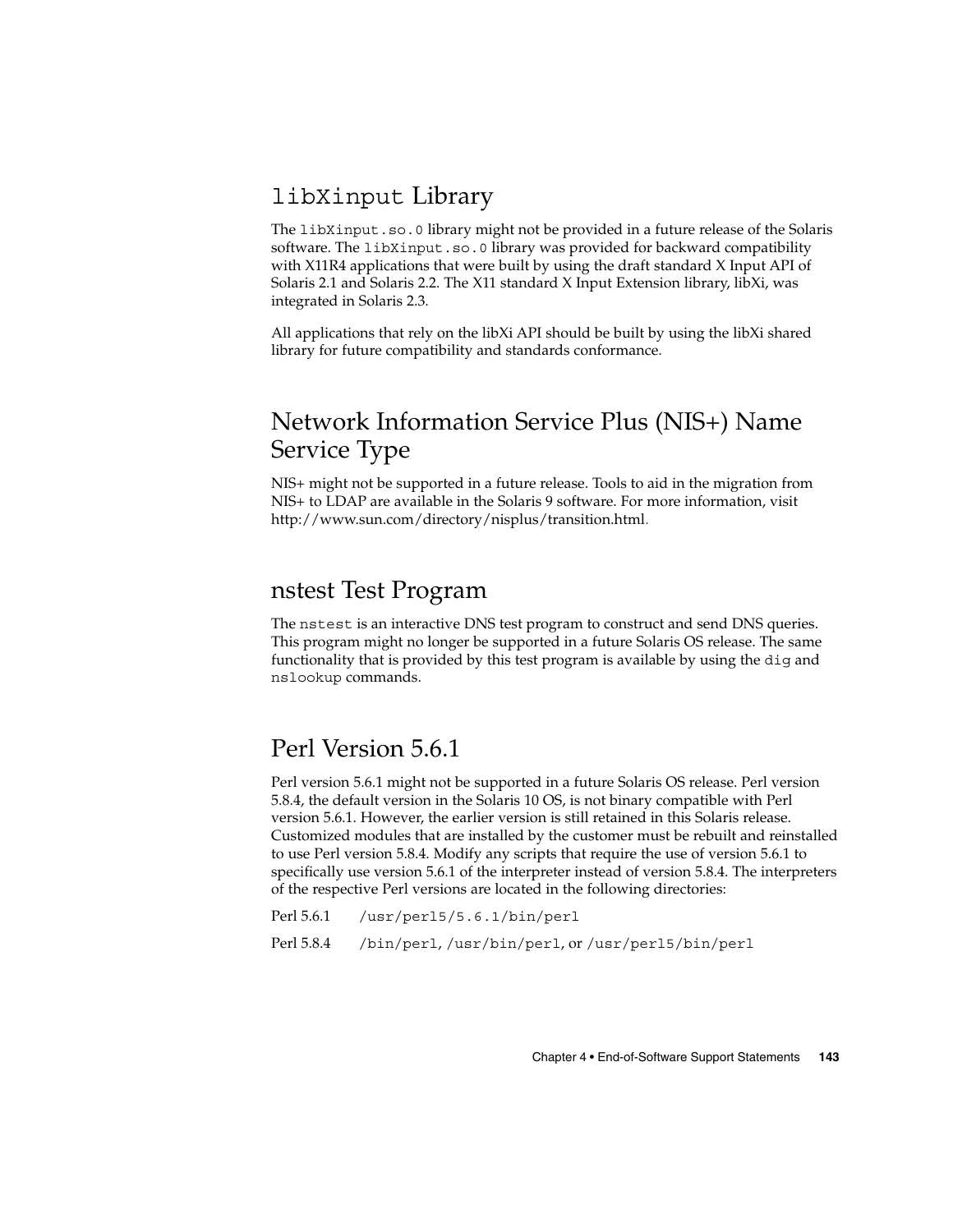## `libXinput` Library

The `libXinput.so.0` library might not be provided in a future release of the Solaris software. The `libXinput.so.0` library was provided for backward compatibility with X11R4 applications that were built by using the draft standard X Input API of Solaris 2.1 and Solaris 2.2. The X11 standard X Input Extension library, libXi, was integrated in Solaris 2.3.

All applications that rely on the libXi API should be built by using the libXi shared library for future compatibility and standards conformance.

## Network Information Service Plus (NIS+) Name Service Type

NIS+ might not be supported in a future release. Tools to aid in the migration from NIS+ to LDAP are available in the Solaris 9 software. For more information, visit http://www.sun.com/directory/nisplus/transition.html.

## nstest Test Program

The `nstest` is an interactive DNS test program to construct and send DNS queries. This program might no longer be supported in a future Solaris OS release. The same functionality that is provided by this test program is available by using the `dig` and `nslookup` commands.

## Perl Version 5.6.1

Perl version 5.6.1 might not be supported in a future Solaris OS release. Perl version 5.8.4, the default version in the Solaris 10 OS, is not binary compatible with Perl version 5.6.1. However, the earlier version is still retained in this Solaris release. Customized modules that are installed by the customer must be rebuilt and reinstalled to use Perl version 5.8.4. Modify any scripts that require the use of version 5.6.1 to specifically use version 5.6.1 of the interpreter instead of version 5.8.4. The interpreters of the respective Perl versions are located in the following directories:

| | |
|---|---|
| Perl 5.6.1 | `/usr/perl5/5.6.1/bin/perl` |
| Perl 5.8.4 | `/bin/perl`, `/usr/bin/perl`, or `/usr/perl5/bin/perl` |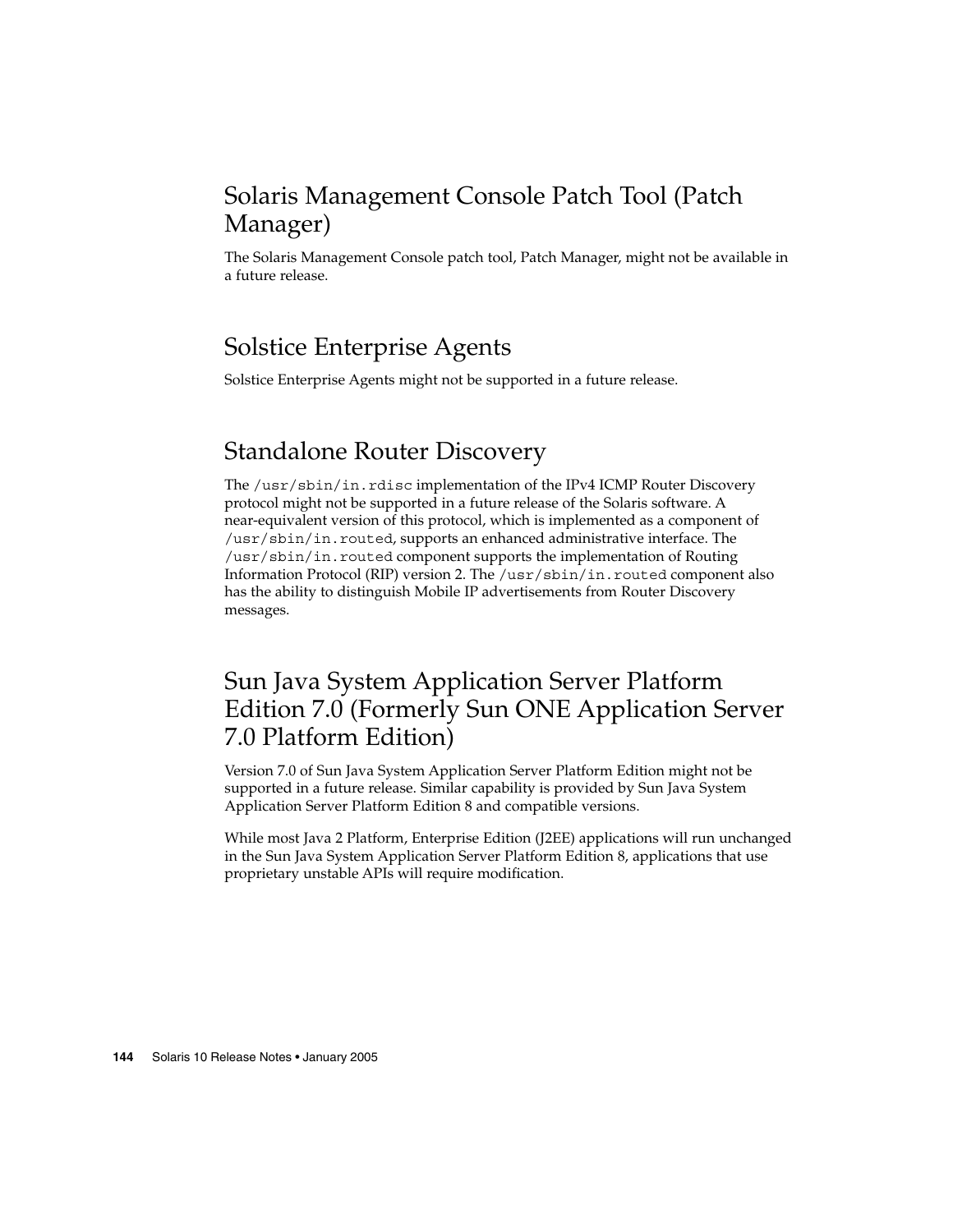## Solaris Management Console Patch Tool (Patch Manager)

The Solaris Management Console patch tool, Patch Manager, might not be available in a future release.

## Solstice Enterprise Agents

Solstice Enterprise Agents might not be supported in a future release.

## Standalone Router Discovery

The `/usr/sbin/in.rdisc` implementation of the IPv4 ICMP Router Discovery protocol might not be supported in a future release of the Solaris software. A near-equivalent version of this protocol, which is implemented as a component of `/usr/sbin/in.routed`, supports an enhanced administrative interface. The `/usr/sbin/in.routed` component supports the implementation of Routing Information Protocol (RIP) version 2. The `/usr/sbin/in.routed` component also has the ability to distinguish Mobile IP advertisements from Router Discovery messages.

## Sun Java System Application Server Platform Edition 7.0 (Formerly Sun ONE Application Server 7.0 Platform Edition)

Version 7.0 of Sun Java System Application Server Platform Edition might not be supported in a future release. Similar capability is provided by Sun Java System Application Server Platform Edition 8 and compatible versions.

While most Java 2 Platform, Enterprise Edition (J2EE) applications will run unchanged in the Sun Java System Application Server Platform Edition 8, applications that use proprietary unstable APIs will require modification.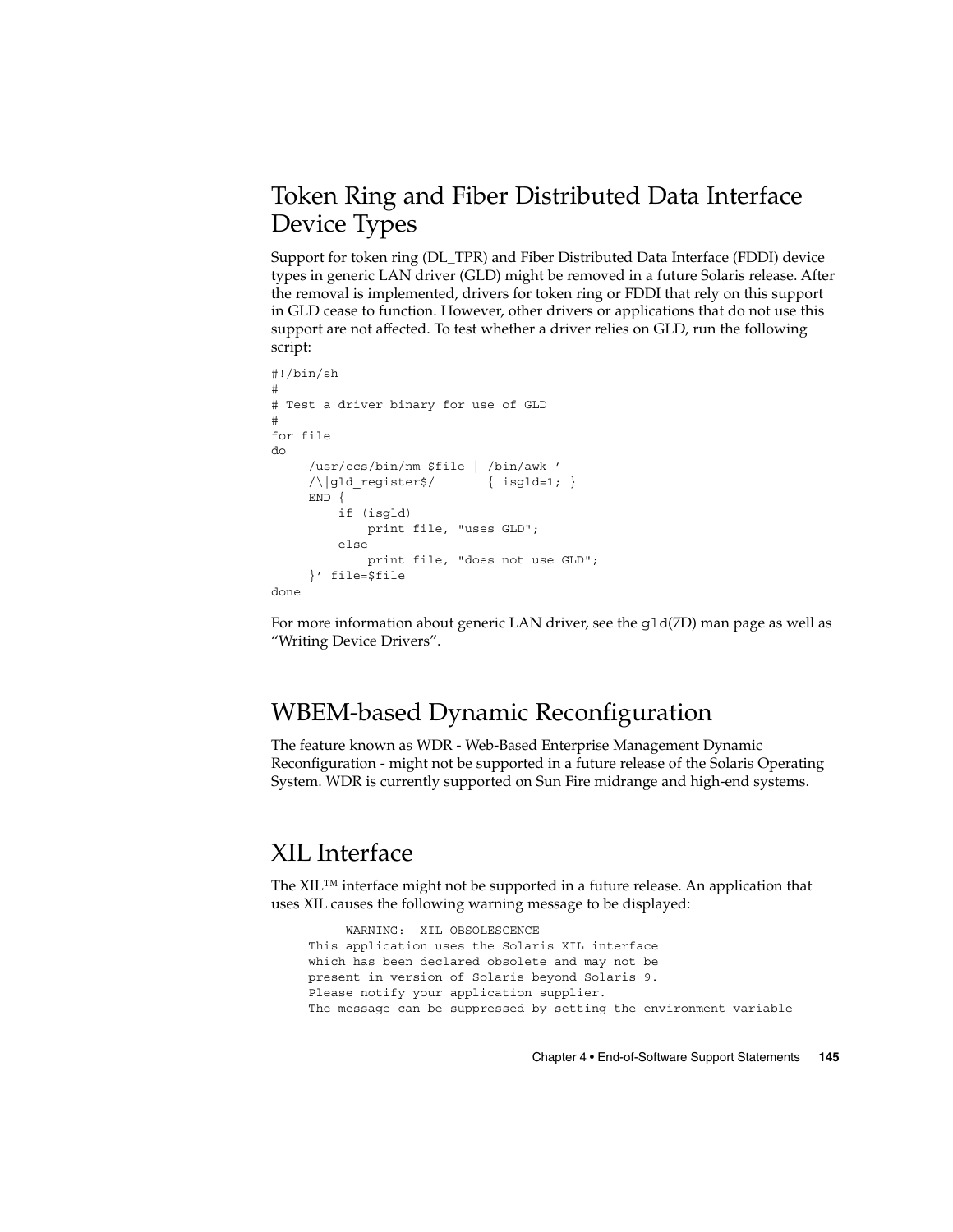## Token Ring and Fiber Distributed Data Interface Device Types

Support for token ring (DL_TPR) and Fiber Distributed Data Interface (FDDI) device types in generic LAN driver (GLD) might be removed in a future Solaris release. After the removal is implemented, drivers for token ring or FDDI that rely on this support in GLD cease to function. However, other drivers or applications that do not use this support are not affected. To test whether a driver relies on GLD, run the following script:

```
#!/bin/sh
#
# Test a driver binary for use of GLD
#
for file
do
     /usr/ccs/bin/nm $file | /bin/awk '
     /\|gld_register$/       { isgld=1; }
     END {
         if (isgld)
             print file, "uses GLD";
         else
             print file, "does not use GLD";
     }' file=$file
done
```

For more information about generic LAN driver, see the gld(7D) man page as well as "Writing Device Drivers".

## WBEM-based Dynamic Reconfiguration

The feature known as WDR - Web-Based Enterprise Management Dynamic Reconfiguration - might not be supported in a future release of the Solaris Operating System. WDR is currently supported on Sun Fire midrange and high-end systems.

## XIL Interface

The XIL™ interface might not be supported in a future release. An application that uses XIL causes the following warning message to be displayed:

```
         WARNING:  XIL OBSOLESCENCE
     This application uses the Solaris XIL interface
     which has been declared obsolete and may not be
     present in version of Solaris beyond Solaris 9.
     Please notify your application supplier.
     The message can be suppressed by setting the environment variable
```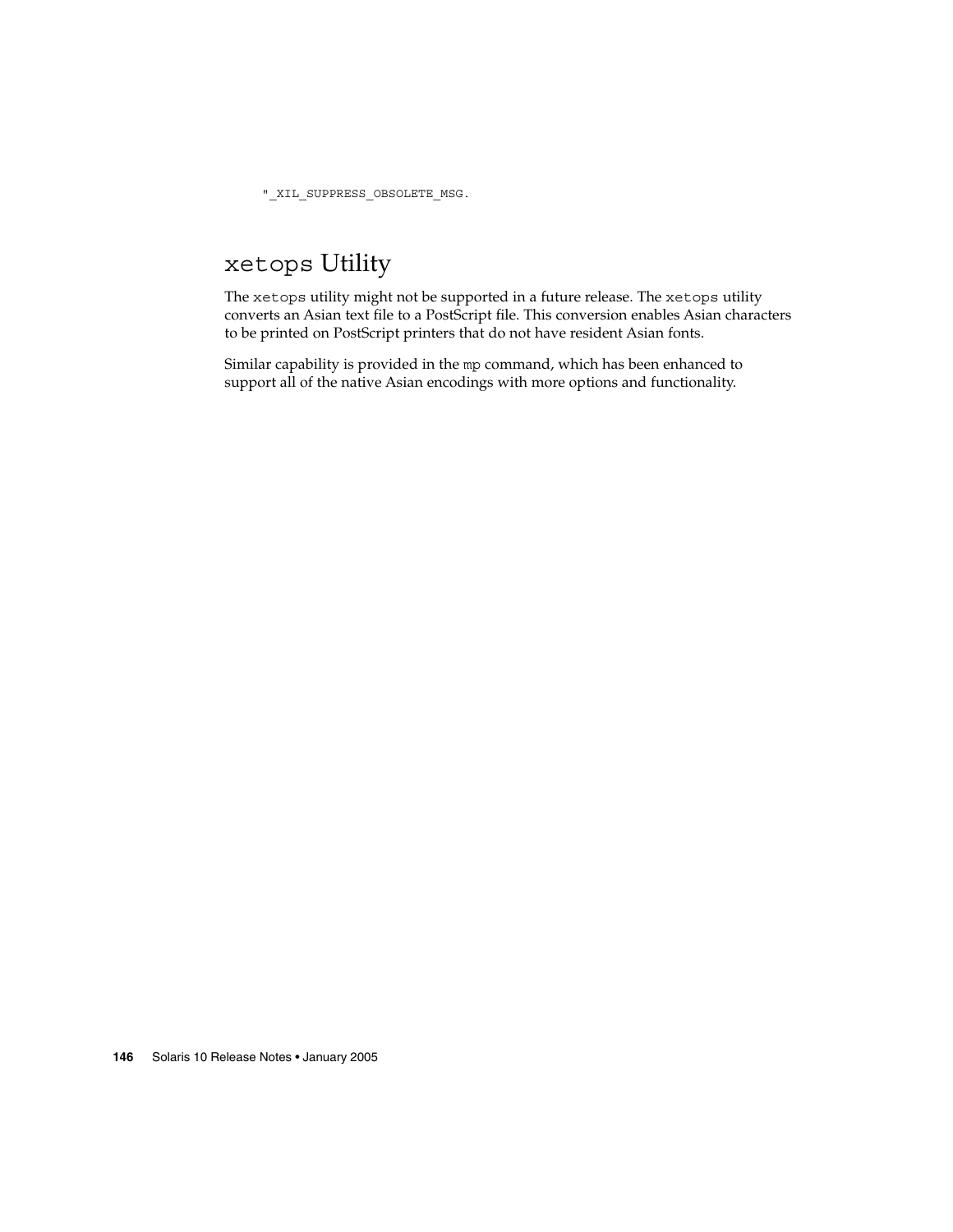```
"_XIL_SUPPRESS_OBSOLETE_MSG.
```

## `xetops` Utility

The `xetops` utility might not be supported in a future release. The `xetops` utility converts an Asian text file to a PostScript file. This conversion enables Asian characters to be printed on PostScript printers that do not have resident Asian fonts.

Similar capability is provided in the `mp` command, which has been enhanced to support all of the native Asian encodings with more options and functionality.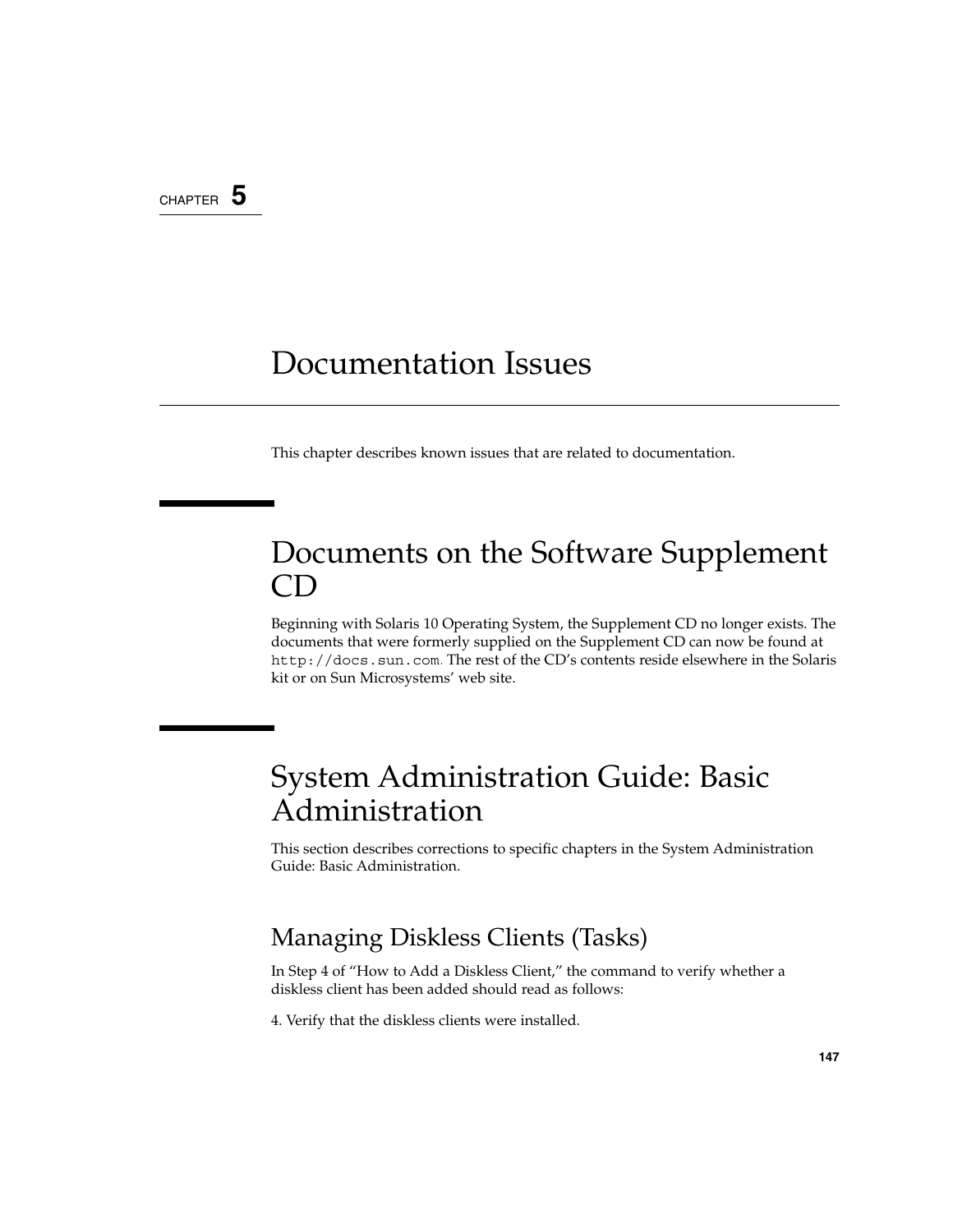CHAPTER 5

# Documentation Issues

This chapter describes known issues that are related to documentation.

## Documents on the Software Supplement CD

Beginning with Solaris 10 Operating System, the Supplement CD no longer exists. The documents that were formerly supplied on the Supplement CD can now be found at `http://docs.sun.com`. The rest of the CD's contents reside elsewhere in the Solaris kit or on Sun Microsystems' web site.

## System Administration Guide: Basic Administration

This section describes corrections to specific chapters in the System Administration Guide: Basic Administration.

### Managing Diskless Clients (Tasks)

In Step 4 of "How to Add a Diskless Client," the command to verify whether a diskless client has been added should read as follows:

4. Verify that the diskless clients were installed.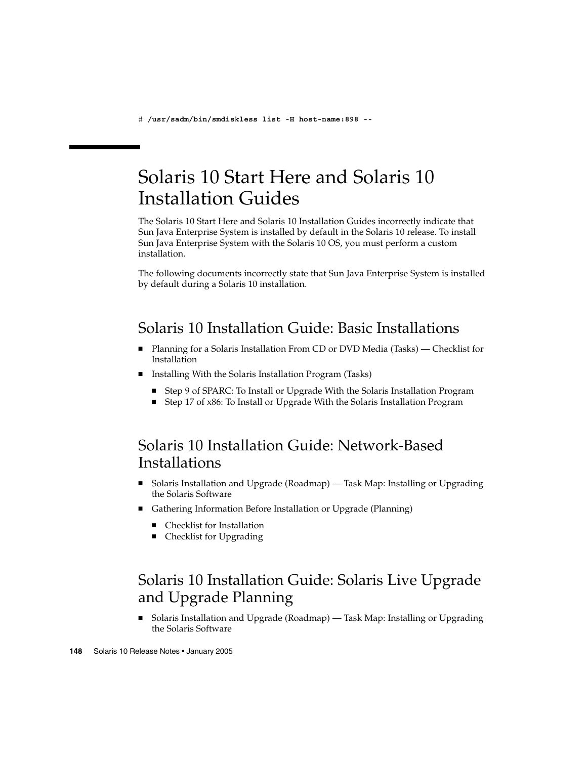```
# /usr/sadm/bin/smdiskless list -H host-name:898 --
```

## Solaris 10 Start Here and Solaris 10 Installation Guides

The Solaris 10 Start Here and Solaris 10 Installation Guides incorrectly indicate that Sun Java Enterprise System is installed by default in the Solaris 10 release. To install Sun Java Enterprise System with the Solaris 10 OS, you must perform a custom installation.

The following documents incorrectly state that Sun Java Enterprise System is installed by default during a Solaris 10 installation.

### Solaris 10 Installation Guide: Basic Installations

- Planning for a Solaris Installation From CD or DVD Media (Tasks) — Checklist for Installation
- Installing With the Solaris Installation Program (Tasks)
  - Step 9 of SPARC: To Install or Upgrade With the Solaris Installation Program
  - Step 17 of x86: To Install or Upgrade With the Solaris Installation Program

### Solaris 10 Installation Guide: Network-Based Installations

- Solaris Installation and Upgrade (Roadmap) — Task Map: Installing or Upgrading the Solaris Software
- Gathering Information Before Installation or Upgrade (Planning)
  - Checklist for Installation
  - Checklist for Upgrading

### Solaris 10 Installation Guide: Solaris Live Upgrade and Upgrade Planning

- Solaris Installation and Upgrade (Roadmap) — Task Map: Installing or Upgrading the Solaris Software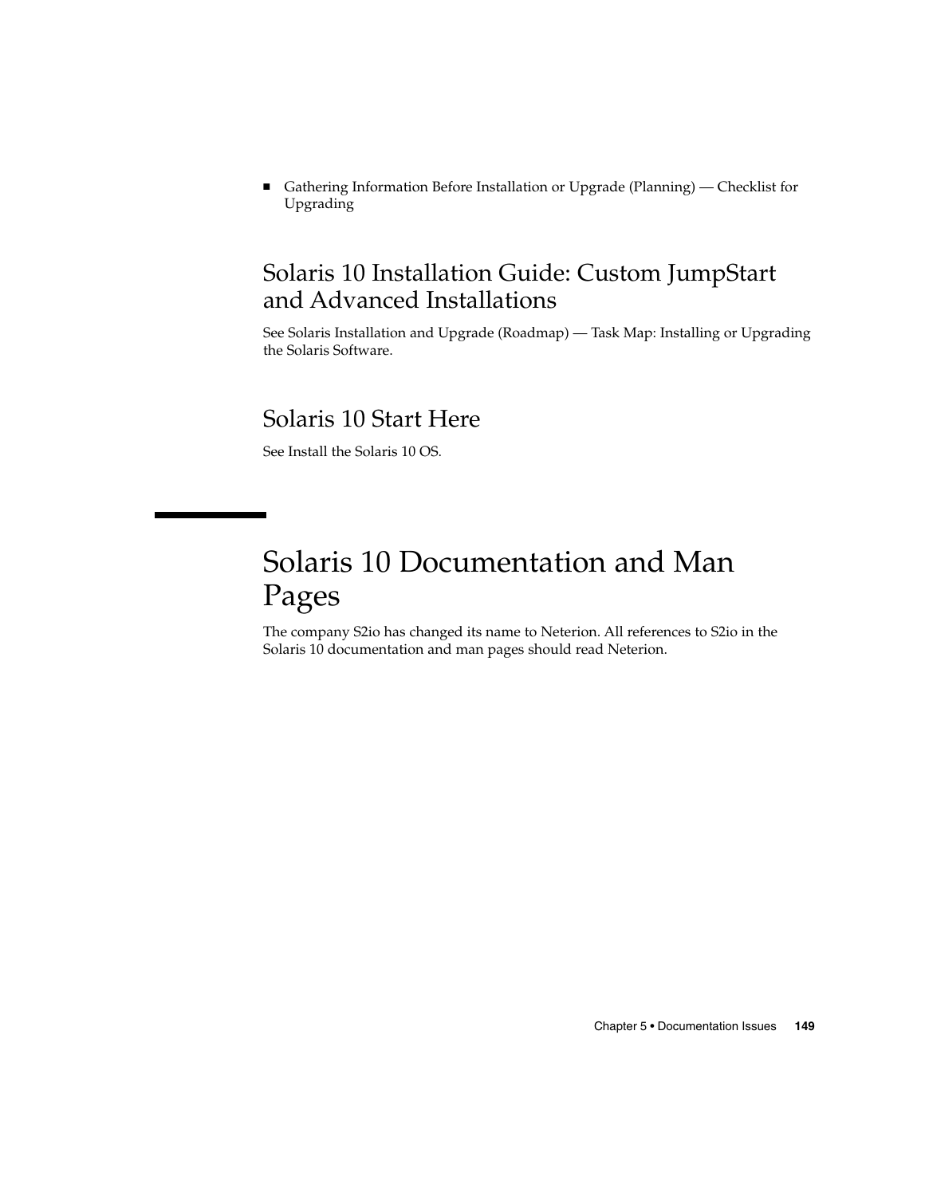- Gathering Information Before Installation or Upgrade (Planning) — Checklist for Upgrading

### Solaris 10 Installation Guide: Custom JumpStart and Advanced Installations

See Solaris Installation and Upgrade (Roadmap) — Task Map: Installing or Upgrading the Solaris Software.

### Solaris 10 Start Here

See Install the Solaris 10 OS.

## Solaris 10 Documentation and Man Pages

The company S2io has changed its name to Neterion. All references to S2io in the Solaris 10 documentation and man pages should read Neterion.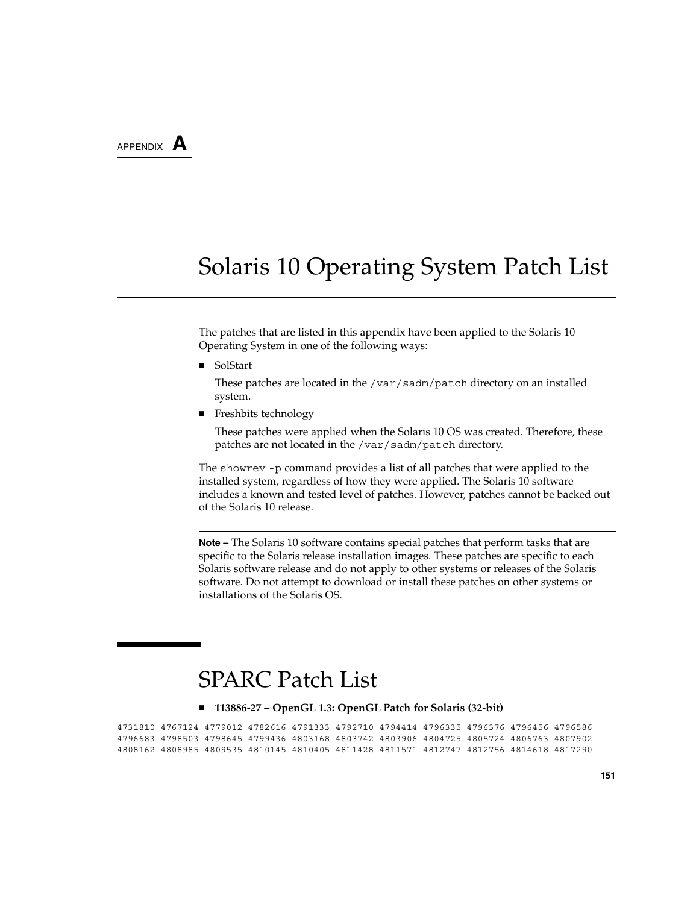APPENDIX **A**

# Solaris 10 Operating System Patch List

The patches that are listed in this appendix have been applied to the Solaris 10 Operating System in one of the following ways:

- SolStart

  These patches are located in the `/var/sadm/patch` directory on an installed system.

- Freshbits technology

  These patches were applied when the Solaris 10 OS was created. Therefore, these patches are not located in the `/var/sadm/patch` directory.

The `showrev -p` command provides a list of all patches that were applied to the installed system, regardless of how they were applied. The Solaris 10 software includes a known and tested level of patches. However, patches cannot be backed out of the Solaris 10 release.

---

**Note –** The Solaris 10 software contains special patches that perform tasks that are specific to the Solaris release installation images. These patches are specific to each Solaris software release and do not apply to other systems or releases of the Solaris software. Do not attempt to download or install these patches on other systems or installations of the Solaris OS.

---

## SPARC Patch List

- **113886-27 – OpenGL 1.3: OpenGL Patch for Solaris (32-bit)**

```
4731810 4767124 4779012 4782616 4791333 4792710 4794414 4796335 4796376 4796456 4796586
4796683 4798503 4798645 4799436 4803168 4803742 4803906 4804725 4805724 4806763 4807902
4808162 4808985 4809535 4810145 4810405 4811428 4811571 4812747 4812756 4814618 4817290
```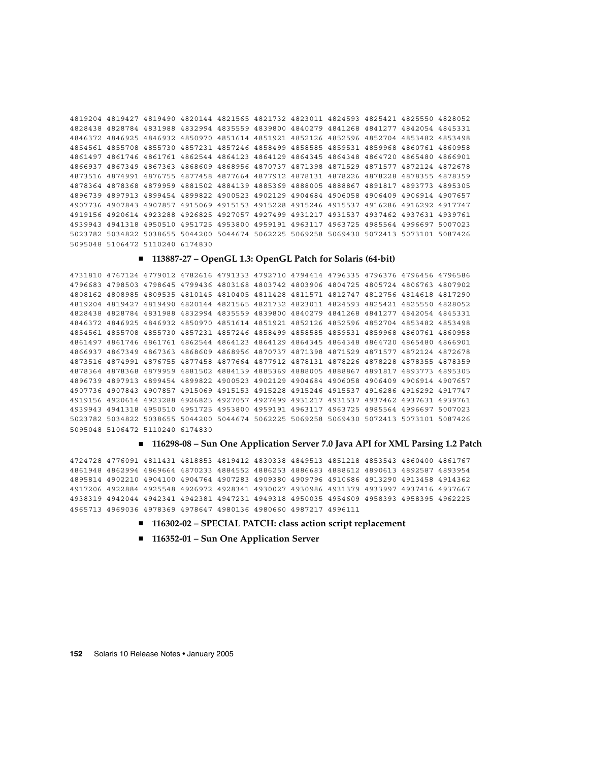4819204 4819427 4819490 4820144 4821565 4821732 4823011 4824593 4825421 4825550 4828052 4828438 4828784 4831988 4832994 4835559 4839800 4840279 4841268 4841277 4842054 4845331 4846372 4846925 4846932 4850970 4851614 4851921 4852126 4852596 4852704 4853482 4853498 4854561 4855708 4855730 4857231 4857246 4858499 4858585 4859531 4859968 4860761 4860958 4861497 4861746 4861761 4862544 4864123 4864129 4864345 4864348 4864720 4865480 4866901 4866937 4867349 4867363 4868609 4868956 4870737 4871398 4871529 4871577 4872124 4872678 4873516 4874991 4876755 4877458 4877664 4877912 4878131 4878226 4878228 4878355 4878359 4878364 4878368 4879959 4881502 4884139 4885369 4888005 4888867 4891817 4893773 4895305 4896739 4897913 4899454 4899822 4900523 4902129 4904684 4906058 4906409 4906914 4907657 4907736 4907843 4907857 4915069 4915153 4915228 4915246 4915537 4916286 4916292 4917747 4919156 4920614 4923288 4926825 4927057 4927499 4931217 4931537 4937462 4937631 4939761 4939943 4941318 4950510 4951725 4953800 4959191 4963117 4963725 4985564 4996697 5007023 5023782 5034822 5038655 5044200 5044674 5062225 5069258 5069430 5072413 5073101 5087426 5095048 5106472 5110240 6174830

- **113887-27 – OpenGL 1.3: OpenGL Patch for Solaris (64-bit)**

4731810 4767124 4779012 4782616 4791333 4792710 4794414 4796335 4796376 4796456 4796586 4796683 4798503 4798645 4799436 4803168 4803742 4803906 4804725 4805724 4806763 4807902 4808162 4808985 4809535 4810145 4810405 4811428 4811571 4812747 4812756 4814618 4817290 4819204 4819427 4819490 4820144 4821565 4821732 4823011 4824593 4825421 4825550 4828052 4828438 4828784 4831988 4832994 4835559 4839800 4840279 4841268 4841277 4842054 4845331 4846372 4846925 4846932 4850970 4851614 4851921 4852126 4852596 4852704 4853482 4853498 4854561 4855708 4855730 4857231 4857246 4858499 4858585 4859531 4859968 4860761 4860958 4861497 4861746 4861761 4862544 4864123 4864129 4864345 4864348 4864720 4865480 4866901 4866937 4867349 4867363 4868609 4868956 4870737 4871398 4871529 4871577 4872124 4872678 4873516 4874991 4876755 4877458 4877664 4877912 4878131 4878226 4878228 4878355 4878359 4878364 4878368 4879959 4881502 4884139 4885369 4888005 4888867 4891817 4893773 4895305 4896739 4897913 4899454 4899822 4900523 4902129 4904684 4906058 4906409 4906914 4907657 4907736 4907843 4907857 4915069 4915153 4915228 4915246 4915537 4916286 4916292 4917747 4919156 4920614 4923288 4926825 4927057 4927499 4931217 4931537 4937462 4937631 4939761 4939943 4941318 4950510 4951725 4953800 4959191 4963117 4963725 4985564 4996697 5007023 5023782 5034822 5038655 5044200 5044674 5062225 5069258 5069430 5072413 5073101 5087426 5095048 5106472 5110240 6174830

- **116298-08 – Sun One Application Server 7.0 Java API for XML Parsing 1.2 Patch**

4724728 4776091 4811431 4818853 4819412 4830338 4849513 4851218 4853543 4860400 4861767 4861948 4862994 4869664 4870233 4884552 4886253 4886683 4888612 4890613 4892587 4893954 4895814 4902210 4904100 4904764 4907283 4909380 4909796 4910686 4913290 4913458 4914362 4917206 4922884 4925548 4926972 4928341 4930027 4930986 4931379 4933997 4937416 4937667 4938319 4942044 4942341 4942381 4947231 4949318 4950035 4954609 4958393 4958395 4962225 4965713 4969036 4978369 4978647 4980136 4980660 4987217 4996111

- **116302-02 – SPECIAL PATCH: class action script replacement**
- **116352-01 – Sun One Application Server**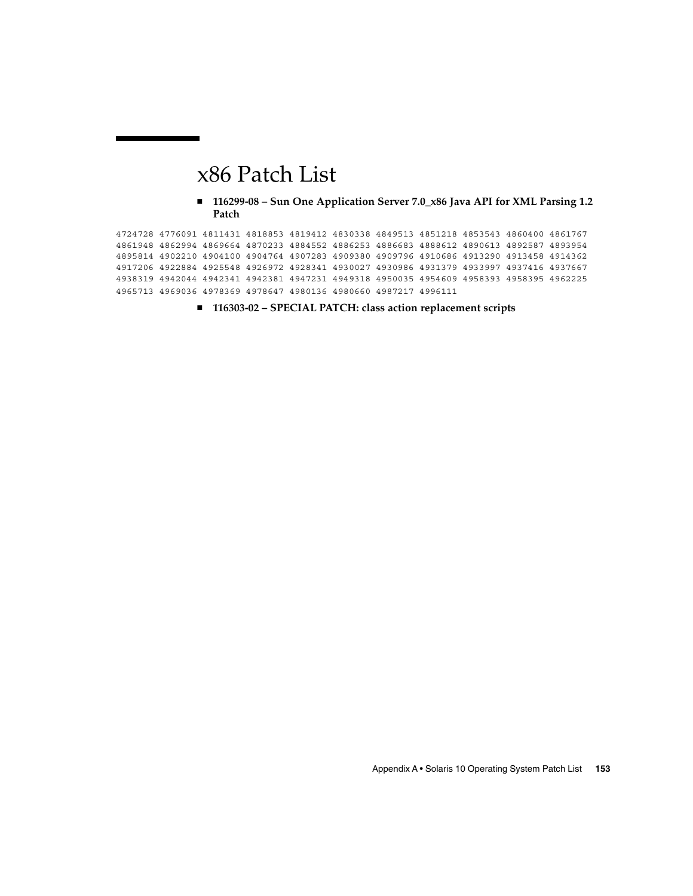# x86 Patch List

- **116299-08 – Sun One Application Server 7.0_x86 Java API for XML Parsing 1.2 Patch**

```
4724728 4776091 4811431 4818853 4819412 4830338 4849513 4851218 4853543 4860400 4861767
4861948 4862994 4869664 4870233 4884552 4886253 4886683 4888612 4890613 4892587 4893954
4895814 4902210 4904100 4904764 4907283 4909380 4909796 4910686 4913290 4913458 4914362
4917206 4922884 4925548 4926972 4928341 4930027 4930986 4931379 4933997 4937416 4937667
4938319 4942044 4942341 4942381 4947231 4949318 4950035 4954609 4958393 4958395 4962225
4965713 4969036 4978369 4978647 4980136 4980660 4987217 4996111
```

- **116303-02 – SPECIAL PATCH: class action replacement scripts**